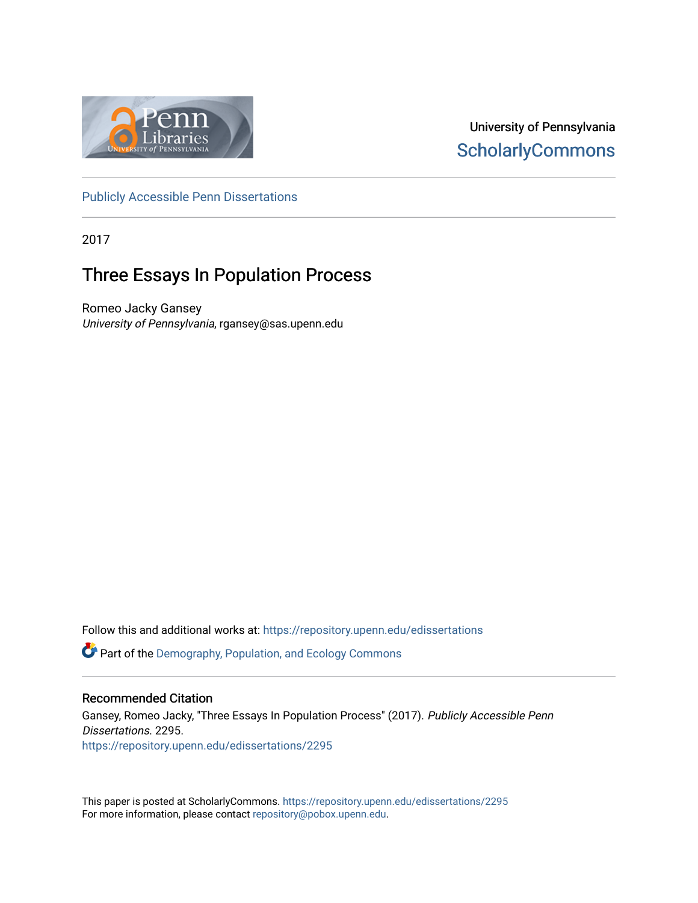University of Pennsylvania
ScholarlyCommons

Publicly Accessible Penn Dissertations

2017

# Three Essays In Population Process

Romeo Jacky Gansey
*University of Pennsylvania*, rgansey@sas.upenn.edu

Follow this and additional works at: https://repository.upenn.edu/edissertations

Part of the Demography, Population, and Ecology Commons

## Recommended Citation

Gansey, Romeo Jacky, "Three Essays In Population Process" (2017). *Publicly Accessible Penn Dissertations*. 2295.
https://repository.upenn.edu/edissertations/2295

This paper is posted at ScholarlyCommons. https://repository.upenn.edu/edissertations/2295
For more information, please contact repository@pobox.upenn.edu.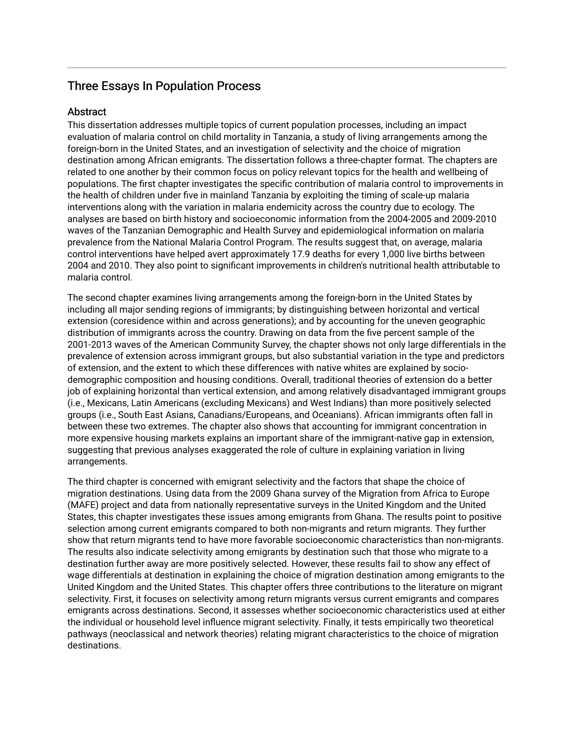# Three Essays In Population Process

## Abstract

This dissertation addresses multiple topics of current population processes, including an impact evaluation of malaria control on child mortality in Tanzania, a study of living arrangements among the foreign-born in the United States, and an investigation of selectivity and the choice of migration destination among African emigrants. The dissertation follows a three-chapter format. The chapters are related to one another by their common focus on policy relevant topics for the health and wellbeing of populations. The first chapter investigates the specific contribution of malaria control to improvements in the health of children under five in mainland Tanzania by exploiting the timing of scale-up malaria interventions along with the variation in malaria endemicity across the country due to ecology. The analyses are based on birth history and socioeconomic information from the 2004-2005 and 2009-2010 waves of the Tanzanian Demographic and Health Survey and epidemiological information on malaria prevalence from the National Malaria Control Program. The results suggest that, on average, malaria control interventions have helped avert approximately 17.9 deaths for every 1,000 live births between 2004 and 2010. They also point to significant improvements in children's nutritional health attributable to malaria control.

The second chapter examines living arrangements among the foreign-born in the United States by including all major sending regions of immigrants; by distinguishing between horizontal and vertical extension (coresidence within and across generations); and by accounting for the uneven geographic distribution of immigrants across the country. Drawing on data from the five percent sample of the 2001-2013 waves of the American Community Survey, the chapter shows not only large differentials in the prevalence of extension across immigrant groups, but also substantial variation in the type and predictors of extension, and the extent to which these differences with native whites are explained by socio-demographic composition and housing conditions. Overall, traditional theories of extension do a better job of explaining horizontal than vertical extension, and among relatively disadvantaged immigrant groups (i.e., Mexicans, Latin Americans (excluding Mexicans) and West Indians) than more positively selected groups (i.e., South East Asians, Canadians/Europeans, and Oceanians). African immigrants often fall in between these two extremes. The chapter also shows that accounting for immigrant concentration in more expensive housing markets explains an important share of the immigrant-native gap in extension, suggesting that previous analyses exaggerated the role of culture in explaining variation in living arrangements.

The third chapter is concerned with emigrant selectivity and the factors that shape the choice of migration destinations. Using data from the 2009 Ghana survey of the Migration from Africa to Europe (MAFE) project and data from nationally representative surveys in the United Kingdom and the United States, this chapter investigates these issues among emigrants from Ghana. The results point to positive selection among current emigrants compared to both non-migrants and return migrants. They further show that return migrants tend to have more favorable socioeconomic characteristics than non-migrants. The results also indicate selectivity among emigrants by destination such that those who migrate to a destination further away are more positively selected. However, these results fail to show any effect of wage differentials at destination in explaining the choice of migration destination among emigrants to the United Kingdom and the United States. This chapter offers three contributions to the literature on migrant selectivity. First, it focuses on selectivity among return migrants versus current emigrants and compares emigrants across destinations. Second, it assesses whether socioeconomic characteristics used at either the individual or household level influence migrant selectivity. Finally, it tests empirically two theoretical pathways (neoclassical and network theories) relating migrant characteristics to the choice of migration destinations.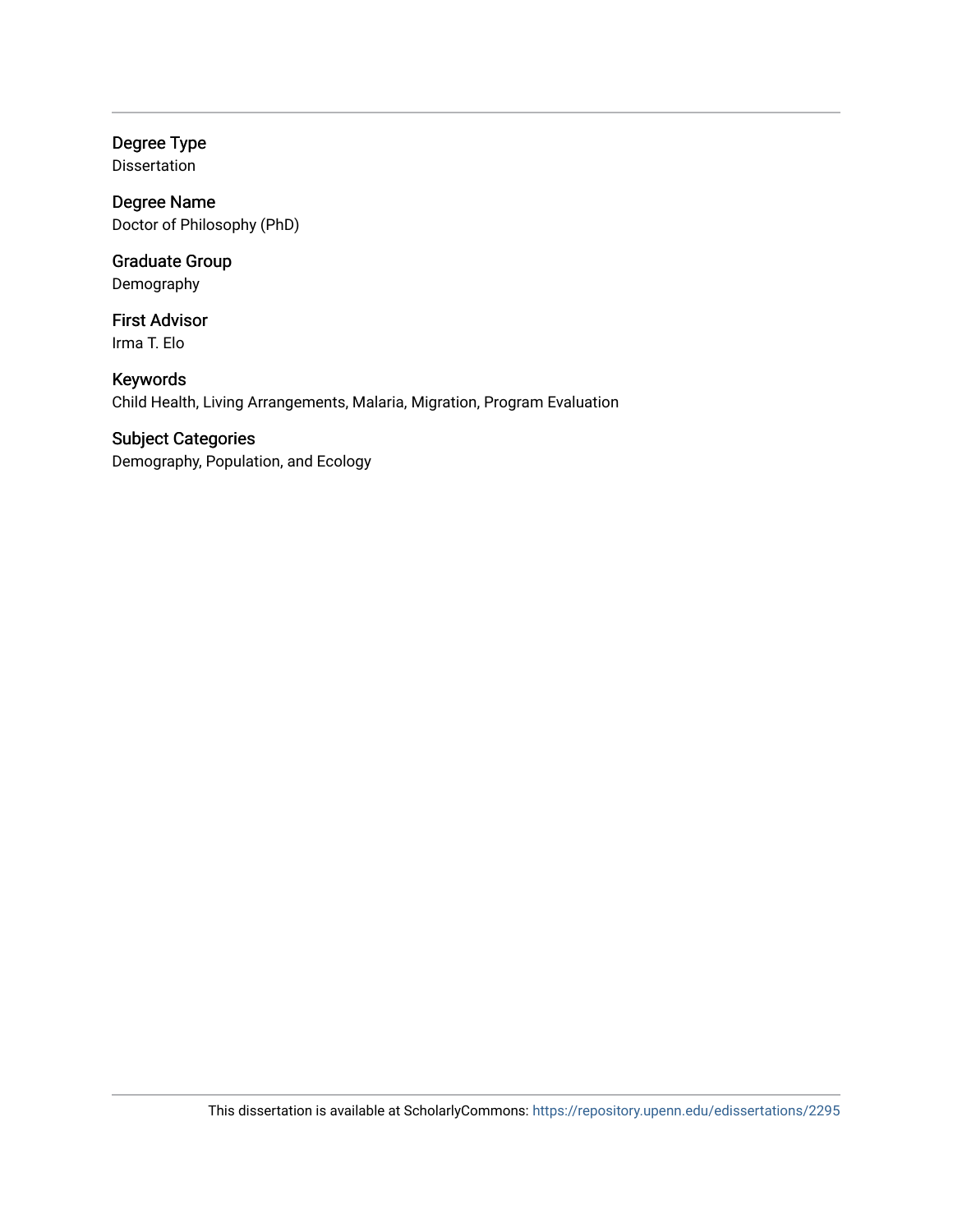Degree Type

Dissertation

Degree Name

Doctor of Philosophy (PhD)

Graduate Group

Demography

First Advisor

Irma T. Elo

Keywords

Child Health, Living Arrangements, Malaria, Migration, Program Evaluation

Subject Categories

Demography, Population, and Ecology

This dissertation is available at ScholarlyCommons: https://repository.upenn.edu/edissertations/2295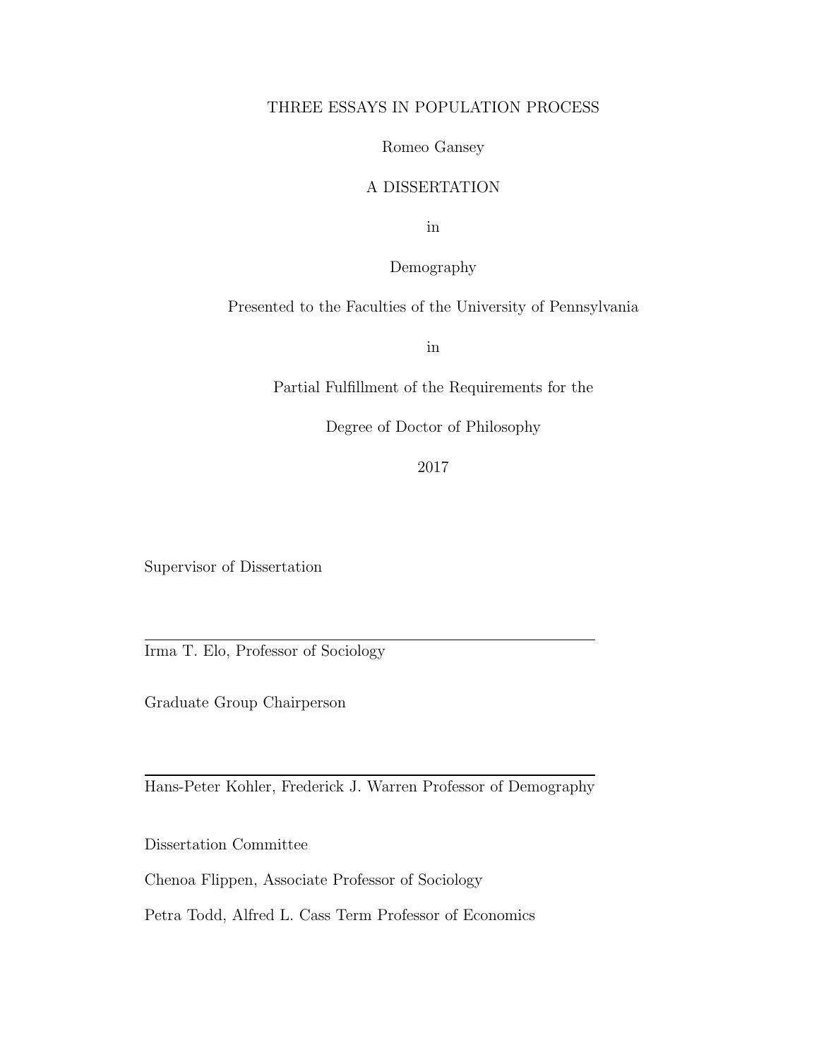THREE ESSAYS IN POPULATION PROCESS

Romeo Gansey

A DISSERTATION

in

Demography

Presented to the Faculties of the University of Pennsylvania

in

Partial Fulfillment of the Requirements for the

Degree of Doctor of Philosophy

2017

Supervisor of Dissertation

---

Irma T. Elo, Professor of Sociology

Graduate Group Chairperson

---

Hans-Peter Kohler, Frederick J. Warren Professor of Demography

Dissertation Committee

Chenoa Flippen, Associate Professor of Sociology

Petra Todd, Alfred L. Cass Term Professor of Economics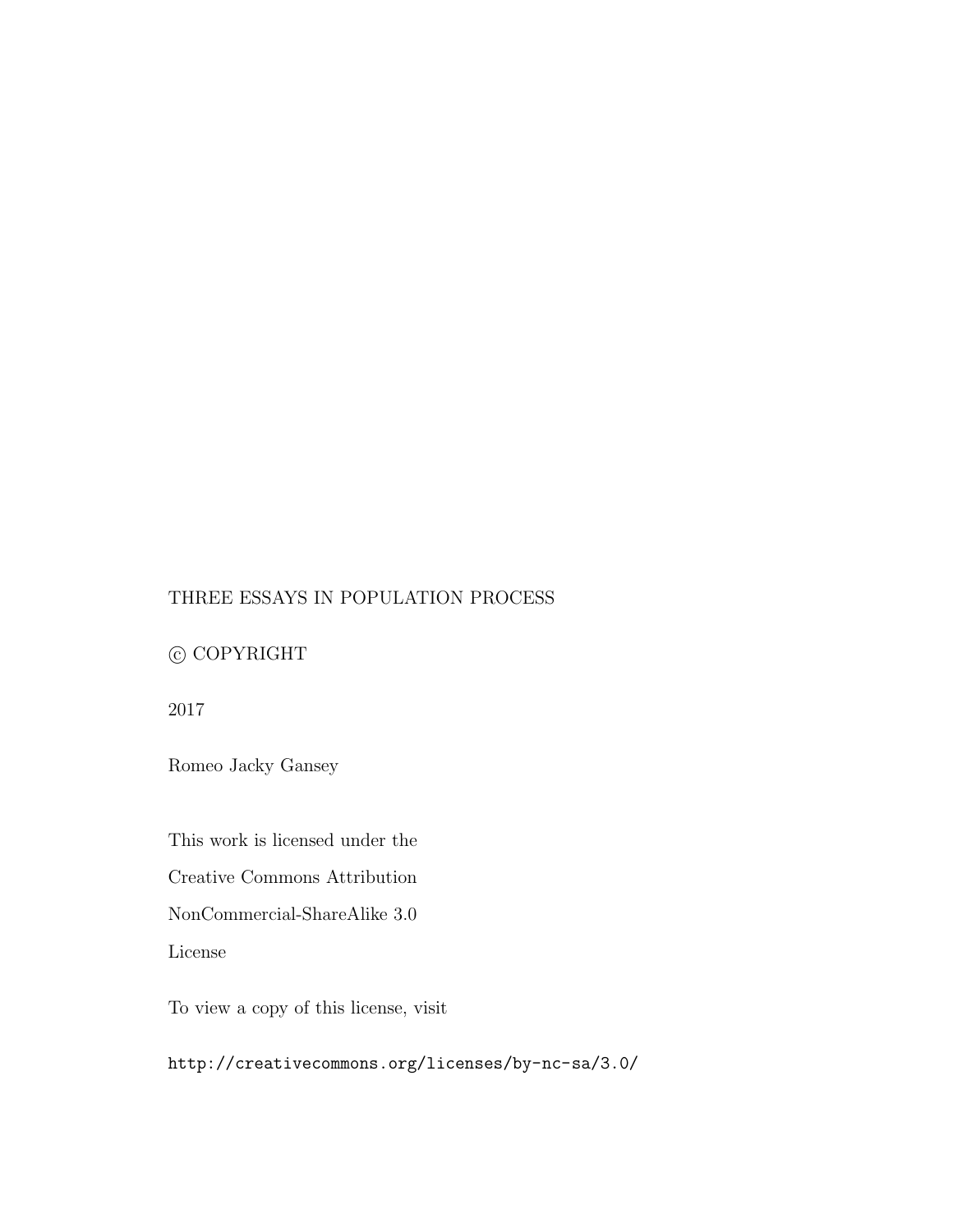THREE ESSAYS IN POPULATION PROCESS

© COPYRIGHT

2017

Romeo Jacky Gansey

This work is licensed under the

Creative Commons Attribution

NonCommercial-ShareAlike 3.0

License

To view a copy of this license, visit

http://creativecommons.org/licenses/by-nc-sa/3.0/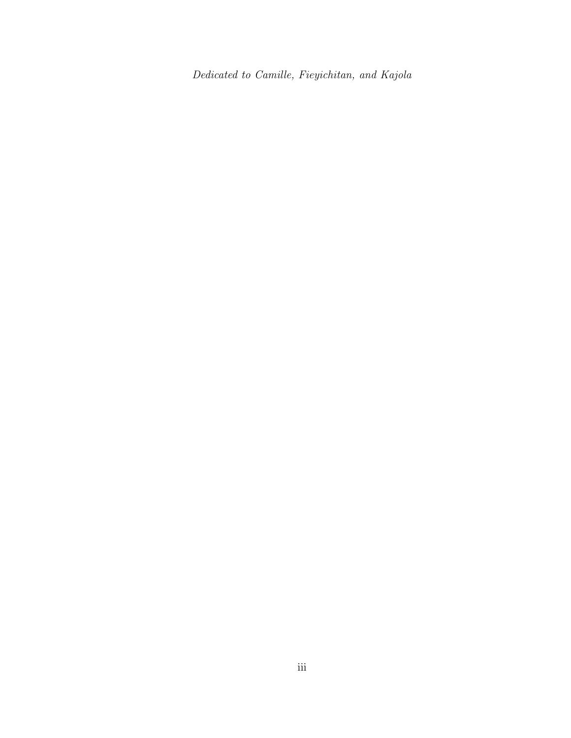*Dedicated to Camille, Fieyichitan, and Kajola*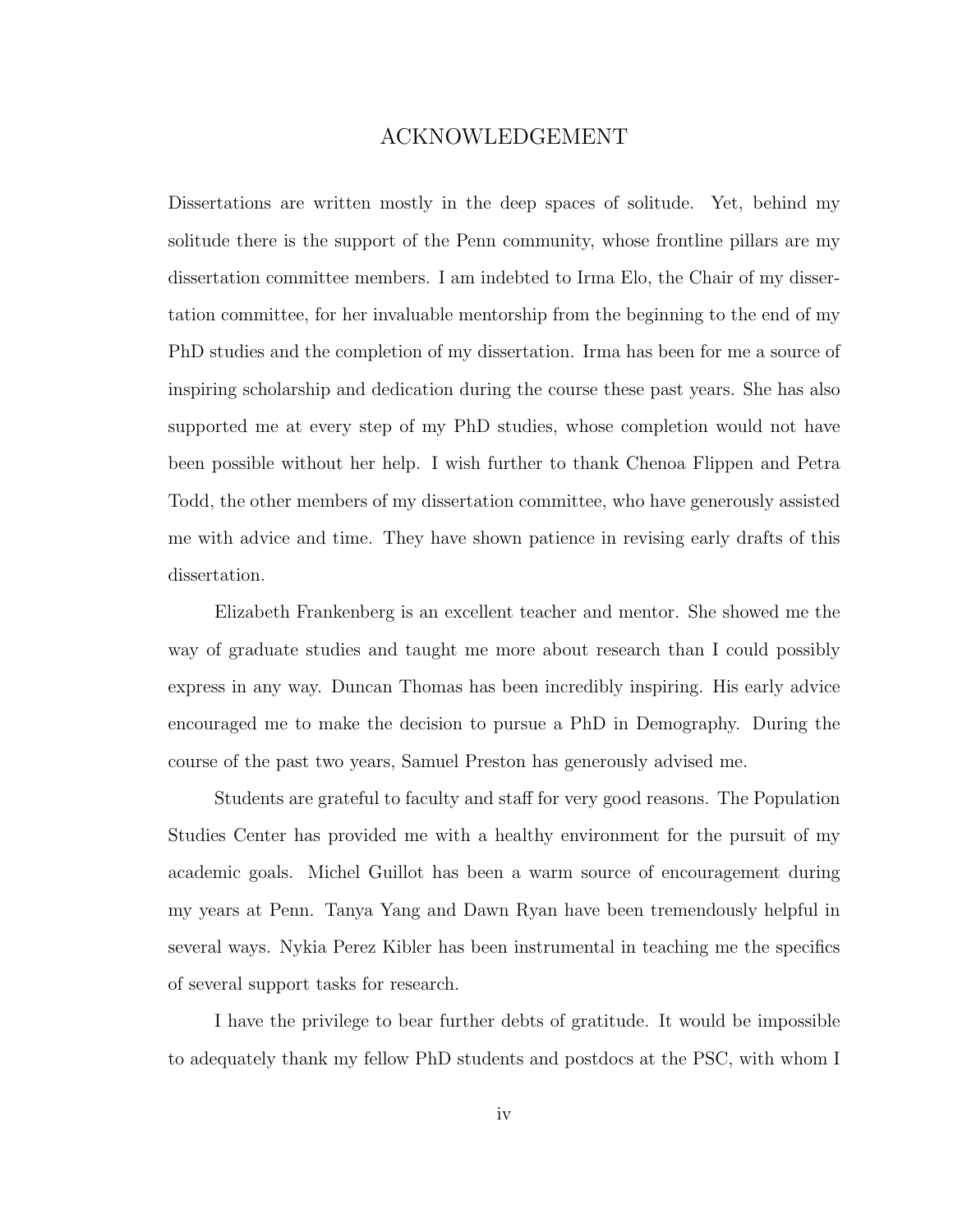# ACKNOWLEDGEMENT

Dissertations are written mostly in the deep spaces of solitude. Yet, behind my solitude there is the support of the Penn community, whose frontline pillars are my dissertation committee members. I am indebted to Irma Elo, the Chair of my dissertation committee, for her invaluable mentorship from the beginning to the end of my PhD studies and the completion of my dissertation. Irma has been for me a source of inspiring scholarship and dedication during the course these past years. She has also supported me at every step of my PhD studies, whose completion would not have been possible without her help. I wish further to thank Chenoa Flippen and Petra Todd, the other members of my dissertation committee, who have generously assisted me with advice and time. They have shown patience in revising early drafts of this dissertation.

Elizabeth Frankenberg is an excellent teacher and mentor. She showed me the way of graduate studies and taught me more about research than I could possibly express in any way. Duncan Thomas has been incredibly inspiring. His early advice encouraged me to make the decision to pursue a PhD in Demography. During the course of the past two years, Samuel Preston has generously advised me.

Students are grateful to faculty and staff for very good reasons. The Population Studies Center has provided me with a healthy environment for the pursuit of my academic goals. Michel Guillot has been a warm source of encouragement during my years at Penn. Tanya Yang and Dawn Ryan have been tremendously helpful in several ways. Nykia Perez Kibler has been instrumental in teaching me the specifics of several support tasks for research.

I have the privilege to bear further debts of gratitude. It would be impossible to adequately thank my fellow PhD students and postdocs at the PSC, with whom I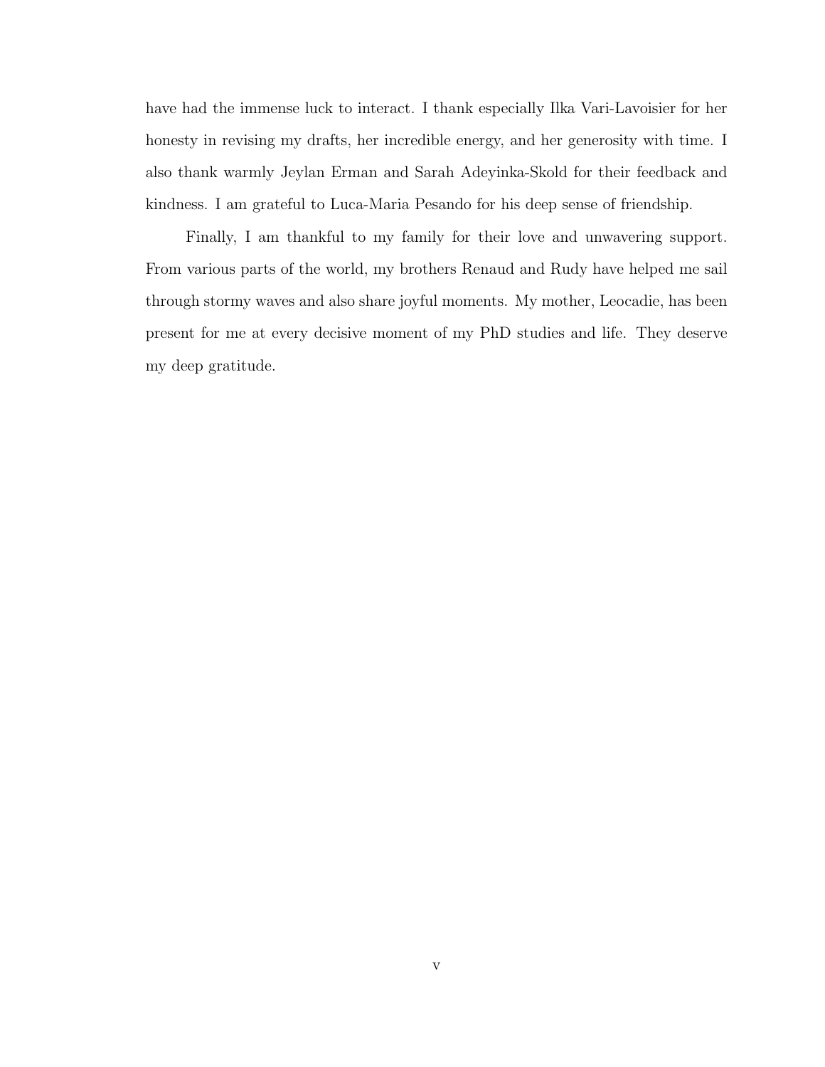have had the immense luck to interact. I thank especially Ilka Vari-Lavoisier for her honesty in revising my drafts, her incredible energy, and her generosity with time. I also thank warmly Jeylan Erman and Sarah Adeyinka-Skold for their feedback and kindness. I am grateful to Luca-Maria Pesando for his deep sense of friendship.

Finally, I am thankful to my family for their love and unwavering support. From various parts of the world, my brothers Renaud and Rudy have helped me sail through stormy waves and also share joyful moments. My mother, Leocadie, has been present for me at every decisive moment of my PhD studies and life. They deserve my deep gratitude.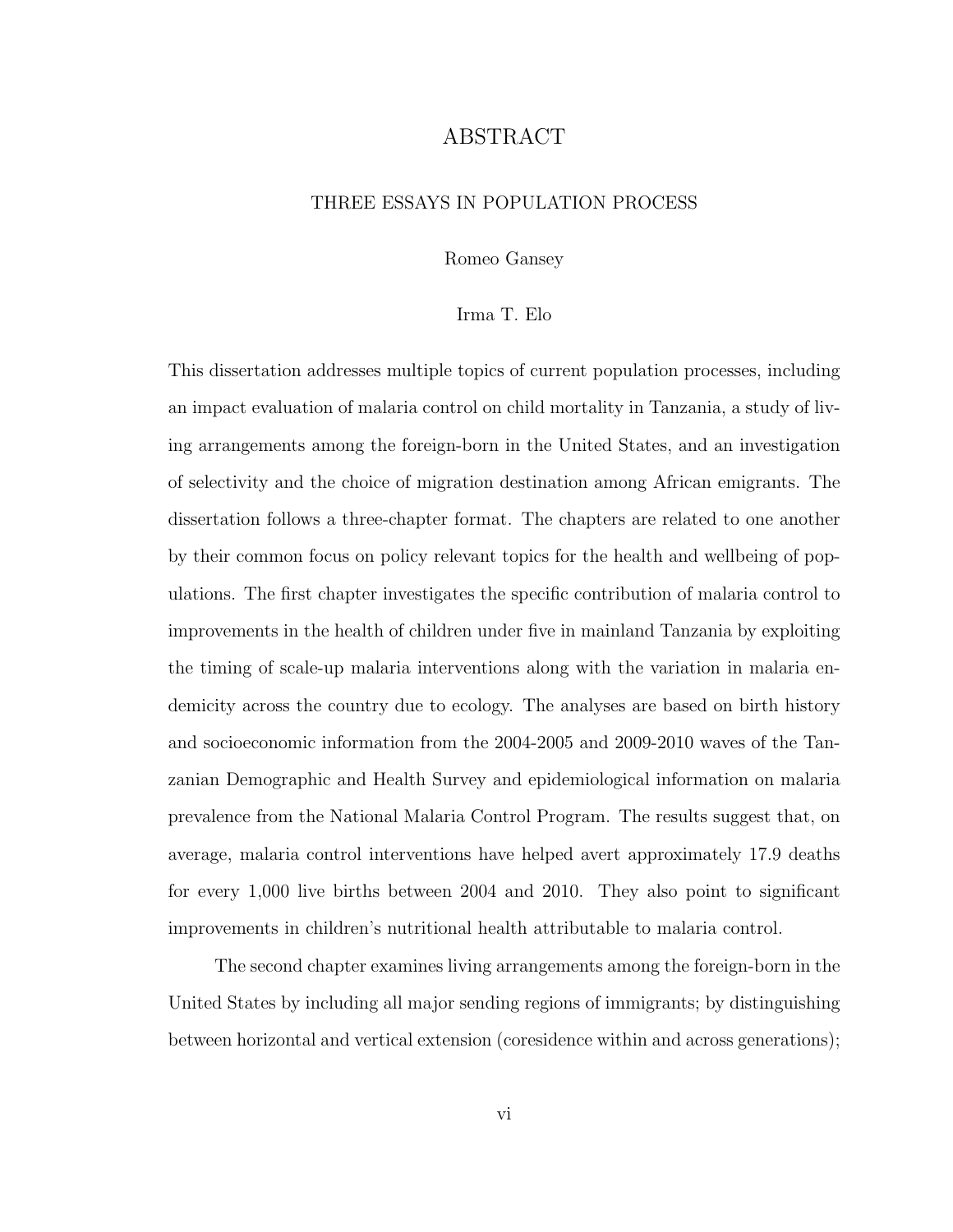# ABSTRACT

## THREE ESSAYS IN POPULATION PROCESS

Romeo Gansey

Irma T. Elo

This dissertation addresses multiple topics of current population processes, including an impact evaluation of malaria control on child mortality in Tanzania, a study of living arrangements among the foreign-born in the United States, and an investigation of selectivity and the choice of migration destination among African emigrants. The dissertation follows a three-chapter format. The chapters are related to one another by their common focus on policy relevant topics for the health and wellbeing of populations. The first chapter investigates the specific contribution of malaria control to improvements in the health of children under five in mainland Tanzania by exploiting the timing of scale-up malaria interventions along with the variation in malaria endemicity across the country due to ecology. The analyses are based on birth history and socioeconomic information from the 2004-2005 and 2009-2010 waves of the Tanzanian Demographic and Health Survey and epidemiological information on malaria prevalence from the National Malaria Control Program. The results suggest that, on average, malaria control interventions have helped avert approximately 17.9 deaths for every 1,000 live births between 2004 and 2010. They also point to significant improvements in children's nutritional health attributable to malaria control.

The second chapter examines living arrangements among the foreign-born in the United States by including all major sending regions of immigrants; by distinguishing between horizontal and vertical extension (coresidence within and across generations);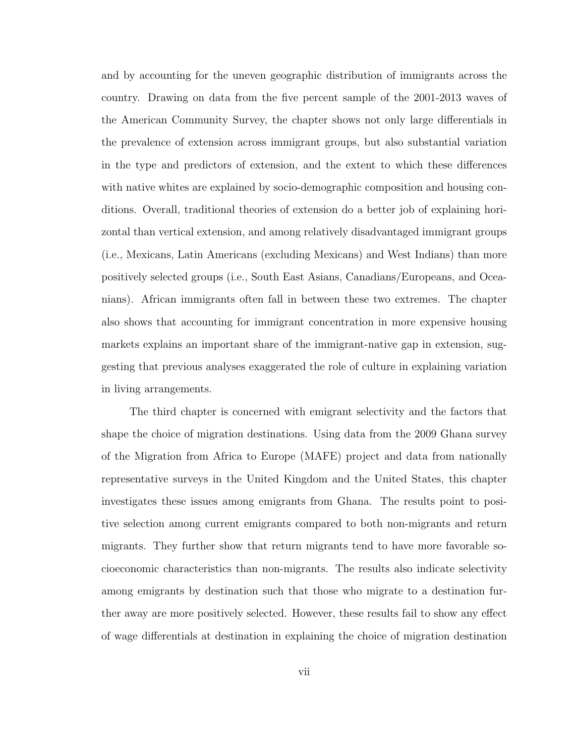and by accounting for the uneven geographic distribution of immigrants across the country. Drawing on data from the five percent sample of the 2001-2013 waves of the American Community Survey, the chapter shows not only large differentials in the prevalence of extension across immigrant groups, but also substantial variation in the type and predictors of extension, and the extent to which these differences with native whites are explained by socio-demographic composition and housing conditions. Overall, traditional theories of extension do a better job of explaining horizontal than vertical extension, and among relatively disadvantaged immigrant groups (i.e., Mexicans, Latin Americans (excluding Mexicans) and West Indians) than more positively selected groups (i.e., South East Asians, Canadians/Europeans, and Oceanians). African immigrants often fall in between these two extremes. The chapter also shows that accounting for immigrant concentration in more expensive housing markets explains an important share of the immigrant-native gap in extension, suggesting that previous analyses exaggerated the role of culture in explaining variation in living arrangements.

The third chapter is concerned with emigrant selectivity and the factors that shape the choice of migration destinations. Using data from the 2009 Ghana survey of the Migration from Africa to Europe (MAFE) project and data from nationally representative surveys in the United Kingdom and the United States, this chapter investigates these issues among emigrants from Ghana. The results point to positive selection among current emigrants compared to both non-migrants and return migrants. They further show that return migrants tend to have more favorable socioeconomic characteristics than non-migrants. The results also indicate selectivity among emigrants by destination such that those who migrate to a destination further away are more positively selected. However, these results fail to show any effect of wage differentials at destination in explaining the choice of migration destination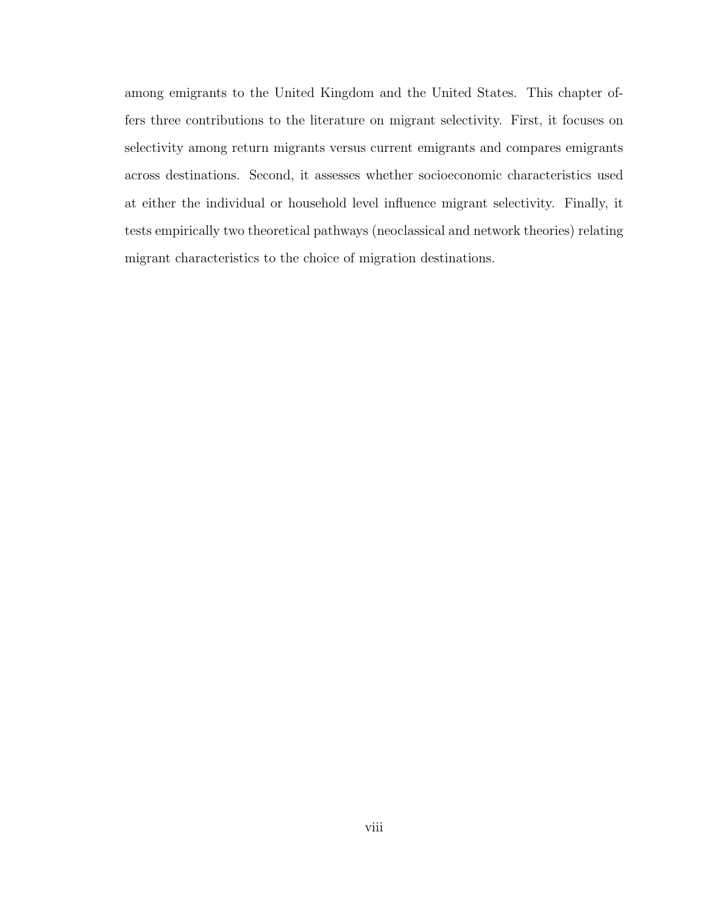among emigrants to the United Kingdom and the United States. This chapter offers three contributions to the literature on migrant selectivity. First, it focuses on selectivity among return migrants versus current emigrants and compares emigrants across destinations. Second, it assesses whether socioeconomic characteristics used at either the individual or household level influence migrant selectivity. Finally, it tests empirically two theoretical pathways (neoclassical and network theories) relating migrant characteristics to the choice of migration destinations.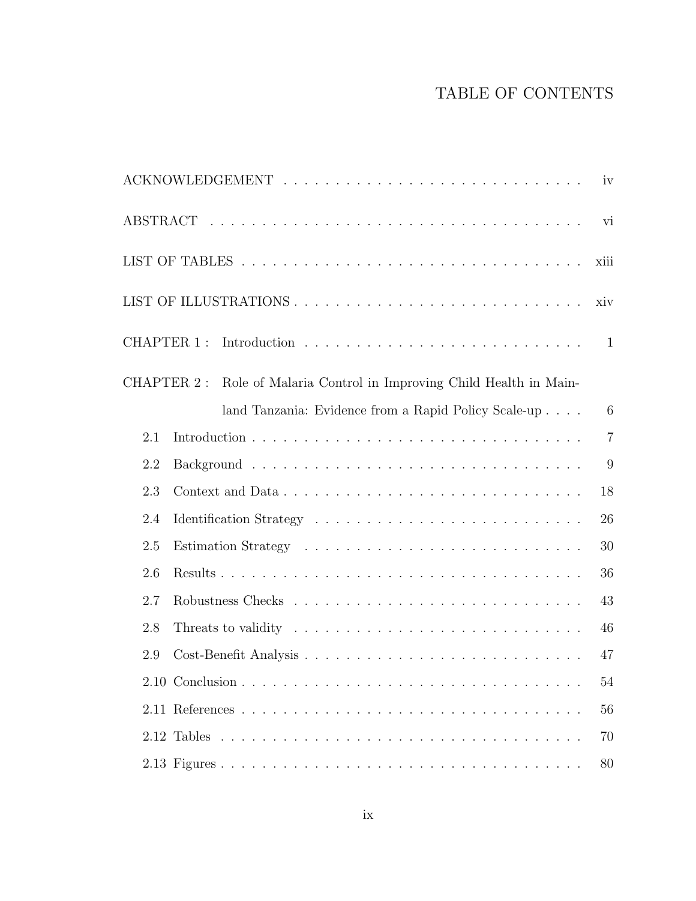# TABLE OF CONTENTS

ACKNOWLEDGEMENT . . . . . . . . . . . . . . . . . . . . . . . . . . . . . . iv

ABSTRACT . . . . . . . . . . . . . . . . . . . . . . . . . . . . . . . . . . vi

LIST OF TABLES . . . . . . . . . . . . . . . . . . . . . . . . . . . . . . . xiii

LIST OF ILLUSTRATIONS . . . . . . . . . . . . . . . . . . . . . . . . . . . xiv

CHAPTER 1 : Introduction . . . . . . . . . . . . . . . . . . . . . . . . . . 1

CHAPTER 2 : Role of Malaria Control in Improving Child Health in Mainland Tanzania: Evidence from a Rapid Policy Scale-up . . . . 6

- 2.1 Introduction . . . . . . . . . . . . . . . . . . . . . . . . . . . . . . 7
- 2.2 Background . . . . . . . . . . . . . . . . . . . . . . . . . . . . . . . 9
- 2.3 Context and Data . . . . . . . . . . . . . . . . . . . . . . . . . . . . 18
- 2.4 Identification Strategy . . . . . . . . . . . . . . . . . . . . . . . . 26
- 2.5 Estimation Strategy . . . . . . . . . . . . . . . . . . . . . . . . . . 30
- 2.6 Results . . . . . . . . . . . . . . . . . . . . . . . . . . . . . . . . . 36
- 2.7 Robustness Checks . . . . . . . . . . . . . . . . . . . . . . . . . . . 43
- 2.8 Threats to validity . . . . . . . . . . . . . . . . . . . . . . . . . . . 46
- 2.9 Cost-Benefit Analysis . . . . . . . . . . . . . . . . . . . . . . . . . . 47
- 2.10 Conclusion . . . . . . . . . . . . . . . . . . . . . . . . . . . . . . . 54
- 2.11 References . . . . . . . . . . . . . . . . . . . . . . . . . . . . . . . 56
- 2.12 Tables . . . . . . . . . . . . . . . . . . . . . . . . . . . . . . . . . 70
- 2.13 Figures . . . . . . . . . . . . . . . . . . . . . . . . . . . . . . . . . 80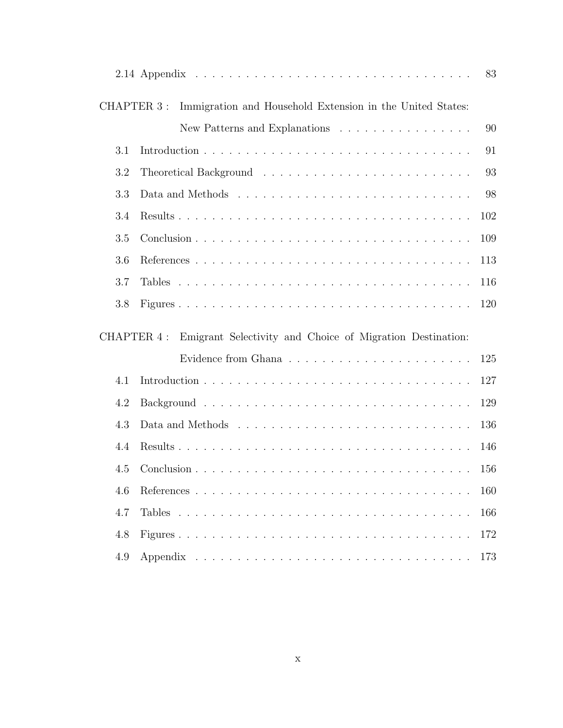2.14 Appendix . . . . . . . . . . . . . . . . . . . . . . . . . . . . . . . . 83

CHAPTER 3 : Immigration and Household Extension in the United States: New Patterns and Explanations . . . . . . . . . . . . . . . . 90

3.1 Introduction . . . . . . . . . . . . . . . . . . . . . . . . . . . . . . . . 91

3.2 Theoretical Background . . . . . . . . . . . . . . . . . . . . . . . . . 93

3.3 Data and Methods . . . . . . . . . . . . . . . . . . . . . . . . . . . . 98

3.4 Results . . . . . . . . . . . . . . . . . . . . . . . . . . . . . . . . . . 102

3.5 Conclusion . . . . . . . . . . . . . . . . . . . . . . . . . . . . . . . . 109

3.6 References . . . . . . . . . . . . . . . . . . . . . . . . . . . . . . . . 113

3.7 Tables . . . . . . . . . . . . . . . . . . . . . . . . . . . . . . . . . . 116

3.8 Figures . . . . . . . . . . . . . . . . . . . . . . . . . . . . . . . . . . 120

CHAPTER 4 : Emigrant Selectivity and Choice of Migration Destination: Evidence from Ghana . . . . . . . . . . . . . . . . . . . . . 125

4.1 Introduction . . . . . . . . . . . . . . . . . . . . . . . . . . . . . . . . 127

4.2 Background . . . . . . . . . . . . . . . . . . . . . . . . . . . . . . . . 129

4.3 Data and Methods . . . . . . . . . . . . . . . . . . . . . . . . . . . . 136

4.4 Results . . . . . . . . . . . . . . . . . . . . . . . . . . . . . . . . . . 146

4.5 Conclusion . . . . . . . . . . . . . . . . . . . . . . . . . . . . . . . . 156

4.6 References . . . . . . . . . . . . . . . . . . . . . . . . . . . . . . . . 160

4.7 Tables . . . . . . . . . . . . . . . . . . . . . . . . . . . . . . . . . . 166

4.8 Figures . . . . . . . . . . . . . . . . . . . . . . . . . . . . . . . . . . 172

4.9 Appendix . . . . . . . . . . . . . . . . . . . . . . . . . . . . . . . . . 173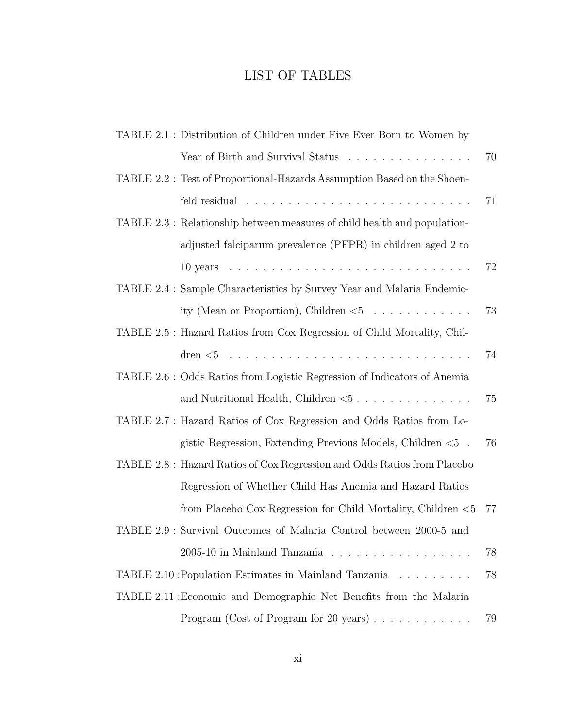# LIST OF TABLES

| | | |
|---|---|---|
| TABLE 2.1 : | Distribution of Children under Five Ever Born to Women by Year of Birth and Survival Status | 70 |
| TABLE 2.2 : | Test of Proportional-Hazards Assumption Based on the Shoenfeld residual | 71 |
| TABLE 2.3 : | Relationship between measures of child health and population-adjusted falciparum prevalence (PFPR) in children aged 2 to 10 years | 72 |
| TABLE 2.4 : | Sample Characteristics by Survey Year and Malaria Endemicity (Mean or Proportion), Children <5 | 73 |
| TABLE 2.5 : | Hazard Ratios from Cox Regression of Child Mortality, Children <5 | 74 |
| TABLE 2.6 : | Odds Ratios from Logistic Regression of Indicators of Anemia and Nutritional Health, Children <5 | 75 |
| TABLE 2.7 : | Hazard Ratios of Cox Regression and Odds Ratios from Logistic Regression, Extending Previous Models, Children <5 | 76 |
| TABLE 2.8 : | Hazard Ratios of Cox Regression and Odds Ratios from Placebo Regression of Whether Child Has Anemia and Hazard Ratios from Placebo Cox Regression for Child Mortality, Children <5 | 77 |
| TABLE 2.9 : | Survival Outcomes of Malaria Control between 2000-5 and 2005-10 in Mainland Tanzania | 78 |
| TABLE 2.10 : | Population Estimates in Mainland Tanzania | 78 |
| TABLE 2.11 : | Economic and Demographic Net Benefits from the Malaria Program (Cost of Program for 20 years) | 79 |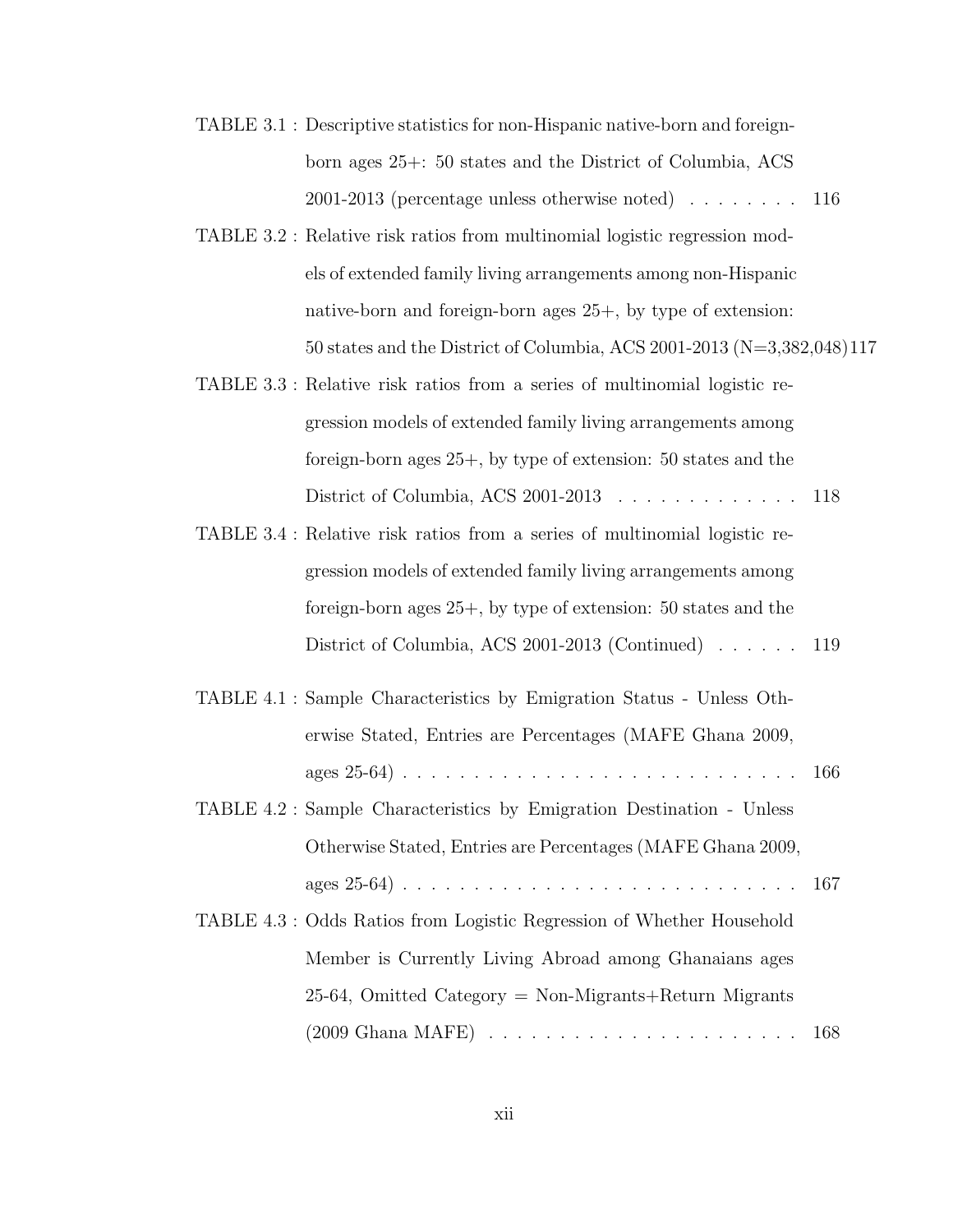TABLE 3.1 : Descriptive statistics for non-Hispanic native-born and foreign-born ages 25+: 50 states and the District of Columbia, ACS 2001-2013 (percentage unless otherwise noted) . . . . . . . . 116

TABLE 3.2 : Relative risk ratios from multinomial logistic regression models of extended family living arrangements among non-Hispanic native-born and foreign-born ages 25+, by type of extension: 50 states and the District of Columbia, ACS 2001-2013 (N=3,382,048) 117

TABLE 3.3 : Relative risk ratios from a series of multinomial logistic regression models of extended family living arrangements among foreign-born ages 25+, by type of extension: 50 states and the District of Columbia, ACS 2001-2013 . . . . . . . . . . . . . 118

TABLE 3.4 : Relative risk ratios from a series of multinomial logistic regression models of extended family living arrangements among foreign-born ages 25+, by type of extension: 50 states and the District of Columbia, ACS 2001-2013 (Continued) . . . . . . 119

TABLE 4.1 : Sample Characteristics by Emigration Status - Unless Otherwise Stated, Entries are Percentages (MAFE Ghana 2009, ages 25-64) . . . . . . . . . . . . . . . . . . . . . . . . . . . 166

TABLE 4.2 : Sample Characteristics by Emigration Destination - Unless Otherwise Stated, Entries are Percentages (MAFE Ghana 2009, ages 25-64) . . . . . . . . . . . . . . . . . . . . . . . . . . . 167

TABLE 4.3 : Odds Ratios from Logistic Regression of Whether Household Member is Currently Living Abroad among Ghanaians ages 25-64, Omitted Category = Non-Migrants+Return Migrants (2009 Ghana MAFE) . . . . . . . . . . . . . . . . . . . . . . 168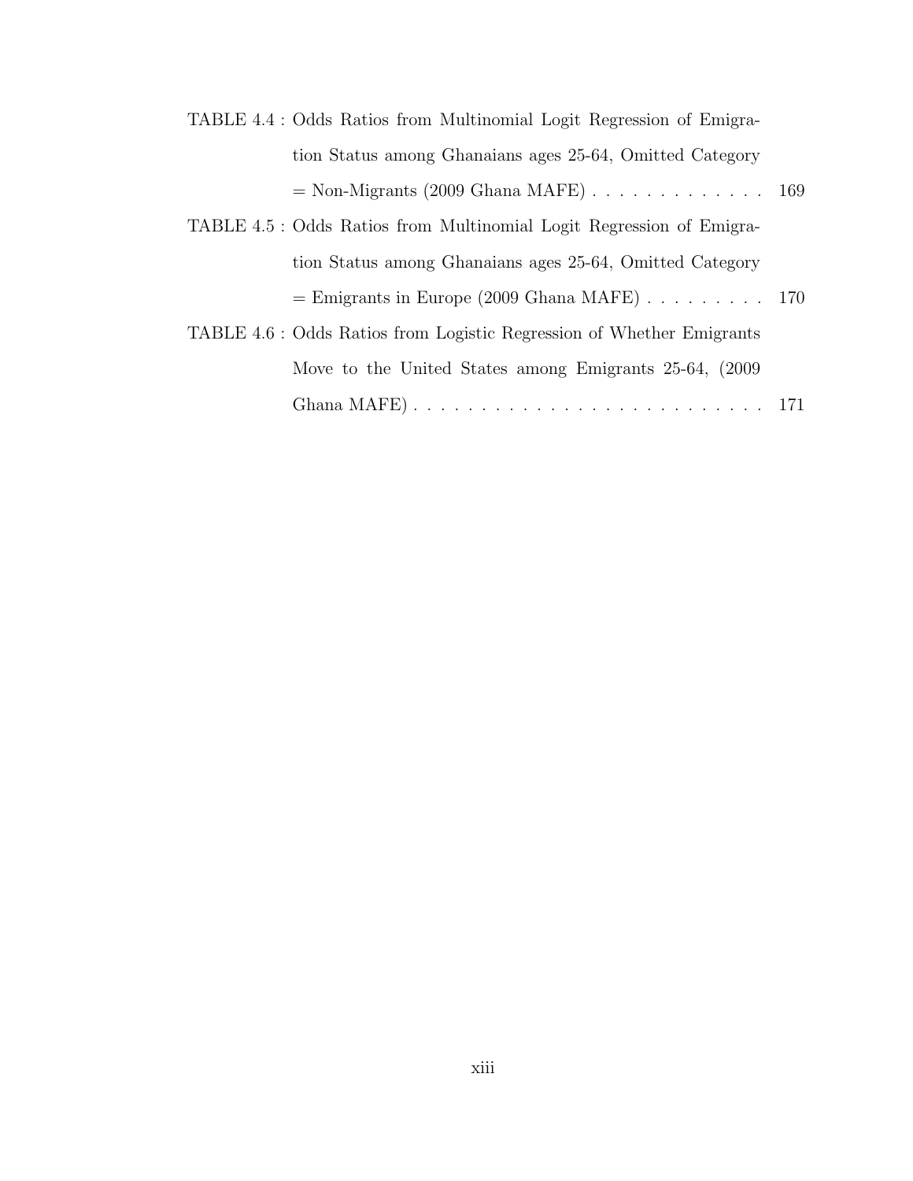TABLE 4.4 : Odds Ratios from Multinomial Logit Regression of Emigration Status among Ghanaians ages 25-64, Omitted Category = Non-Migrants (2009 Ghana MAFE) . . . . . . . . . . . . . 169

TABLE 4.5 : Odds Ratios from Multinomial Logit Regression of Emigration Status among Ghanaians ages 25-64, Omitted Category = Emigrants in Europe (2009 Ghana MAFE) . . . . . . . . . 170

TABLE 4.6 : Odds Ratios from Logistic Regression of Whether Emigrants Move to the United States among Emigrants 25-64, (2009 Ghana MAFE) . . . . . . . . . . . . . . . . . . . . . . . . . . 171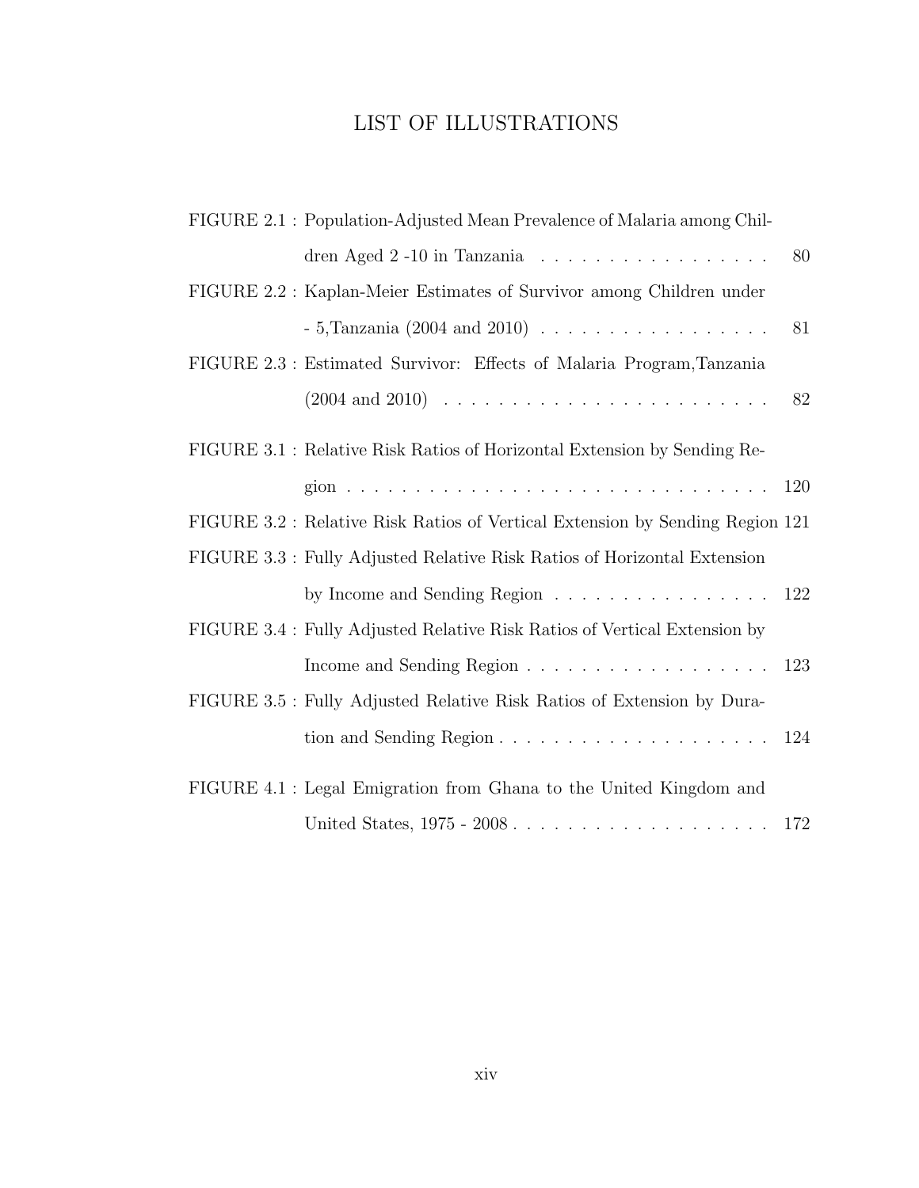# LIST OF ILLUSTRATIONS

FIGURE 2.1 : Population-Adjusted Mean Prevalence of Malaria among Children Aged 2 -10 in Tanzania . . . . . . . . . . . . . . . . . 80

FIGURE 2.2 : Kaplan-Meier Estimates of Survivor among Children under - 5,Tanzania (2004 and 2010) . . . . . . . . . . . . . . . . . 81

FIGURE 2.3 : Estimated Survivor: Effects of Malaria Program,Tanzania (2004 and 2010) . . . . . . . . . . . . . . . . . . . . . . 82

FIGURE 3.1 : Relative Risk Ratios of Horizontal Extension by Sending Region . . . . . . . . . . . . . . . . . . . . . . . . . . . . . . 120

FIGURE 3.2 : Relative Risk Ratios of Vertical Extension by Sending Region 121

FIGURE 3.3 : Fully Adjusted Relative Risk Ratios of Horizontal Extension by Income and Sending Region . . . . . . . . . . . . . . . . 122

FIGURE 3.4 : Fully Adjusted Relative Risk Ratios of Vertical Extension by Income and Sending Region . . . . . . . . . . . . . . . . . 123

FIGURE 3.5 : Fully Adjusted Relative Risk Ratios of Extension by Duration and Sending Region . . . . . . . . . . . . . . . . . . . 124

FIGURE 4.1 : Legal Emigration from Ghana to the United Kingdom and United States, 1975 - 2008 . . . . . . . . . . . . . . . . . . . 172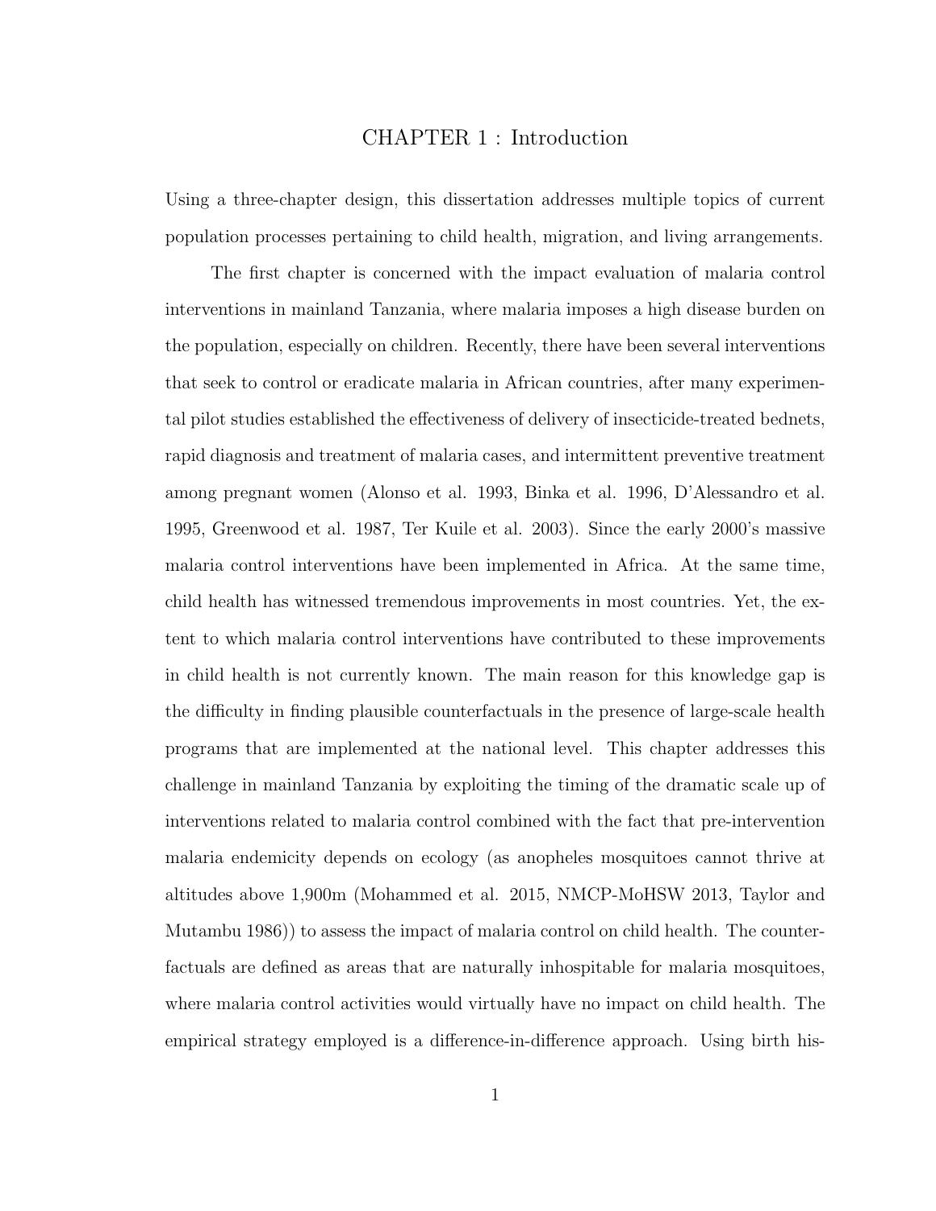# CHAPTER 1 : Introduction

Using a three-chapter design, this dissertation addresses multiple topics of current population processes pertaining to child health, migration, and living arrangements.

The first chapter is concerned with the impact evaluation of malaria control interventions in mainland Tanzania, where malaria imposes a high disease burden on the population, especially on children. Recently, there have been several interventions that seek to control or eradicate malaria in African countries, after many experimental pilot studies established the effectiveness of delivery of insecticide-treated bednets, rapid diagnosis and treatment of malaria cases, and intermittent preventive treatment among pregnant women (Alonso et al. 1993, Binka et al. 1996, D'Alessandro et al. 1995, Greenwood et al. 1987, Ter Kuile et al. 2003). Since the early 2000's massive malaria control interventions have been implemented in Africa. At the same time, child health has witnessed tremendous improvements in most countries. Yet, the extent to which malaria control interventions have contributed to these improvements in child health is not currently known. The main reason for this knowledge gap is the difficulty in finding plausible counterfactuals in the presence of large-scale health programs that are implemented at the national level. This chapter addresses this challenge in mainland Tanzania by exploiting the timing of the dramatic scale up of interventions related to malaria control combined with the fact that pre-intervention malaria endemicity depends on ecology (as anopheles mosquitoes cannot thrive at altitudes above 1,900m (Mohammed et al. 2015, NMCP-MoHSW 2013, Taylor and Mutambu 1986)) to assess the impact of malaria control on child health. The counterfactuals are defined as areas that are naturally inhospitable for malaria mosquitoes, where malaria control activities would virtually have no impact on child health. The empirical strategy employed is a difference-in-difference approach. Using birth his-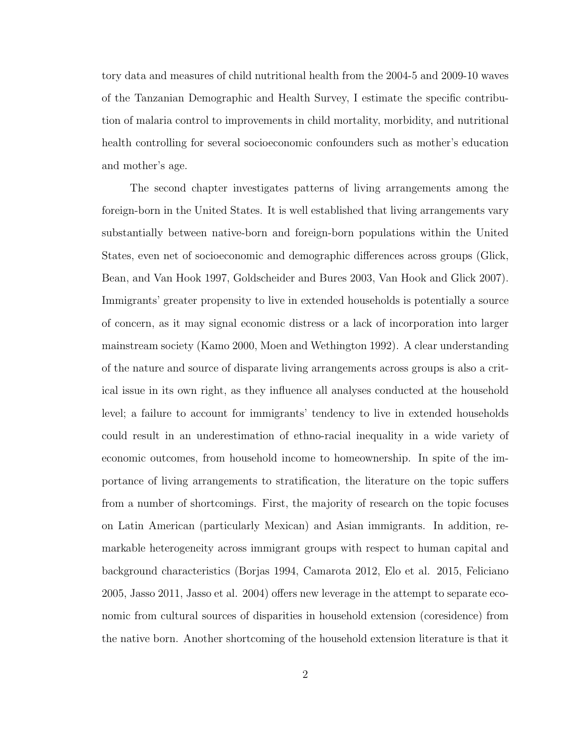tory data and measures of child nutritional health from the 2004-5 and 2009-10 waves of the Tanzanian Demographic and Health Survey, I estimate the specific contribution of malaria control to improvements in child mortality, morbidity, and nutritional health controlling for several socioeconomic confounders such as mother's education and mother's age.

The second chapter investigates patterns of living arrangements among the foreign-born in the United States. It is well established that living arrangements vary substantially between native-born and foreign-born populations within the United States, even net of socioeconomic and demographic differences across groups (Glick, Bean, and Van Hook 1997, Goldscheider and Bures 2003, Van Hook and Glick 2007). Immigrants' greater propensity to live in extended households is potentially a source of concern, as it may signal economic distress or a lack of incorporation into larger mainstream society (Kamo 2000, Moen and Wethington 1992). A clear understanding of the nature and source of disparate living arrangements across groups is also a critical issue in its own right, as they influence all analyses conducted at the household level; a failure to account for immigrants' tendency to live in extended households could result in an underestimation of ethno-racial inequality in a wide variety of economic outcomes, from household income to homeownership. In spite of the importance of living arrangements to stratification, the literature on the topic suffers from a number of shortcomings. First, the majority of research on the topic focuses on Latin American (particularly Mexican) and Asian immigrants. In addition, remarkable heterogeneity across immigrant groups with respect to human capital and background characteristics (Borjas 1994, Camarota 2012, Elo et al. 2015, Feliciano 2005, Jasso 2011, Jasso et al. 2004) offers new leverage in the attempt to separate economic from cultural sources of disparities in household extension (coresidence) from the native born. Another shortcoming of the household extension literature is that it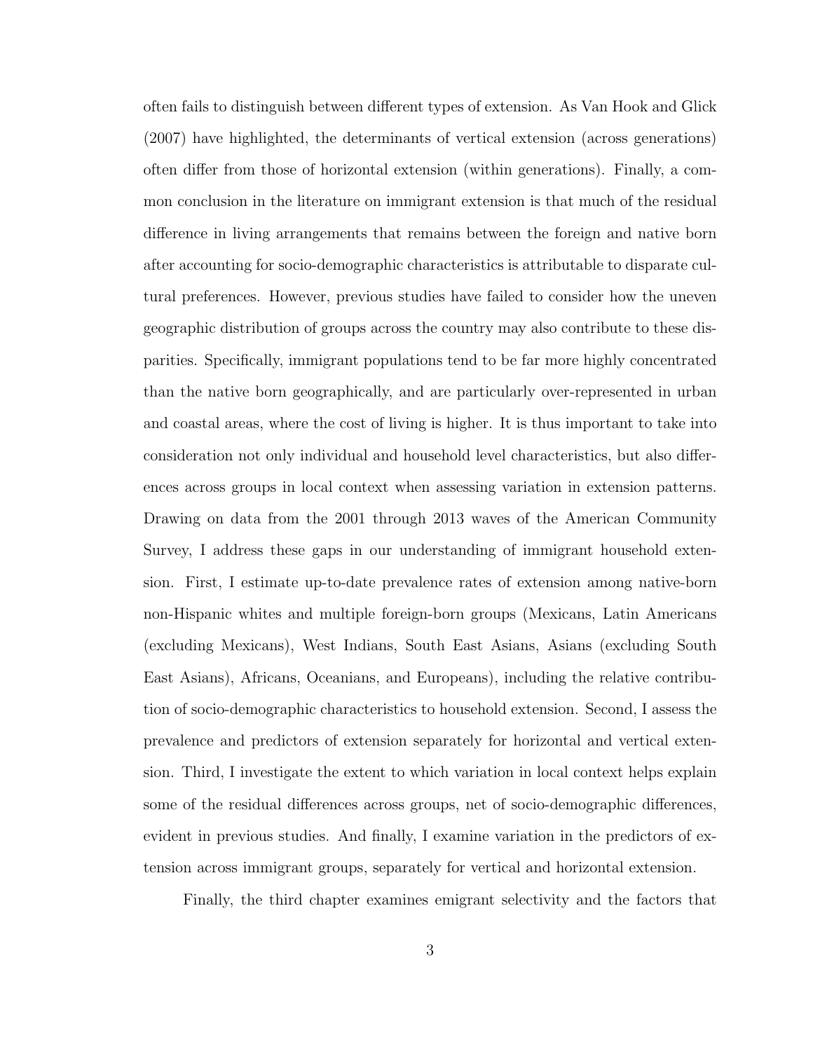often fails to distinguish between different types of extension. As Van Hook and Glick (2007) have highlighted, the determinants of vertical extension (across generations) often differ from those of horizontal extension (within generations). Finally, a common conclusion in the literature on immigrant extension is that much of the residual difference in living arrangements that remains between the foreign and native born after accounting for socio-demographic characteristics is attributable to disparate cultural preferences. However, previous studies have failed to consider how the uneven geographic distribution of groups across the country may also contribute to these disparities. Specifically, immigrant populations tend to be far more highly concentrated than the native born geographically, and are particularly over-represented in urban and coastal areas, where the cost of living is higher. It is thus important to take into consideration not only individual and household level characteristics, but also differences across groups in local context when assessing variation in extension patterns. Drawing on data from the 2001 through 2013 waves of the American Community Survey, I address these gaps in our understanding of immigrant household extension. First, I estimate up-to-date prevalence rates of extension among native-born non-Hispanic whites and multiple foreign-born groups (Mexicans, Latin Americans (excluding Mexicans), West Indians, South East Asians, Asians (excluding South East Asians), Africans, Oceanians, and Europeans), including the relative contribution of socio-demographic characteristics to household extension. Second, I assess the prevalence and predictors of extension separately for horizontal and vertical extension. Third, I investigate the extent to which variation in local context helps explain some of the residual differences across groups, net of socio-demographic differences, evident in previous studies. And finally, I examine variation in the predictors of extension across immigrant groups, separately for vertical and horizontal extension.

Finally, the third chapter examines emigrant selectivity and the factors that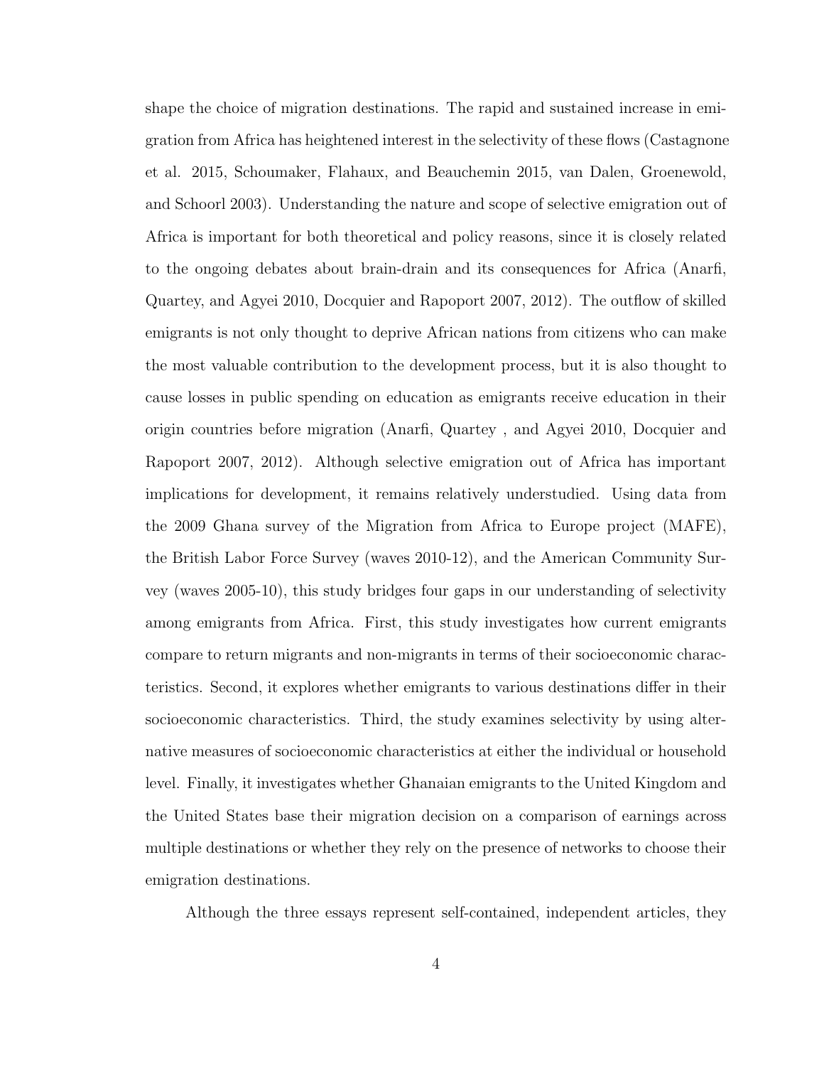shape the choice of migration destinations. The rapid and sustained increase in emigration from Africa has heightened interest in the selectivity of these flows (Castagnone et al. 2015, Schoumaker, Flahaux, and Beauchemin 2015, van Dalen, Groenewold, and Schoorl 2003). Understanding the nature and scope of selective emigration out of Africa is important for both theoretical and policy reasons, since it is closely related to the ongoing debates about brain-drain and its consequences for Africa (Anarfi, Quartey, and Agyei 2010, Docquier and Rapoport 2007, 2012). The outflow of skilled emigrants is not only thought to deprive African nations from citizens who can make the most valuable contribution to the development process, but it is also thought to cause losses in public spending on education as emigrants receive education in their origin countries before migration (Anarfi, Quartey , and Agyei 2010, Docquier and Rapoport 2007, 2012). Although selective emigration out of Africa has important implications for development, it remains relatively understudied. Using data from the 2009 Ghana survey of the Migration from Africa to Europe project (MAFE), the British Labor Force Survey (waves 2010-12), and the American Community Survey (waves 2005-10), this study bridges four gaps in our understanding of selectivity among emigrants from Africa. First, this study investigates how current emigrants compare to return migrants and non-migrants in terms of their socioeconomic characteristics. Second, it explores whether emigrants to various destinations differ in their socioeconomic characteristics. Third, the study examines selectivity by using alternative measures of socioeconomic characteristics at either the individual or household level. Finally, it investigates whether Ghanaian emigrants to the United Kingdom and the United States base their migration decision on a comparison of earnings across multiple destinations or whether they rely on the presence of networks to choose their emigration destinations.

Although the three essays represent self-contained, independent articles, they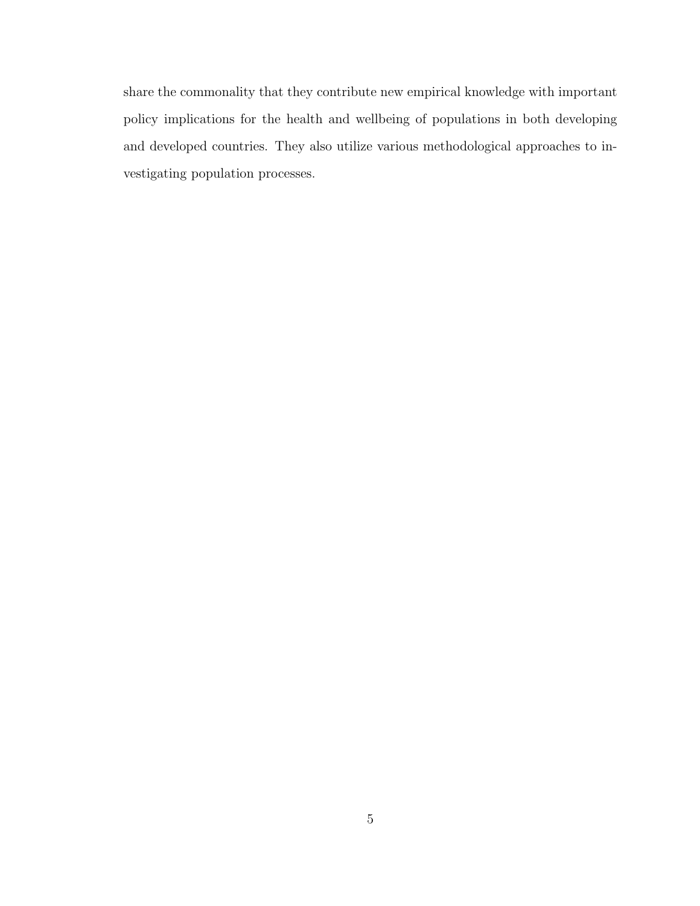share the commonality that they contribute new empirical knowledge with important policy implications for the health and wellbeing of populations in both developing and developed countries. They also utilize various methodological approaches to investigating population processes.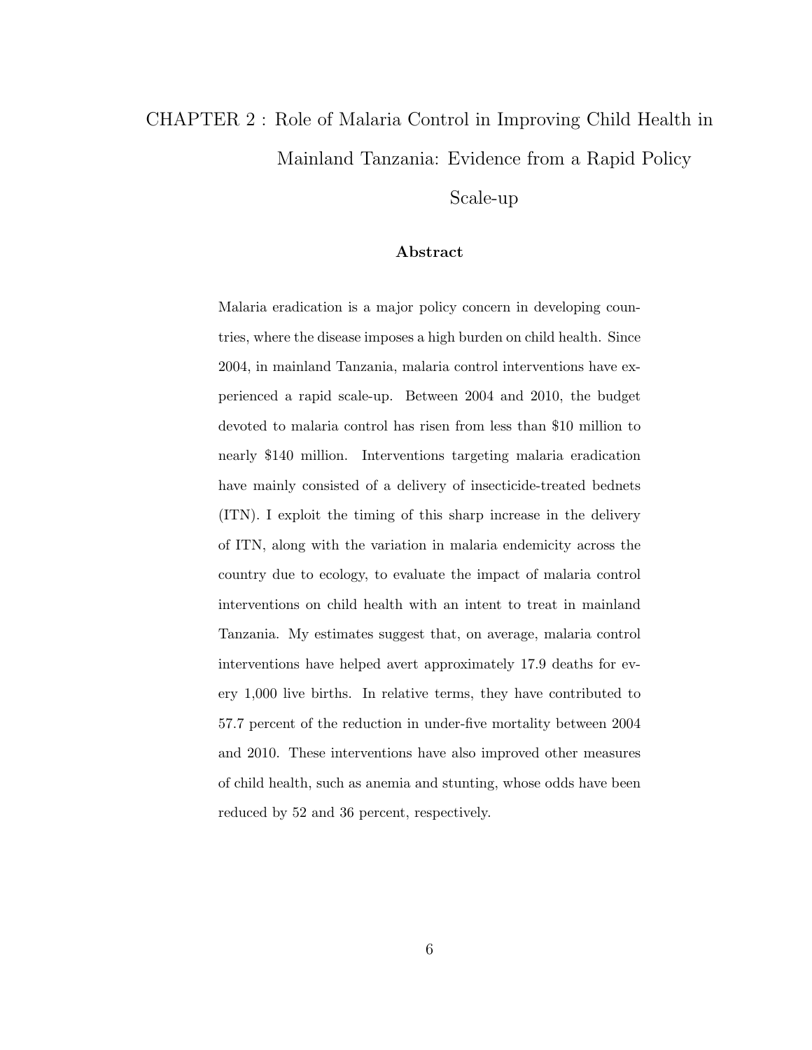# CHAPTER 2 : Role of Malaria Control in Improving Child Health in Mainland Tanzania: Evidence from a Rapid Policy Scale-up

### Abstract

Malaria eradication is a major policy concern in developing countries, where the disease imposes a high burden on child health. Since 2004, in mainland Tanzania, malaria control interventions have experienced a rapid scale-up. Between 2004 and 2010, the budget devoted to malaria control has risen from less than $10 million to nearly $140 million. Interventions targeting malaria eradication have mainly consisted of a delivery of insecticide-treated bednets (ITN). I exploit the timing of this sharp increase in the delivery of ITN, along with the variation in malaria endemicity across the country due to ecology, to evaluate the impact of malaria control interventions on child health with an intent to treat in mainland Tanzania. My estimates suggest that, on average, malaria control interventions have helped avert approximately 17.9 deaths for every 1,000 live births. In relative terms, they have contributed to 57.7 percent of the reduction in under-five mortality between 2004 and 2010. These interventions have also improved other measures of child health, such as anemia and stunting, whose odds have been reduced by 52 and 36 percent, respectively.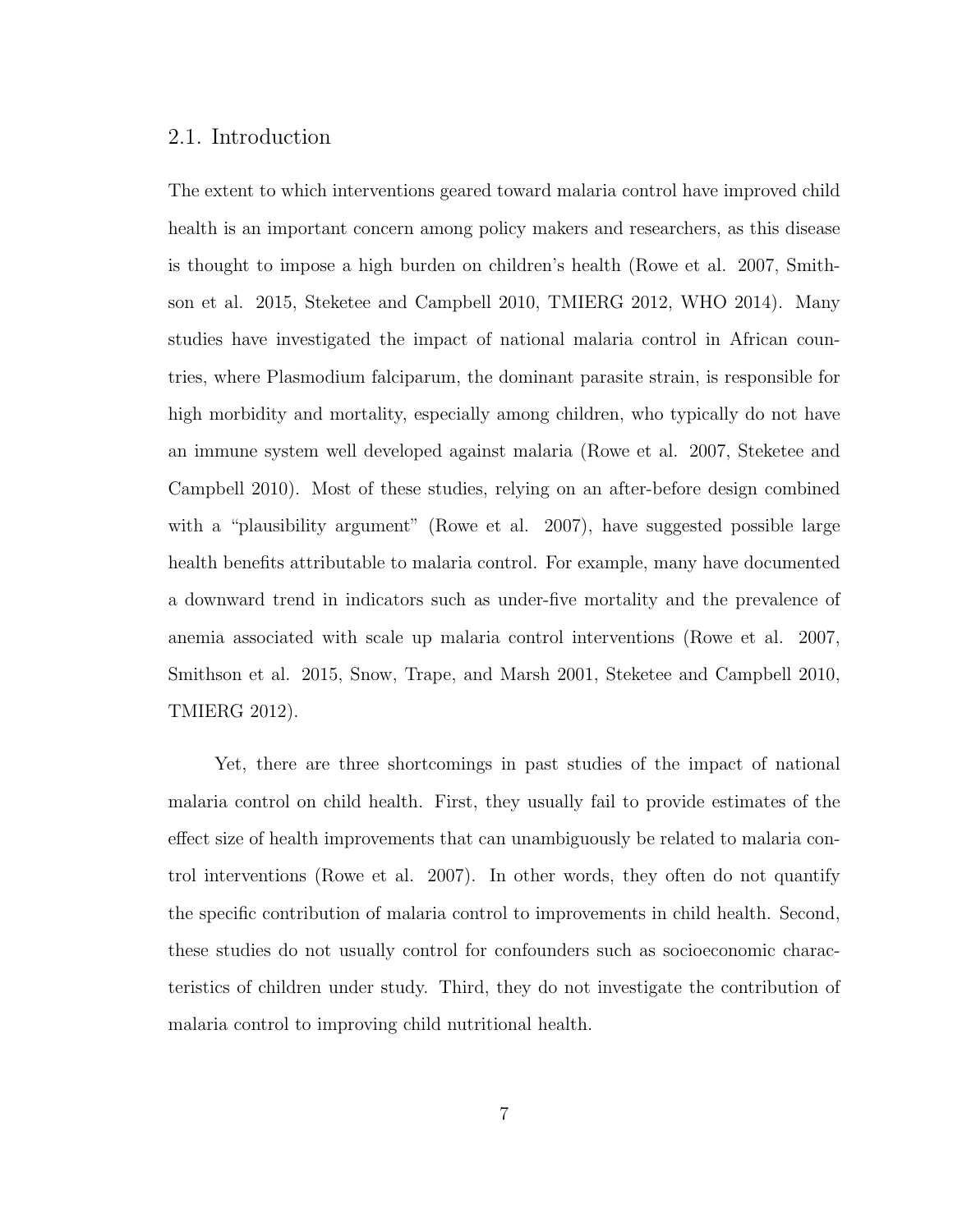## 2.1. Introduction

The extent to which interventions geared toward malaria control have improved child health is an important concern among policy makers and researchers, as this disease is thought to impose a high burden on children's health (Rowe et al. 2007, Smithson et al. 2015, Steketee and Campbell 2010, TMIERG 2012, WHO 2014). Many studies have investigated the impact of national malaria control in African countries, where Plasmodium falciparum, the dominant parasite strain, is responsible for high morbidity and mortality, especially among children, who typically do not have an immune system well developed against malaria (Rowe et al. 2007, Steketee and Campbell 2010). Most of these studies, relying on an after-before design combined with a "plausibility argument" (Rowe et al. 2007), have suggested possible large health benefits attributable to malaria control. For example, many have documented a downward trend in indicators such as under-five mortality and the prevalence of anemia associated with scale up malaria control interventions (Rowe et al. 2007, Smithson et al. 2015, Snow, Trape, and Marsh 2001, Steketee and Campbell 2010, TMIERG 2012).

Yet, there are three shortcomings in past studies of the impact of national malaria control on child health. First, they usually fail to provide estimates of the effect size of health improvements that can unambiguously be related to malaria control interventions (Rowe et al. 2007). In other words, they often do not quantify the specific contribution of malaria control to improvements in child health. Second, these studies do not usually control for confounders such as socioeconomic characteristics of children under study. Third, they do not investigate the contribution of malaria control to improving child nutritional health.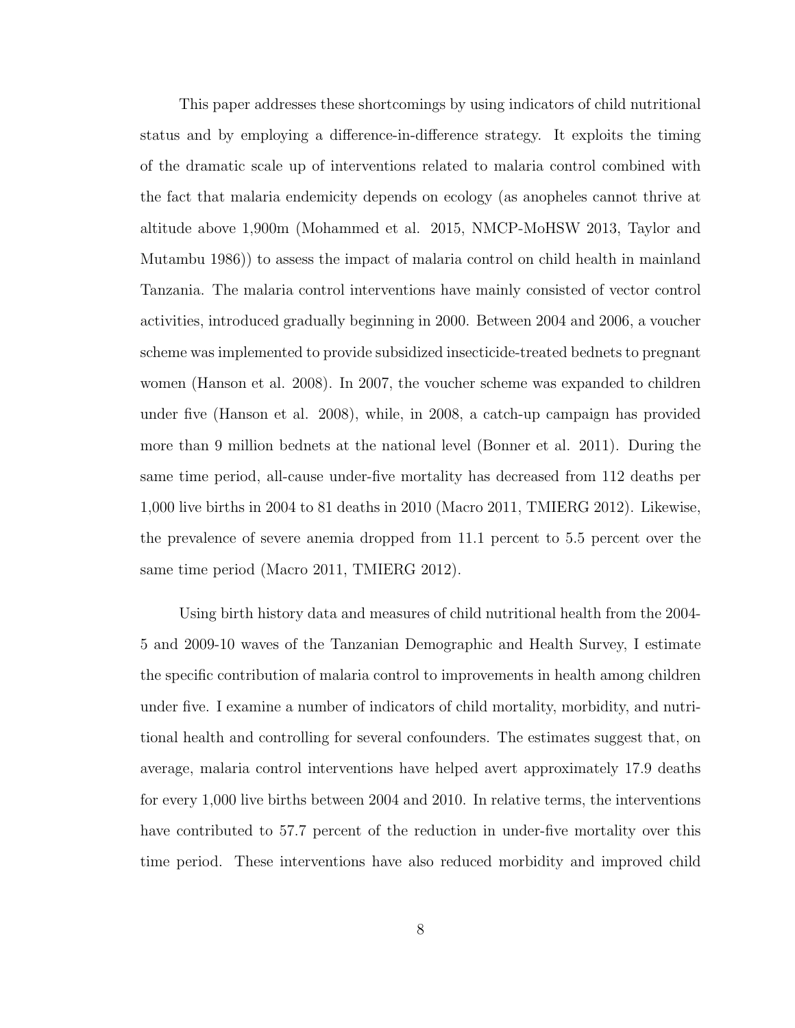This paper addresses these shortcomings by using indicators of child nutritional status and by employing a difference-in-difference strategy. It exploits the timing of the dramatic scale up of interventions related to malaria control combined with the fact that malaria endemicity depends on ecology (as anopheles cannot thrive at altitude above 1,900m (Mohammed et al. 2015, NMCP-MoHSW 2013, Taylor and Mutambu 1986)) to assess the impact of malaria control on child health in mainland Tanzania. The malaria control interventions have mainly consisted of vector control activities, introduced gradually beginning in 2000. Between 2004 and 2006, a voucher scheme was implemented to provide subsidized insecticide-treated bednets to pregnant women (Hanson et al. 2008). In 2007, the voucher scheme was expanded to children under five (Hanson et al. 2008), while, in 2008, a catch-up campaign has provided more than 9 million bednets at the national level (Bonner et al. 2011). During the same time period, all-cause under-five mortality has decreased from 112 deaths per 1,000 live births in 2004 to 81 deaths in 2010 (Macro 2011, TMIERG 2012). Likewise, the prevalence of severe anemia dropped from 11.1 percent to 5.5 percent over the same time period (Macro 2011, TMIERG 2012).

Using birth history data and measures of child nutritional health from the 2004-5 and 2009-10 waves of the Tanzanian Demographic and Health Survey, I estimate the specific contribution of malaria control to improvements in health among children under five. I examine a number of indicators of child mortality, morbidity, and nutritional health and controlling for several confounders. The estimates suggest that, on average, malaria control interventions have helped avert approximately 17.9 deaths for every 1,000 live births between 2004 and 2010. In relative terms, the interventions have contributed to 57.7 percent of the reduction in under-five mortality over this time period. These interventions have also reduced morbidity and improved child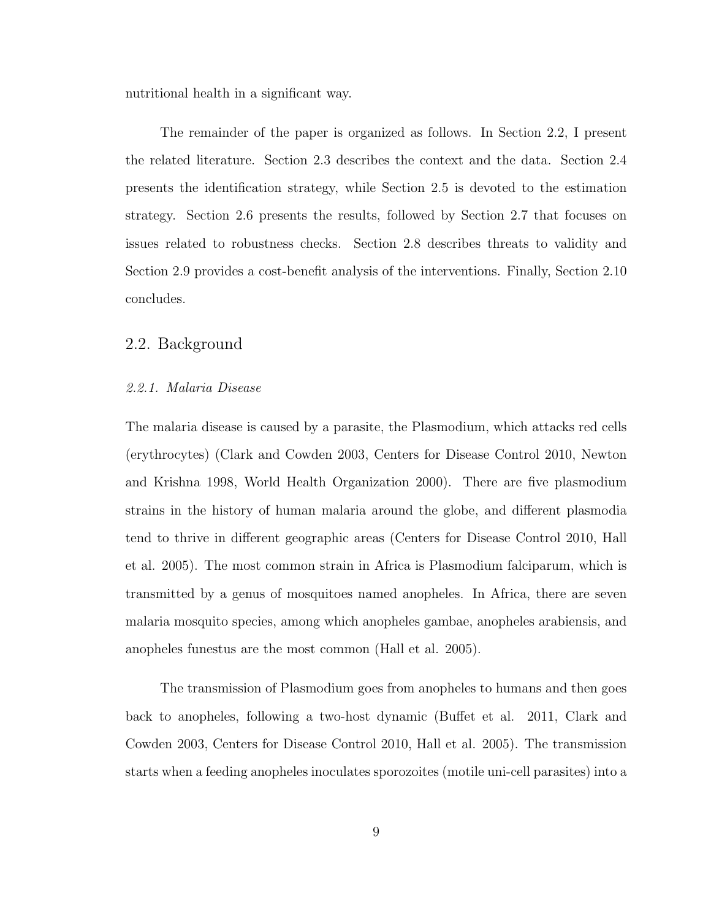nutritional health in a significant way.

The remainder of the paper is organized as follows. In Section 2.2, I present the related literature. Section 2.3 describes the context and the data. Section 2.4 presents the identification strategy, while Section 2.5 is devoted to the estimation strategy. Section 2.6 presents the results, followed by Section 2.7 that focuses on issues related to robustness checks. Section 2.8 describes threats to validity and Section 2.9 provides a cost-benefit analysis of the interventions. Finally, Section 2.10 concludes.

## 2.2. Background

### *2.2.1. Malaria Disease*

The malaria disease is caused by a parasite, the Plasmodium, which attacks red cells (erythrocytes) (Clark and Cowden 2003, Centers for Disease Control 2010, Newton and Krishna 1998, World Health Organization 2000). There are five plasmodium strains in the history of human malaria around the globe, and different plasmodia tend to thrive in different geographic areas (Centers for Disease Control 2010, Hall et al. 2005). The most common strain in Africa is Plasmodium falciparum, which is transmitted by a genus of mosquitoes named anopheles. In Africa, there are seven malaria mosquito species, among which anopheles gambae, anopheles arabiensis, and anopheles funestus are the most common (Hall et al. 2005).

The transmission of Plasmodium goes from anopheles to humans and then goes back to anopheles, following a two-host dynamic (Buffet et al. 2011, Clark and Cowden 2003, Centers for Disease Control 2010, Hall et al. 2005). The transmission starts when a feeding anopheles inoculates sporozoites (motile uni-cell parasites) into a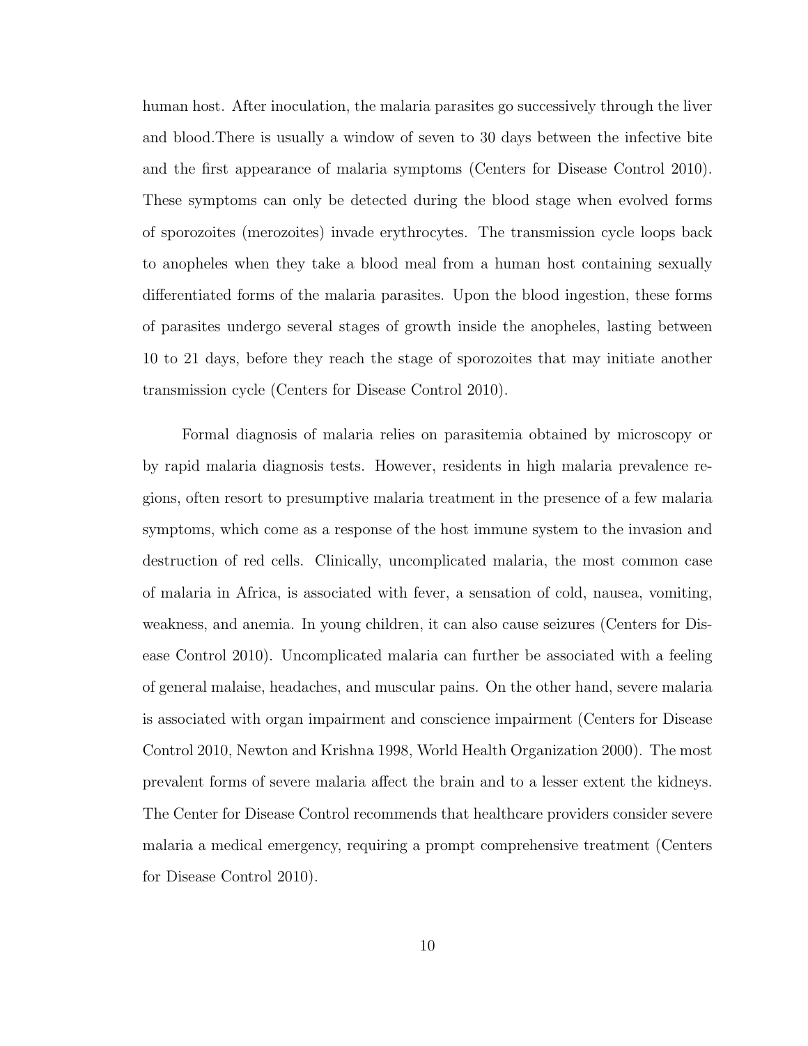human host. After inoculation, the malaria parasites go successively through the liver and blood.There is usually a window of seven to 30 days between the infective bite and the first appearance of malaria symptoms (Centers for Disease Control 2010). These symptoms can only be detected during the blood stage when evolved forms of sporozoites (merozoites) invade erythrocytes. The transmission cycle loops back to anopheles when they take a blood meal from a human host containing sexually differentiated forms of the malaria parasites. Upon the blood ingestion, these forms of parasites undergo several stages of growth inside the anopheles, lasting between 10 to 21 days, before they reach the stage of sporozoites that may initiate another transmission cycle (Centers for Disease Control 2010).

Formal diagnosis of malaria relies on parasitemia obtained by microscopy or by rapid malaria diagnosis tests. However, residents in high malaria prevalence regions, often resort to presumptive malaria treatment in the presence of a few malaria symptoms, which come as a response of the host immune system to the invasion and destruction of red cells. Clinically, uncomplicated malaria, the most common case of malaria in Africa, is associated with fever, a sensation of cold, nausea, vomiting, weakness, and anemia. In young children, it can also cause seizures (Centers for Disease Control 2010). Uncomplicated malaria can further be associated with a feeling of general malaise, headaches, and muscular pains. On the other hand, severe malaria is associated with organ impairment and conscience impairment (Centers for Disease Control 2010, Newton and Krishna 1998, World Health Organization 2000). The most prevalent forms of severe malaria affect the brain and to a lesser extent the kidneys. The Center for Disease Control recommends that healthcare providers consider severe malaria a medical emergency, requiring a prompt comprehensive treatment (Centers for Disease Control 2010).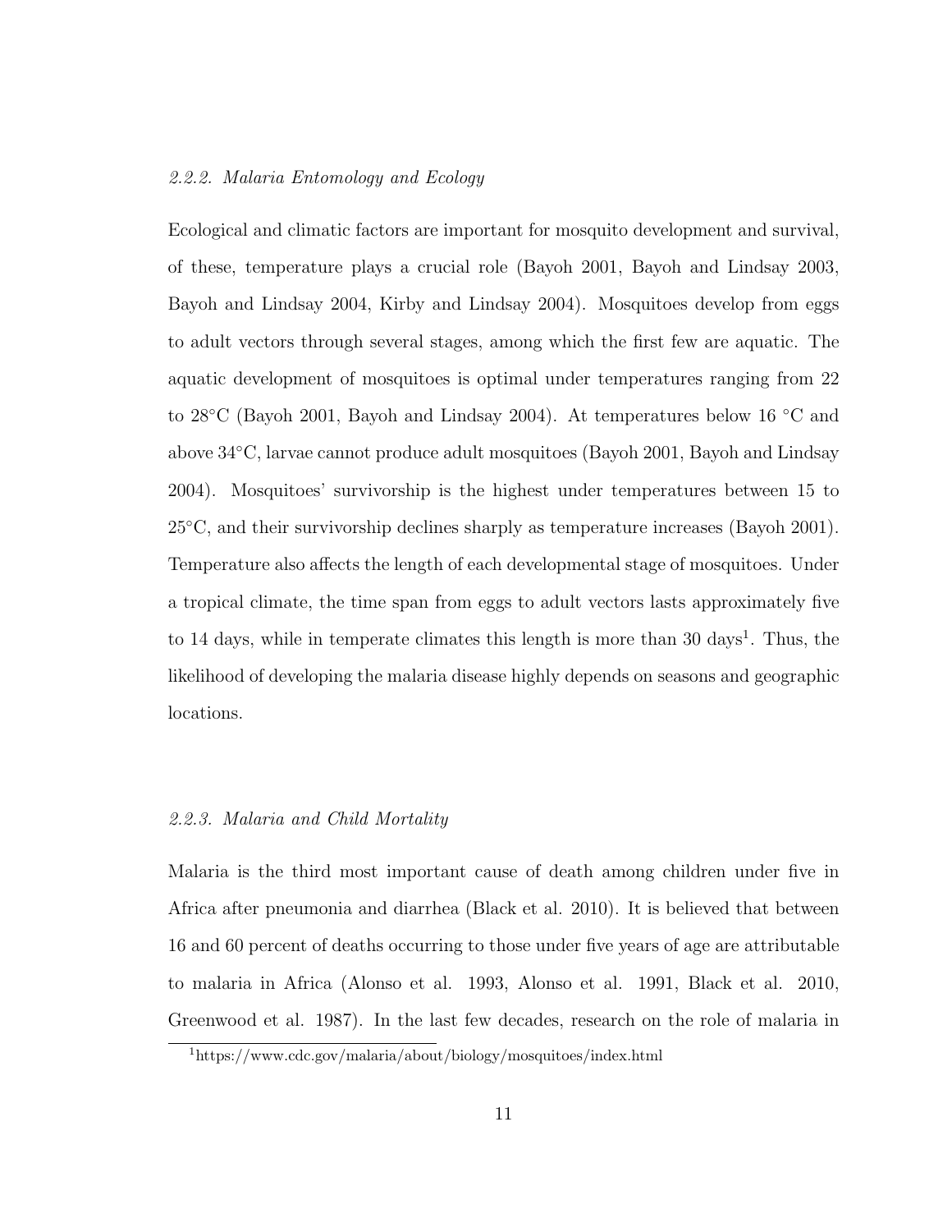### *2.2.2. Malaria Entomology and Ecology*

Ecological and climatic factors are important for mosquito development and survival, of these, temperature plays a crucial role (Bayoh 2001, Bayoh and Lindsay 2003, Bayoh and Lindsay 2004, Kirby and Lindsay 2004). Mosquitoes develop from eggs to adult vectors through several stages, among which the first few are aquatic. The aquatic development of mosquitoes is optimal under temperatures ranging from 22 to 28°C (Bayoh 2001, Bayoh and Lindsay 2004). At temperatures below 16 °C and above 34°C, larvae cannot produce adult mosquitoes (Bayoh 2001, Bayoh and Lindsay 2004). Mosquitoes' survivorship is the highest under temperatures between 15 to 25°C, and their survivorship declines sharply as temperature increases (Bayoh 2001). Temperature also affects the length of each developmental stage of mosquitoes. Under a tropical climate, the time span from eggs to adult vectors lasts approximately five to 14 days, while in temperate climates this length is more than 30 days[1]. Thus, the likelihood of developing the malaria disease highly depends on seasons and geographic locations.

### *2.2.3. Malaria and Child Mortality*

Malaria is the third most important cause of death among children under five in Africa after pneumonia and diarrhea (Black et al. 2010). It is believed that between 16 and 60 percent of deaths occurring to those under five years of age are attributable to malaria in Africa (Alonso et al. 1993, Alonso et al. 1991, Black et al. 2010, Greenwood et al. 1987). In the last few decades, research on the role of malaria in

[1] https://www.cdc.gov/malaria/about/biology/mosquitoes/index.html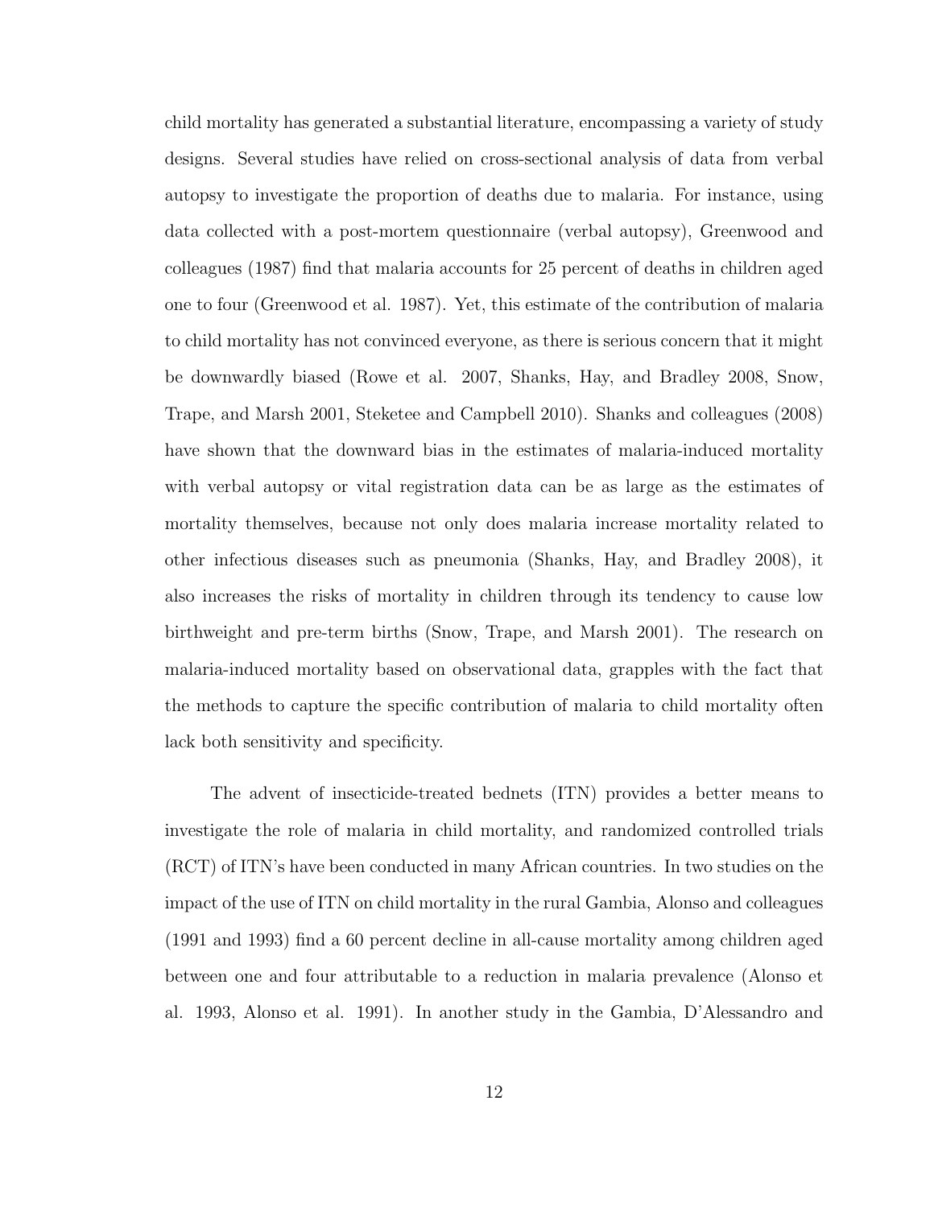child mortality has generated a substantial literature, encompassing a variety of study designs. Several studies have relied on cross-sectional analysis of data from verbal autopsy to investigate the proportion of deaths due to malaria. For instance, using data collected with a post-mortem questionnaire (verbal autopsy), Greenwood and colleagues (1987) find that malaria accounts for 25 percent of deaths in children aged one to four (Greenwood et al. 1987). Yet, this estimate of the contribution of malaria to child mortality has not convinced everyone, as there is serious concern that it might be downwardly biased (Rowe et al. 2007, Shanks, Hay, and Bradley 2008, Snow, Trape, and Marsh 2001, Steketee and Campbell 2010). Shanks and colleagues (2008) have shown that the downward bias in the estimates of malaria-induced mortality with verbal autopsy or vital registration data can be as large as the estimates of mortality themselves, because not only does malaria increase mortality related to other infectious diseases such as pneumonia (Shanks, Hay, and Bradley 2008), it also increases the risks of mortality in children through its tendency to cause low birthweight and pre-term births (Snow, Trape, and Marsh 2001). The research on malaria-induced mortality based on observational data, grapples with the fact that the methods to capture the specific contribution of malaria to child mortality often lack both sensitivity and specificity.

The advent of insecticide-treated bednets (ITN) provides a better means to investigate the role of malaria in child mortality, and randomized controlled trials (RCT) of ITN's have been conducted in many African countries. In two studies on the impact of the use of ITN on child mortality in the rural Gambia, Alonso and colleagues (1991 and 1993) find a 60 percent decline in all-cause mortality among children aged between one and four attributable to a reduction in malaria prevalence (Alonso et al. 1993, Alonso et al. 1991). In another study in the Gambia, D'Alessandro and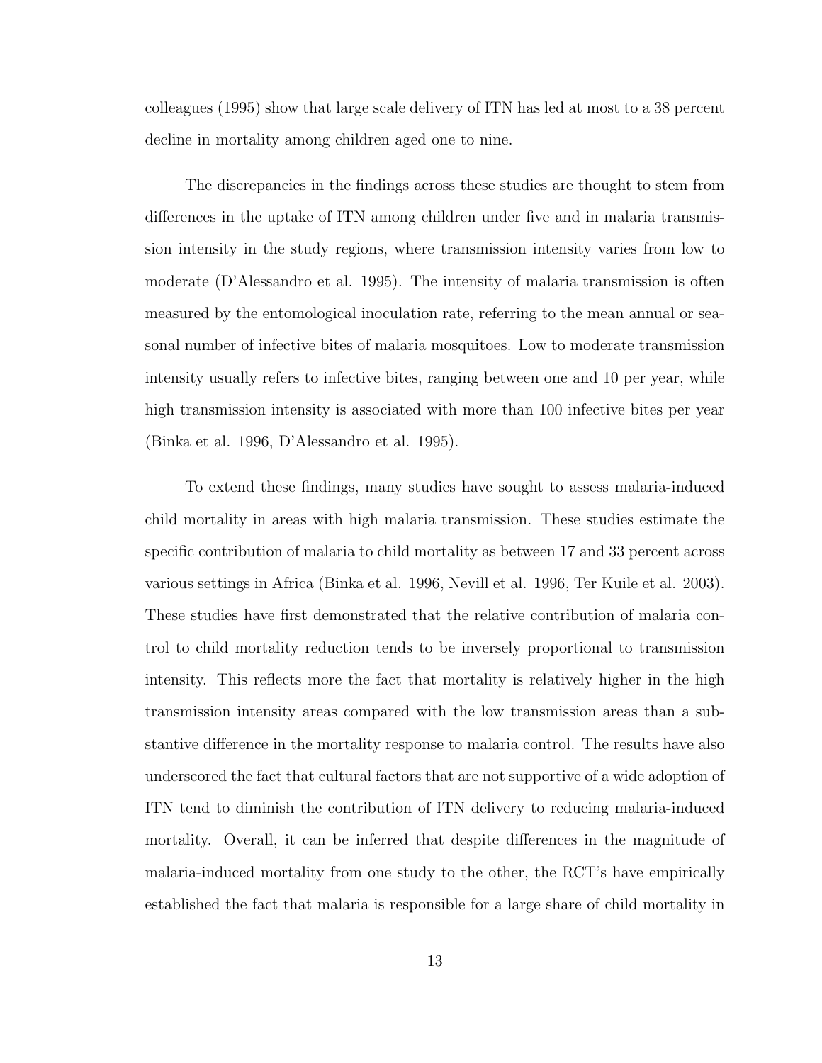colleagues (1995) show that large scale delivery of ITN has led at most to a 38 percent decline in mortality among children aged one to nine.

The discrepancies in the findings across these studies are thought to stem from differences in the uptake of ITN among children under five and in malaria transmission intensity in the study regions, where transmission intensity varies from low to moderate (D'Alessandro et al. 1995). The intensity of malaria transmission is often measured by the entomological inoculation rate, referring to the mean annual or seasonal number of infective bites of malaria mosquitoes. Low to moderate transmission intensity usually refers to infective bites, ranging between one and 10 per year, while high transmission intensity is associated with more than 100 infective bites per year (Binka et al. 1996, D'Alessandro et al. 1995).

To extend these findings, many studies have sought to assess malaria-induced child mortality in areas with high malaria transmission. These studies estimate the specific contribution of malaria to child mortality as between 17 and 33 percent across various settings in Africa (Binka et al. 1996, Nevill et al. 1996, Ter Kuile et al. 2003). These studies have first demonstrated that the relative contribution of malaria control to child mortality reduction tends to be inversely proportional to transmission intensity. This reflects more the fact that mortality is relatively higher in the high transmission intensity areas compared with the low transmission areas than a substantive difference in the mortality response to malaria control. The results have also underscored the fact that cultural factors that are not supportive of a wide adoption of ITN tend to diminish the contribution of ITN delivery to reducing malaria-induced mortality. Overall, it can be inferred that despite differences in the magnitude of malaria-induced mortality from one study to the other, the RCT's have empirically established the fact that malaria is responsible for a large share of child mortality in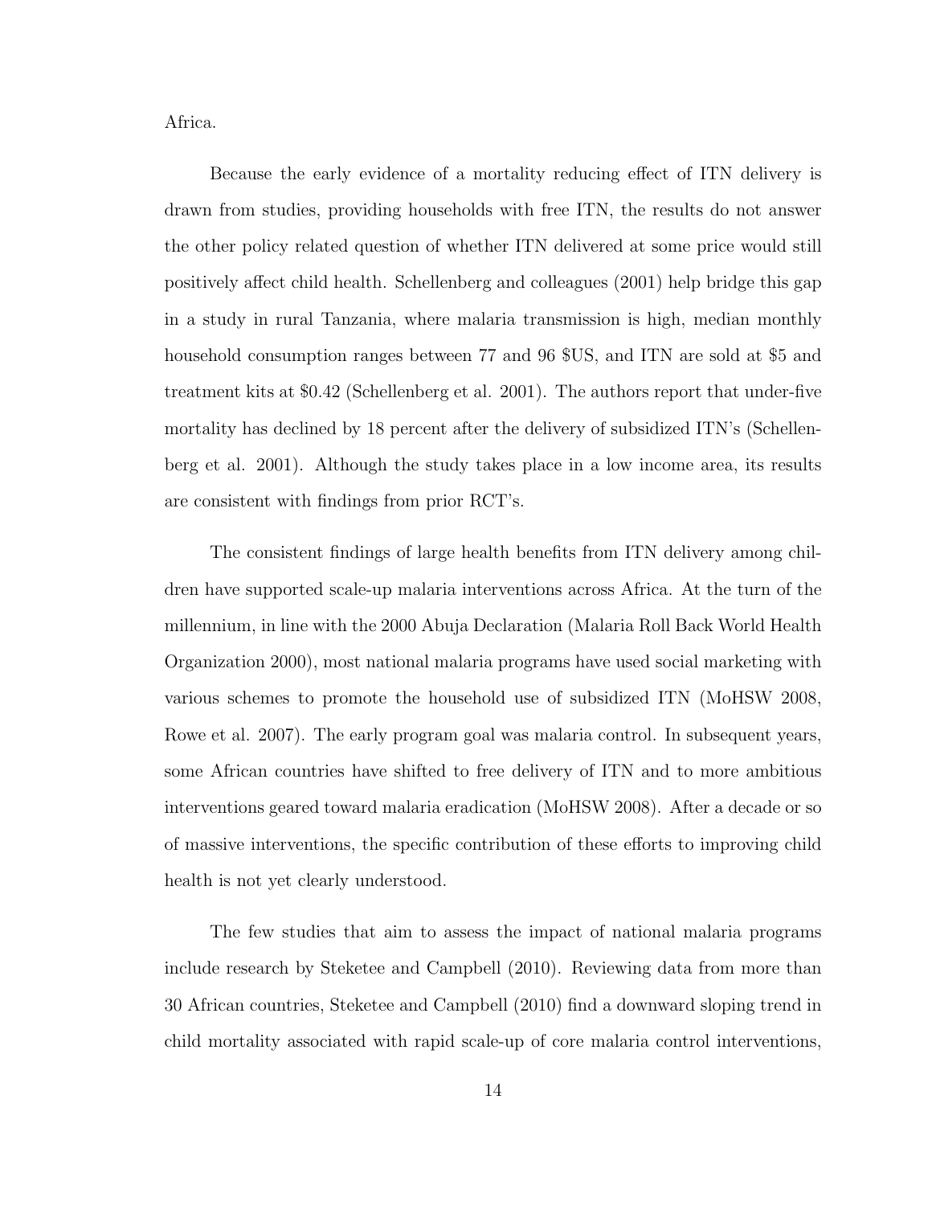Africa.

Because the early evidence of a mortality reducing effect of ITN delivery is drawn from studies, providing households with free ITN, the results do not answer the other policy related question of whether ITN delivered at some price would still positively affect child health. Schellenberg and colleagues (2001) help bridge this gap in a study in rural Tanzania, where malaria transmission is high, median monthly household consumption ranges between 77 and 96 $US, and ITN are sold at $5 and treatment kits at $0.42 (Schellenberg et al. 2001). The authors report that under-five mortality has declined by 18 percent after the delivery of subsidized ITN's (Schellenberg et al. 2001). Although the study takes place in a low income area, its results are consistent with findings from prior RCT's.

The consistent findings of large health benefits from ITN delivery among children have supported scale-up malaria interventions across Africa. At the turn of the millennium, in line with the 2000 Abuja Declaration (Malaria Roll Back World Health Organization 2000), most national malaria programs have used social marketing with various schemes to promote the household use of subsidized ITN (MoHSW 2008, Rowe et al. 2007). The early program goal was malaria control. In subsequent years, some African countries have shifted to free delivery of ITN and to more ambitious interventions geared toward malaria eradication (MoHSW 2008). After a decade or so of massive interventions, the specific contribution of these efforts to improving child health is not yet clearly understood.

The few studies that aim to assess the impact of national malaria programs include research by Steketee and Campbell (2010). Reviewing data from more than 30 African countries, Steketee and Campbell (2010) find a downward sloping trend in child mortality associated with rapid scale-up of core malaria control interventions,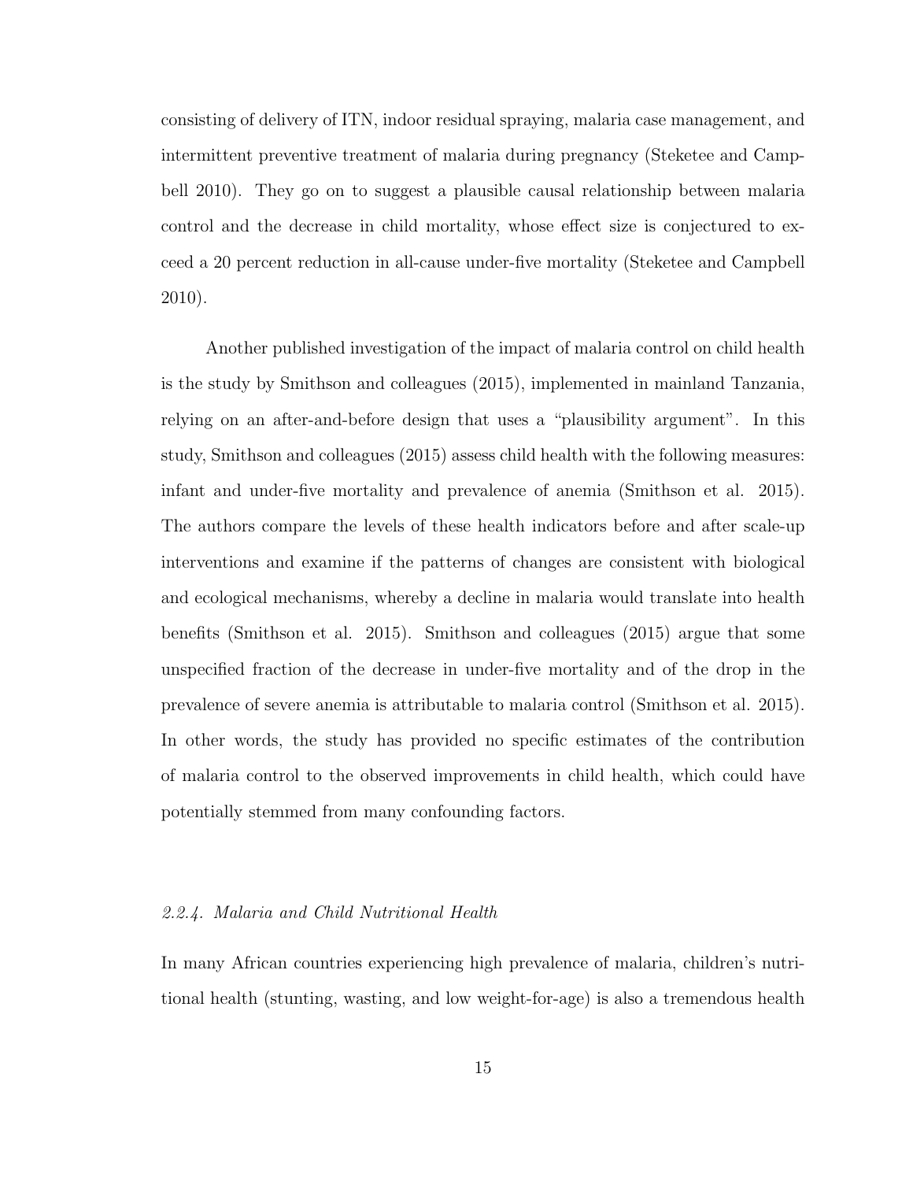consisting of delivery of ITN, indoor residual spraying, malaria case management, and intermittent preventive treatment of malaria during pregnancy (Steketee and Campbell 2010). They go on to suggest a plausible causal relationship between malaria control and the decrease in child mortality, whose effect size is conjectured to exceed a 20 percent reduction in all-cause under-five mortality (Steketee and Campbell 2010).

Another published investigation of the impact of malaria control on child health is the study by Smithson and colleagues (2015), implemented in mainland Tanzania, relying on an after-and-before design that uses a "plausibility argument". In this study, Smithson and colleagues (2015) assess child health with the following measures: infant and under-five mortality and prevalence of anemia (Smithson et al. 2015). The authors compare the levels of these health indicators before and after scale-up interventions and examine if the patterns of changes are consistent with biological and ecological mechanisms, whereby a decline in malaria would translate into health benefits (Smithson et al. 2015). Smithson and colleagues (2015) argue that some unspecified fraction of the decrease in under-five mortality and of the drop in the prevalence of severe anemia is attributable to malaria control (Smithson et al. 2015). In other words, the study has provided no specific estimates of the contribution of malaria control to the observed improvements in child health, which could have potentially stemmed from many confounding factors.

### *2.2.4. Malaria and Child Nutritional Health*

In many African countries experiencing high prevalence of malaria, children's nutritional health (stunting, wasting, and low weight-for-age) is also a tremendous health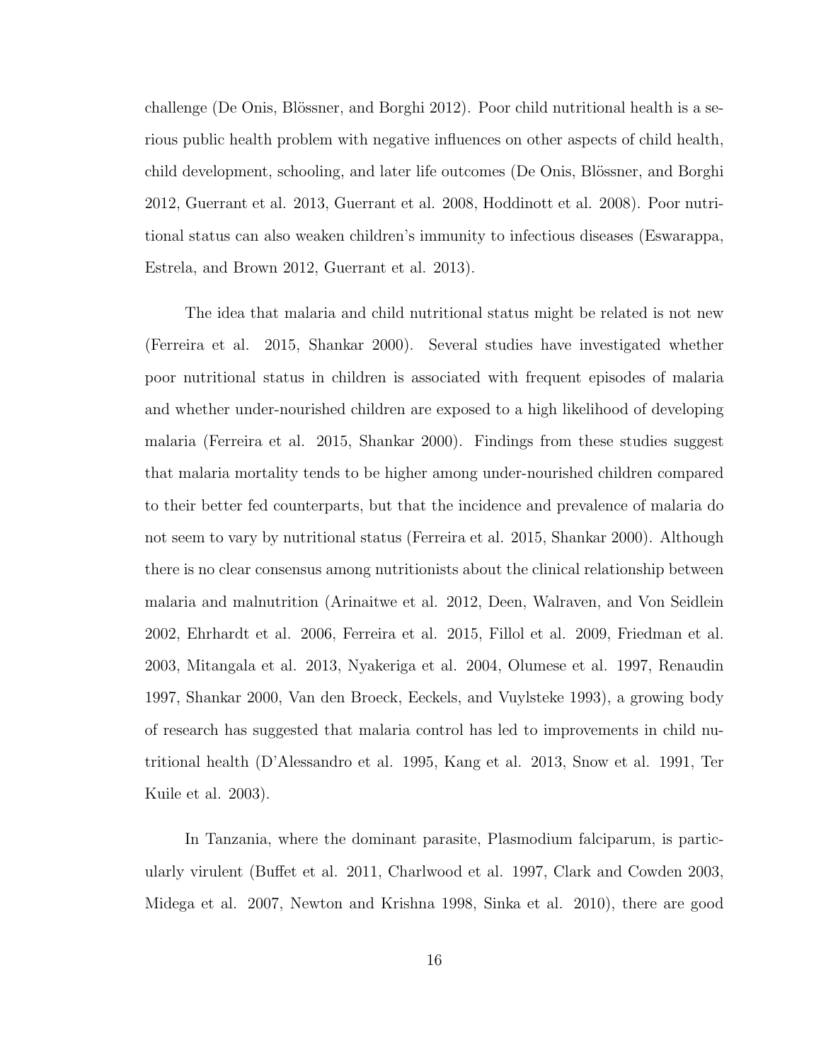challenge (De Onis, Blössner, and Borghi 2012). Poor child nutritional health is a serious public health problem with negative influences on other aspects of child health, child development, schooling, and later life outcomes (De Onis, Blössner, and Borghi 2012, Guerrant et al. 2013, Guerrant et al. 2008, Hoddinott et al. 2008). Poor nutritional status can also weaken children's immunity to infectious diseases (Eswarappa, Estrela, and Brown 2012, Guerrant et al. 2013).

The idea that malaria and child nutritional status might be related is not new (Ferreira et al. 2015, Shankar 2000). Several studies have investigated whether poor nutritional status in children is associated with frequent episodes of malaria and whether under-nourished children are exposed to a high likelihood of developing malaria (Ferreira et al. 2015, Shankar 2000). Findings from these studies suggest that malaria mortality tends to be higher among under-nourished children compared to their better fed counterparts, but that the incidence and prevalence of malaria do not seem to vary by nutritional status (Ferreira et al. 2015, Shankar 2000). Although there is no clear consensus among nutritionists about the clinical relationship between malaria and malnutrition (Arinaitwe et al. 2012, Deen, Walraven, and Von Seidlein 2002, Ehrhardt et al. 2006, Ferreira et al. 2015, Fillol et al. 2009, Friedman et al. 2003, Mitangala et al. 2013, Nyakeriga et al. 2004, Olumese et al. 1997, Renaudin 1997, Shankar 2000, Van den Broeck, Eeckels, and Vuylsteke 1993), a growing body of research has suggested that malaria control has led to improvements in child nutritional health (D'Alessandro et al. 1995, Kang et al. 2013, Snow et al. 1991, Ter Kuile et al. 2003).

In Tanzania, where the dominant parasite, Plasmodium falciparum, is particularly virulent (Buffet et al. 2011, Charlwood et al. 1997, Clark and Cowden 2003, Midega et al. 2007, Newton and Krishna 1998, Sinka et al. 2010), there are good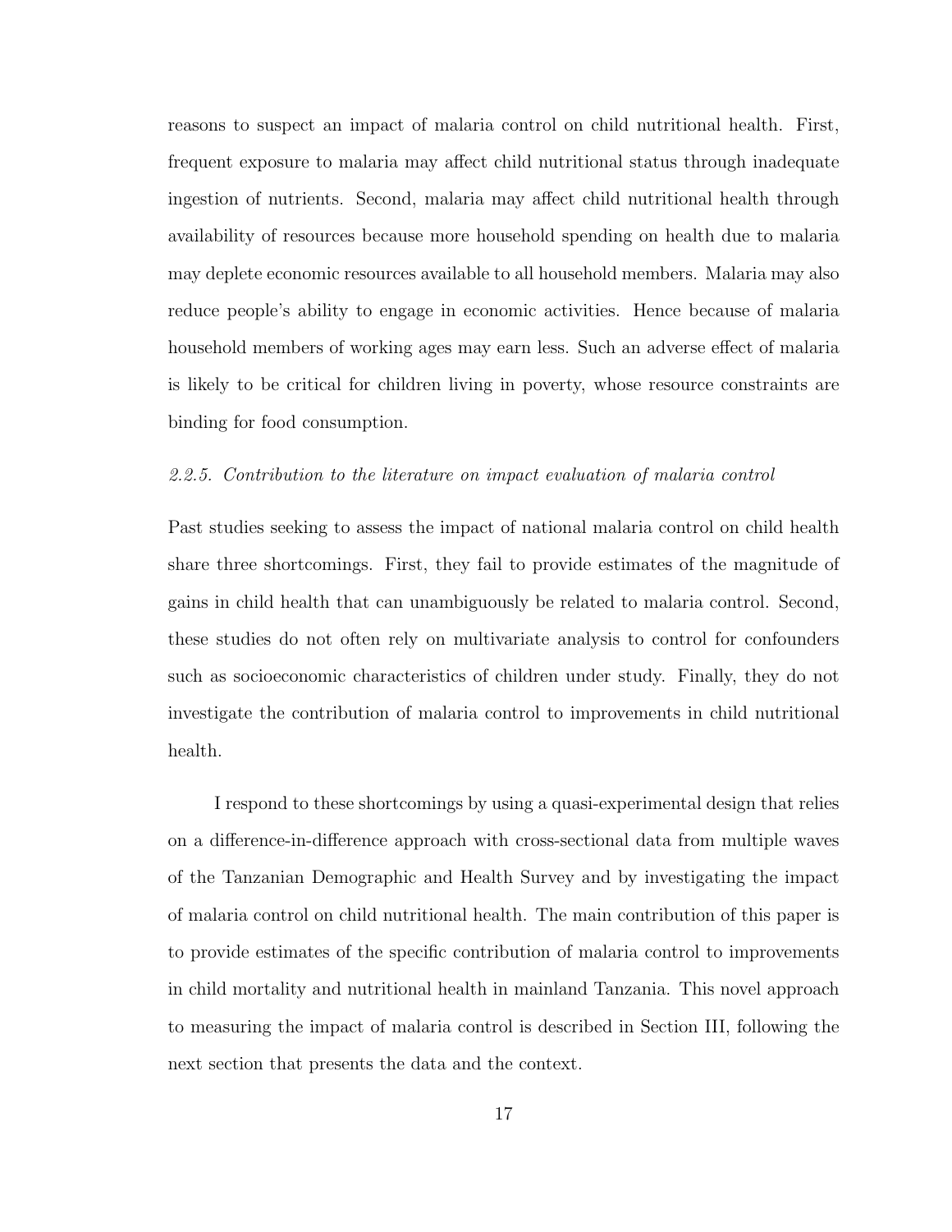reasons to suspect an impact of malaria control on child nutritional health. First, frequent exposure to malaria may affect child nutritional status through inadequate ingestion of nutrients. Second, malaria may affect child nutritional health through availability of resources because more household spending on health due to malaria may deplete economic resources available to all household members. Malaria may also reduce people's ability to engage in economic activities. Hence because of malaria household members of working ages may earn less. Such an adverse effect of malaria is likely to be critical for children living in poverty, whose resource constraints are binding for food consumption.

#### *2.2.5. Contribution to the literature on impact evaluation of malaria control*

Past studies seeking to assess the impact of national malaria control on child health share three shortcomings. First, they fail to provide estimates of the magnitude of gains in child health that can unambiguously be related to malaria control. Second, these studies do not often rely on multivariate analysis to control for confounders such as socioeconomic characteristics of children under study. Finally, they do not investigate the contribution of malaria control to improvements in child nutritional health.

I respond to these shortcomings by using a quasi-experimental design that relies on a difference-in-difference approach with cross-sectional data from multiple waves of the Tanzanian Demographic and Health Survey and by investigating the impact of malaria control on child nutritional health. The main contribution of this paper is to provide estimates of the specific contribution of malaria control to improvements in child mortality and nutritional health in mainland Tanzania. This novel approach to measuring the impact of malaria control is described in Section III, following the next section that presents the data and the context.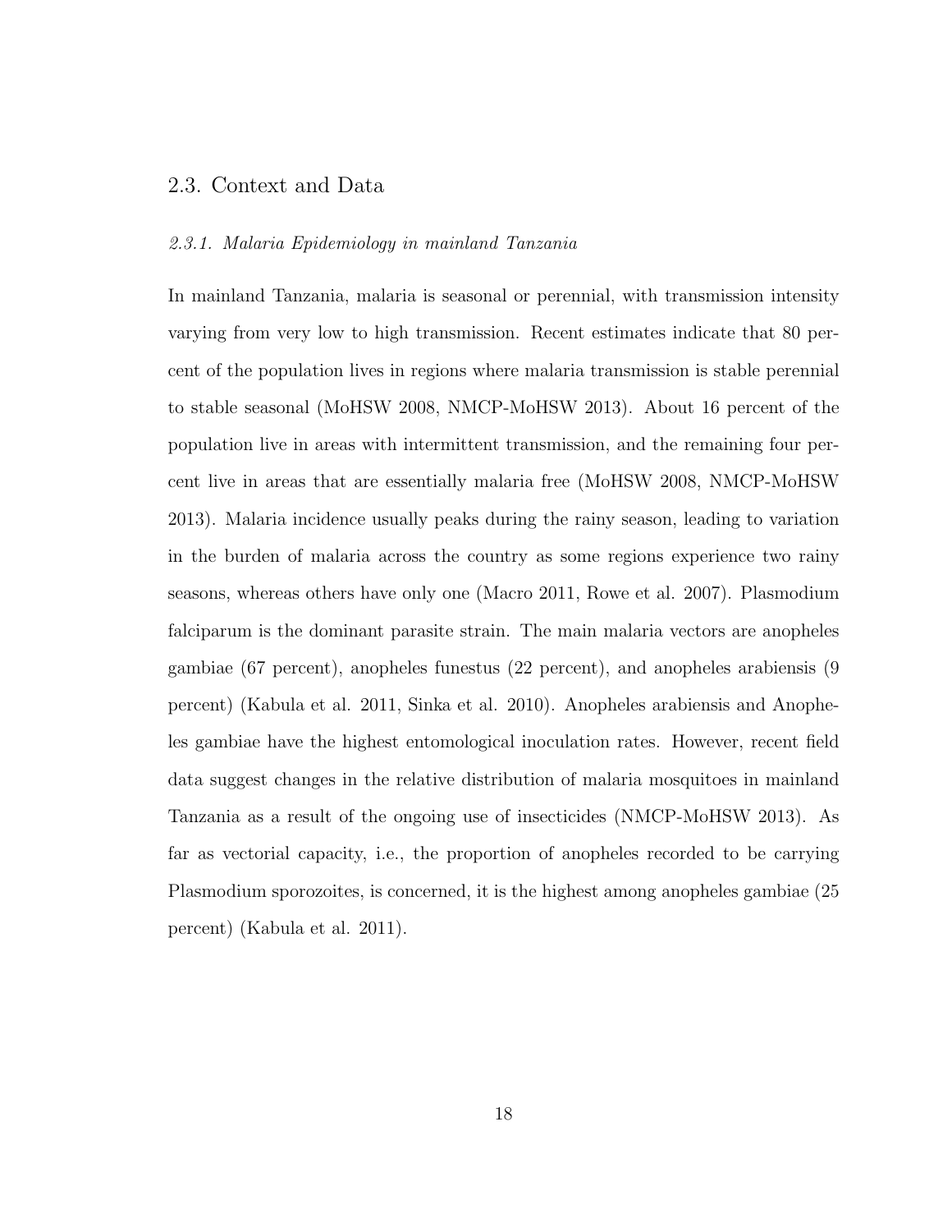## 2.3. Context and Data

### *2.3.1. Malaria Epidemiology in mainland Tanzania*

In mainland Tanzania, malaria is seasonal or perennial, with transmission intensity varying from very low to high transmission. Recent estimates indicate that 80 percent of the population lives in regions where malaria transmission is stable perennial to stable seasonal (MoHSW 2008, NMCP-MoHSW 2013). About 16 percent of the population live in areas with intermittent transmission, and the remaining four percent live in areas that are essentially malaria free (MoHSW 2008, NMCP-MoHSW 2013). Malaria incidence usually peaks during the rainy season, leading to variation in the burden of malaria across the country as some regions experience two rainy seasons, whereas others have only one (Macro 2011, Rowe et al. 2007). Plasmodium falciparum is the dominant parasite strain. The main malaria vectors are anopheles gambiae (67 percent), anopheles funestus (22 percent), and anopheles arabiensis (9 percent) (Kabula et al. 2011, Sinka et al. 2010). Anopheles arabiensis and Anopheles gambiae have the highest entomological inoculation rates. However, recent field data suggest changes in the relative distribution of malaria mosquitoes in mainland Tanzania as a result of the ongoing use of insecticides (NMCP-MoHSW 2013). As far as vectorial capacity, i.e., the proportion of anopheles recorded to be carrying Plasmodium sporozoites, is concerned, it is the highest among anopheles gambiae (25 percent) (Kabula et al. 2011).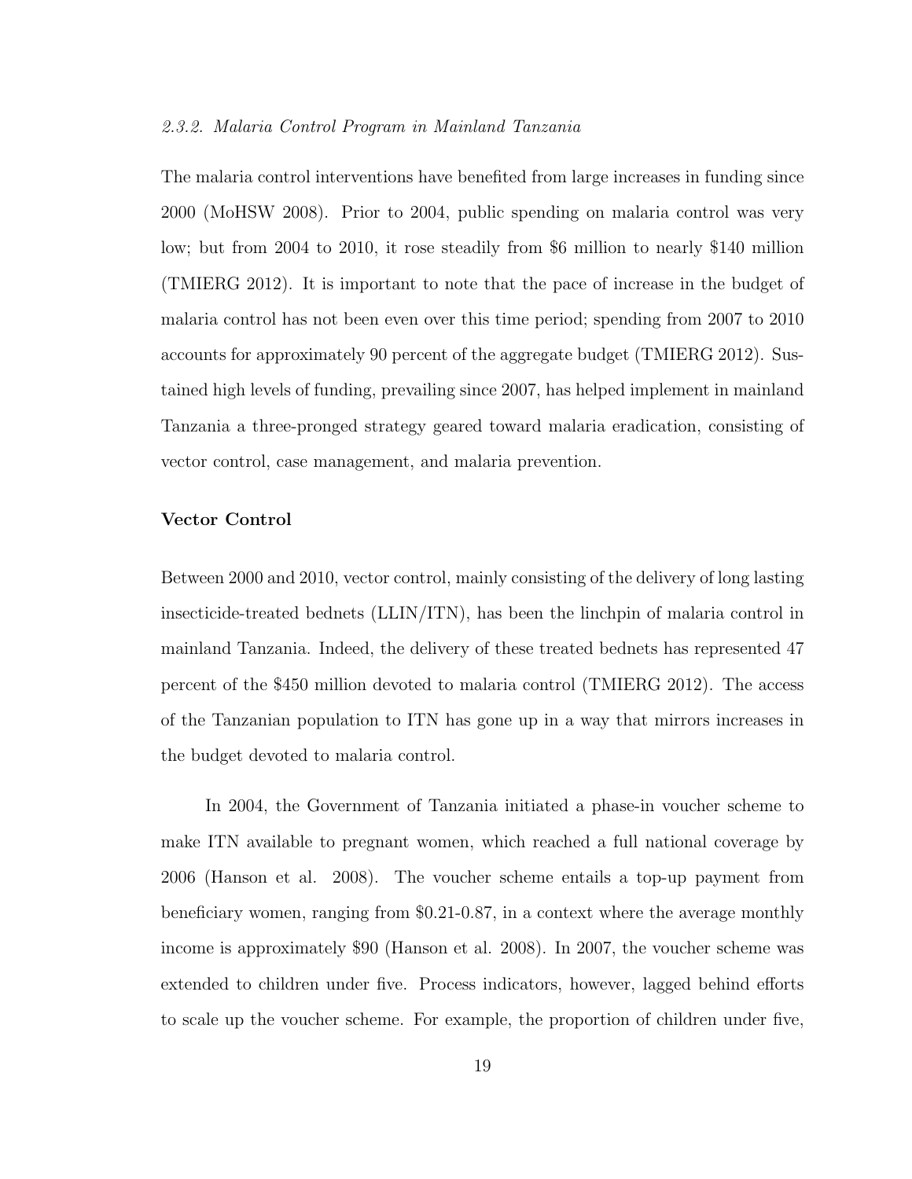*2.3.2. Malaria Control Program in Mainland Tanzania*

The malaria control interventions have benefited from large increases in funding since 2000 (MoHSW 2008). Prior to 2004, public spending on malaria control was very low; but from 2004 to 2010, it rose steadily from $6 million to nearly $140 million (TMIERG 2012). It is important to note that the pace of increase in the budget of malaria control has not been even over this time period; spending from 2007 to 2010 accounts for approximately 90 percent of the aggregate budget (TMIERG 2012). Sustained high levels of funding, prevailing since 2007, has helped implement in mainland Tanzania a three-pronged strategy geared toward malaria eradication, consisting of vector control, case management, and malaria prevention.

**Vector Control**

Between 2000 and 2010, vector control, mainly consisting of the delivery of long lasting insecticide-treated bednets (LLIN/ITN), has been the linchpin of malaria control in mainland Tanzania. Indeed, the delivery of these treated bednets has represented 47 percent of the $450 million devoted to malaria control (TMIERG 2012). The access of the Tanzanian population to ITN has gone up in a way that mirrors increases in the budget devoted to malaria control.

In 2004, the Government of Tanzania initiated a phase-in voucher scheme to make ITN available to pregnant women, which reached a full national coverage by 2006 (Hanson et al. 2008). The voucher scheme entails a top-up payment from beneficiary women, ranging from $0.21-0.87, in a context where the average monthly income is approximately $90 (Hanson et al. 2008). In 2007, the voucher scheme was extended to children under five. Process indicators, however, lagged behind efforts to scale up the voucher scheme. For example, the proportion of children under five,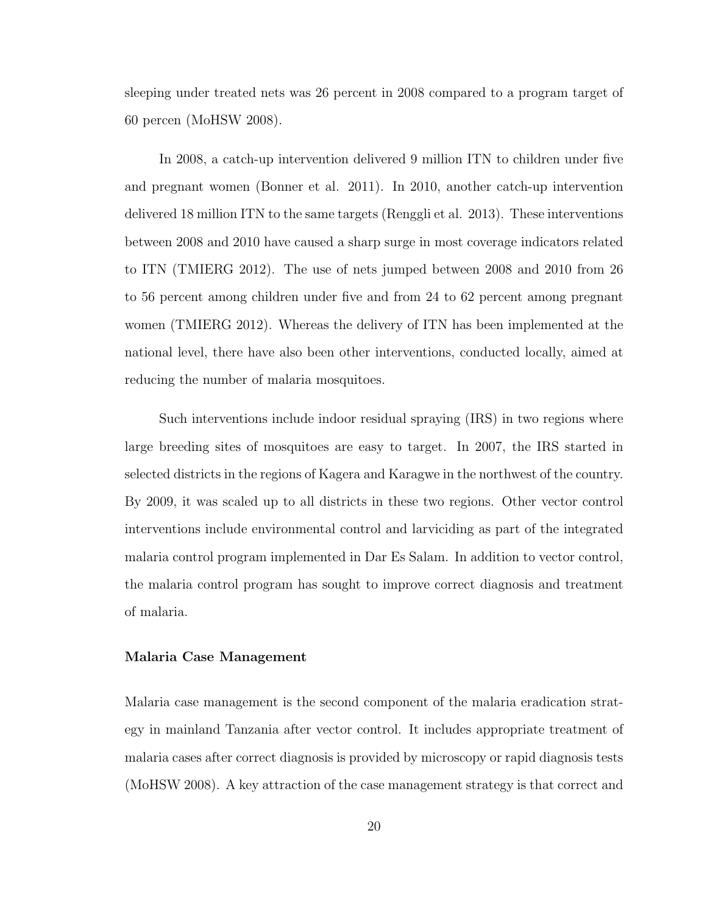sleeping under treated nets was 26 percent in 2008 compared to a program target of 60 percen (MoHSW 2008).

In 2008, a catch-up intervention delivered 9 million ITN to children under five and pregnant women (Bonner et al. 2011). In 2010, another catch-up intervention delivered 18 million ITN to the same targets (Renggli et al. 2013). These interventions between 2008 and 2010 have caused a sharp surge in most coverage indicators related to ITN (TMIERG 2012). The use of nets jumped between 2008 and 2010 from 26 to 56 percent among children under five and from 24 to 62 percent among pregnant women (TMIERG 2012). Whereas the delivery of ITN has been implemented at the national level, there have also been other interventions, conducted locally, aimed at reducing the number of malaria mosquitoes.

Such interventions include indoor residual spraying (IRS) in two regions where large breeding sites of mosquitoes are easy to target. In 2007, the IRS started in selected districts in the regions of Kagera and Karagwe in the northwest of the country. By 2009, it was scaled up to all districts in these two regions. Other vector control interventions include environmental control and larviciding as part of the integrated malaria control program implemented in Dar Es Salam. In addition to vector control, the malaria control program has sought to improve correct diagnosis and treatment of malaria.

### Malaria Case Management

Malaria case management is the second component of the malaria eradication strategy in mainland Tanzania after vector control. It includes appropriate treatment of malaria cases after correct diagnosis is provided by microscopy or rapid diagnosis tests (MoHSW 2008). A key attraction of the case management strategy is that correct and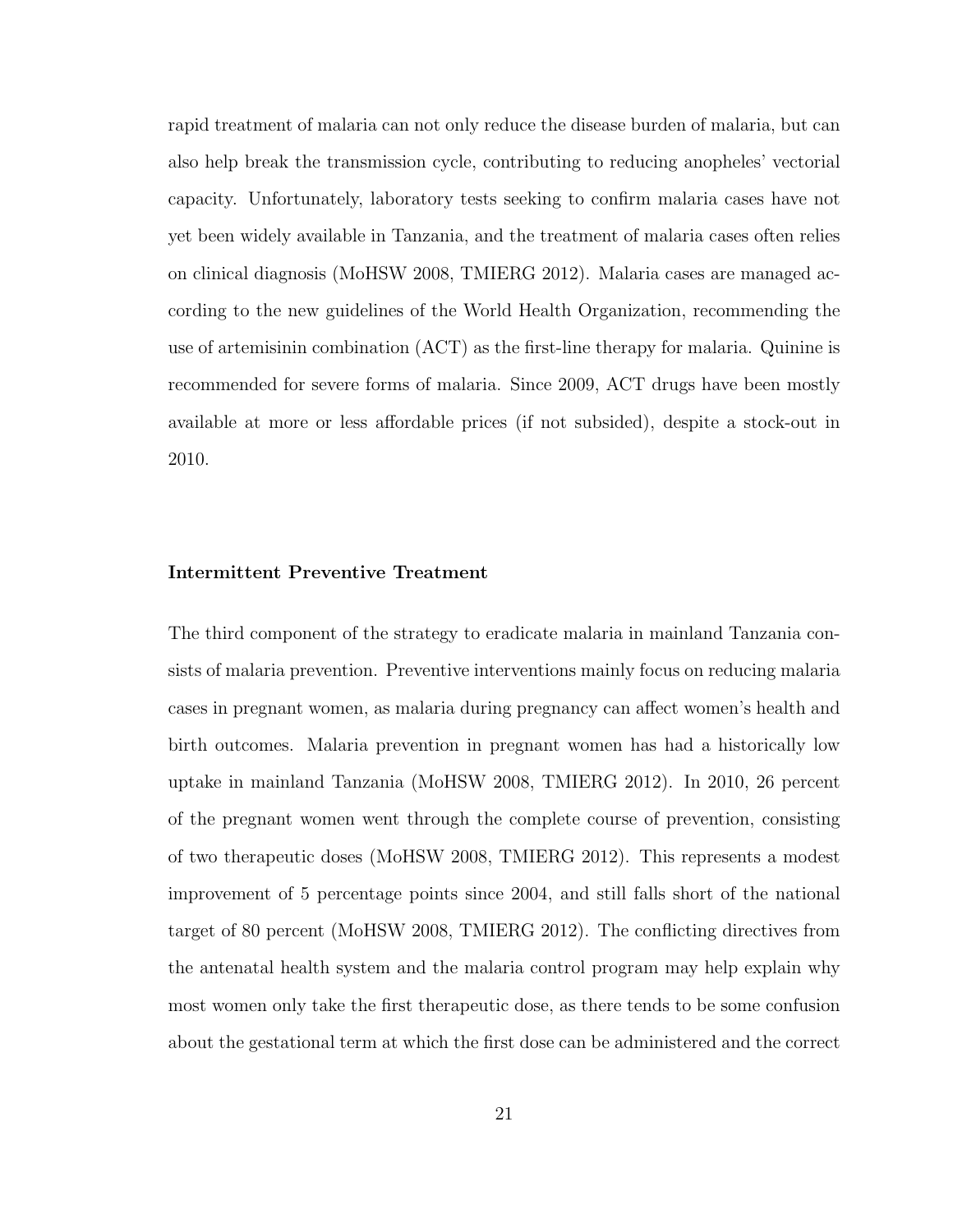rapid treatment of malaria can not only reduce the disease burden of malaria, but can also help break the transmission cycle, contributing to reducing anopheles' vectorial capacity. Unfortunately, laboratory tests seeking to confirm malaria cases have not yet been widely available in Tanzania, and the treatment of malaria cases often relies on clinical diagnosis (MoHSW 2008, TMIERG 2012). Malaria cases are managed according to the new guidelines of the World Health Organization, recommending the use of artemisinin combination (ACT) as the first-line therapy for malaria. Quinine is recommended for severe forms of malaria. Since 2009, ACT drugs have been mostly available at more or less affordable prices (if not subsided), despite a stock-out in 2010.

**Intermittent Preventive Treatment**

The third component of the strategy to eradicate malaria in mainland Tanzania consists of malaria prevention. Preventive interventions mainly focus on reducing malaria cases in pregnant women, as malaria during pregnancy can affect women's health and birth outcomes. Malaria prevention in pregnant women has had a historically low uptake in mainland Tanzania (MoHSW 2008, TMIERG 2012). In 2010, 26 percent of the pregnant women went through the complete course of prevention, consisting of two therapeutic doses (MoHSW 2008, TMIERG 2012). This represents a modest improvement of 5 percentage points since 2004, and still falls short of the national target of 80 percent (MoHSW 2008, TMIERG 2012). The conflicting directives from the antenatal health system and the malaria control program may help explain why most women only take the first therapeutic dose, as there tends to be some confusion about the gestational term at which the first dose can be administered and the correct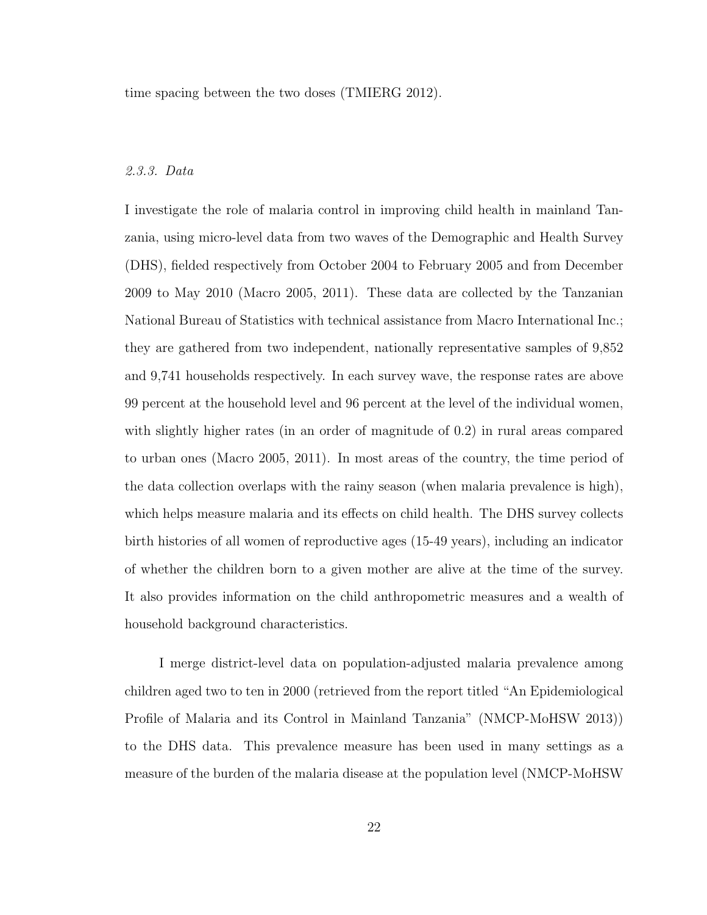time spacing between the two doses (TMIERG 2012).

### *2.3.3. Data*

I investigate the role of malaria control in improving child health in mainland Tanzania, using micro-level data from two waves of the Demographic and Health Survey (DHS), fielded respectively from October 2004 to February 2005 and from December 2009 to May 2010 (Macro 2005, 2011). These data are collected by the Tanzanian National Bureau of Statistics with technical assistance from Macro International Inc.; they are gathered from two independent, nationally representative samples of 9,852 and 9,741 households respectively. In each survey wave, the response rates are above 99 percent at the household level and 96 percent at the level of the individual women, with slightly higher rates (in an order of magnitude of 0.2) in rural areas compared to urban ones (Macro 2005, 2011). In most areas of the country, the time period of the data collection overlaps with the rainy season (when malaria prevalence is high), which helps measure malaria and its effects on child health. The DHS survey collects birth histories of all women of reproductive ages (15-49 years), including an indicator of whether the children born to a given mother are alive at the time of the survey. It also provides information on the child anthropometric measures and a wealth of household background characteristics.

I merge district-level data on population-adjusted malaria prevalence among children aged two to ten in 2000 (retrieved from the report titled "An Epidemiological Profile of Malaria and its Control in Mainland Tanzania" (NMCP-MoHSW 2013)) to the DHS data. This prevalence measure has been used in many settings as a measure of the burden of the malaria disease at the population level (NMCP-MoHSW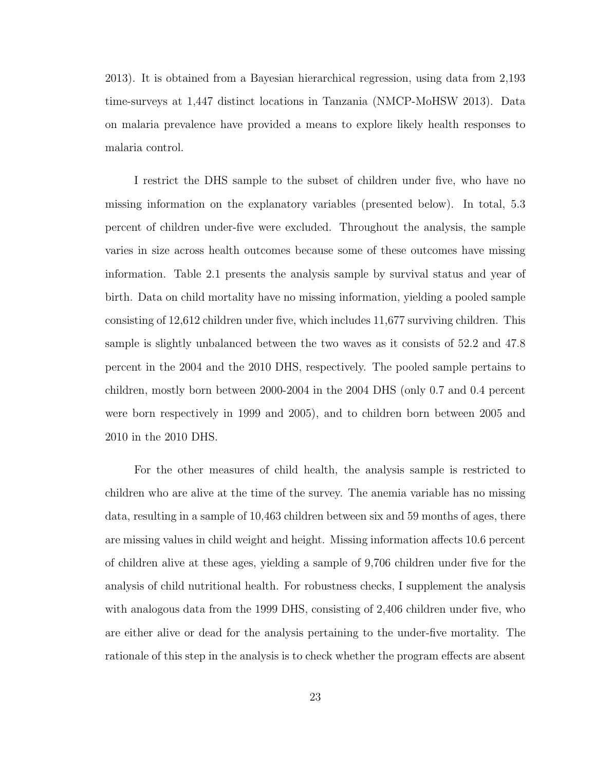2013). It is obtained from a Bayesian hierarchical regression, using data from 2,193 time-surveys at 1,447 distinct locations in Tanzania (NMCP-MoHSW 2013). Data on malaria prevalence have provided a means to explore likely health responses to malaria control.

I restrict the DHS sample to the subset of children under five, who have no missing information on the explanatory variables (presented below). In total, 5.3 percent of children under-five were excluded. Throughout the analysis, the sample varies in size across health outcomes because some of these outcomes have missing information. Table 2.1 presents the analysis sample by survival status and year of birth. Data on child mortality have no missing information, yielding a pooled sample consisting of 12,612 children under five, which includes 11,677 surviving children. This sample is slightly unbalanced between the two waves as it consists of 52.2 and 47.8 percent in the 2004 and the 2010 DHS, respectively. The pooled sample pertains to children, mostly born between 2000-2004 in the 2004 DHS (only 0.7 and 0.4 percent were born respectively in 1999 and 2005), and to children born between 2005 and 2010 in the 2010 DHS.

For the other measures of child health, the analysis sample is restricted to children who are alive at the time of the survey. The anemia variable has no missing data, resulting in a sample of 10,463 children between six and 59 months of ages, there are missing values in child weight and height. Missing information affects 10.6 percent of children alive at these ages, yielding a sample of 9,706 children under five for the analysis of child nutritional health. For robustness checks, I supplement the analysis with analogous data from the 1999 DHS, consisting of 2,406 children under five, who are either alive or dead for the analysis pertaining to the under-five mortality. The rationale of this step in the analysis is to check whether the program effects are absent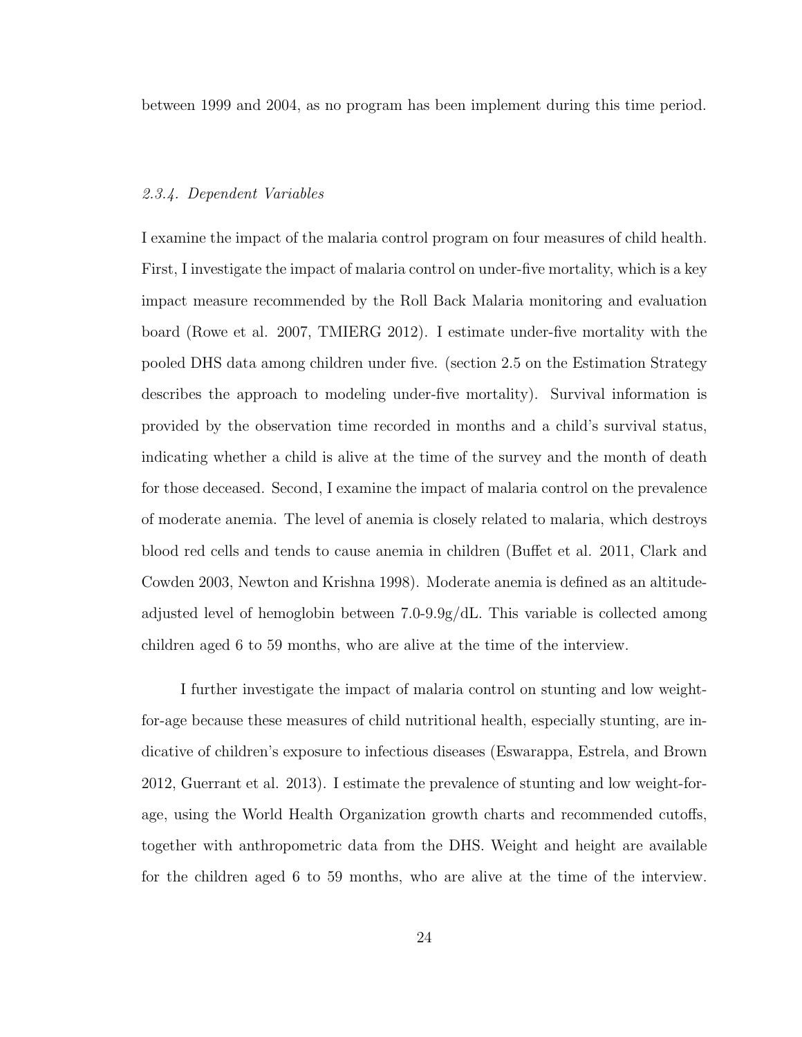between 1999 and 2004, as no program has been implement during this time period.

### *2.3.4. Dependent Variables*

I examine the impact of the malaria control program on four measures of child health. First, I investigate the impact of malaria control on under-five mortality, which is a key impact measure recommended by the Roll Back Malaria monitoring and evaluation board (Rowe et al. 2007, TMIERG 2012). I estimate under-five mortality with the pooled DHS data among children under five. (section 2.5 on the Estimation Strategy describes the approach to modeling under-five mortality). Survival information is provided by the observation time recorded in months and a child's survival status, indicating whether a child is alive at the time of the survey and the month of death for those deceased. Second, I examine the impact of malaria control on the prevalence of moderate anemia. The level of anemia is closely related to malaria, which destroys blood red cells and tends to cause anemia in children (Buffet et al. 2011, Clark and Cowden 2003, Newton and Krishna 1998). Moderate anemia is defined as an altitude-adjusted level of hemoglobin between 7.0-9.9g/dL. This variable is collected among children aged 6 to 59 months, who are alive at the time of the interview.

I further investigate the impact of malaria control on stunting and low weight-for-age because these measures of child nutritional health, especially stunting, are indicative of children's exposure to infectious diseases (Eswarappa, Estrela, and Brown 2012, Guerrant et al. 2013). I estimate the prevalence of stunting and low weight-for-age, using the World Health Organization growth charts and recommended cutoffs, together with anthropometric data from the DHS. Weight and height are available for the children aged 6 to 59 months, who are alive at the time of the interview.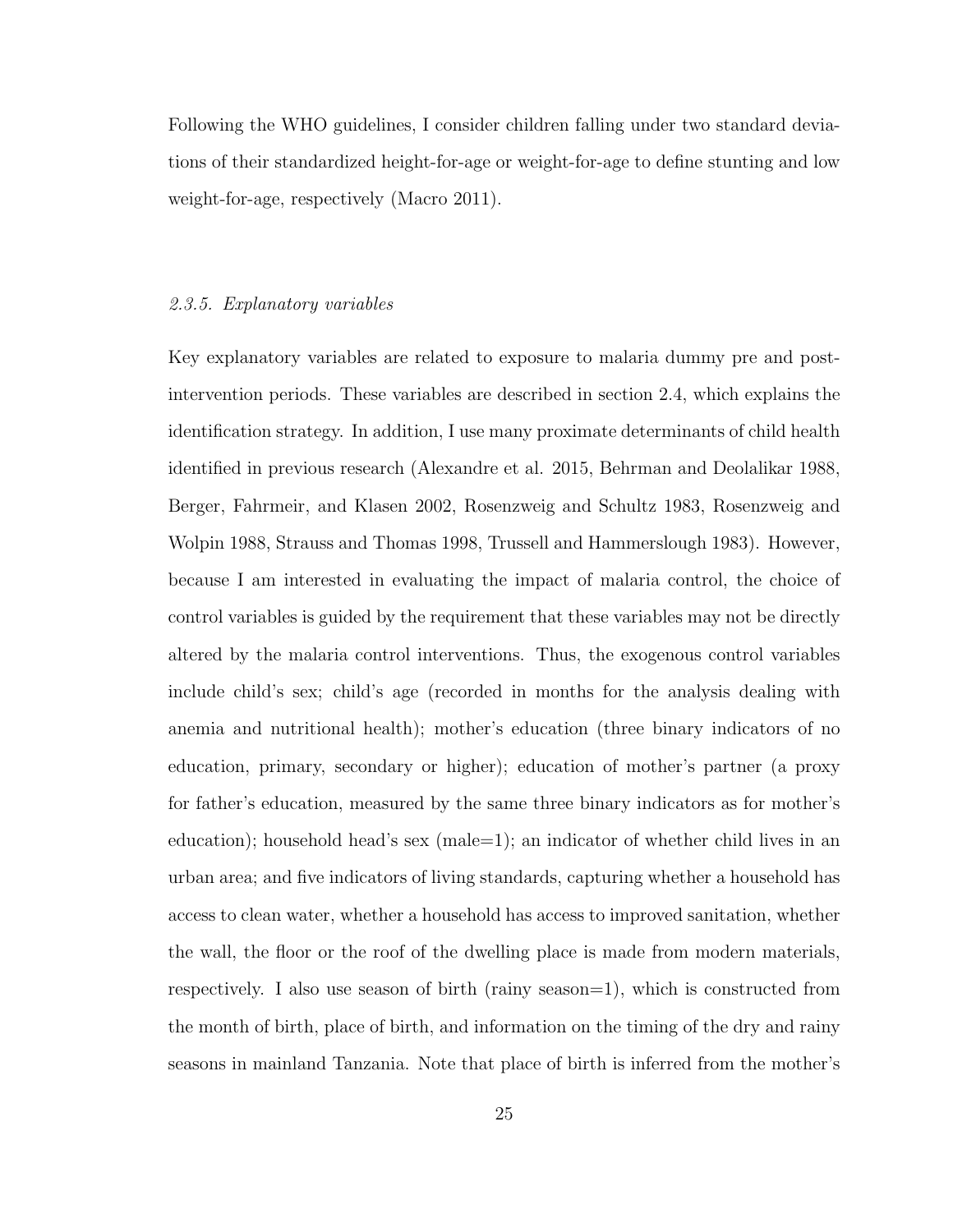Following the WHO guidelines, I consider children falling under two standard deviations of their standardized height-for-age or weight-for-age to define stunting and low weight-for-age, respectively (Macro 2011).

### *2.3.5. Explanatory variables*

Key explanatory variables are related to exposure to malaria dummy pre and post-intervention periods. These variables are described in section 2.4, which explains the identification strategy. In addition, I use many proximate determinants of child health identified in previous research (Alexandre et al. 2015, Behrman and Deolalikar 1988, Berger, Fahrmeir, and Klasen 2002, Rosenzweig and Schultz 1983, Rosenzweig and Wolpin 1988, Strauss and Thomas 1998, Trussell and Hammerslough 1983). However, because I am interested in evaluating the impact of malaria control, the choice of control variables is guided by the requirement that these variables may not be directly altered by the malaria control interventions. Thus, the exogenous control variables include child's sex; child's age (recorded in months for the analysis dealing with anemia and nutritional health); mother's education (three binary indicators of no education, primary, secondary or higher); education of mother's partner (a proxy for father's education, measured by the same three binary indicators as for mother's education); household head's sex (male=1); an indicator of whether child lives in an urban area; and five indicators of living standards, capturing whether a household has access to clean water, whether a household has access to improved sanitation, whether the wall, the floor or the roof of the dwelling place is made from modern materials, respectively. I also use season of birth (rainy season=1), which is constructed from the month of birth, place of birth, and information on the timing of the dry and rainy seasons in mainland Tanzania. Note that place of birth is inferred from the mother's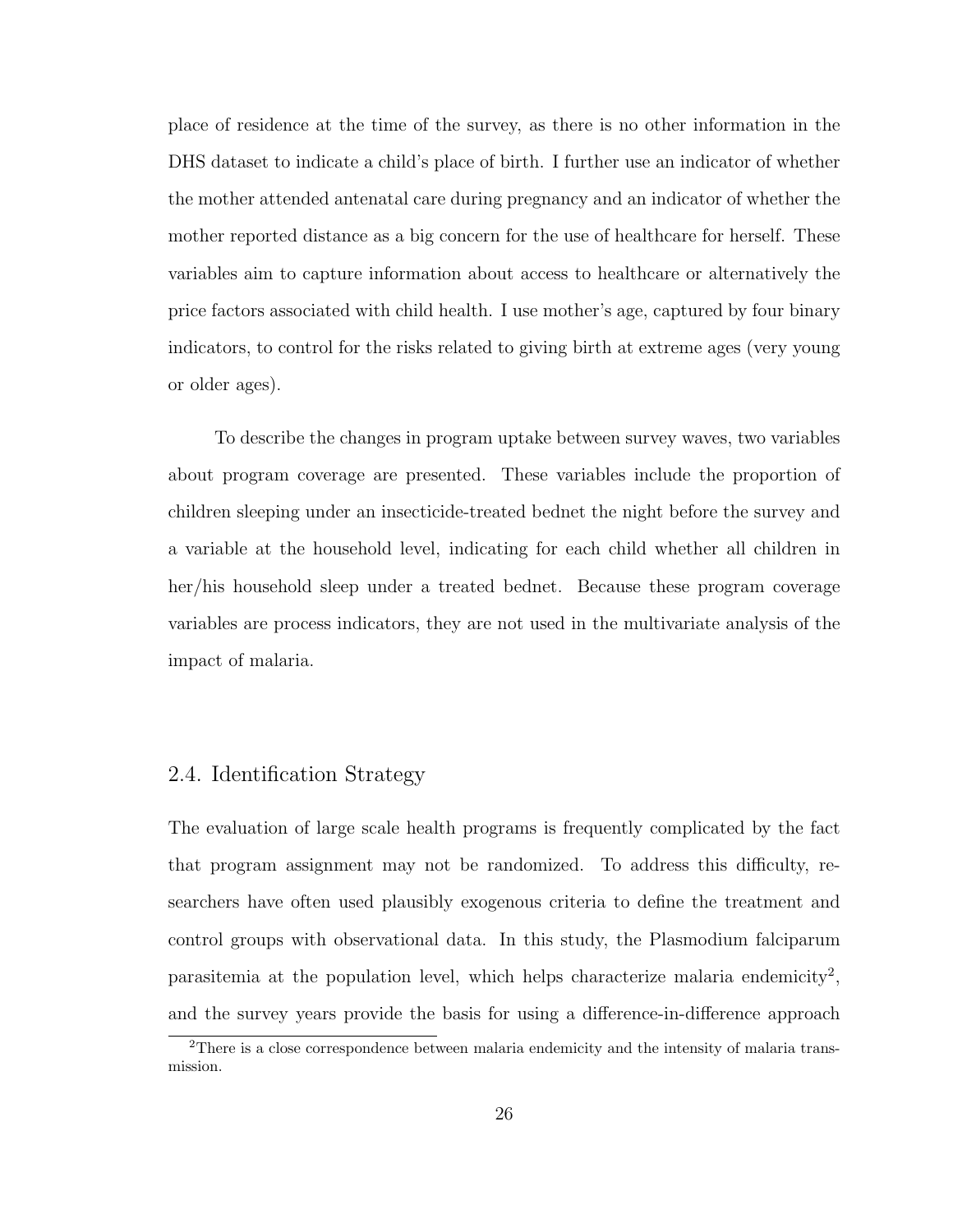place of residence at the time of the survey, as there is no other information in the DHS dataset to indicate a child's place of birth. I further use an indicator of whether the mother attended antenatal care during pregnancy and an indicator of whether the mother reported distance as a big concern for the use of healthcare for herself. These variables aim to capture information about access to healthcare or alternatively the price factors associated with child health. I use mother's age, captured by four binary indicators, to control for the risks related to giving birth at extreme ages (very young or older ages).

To describe the changes in program uptake between survey waves, two variables about program coverage are presented. These variables include the proportion of children sleeping under an insecticide-treated bednet the night before the survey and a variable at the household level, indicating for each child whether all children in her/his household sleep under a treated bednet. Because these program coverage variables are process indicators, they are not used in the multivariate analysis of the impact of malaria.

## 2.4. Identification Strategy

The evaluation of large scale health programs is frequently complicated by the fact that program assignment may not be randomized. To address this difficulty, researchers have often used plausibly exogenous criteria to define the treatment and control groups with observational data. In this study, the Plasmodium falciparum parasitemia at the population level, which helps characterize malaria endemicity[2], and the survey years provide the basis for using a difference-in-difference approach

[2] There is a close correspondence between malaria endemicity and the intensity of malaria transmission.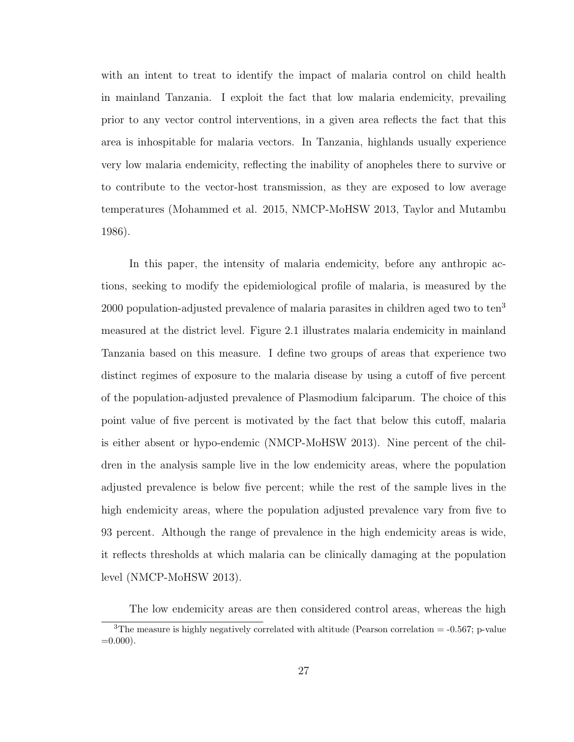with an intent to treat to identify the impact of malaria control on child health in mainland Tanzania. I exploit the fact that low malaria endemicity, prevailing prior to any vector control interventions, in a given area reflects the fact that this area is inhospitable for malaria vectors. In Tanzania, highlands usually experience very low malaria endemicity, reflecting the inability of anopheles there to survive or to contribute to the vector-host transmission, as they are exposed to low average temperatures (Mohammed et al. 2015, NMCP-MoHSW 2013, Taylor and Mutambu 1986).

In this paper, the intensity of malaria endemicity, before any anthropic actions, seeking to modify the epidemiological profile of malaria, is measured by the 2000 population-adjusted prevalence of malaria parasites in children aged two to ten[3] measured at the district level. Figure 2.1 illustrates malaria endemicity in mainland Tanzania based on this measure. I define two groups of areas that experience two distinct regimes of exposure to the malaria disease by using a cutoff of five percent of the population-adjusted prevalence of Plasmodium falciparum. The choice of this point value of five percent is motivated by the fact that below this cutoff, malaria is either absent or hypo-endemic (NMCP-MoHSW 2013). Nine percent of the children in the analysis sample live in the low endemicity areas, where the population adjusted prevalence is below five percent; while the rest of the sample lives in the high endemicity areas, where the population adjusted prevalence vary from five to 93 percent. Although the range of prevalence in the high endemicity areas is wide, it reflects thresholds at which malaria can be clinically damaging at the population level (NMCP-MoHSW 2013).

The low endemicity areas are then considered control areas, whereas the high

[3] The measure is highly negatively correlated with altitude (Pearson correlation = -0.567; p-value =0.000).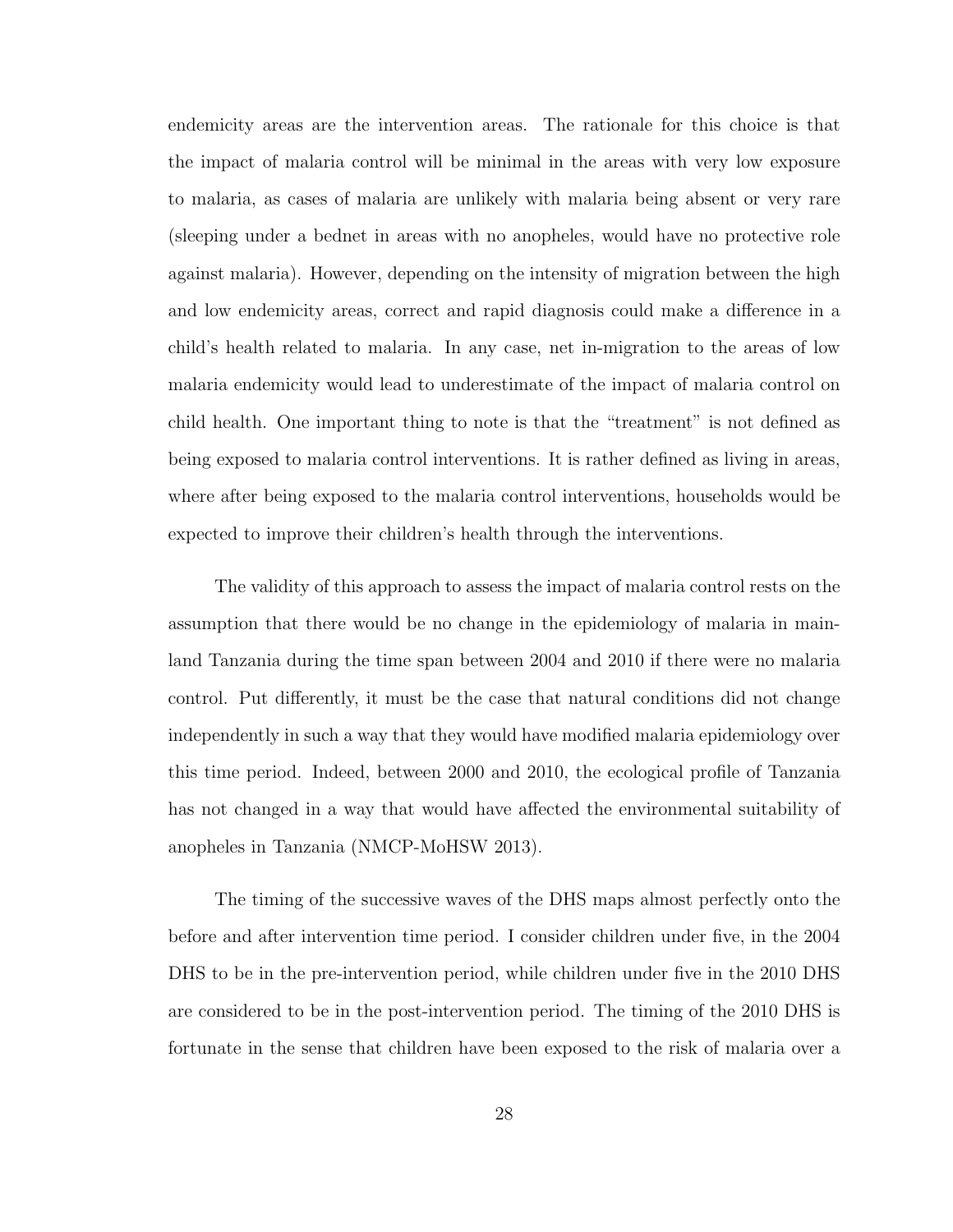endemicity areas are the intervention areas. The rationale for this choice is that the impact of malaria control will be minimal in the areas with very low exposure to malaria, as cases of malaria are unlikely with malaria being absent or very rare (sleeping under a bednet in areas with no anopheles, would have no protective role against malaria). However, depending on the intensity of migration between the high and low endemicity areas, correct and rapid diagnosis could make a difference in a child's health related to malaria. In any case, net in-migration to the areas of low malaria endemicity would lead to underestimate of the impact of malaria control on child health. One important thing to note is that the "treatment" is not defined as being exposed to malaria control interventions. It is rather defined as living in areas, where after being exposed to the malaria control interventions, households would be expected to improve their children's health through the interventions.

The validity of this approach to assess the impact of malaria control rests on the assumption that there would be no change in the epidemiology of malaria in mainland Tanzania during the time span between 2004 and 2010 if there were no malaria control. Put differently, it must be the case that natural conditions did not change independently in such a way that they would have modified malaria epidemiology over this time period. Indeed, between 2000 and 2010, the ecological profile of Tanzania has not changed in a way that would have affected the environmental suitability of anopheles in Tanzania (NMCP-MoHSW 2013).

The timing of the successive waves of the DHS maps almost perfectly onto the before and after intervention time period. I consider children under five, in the 2004 DHS to be in the pre-intervention period, while children under five in the 2010 DHS are considered to be in the post-intervention period. The timing of the 2010 DHS is fortunate in the sense that children have been exposed to the risk of malaria over a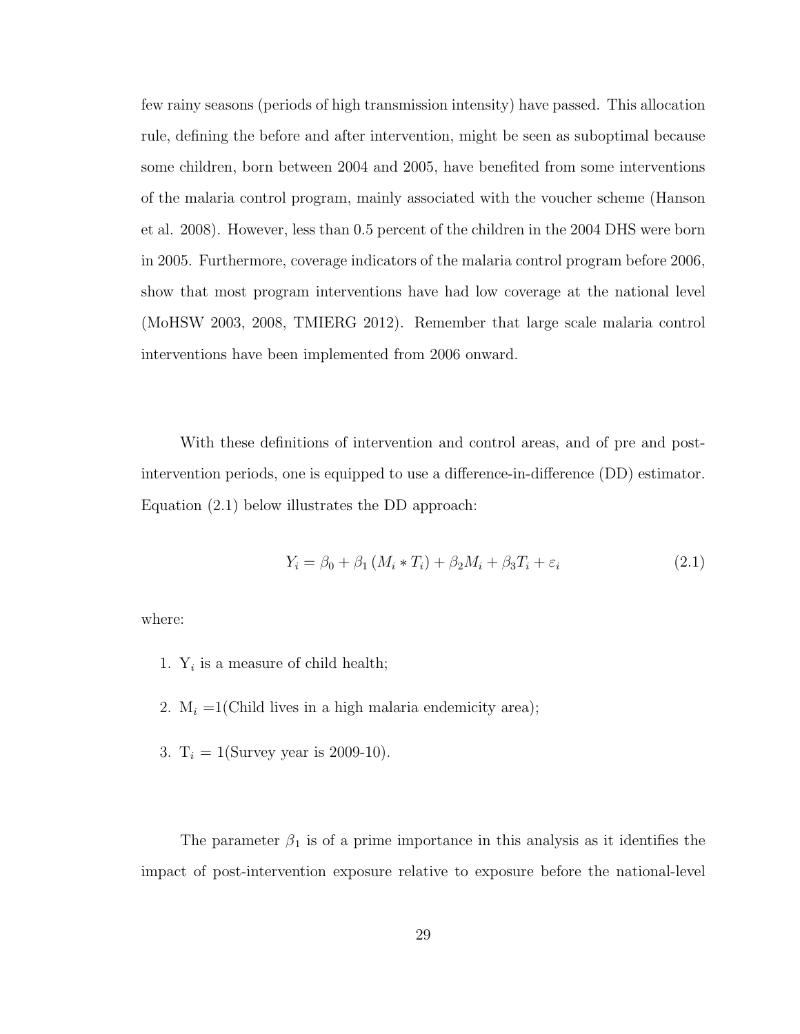few rainy seasons (periods of high transmission intensity) have passed. This allocation rule, defining the before and after intervention, might be seen as suboptimal because some children, born between 2004 and 2005, have benefited from some interventions of the malaria control program, mainly associated with the voucher scheme (Hanson et al. 2008). However, less than 0.5 percent of the children in the 2004 DHS were born in 2005. Furthermore, coverage indicators of the malaria control program before 2006, show that most program interventions have had low coverage at the national level (MoHSW 2003, 2008, TMIERG 2012). Remember that large scale malaria control interventions have been implemented from 2006 onward.

With these definitions of intervention and control areas, and of pre and post-intervention periods, one is equipped to use a difference-in-difference (DD) estimator. Equation (2.1) below illustrates the DD approach:

$$Y_i = \beta_0 + \beta_1 (M_i * T_i) + \beta_2 M_i + \beta_3 T_i + \varepsilon_i \tag{2.1}$$

where:

1. $Y_i$ is a measure of child health;
2. $M_i$ =1(Child lives in a high malaria endemicity area);
3. $T_i$ = 1(Survey year is 2009-10).

The parameter $\beta_1$ is of a prime importance in this analysis as it identifies the impact of post-intervention exposure relative to exposure before the national-level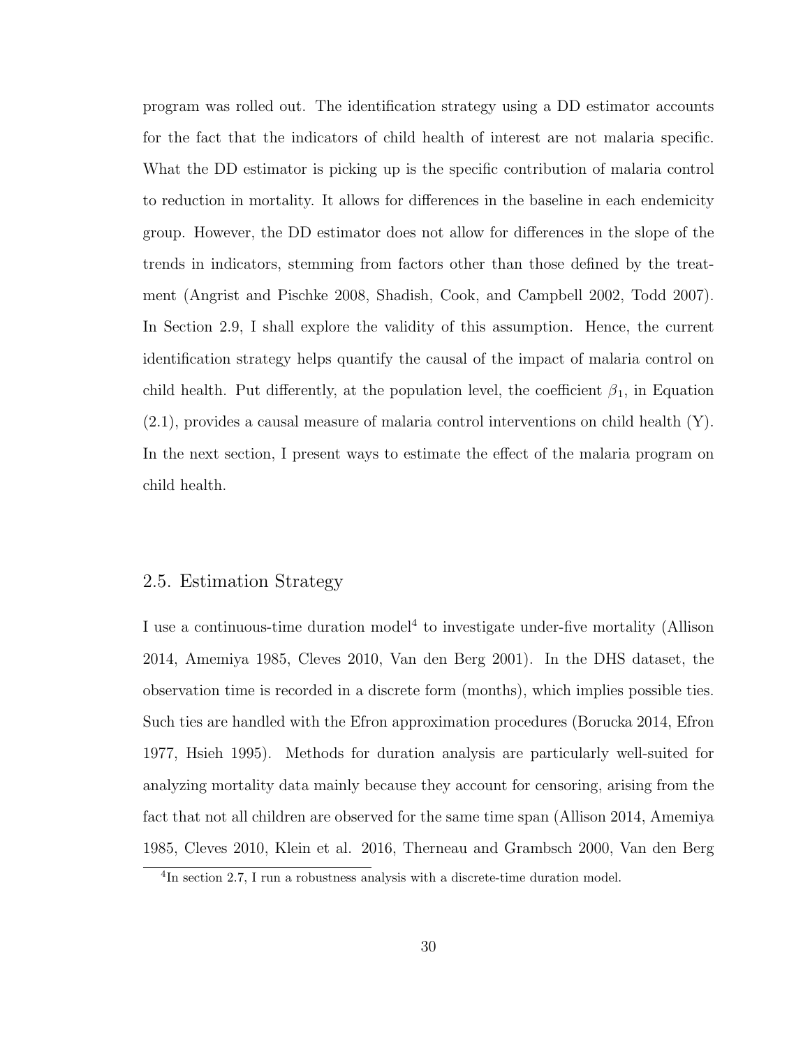program was rolled out. The identification strategy using a DD estimator accounts for the fact that the indicators of child health of interest are not malaria specific. What the DD estimator is picking up is the specific contribution of malaria control to reduction in mortality. It allows for differences in the baseline in each endemicity group. However, the DD estimator does not allow for differences in the slope of the trends in indicators, stemming from factors other than those defined by the treatment (Angrist and Pischke 2008, Shadish, Cook, and Campbell 2002, Todd 2007). In Section 2.9, I shall explore the validity of this assumption. Hence, the current identification strategy helps quantify the causal of the impact of malaria control on child health. Put differently, at the population level, the coefficient $\beta_1$, in Equation (2.1), provides a causal measure of malaria control interventions on child health (Y). In the next section, I present ways to estimate the effect of the malaria program on child health.

## 2.5. Estimation Strategy

I use a continuous-time duration model[4] to investigate under-five mortality (Allison 2014, Amemiya 1985, Cleves 2010, Van den Berg 2001). In the DHS dataset, the observation time is recorded in a discrete form (months), which implies possible ties. Such ties are handled with the Efron approximation procedures (Borucka 2014, Efron 1977, Hsieh 1995). Methods for duration analysis are particularly well-suited for analyzing mortality data mainly because they account for censoring, arising from the fact that not all children are observed for the same time span (Allison 2014, Amemiya 1985, Cleves 2010, Klein et al. 2016, Therneau and Grambsch 2000, Van den Berg

[4] In section 2.7, I run a robustness analysis with a discrete-time duration model.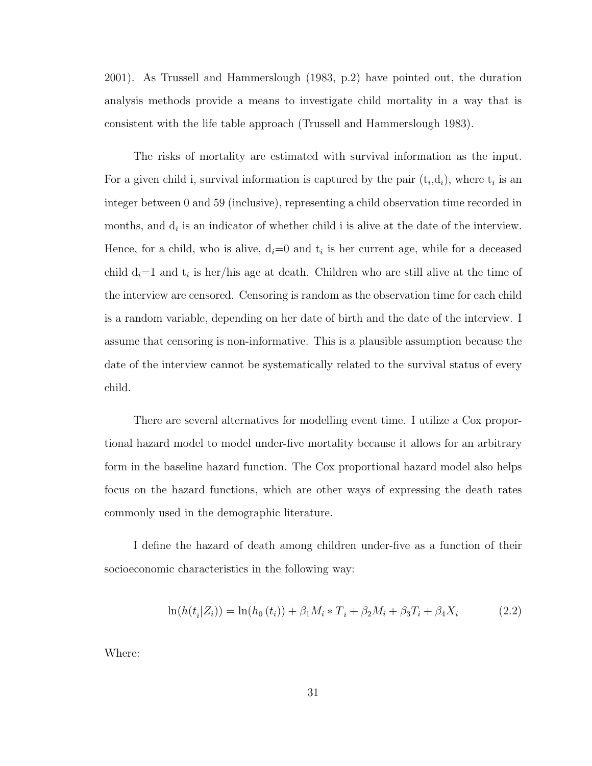2001). As Trussell and Hammerslough (1983, p.2) have pointed out, the duration analysis methods provide a means to investigate child mortality in a way that is consistent with the life table approach (Trussell and Hammerslough 1983).

The risks of mortality are estimated with survival information as the input. For a given child i, survival information is captured by the pair ($t_i$,$d_i$), where $t_i$ is an integer between 0 and 59 (inclusive), representing a child observation time recorded in months, and $d_i$ is an indicator of whether child i is alive at the date of the interview. Hence, for a child, who is alive, $d_i$=0 and $t_i$ is her current age, while for a deceased child $d_i$=1 and $t_i$ is her/his age at death. Children who are still alive at the time of the interview are censored. Censoring is random as the observation time for each child is a random variable, depending on her date of birth and the date of the interview. I assume that censoring is non-informative. This is a plausible assumption because the date of the interview cannot be systematically related to the survival status of every child.

There are several alternatives for modelling event time. I utilize a Cox proportional hazard model to model under-five mortality because it allows for an arbitrary form in the baseline hazard function. The Cox proportional hazard model also helps focus on the hazard functions, which are other ways of expressing the death rates commonly used in the demographic literature.

I define the hazard of death among children under-five as a function of their socioeconomic characteristics in the following way:

$$\ln(h(t_i|Z_i)) = \ln(h_0(t_i)) + \beta_1 M_i * T_i + \beta_2 M_i + \beta_3 T_i + \beta_4 X_i \tag{2.2}$$

Where: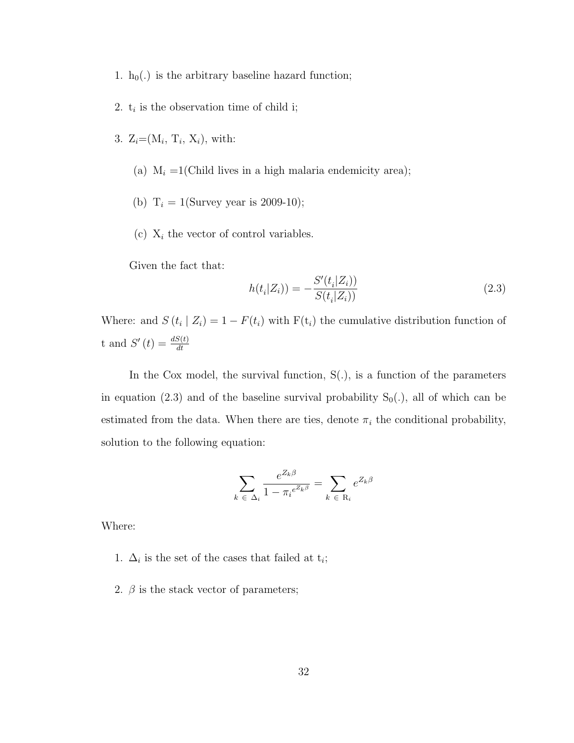1. $h_0(.)$ is the arbitrary baseline hazard function;

2. $t_i$ is the observation time of child i;

3. $Z_i$=($M_i$, $T_i$, $X_i$), with:

   (a) $M_i$ =1(Child lives in a high malaria endemicity area);

   (b) $T_i$ = 1(Survey year is 2009-10);

   (c) $X_i$ the vector of control variables.

Given the fact that:

$$h(t_i|Z_i)) = -\frac{S'(t_i|Z_i))}{S(t_i|Z_i))} \tag{2.3}$$

Where: and $S(t_i \mid Z_i) = 1 - F(t_i)$ with $F(t_i)$ the cumulative distribution function of t and $S'(t) = \frac{dS(t)}{dt}$

In the Cox model, the survival function, S(.), is a function of the parameters in equation (2.3) and of the baseline survival probability $S_0(.)$, all of which can be estimated from the data. When there are ties, denote $\pi_i$ the conditional probability, solution to the following equation:

$$\sum_{k \in \Delta_i} \frac{e^{Z_k \beta}}{1 - \pi_i^{e^{Z_k \beta}}} = \sum_{k \in R_i} e^{Z_k \beta}$$

Where:

1. $\Delta_i$ is the set of the cases that failed at $t_i$;

2. $\beta$ is the stack vector of parameters;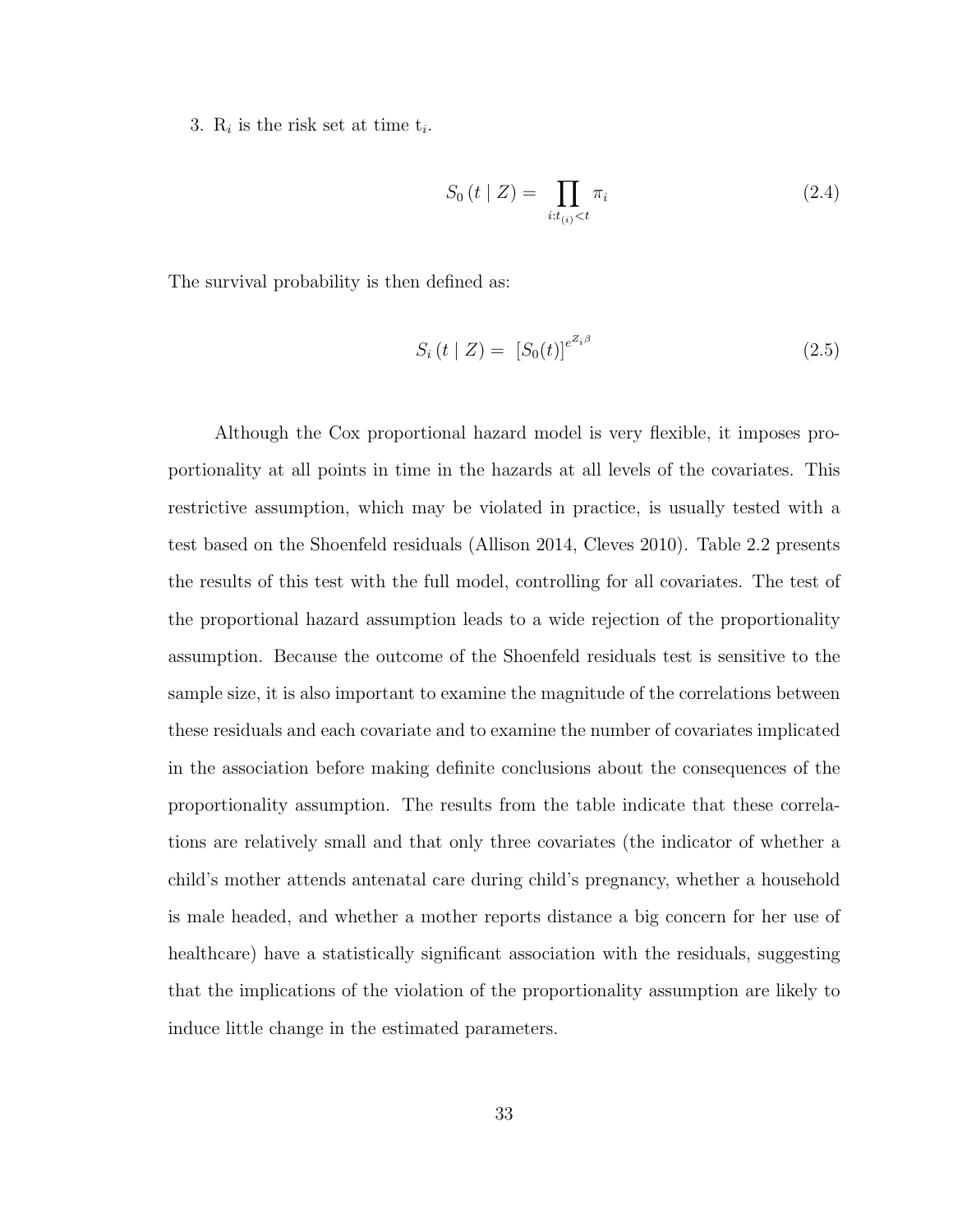3. $R_i$ is the risk set at time $t_i$.

$$S_0 \left( t \mid Z \right) = \prod_{i:t_{(i)}<t} \pi_i \tag{2.4}$$

The survival probability is then defined as:

$$S_i \left( t \mid Z \right) = \left[ S_0(t) \right]^{e^{Z_i \beta}} \tag{2.5}$$

Although the Cox proportional hazard model is very flexible, it imposes proportionality at all points in time in the hazards at all levels of the covariates. This restrictive assumption, which may be violated in practice, is usually tested with a test based on the Shoenfeld residuals (Allison 2014, Cleves 2010). Table 2.2 presents the results of this test with the full model, controlling for all covariates. The test of the proportional hazard assumption leads to a wide rejection of the proportionality assumption. Because the outcome of the Shoenfeld residuals test is sensitive to the sample size, it is also important to examine the magnitude of the correlations between these residuals and each covariate and to examine the number of covariates implicated in the association before making definite conclusions about the consequences of the proportionality assumption. The results from the table indicate that these correlations are relatively small and that only three covariates (the indicator of whether a child's mother attends antenatal care during child's pregnancy, whether a household is male headed, and whether a mother reports distance a big concern for her use of healthcare) have a statistically significant association with the residuals, suggesting that the implications of the violation of the proportionality assumption are likely to induce little change in the estimated parameters.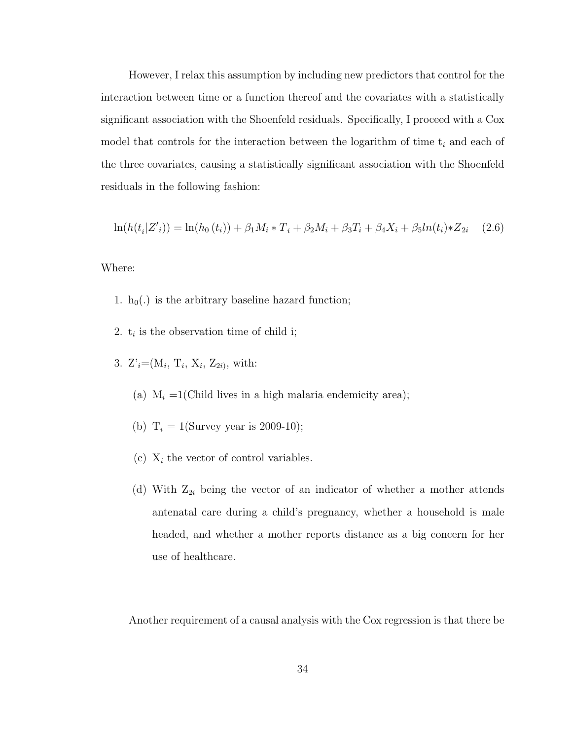However, I relax this assumption by including new predictors that control for the interaction between time or a function thereof and the covariates with a statistically significant association with the Shoenfeld residuals. Specifically, I proceed with a Cox model that controls for the interaction between the logarithm of time $t_i$ and each of the three covariates, causing a statistically significant association with the Shoenfeld residuals in the following fashion:

$$\ln(h(t_i|Z'_i)) = \ln(h_0(t_i)) + \beta_1 M_i * T_i + \beta_2 M_i + \beta_3 T_i + \beta_4 X_i + \beta_5 ln(t_i) * Z_{2i} \quad (2.6)$$

Where:

1. $h_0(.)$ is the arbitrary baseline hazard function;
2. $t_i$ is the observation time of child i;
3. $Z'_i$=($M_i$, $T_i$, $X_i$, $Z_{2i}$), with:
   (a) $M_i$ =1(Child lives in a high malaria endemicity area);
   (b) $T_i$ = 1(Survey year is 2009-10);
   (c) $X_i$ the vector of control variables.
   (d) With $Z_{2i}$ being the vector of an indicator of whether a mother attends antenatal care during a child's pregnancy, whether a household is male headed, and whether a mother reports distance as a big concern for her use of healthcare.

Another requirement of a causal analysis with the Cox regression is that there be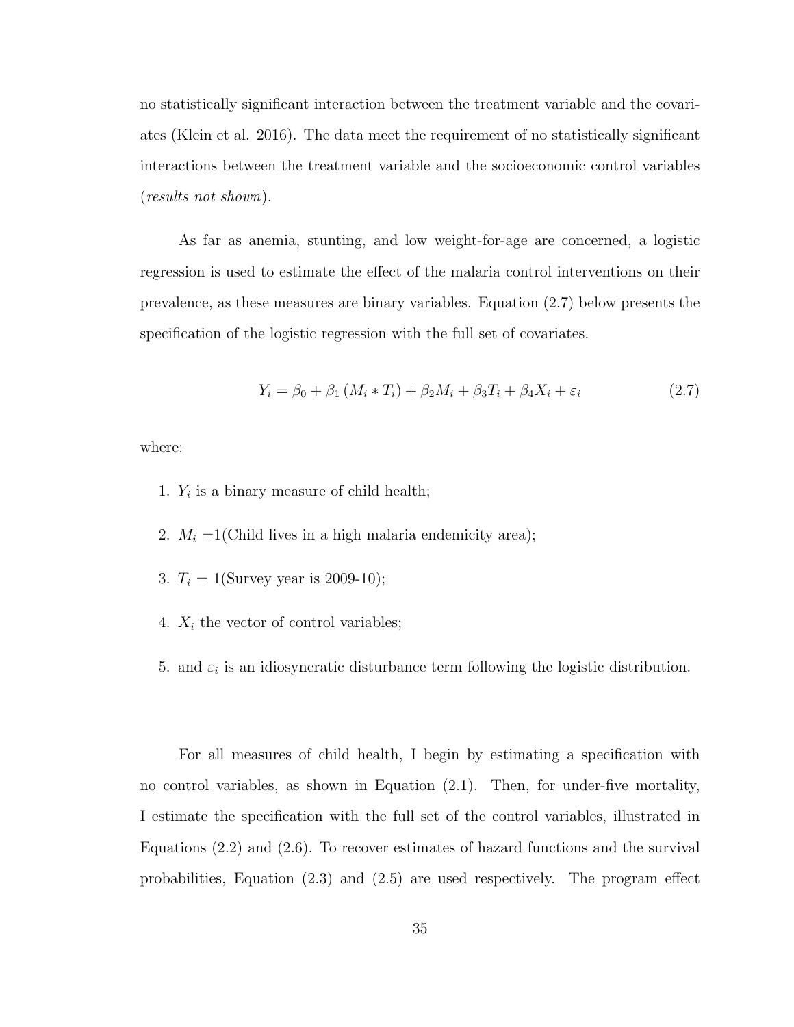no statistically significant interaction between the treatment variable and the covariates (Klein et al. 2016). The data meet the requirement of no statistically significant interactions between the treatment variable and the socioeconomic control variables (*results not shown*).

As far as anemia, stunting, and low weight-for-age are concerned, a logistic regression is used to estimate the effect of the malaria control interventions on their prevalence, as these measures are binary variables. Equation (2.7) below presents the specification of the logistic regression with the full set of covariates.

$$Y_i = \beta_0 + \beta_1 (M_i * T_i) + \beta_2 M_i + \beta_3 T_i + \beta_4 X_i + \varepsilon_i \tag{2.7}$$

where:

1. $Y_i$ is a binary measure of child health;
2. $M_i$ =1(Child lives in a high malaria endemicity area);
3. $T_i$ = 1(Survey year is 2009-10);
4. $X_i$ the vector of control variables;
5. and $\varepsilon_i$ is an idiosyncratic disturbance term following the logistic distribution.

For all measures of child health, I begin by estimating a specification with no control variables, as shown in Equation (2.1). Then, for under-five mortality, I estimate the specification with the full set of the control variables, illustrated in Equations (2.2) and (2.6). To recover estimates of hazard functions and the survival probabilities, Equation (2.3) and (2.5) are used respectively. The program effect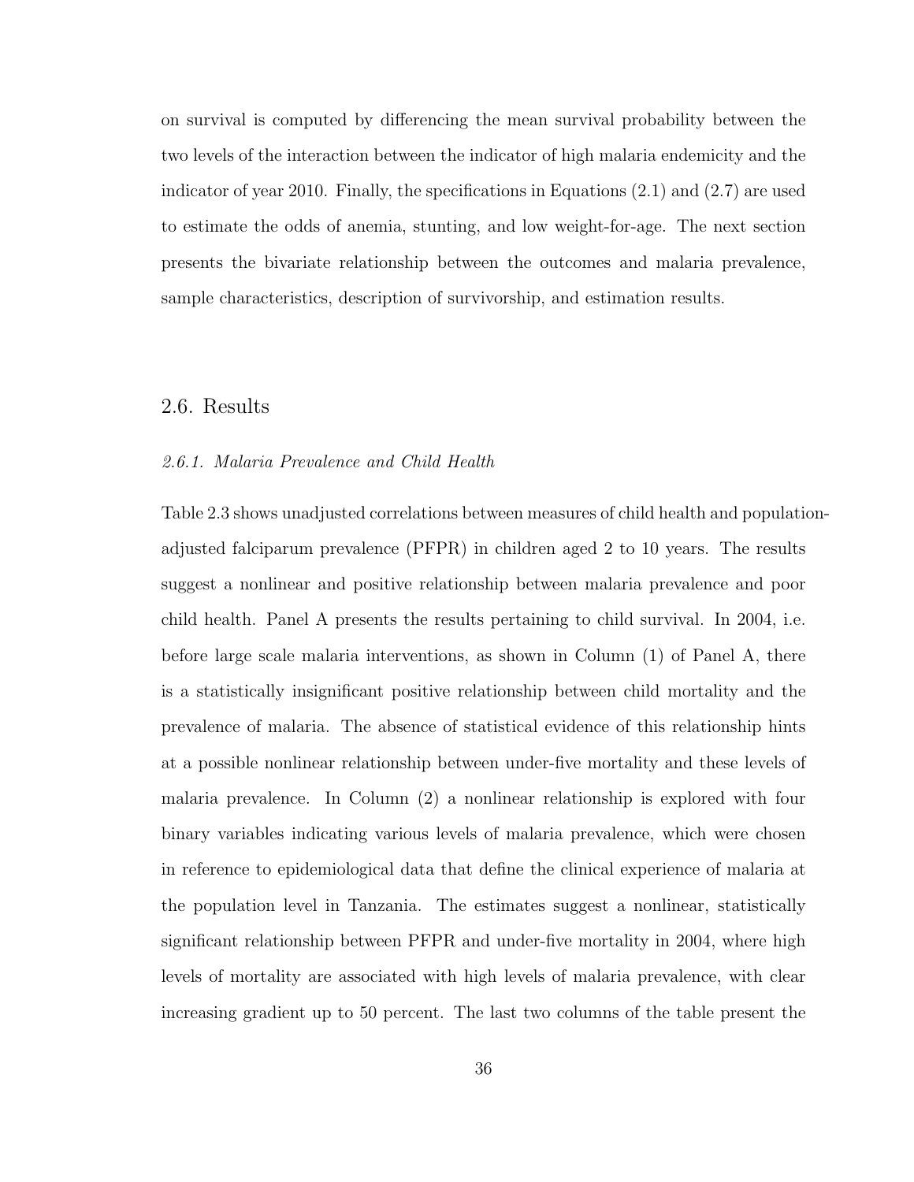on survival is computed by differencing the mean survival probability between the two levels of the interaction between the indicator of high malaria endemicity and the indicator of year 2010. Finally, the specifications in Equations (2.1) and (2.7) are used to estimate the odds of anemia, stunting, and low weight-for-age. The next section presents the bivariate relationship between the outcomes and malaria prevalence, sample characteristics, description of survivorship, and estimation results.

## 2.6. Results

### *2.6.1. Malaria Prevalence and Child Health*

Table 2.3 shows unadjusted correlations between measures of child health and population-adjusted falciparum prevalence (PFPR) in children aged 2 to 10 years. The results suggest a nonlinear and positive relationship between malaria prevalence and poor child health. Panel A presents the results pertaining to child survival. In 2004, i.e. before large scale malaria interventions, as shown in Column (1) of Panel A, there is a statistically insignificant positive relationship between child mortality and the prevalence of malaria. The absence of statistical evidence of this relationship hints at a possible nonlinear relationship between under-five mortality and these levels of malaria prevalence. In Column (2) a nonlinear relationship is explored with four binary variables indicating various levels of malaria prevalence, which were chosen in reference to epidemiological data that define the clinical experience of malaria at the population level in Tanzania. The estimates suggest a nonlinear, statistically significant relationship between PFPR and under-five mortality in 2004, where high levels of mortality are associated with high levels of malaria prevalence, with clear increasing gradient up to 50 percent. The last two columns of the table present the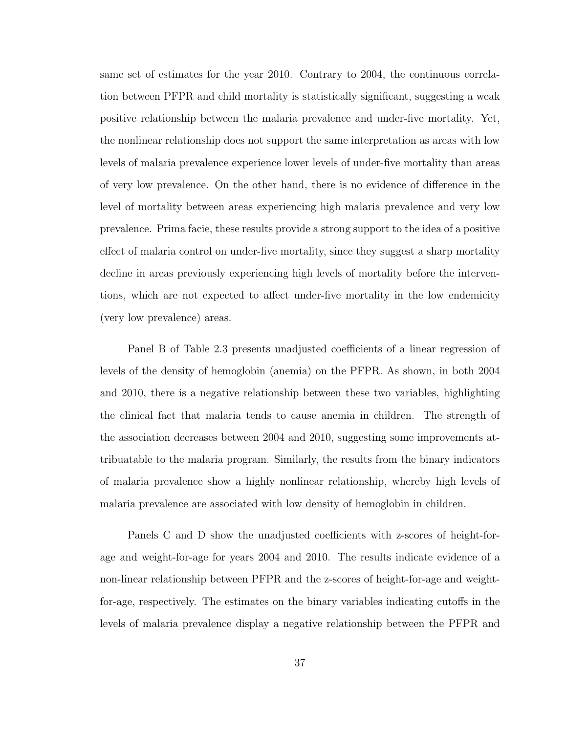same set of estimates for the year 2010. Contrary to 2004, the continuous correlation between PFPR and child mortality is statistically significant, suggesting a weak positive relationship between the malaria prevalence and under-five mortality. Yet, the nonlinear relationship does not support the same interpretation as areas with low levels of malaria prevalence experience lower levels of under-five mortality than areas of very low prevalence. On the other hand, there is no evidence of difference in the level of mortality between areas experiencing high malaria prevalence and very low prevalence. Prima facie, these results provide a strong support to the idea of a positive effect of malaria control on under-five mortality, since they suggest a sharp mortality decline in areas previously experiencing high levels of mortality before the interventions, which are not expected to affect under-five mortality in the low endemicity (very low prevalence) areas.

Panel B of Table 2.3 presents unadjusted coefficients of a linear regression of levels of the density of hemoglobin (anemia) on the PFPR. As shown, in both 2004 and 2010, there is a negative relationship between these two variables, highlighting the clinical fact that malaria tends to cause anemia in children. The strength of the association decreases between 2004 and 2010, suggesting some improvements attribuatable to the malaria program. Similarly, the results from the binary indicators of malaria prevalence show a highly nonlinear relationship, whereby high levels of malaria prevalence are associated with low density of hemoglobin in children.

Panels C and D show the unadjusted coefficients with z-scores of height-for-age and weight-for-age for years 2004 and 2010. The results indicate evidence of a non-linear relationship between PFPR and the z-scores of height-for-age and weight-for-age, respectively. The estimates on the binary variables indicating cutoffs in the levels of malaria prevalence display a negative relationship between the PFPR and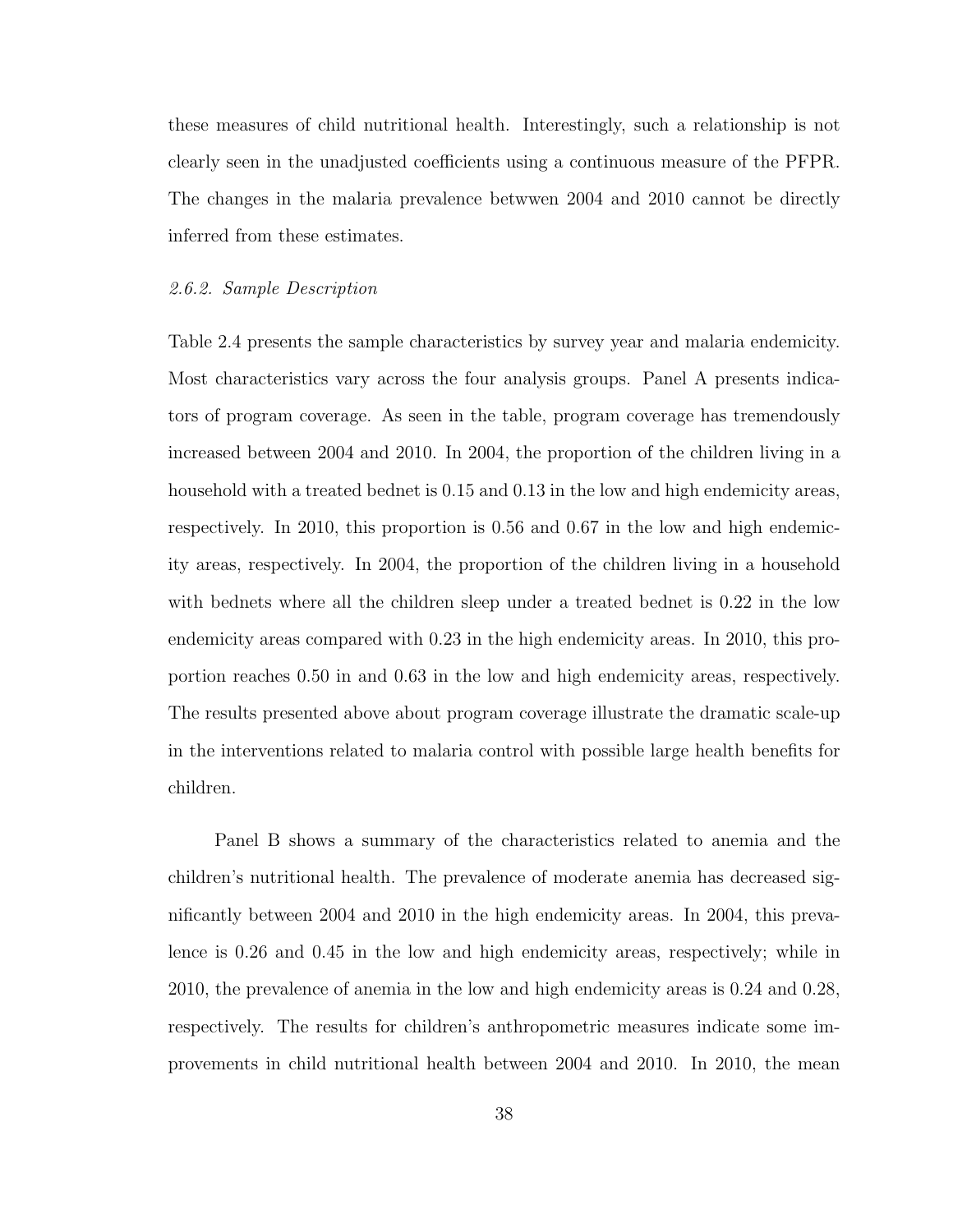these measures of child nutritional health. Interestingly, such a relationship is not clearly seen in the unadjusted coefficients using a continuous measure of the PFPR. The changes in the malaria prevalence betwwen 2004 and 2010 cannot be directly inferred from these estimates.

### *2.6.2. Sample Description*

Table 2.4 presents the sample characteristics by survey year and malaria endemicity. Most characteristics vary across the four analysis groups. Panel A presents indicators of program coverage. As seen in the table, program coverage has tremendously increased between 2004 and 2010. In 2004, the proportion of the children living in a household with a treated bednet is 0.15 and 0.13 in the low and high endemicity areas, respectively. In 2010, this proportion is 0.56 and 0.67 in the low and high endemicity areas, respectively. In 2004, the proportion of the children living in a household with bednets where all the children sleep under a treated bednet is 0.22 in the low endemicity areas compared with 0.23 in the high endemicity areas. In 2010, this proportion reaches 0.50 in and 0.63 in the low and high endemicity areas, respectively. The results presented above about program coverage illustrate the dramatic scale-up in the interventions related to malaria control with possible large health benefits for children.

Panel B shows a summary of the characteristics related to anemia and the children's nutritional health. The prevalence of moderate anemia has decreased significantly between 2004 and 2010 in the high endemicity areas. In 2004, this prevalence is 0.26 and 0.45 in the low and high endemicity areas, respectively; while in 2010, the prevalence of anemia in the low and high endemicity areas is 0.24 and 0.28, respectively. The results for children's anthropometric measures indicate some improvements in child nutritional health between 2004 and 2010. In 2010, the mean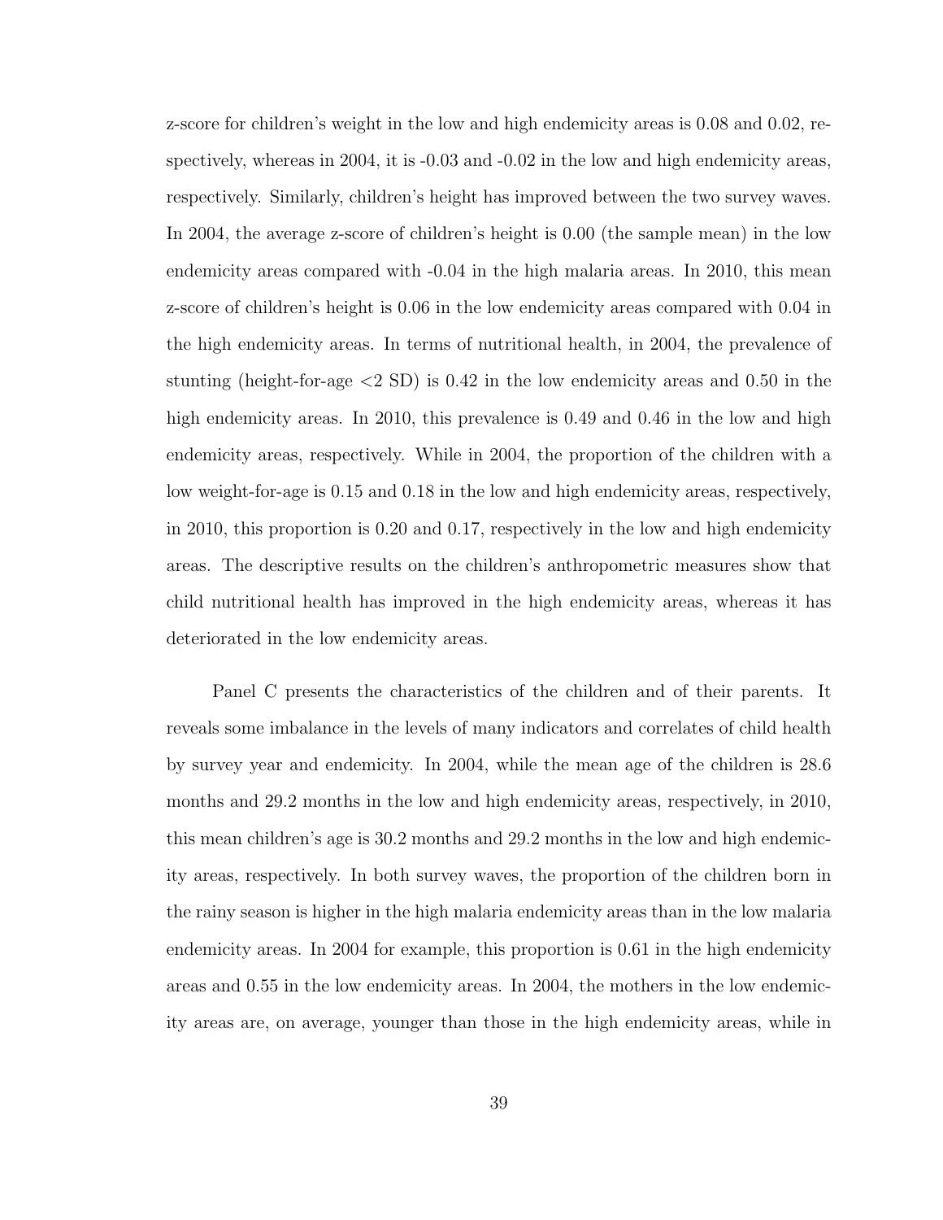z-score for children's weight in the low and high endemicity areas is 0.08 and 0.02, respectively, whereas in 2004, it is -0.03 and -0.02 in the low and high endemicity areas, respectively. Similarly, children's height has improved between the two survey waves. In 2004, the average z-score of children's height is 0.00 (the sample mean) in the low endemicity areas compared with -0.04 in the high malaria areas. In 2010, this mean z-score of children's height is 0.06 in the low endemicity areas compared with 0.04 in the high endemicity areas. In terms of nutritional health, in 2004, the prevalence of stunting (height-for-age <2 SD) is 0.42 in the low endemicity areas and 0.50 in the high endemicity areas. In 2010, this prevalence is 0.49 and 0.46 in the low and high endemicity areas, respectively. While in 2004, the proportion of the children with a low weight-for-age is 0.15 and 0.18 in the low and high endemicity areas, respectively, in 2010, this proportion is 0.20 and 0.17, respectively in the low and high endemicity areas. The descriptive results on the children's anthropometric measures show that child nutritional health has improved in the high endemicity areas, whereas it has deteriorated in the low endemicity areas.

Panel C presents the characteristics of the children and of their parents. It reveals some imbalance in the levels of many indicators and correlates of child health by survey year and endemicity. In 2004, while the mean age of the children is 28.6 months and 29.2 months in the low and high endemicity areas, respectively, in 2010, this mean children's age is 30.2 months and 29.2 months in the low and high endemicity areas, respectively. In both survey waves, the proportion of the children born in the rainy season is higher in the high malaria endemicity areas than in the low malaria endemicity areas. In 2004 for example, this proportion is 0.61 in the high endemicity areas and 0.55 in the low endemicity areas. In 2004, the mothers in the low endemicity areas are, on average, younger than those in the high endemicity areas, while in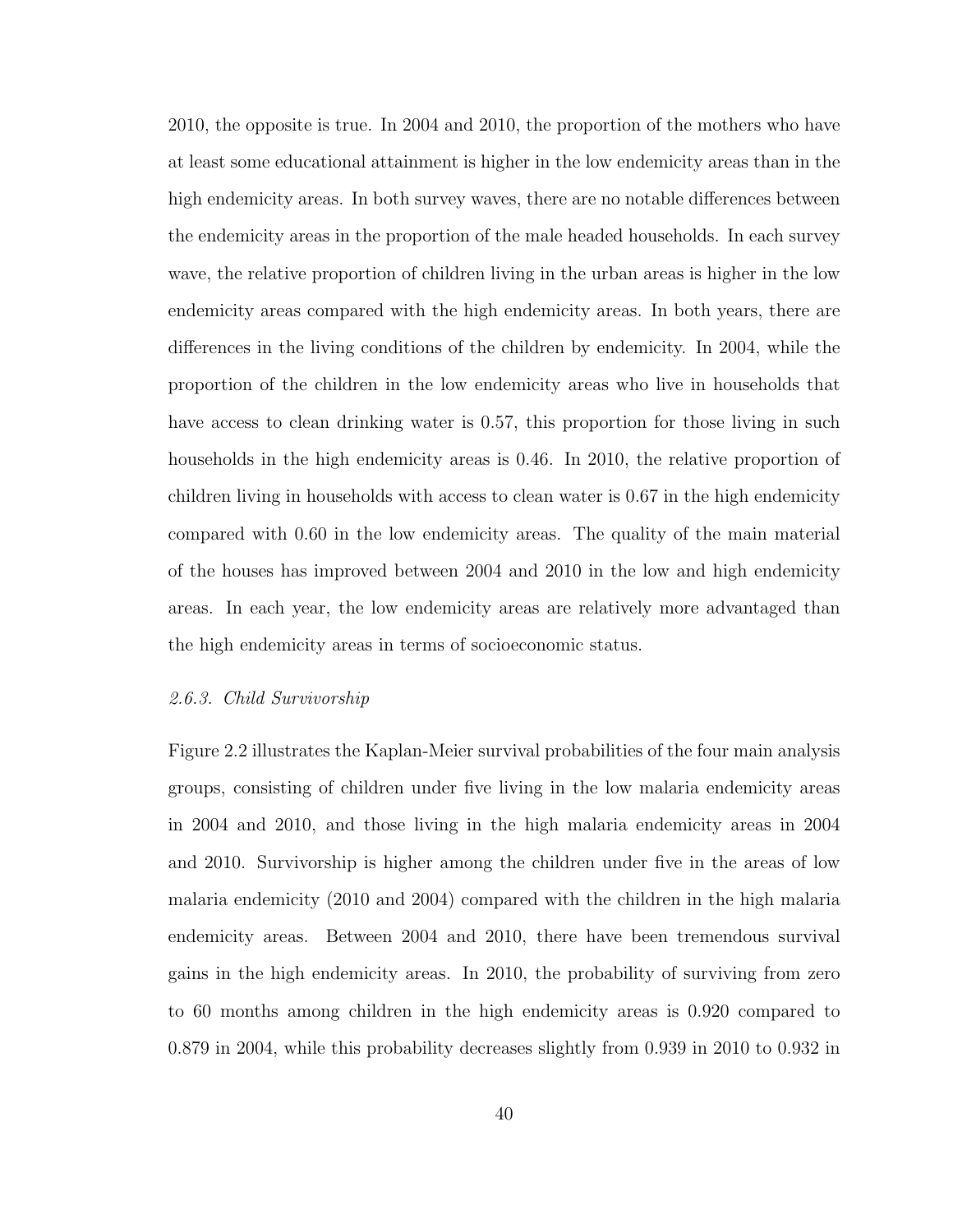2010, the opposite is true. In 2004 and 2010, the proportion of the mothers who have at least some educational attainment is higher in the low endemicity areas than in the high endemicity areas. In both survey waves, there are no notable differences between the endemicity areas in the proportion of the male headed households. In each survey wave, the relative proportion of children living in the urban areas is higher in the low endemicity areas compared with the high endemicity areas. In both years, there are differences in the living conditions of the children by endemicity. In 2004, while the proportion of the children in the low endemicity areas who live in households that have access to clean drinking water is 0.57, this proportion for those living in such households in the high endemicity areas is 0.46. In 2010, the relative proportion of children living in households with access to clean water is 0.67 in the high endemicity compared with 0.60 in the low endemicity areas. The quality of the main material of the houses has improved between 2004 and 2010 in the low and high endemicity areas. In each year, the low endemicity areas are relatively more advantaged than the high endemicity areas in terms of socioeconomic status.

### *2.6.3. Child Survivorship*

Figure 2.2 illustrates the Kaplan-Meier survival probabilities of the four main analysis groups, consisting of children under five living in the low malaria endemicity areas in 2004 and 2010, and those living in the high malaria endemicity areas in 2004 and 2010. Survivorship is higher among the children under five in the areas of low malaria endemicity (2010 and 2004) compared with the children in the high malaria endemicity areas. Between 2004 and 2010, there have been tremendous survival gains in the high endemicity areas. In 2010, the probability of surviving from zero to 60 months among children in the high endemicity areas is 0.920 compared to 0.879 in 2004, while this probability decreases slightly from 0.939 in 2010 to 0.932 in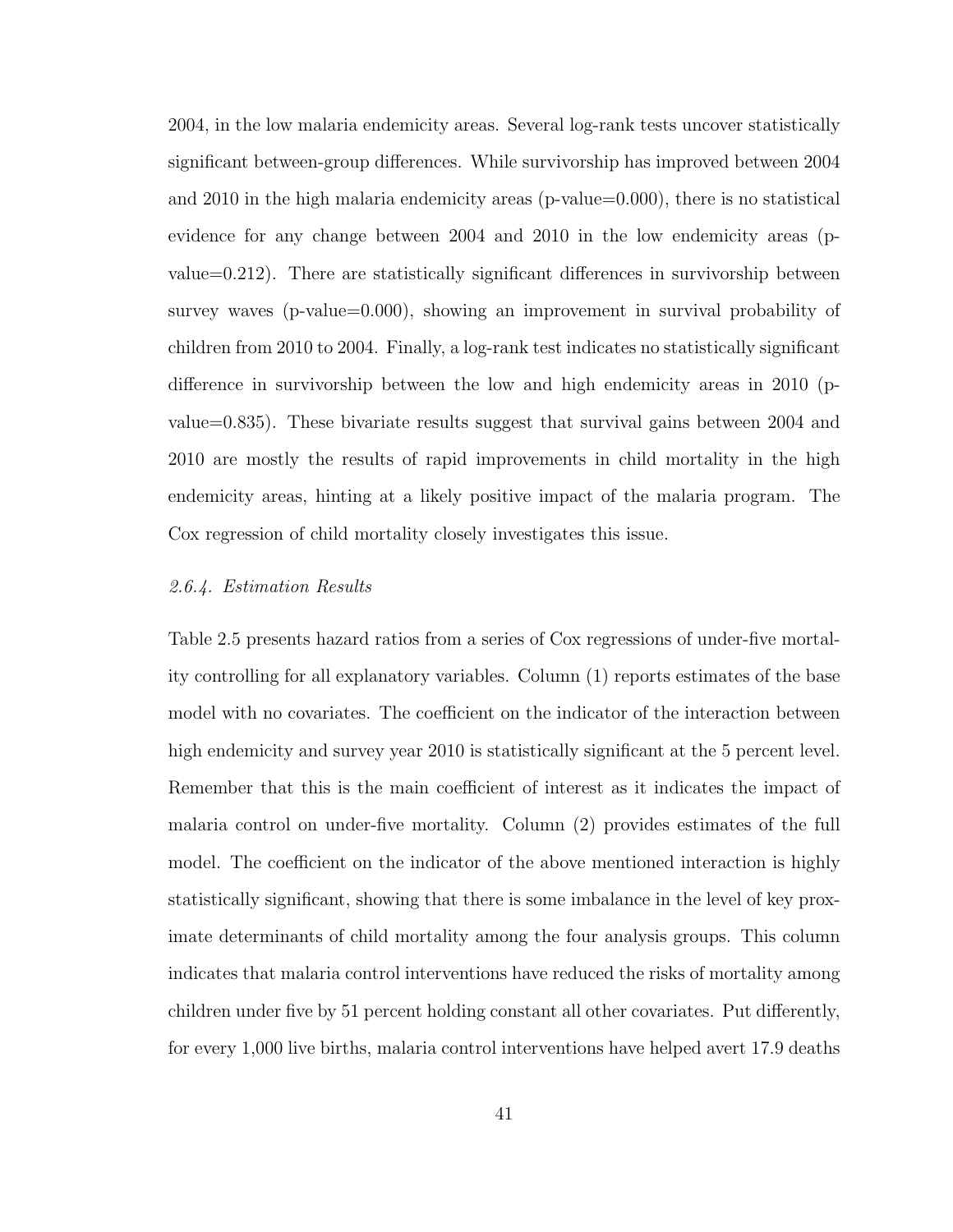2004, in the low malaria endemicity areas. Several log-rank tests uncover statistically significant between-group differences. While survivorship has improved between 2004 and 2010 in the high malaria endemicity areas (p-value=0.000), there is no statistical evidence for any change between 2004 and 2010 in the low endemicity areas (p-value=0.212). There are statistically significant differences in survivorship between survey waves (p-value=0.000), showing an improvement in survival probability of children from 2010 to 2004. Finally, a log-rank test indicates no statistically significant difference in survivorship between the low and high endemicity areas in 2010 (p-value=0.835). These bivariate results suggest that survival gains between 2004 and 2010 are mostly the results of rapid improvements in child mortality in the high endemicity areas, hinting at a likely positive impact of the malaria program. The Cox regression of child mortality closely investigates this issue.

### *2.6.4. Estimation Results*

Table 2.5 presents hazard ratios from a series of Cox regressions of under-five mortality controlling for all explanatory variables. Column (1) reports estimates of the base model with no covariates. The coefficient on the indicator of the interaction between high endemicity and survey year 2010 is statistically significant at the 5 percent level. Remember that this is the main coefficient of interest as it indicates the impact of malaria control on under-five mortality. Column (2) provides estimates of the full model. The coefficient on the indicator of the above mentioned interaction is highly statistically significant, showing that there is some imbalance in the level of key proximate determinants of child mortality among the four analysis groups. This column indicates that malaria control interventions have reduced the risks of mortality among children under five by 51 percent holding constant all other covariates. Put differently, for every 1,000 live births, malaria control interventions have helped avert 17.9 deaths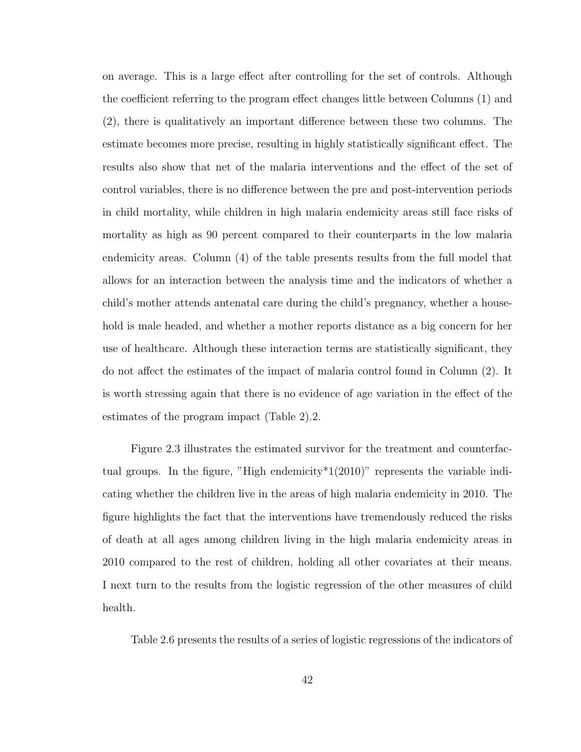on average. This is a large effect after controlling for the set of controls. Although the coefficient referring to the program effect changes little between Columns (1) and (2), there is qualitatively an important difference between these two columns. The estimate becomes more precise, resulting in highly statistically significant effect. The results also show that net of the malaria interventions and the effect of the set of control variables, there is no difference between the pre and post-intervention periods in child mortality, while children in high malaria endemicity areas still face risks of mortality as high as 90 percent compared to their counterparts in the low malaria endemicity areas. Column (4) of the table presents results from the full model that allows for an interaction between the analysis time and the indicators of whether a child's mother attends antenatal care during the child's pregnancy, whether a household is male headed, and whether a mother reports distance as a big concern for her use of healthcare. Although these interaction terms are statistically significant, they do not affect the estimates of the impact of malaria control found in Column (2). It is worth stressing again that there is no evidence of age variation in the effect of the estimates of the program impact (Table 2).2.

Figure 2.3 illustrates the estimated survivor for the treatment and counterfactual groups. In the figure, "High endemicity*1(2010)" represents the variable indicating whether the children live in the areas of high malaria endemicity in 2010. The figure highlights the fact that the interventions have tremendously reduced the risks of death at all ages among children living in the high malaria endemicity areas in 2010 compared to the rest of children, holding all other covariates at their means. I next turn to the results from the logistic regression of the other measures of child health.

Table 2.6 presents the results of a series of logistic regressions of the indicators of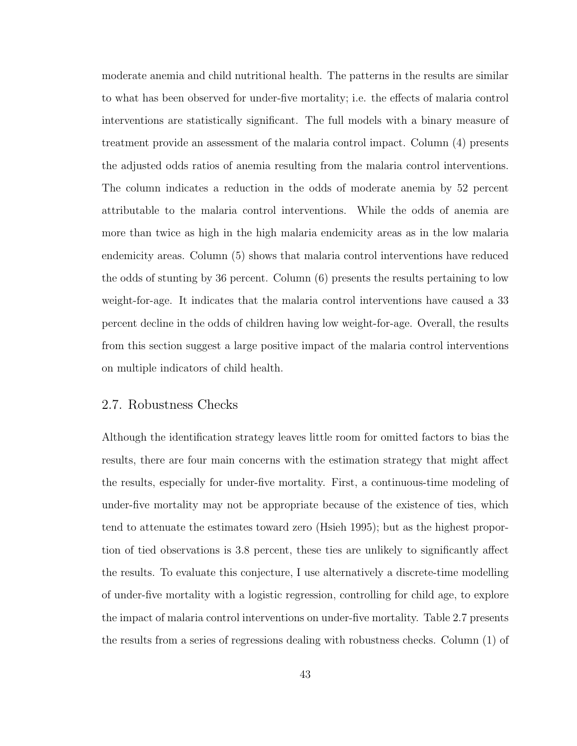moderate anemia and child nutritional health. The patterns in the results are similar to what has been observed for under-five mortality; i.e. the effects of malaria control interventions are statistically significant. The full models with a binary measure of treatment provide an assessment of the malaria control impact. Column (4) presents the adjusted odds ratios of anemia resulting from the malaria control interventions. The column indicates a reduction in the odds of moderate anemia by 52 percent attributable to the malaria control interventions. While the odds of anemia are more than twice as high in the high malaria endemicity areas as in the low malaria endemicity areas. Column (5) shows that malaria control interventions have reduced the odds of stunting by 36 percent. Column (6) presents the results pertaining to low weight-for-age. It indicates that the malaria control interventions have caused a 33 percent decline in the odds of children having low weight-for-age. Overall, the results from this section suggest a large positive impact of the malaria control interventions on multiple indicators of child health.

## 2.7. Robustness Checks

Although the identification strategy leaves little room for omitted factors to bias the results, there are four main concerns with the estimation strategy that might affect the results, especially for under-five mortality. First, a continuous-time modeling of under-five mortality may not be appropriate because of the existence of ties, which tend to attenuate the estimates toward zero (Hsieh 1995); but as the highest proportion of tied observations is 3.8 percent, these ties are unlikely to significantly affect the results. To evaluate this conjecture, I use alternatively a discrete-time modelling of under-five mortality with a logistic regression, controlling for child age, to explore the impact of malaria control interventions on under-five mortality. Table 2.7 presents the results from a series of regressions dealing with robustness checks. Column (1) of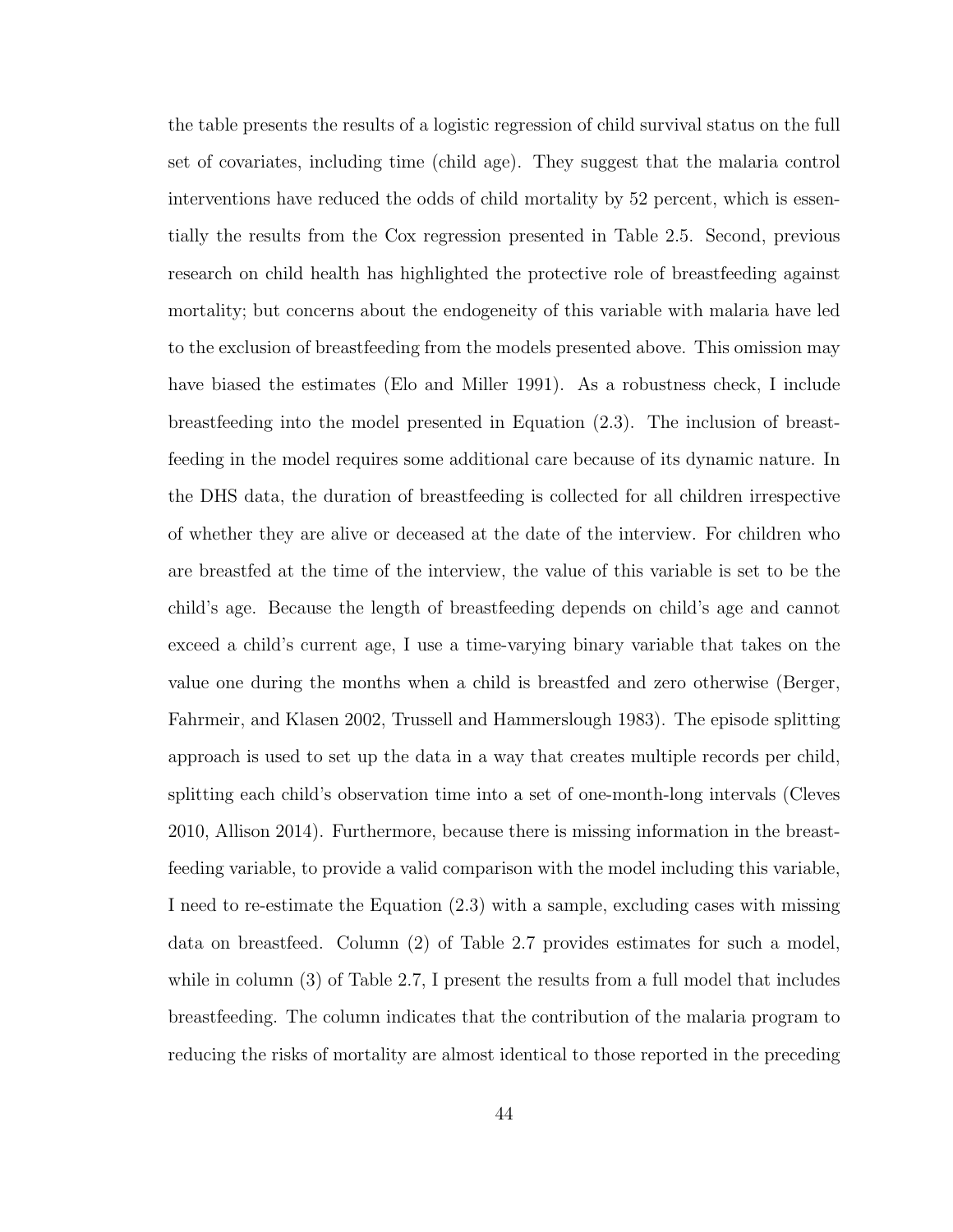the table presents the results of a logistic regression of child survival status on the full set of covariates, including time (child age). They suggest that the malaria control interventions have reduced the odds of child mortality by 52 percent, which is essentially the results from the Cox regression presented in Table 2.5. Second, previous research on child health has highlighted the protective role of breastfeeding against mortality; but concerns about the endogeneity of this variable with malaria have led to the exclusion of breastfeeding from the models presented above. This omission may have biased the estimates (Elo and Miller 1991). As a robustness check, I include breastfeeding into the model presented in Equation (2.3). The inclusion of breastfeeding in the model requires some additional care because of its dynamic nature. In the DHS data, the duration of breastfeeding is collected for all children irrespective of whether they are alive or deceased at the date of the interview. For children who are breastfed at the time of the interview, the value of this variable is set to be the child's age. Because the length of breastfeeding depends on child's age and cannot exceed a child's current age, I use a time-varying binary variable that takes on the value one during the months when a child is breastfed and zero otherwise (Berger, Fahrmeir, and Klasen 2002, Trussell and Hammerslough 1983). The episode splitting approach is used to set up the data in a way that creates multiple records per child, splitting each child's observation time into a set of one-month-long intervals (Cleves 2010, Allison 2014). Furthermore, because there is missing information in the breastfeeding variable, to provide a valid comparison with the model including this variable, I need to re-estimate the Equation (2.3) with a sample, excluding cases with missing data on breastfeed. Column (2) of Table 2.7 provides estimates for such a model, while in column (3) of Table 2.7, I present the results from a full model that includes breastfeeding. The column indicates that the contribution of the malaria program to reducing the risks of mortality are almost identical to those reported in the preceding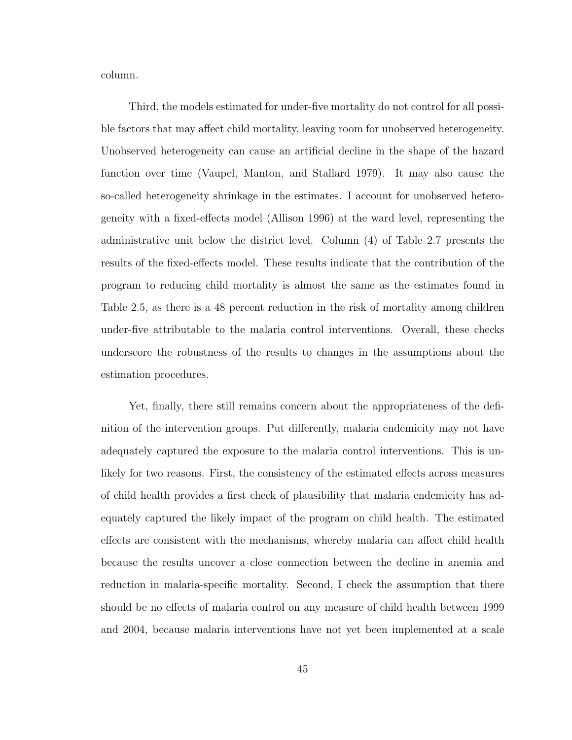column.

Third, the models estimated for under-five mortality do not control for all possible factors that may affect child mortality, leaving room for unobserved heterogeneity. Unobserved heterogeneity can cause an artificial decline in the shape of the hazard function over time (Vaupel, Manton, and Stallard 1979). It may also cause the so-called heterogeneity shrinkage in the estimates. I account for unobserved heterogeneity with a fixed-effects model (Allison 1996) at the ward level, representing the administrative unit below the district level. Column (4) of Table 2.7 presents the results of the fixed-effects model. These results indicate that the contribution of the program to reducing child mortality is almost the same as the estimates found in Table 2.5, as there is a 48 percent reduction in the risk of mortality among children under-five attributable to the malaria control interventions. Overall, these checks underscore the robustness of the results to changes in the assumptions about the estimation procedures.

Yet, finally, there still remains concern about the appropriateness of the definition of the intervention groups. Put differently, malaria endemicity may not have adequately captured the exposure to the malaria control interventions. This is unlikely for two reasons. First, the consistency of the estimated effects across measures of child health provides a first check of plausibility that malaria endemicity has adequately captured the likely impact of the program on child health. The estimated effects are consistent with the mechanisms, whereby malaria can affect child health because the results uncover a close connection between the decline in anemia and reduction in malaria-specific mortality. Second, I check the assumption that there should be no effects of malaria control on any measure of child health between 1999 and 2004, because malaria interventions have not yet been implemented at a scale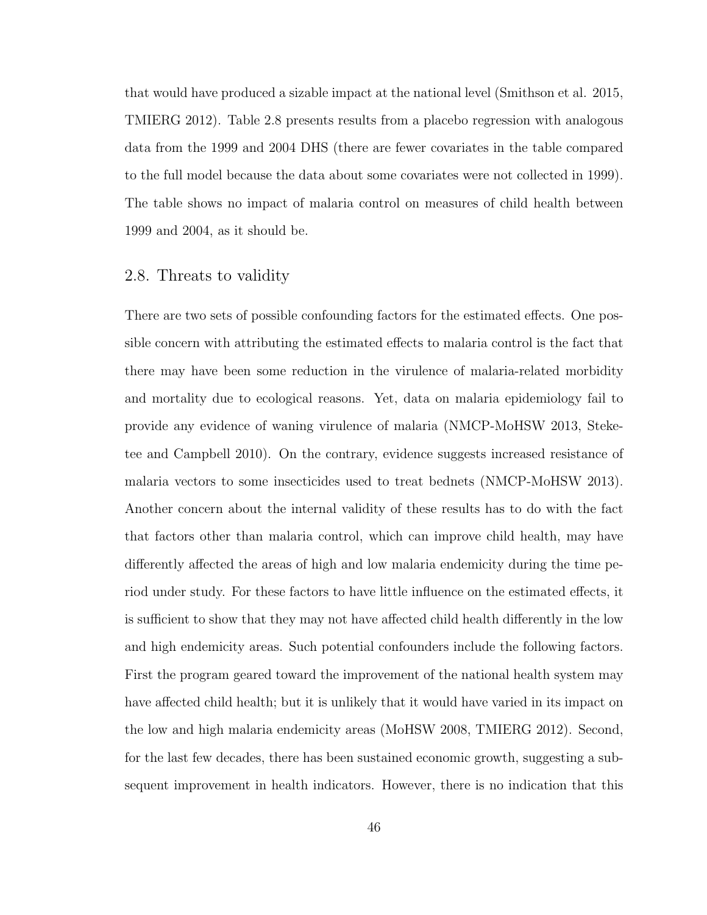that would have produced a sizable impact at the national level (Smithson et al. 2015, TMIERG 2012). Table 2.8 presents results from a placebo regression with analogous data from the 1999 and 2004 DHS (there are fewer covariates in the table compared to the full model because the data about some covariates were not collected in 1999). The table shows no impact of malaria control on measures of child health between 1999 and 2004, as it should be.

## 2.8. Threats to validity

There are two sets of possible confounding factors for the estimated effects. One possible concern with attributing the estimated effects to malaria control is the fact that there may have been some reduction in the virulence of malaria-related morbidity and mortality due to ecological reasons. Yet, data on malaria epidemiology fail to provide any evidence of waning virulence of malaria (NMCP-MoHSW 2013, Steketee and Campbell 2010). On the contrary, evidence suggests increased resistance of malaria vectors to some insecticides used to treat bednets (NMCP-MoHSW 2013). Another concern about the internal validity of these results has to do with the fact that factors other than malaria control, which can improve child health, may have differently affected the areas of high and low malaria endemicity during the time period under study. For these factors to have little influence on the estimated effects, it is sufficient to show that they may not have affected child health differently in the low and high endemicity areas. Such potential confounders include the following factors. First the program geared toward the improvement of the national health system may have affected child health; but it is unlikely that it would have varied in its impact on the low and high malaria endemicity areas (MoHSW 2008, TMIERG 2012). Second, for the last few decades, there has been sustained economic growth, suggesting a subsequent improvement in health indicators. However, there is no indication that this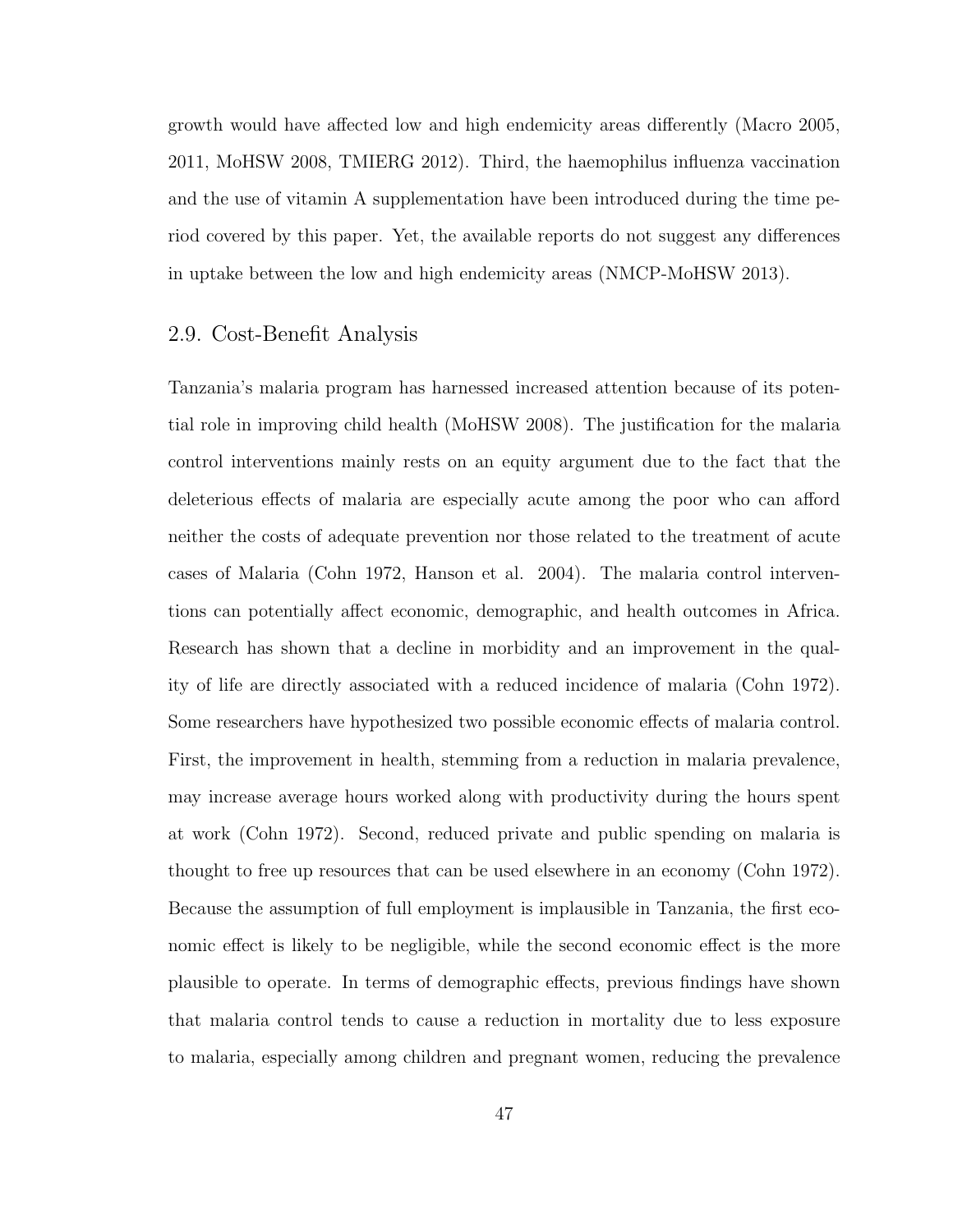growth would have affected low and high endemicity areas differently (Macro 2005, 2011, MoHSW 2008, TMIERG 2012). Third, the haemophilus influenza vaccination and the use of vitamin A supplementation have been introduced during the time period covered by this paper. Yet, the available reports do not suggest any differences in uptake between the low and high endemicity areas (NMCP-MoHSW 2013).

## 2.9. Cost-Benefit Analysis

Tanzania's malaria program has harnessed increased attention because of its potential role in improving child health (MoHSW 2008). The justification for the malaria control interventions mainly rests on an equity argument due to the fact that the deleterious effects of malaria are especially acute among the poor who can afford neither the costs of adequate prevention nor those related to the treatment of acute cases of Malaria (Cohn 1972, Hanson et al. 2004). The malaria control interventions can potentially affect economic, demographic, and health outcomes in Africa. Research has shown that a decline in morbidity and an improvement in the quality of life are directly associated with a reduced incidence of malaria (Cohn 1972). Some researchers have hypothesized two possible economic effects of malaria control. First, the improvement in health, stemming from a reduction in malaria prevalence, may increase average hours worked along with productivity during the hours spent at work (Cohn 1972). Second, reduced private and public spending on malaria is thought to free up resources that can be used elsewhere in an economy (Cohn 1972). Because the assumption of full employment is implausible in Tanzania, the first economic effect is likely to be negligible, while the second economic effect is the more plausible to operate. In terms of demographic effects, previous findings have shown that malaria control tends to cause a reduction in mortality due to less exposure to malaria, especially among children and pregnant women, reducing the prevalence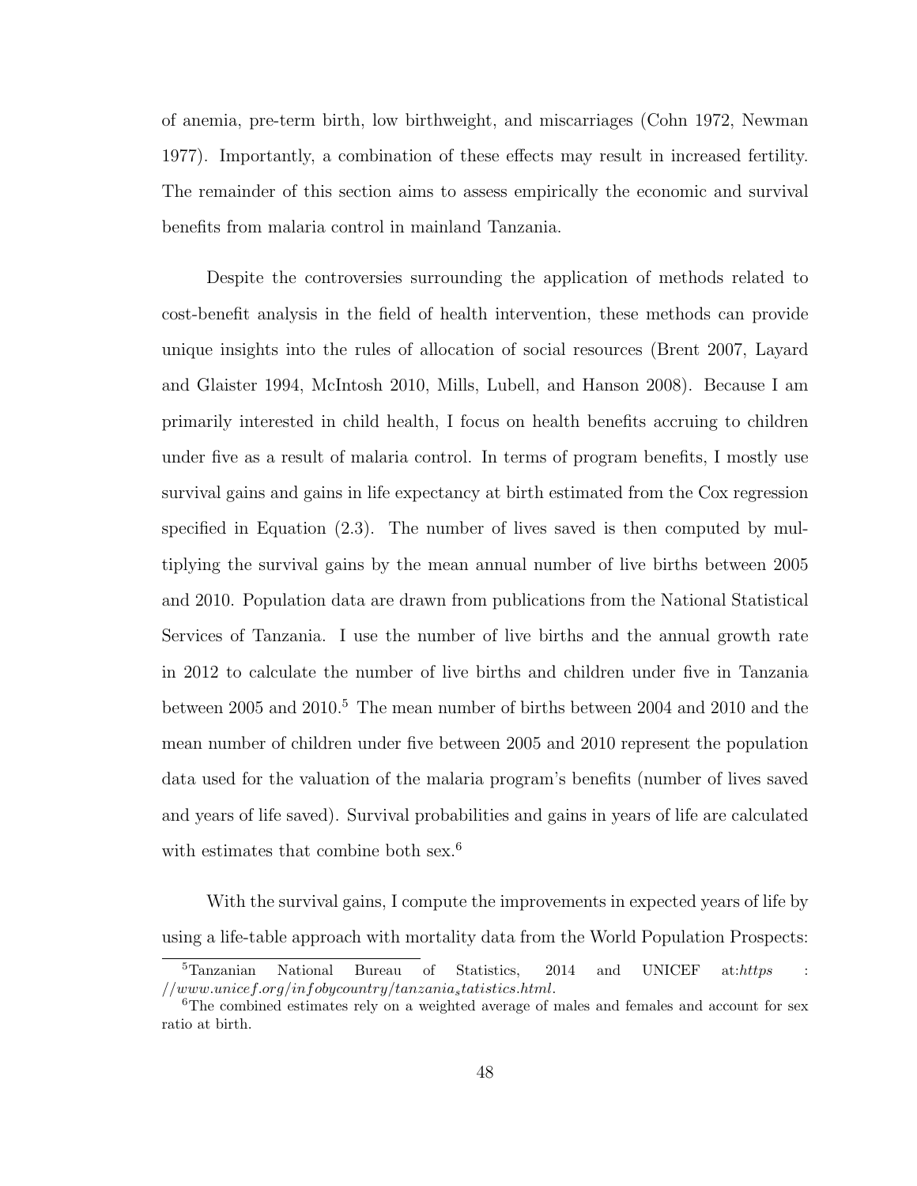of anemia, pre-term birth, low birthweight, and miscarriages (Cohn 1972, Newman 1977). Importantly, a combination of these effects may result in increased fertility. The remainder of this section aims to assess empirically the economic and survival benefits from malaria control in mainland Tanzania.

Despite the controversies surrounding the application of methods related to cost-benefit analysis in the field of health intervention, these methods can provide unique insights into the rules of allocation of social resources (Brent 2007, Layard and Glaister 1994, McIntosh 2010, Mills, Lubell, and Hanson 2008). Because I am primarily interested in child health, I focus on health benefits accruing to children under five as a result of malaria control. In terms of program benefits, I mostly use survival gains and gains in life expectancy at birth estimated from the Cox regression specified in Equation (2.3). The number of lives saved is then computed by multiplying the survival gains by the mean annual number of live births between 2005 and 2010. Population data are drawn from publications from the National Statistical Services of Tanzania. I use the number of live births and the annual growth rate in 2012 to calculate the number of live births and children under five in Tanzania between 2005 and 2010.[5] The mean number of births between 2004 and 2010 and the mean number of children under five between 2005 and 2010 represent the population data used for the valuation of the malaria program's benefits (number of lives saved and years of life saved). Survival probabilities and gains in years of life are calculated with estimates that combine both sex.[6]

With the survival gains, I compute the improvements in expected years of life by using a life-table approach with mortality data from the World Population Prospects:

---

[5] Tanzanian National Bureau of Statistics, 2014 and UNICEF at: *https://www.unicef.org/infobycountry/tanzania_statistics.html*.

[6] The combined estimates rely on a weighted average of males and females and account for sex ratio at birth.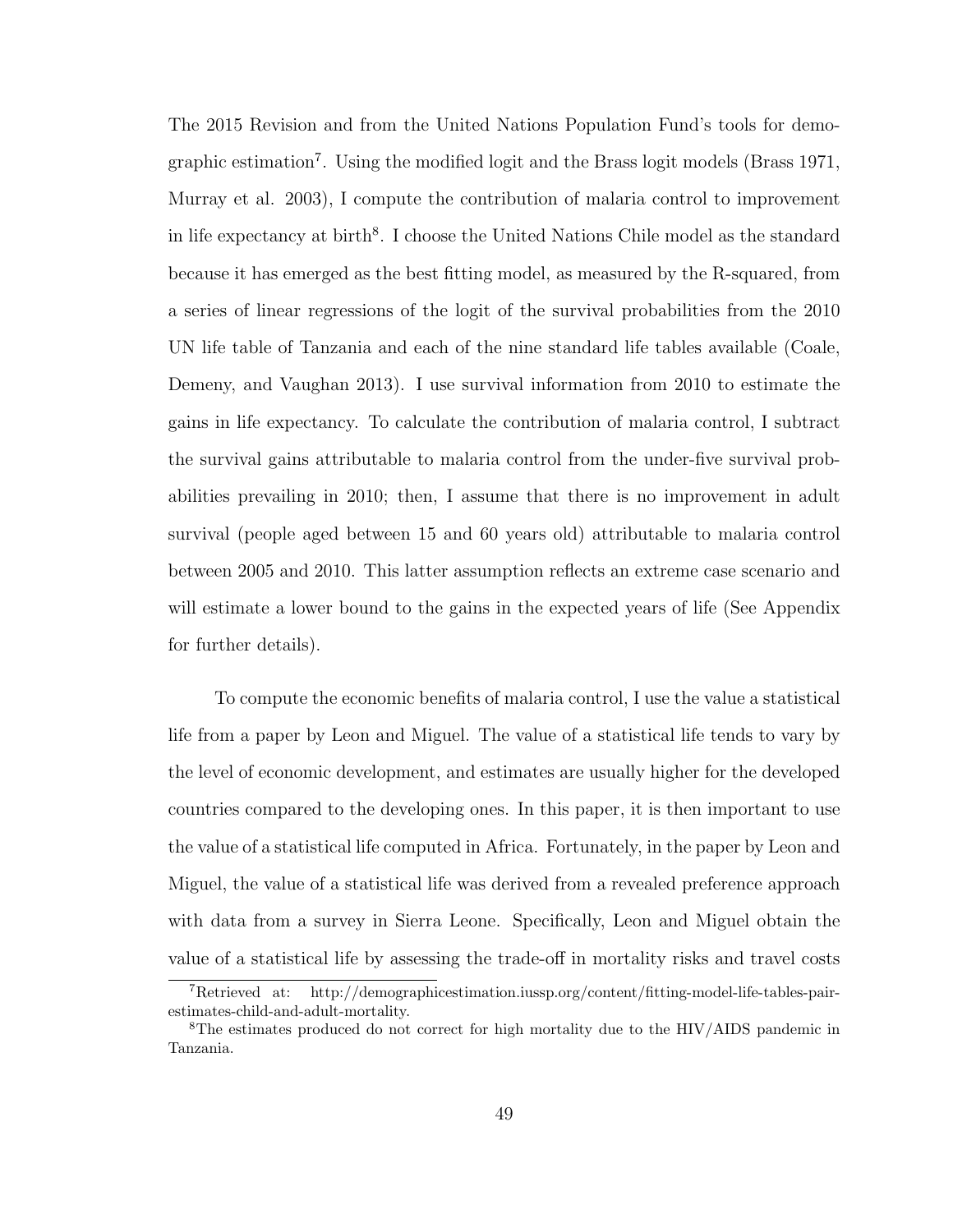The 2015 Revision and from the United Nations Population Fund's tools for demographic estimation[7]. Using the modified logit and the Brass logit models (Brass 1971, Murray et al. 2003), I compute the contribution of malaria control to improvement in life expectancy at birth[8]. I choose the United Nations Chile model as the standard because it has emerged as the best fitting model, as measured by the R-squared, from a series of linear regressions of the logit of the survival probabilities from the 2010 UN life table of Tanzania and each of the nine standard life tables available (Coale, Demeny, and Vaughan 2013). I use survival information from 2010 to estimate the gains in life expectancy. To calculate the contribution of malaria control, I subtract the survival gains attributable to malaria control from the under-five survival probabilities prevailing in 2010; then, I assume that there is no improvement in adult survival (people aged between 15 and 60 years old) attributable to malaria control between 2005 and 2010. This latter assumption reflects an extreme case scenario and will estimate a lower bound to the gains in the expected years of life (See Appendix for further details).

To compute the economic benefits of malaria control, I use the value a statistical life from a paper by Leon and Miguel. The value of a statistical life tends to vary by the level of economic development, and estimates are usually higher for the developed countries compared to the developing ones. In this paper, it is then important to use the value of a statistical life computed in Africa. Fortunately, in the paper by Leon and Miguel, the value of a statistical life was derived from a revealed preference approach with data from a survey in Sierra Leone. Specifically, Leon and Miguel obtain the value of a statistical life by assessing the trade-off in mortality risks and travel costs

[7]Retrieved at: http://demographicestimation.iussp.org/content/fitting-model-life-tables-pair-estimates-child-and-adult-mortality.

[8]The estimates produced do not correct for high mortality due to the HIV/AIDS pandemic in Tanzania.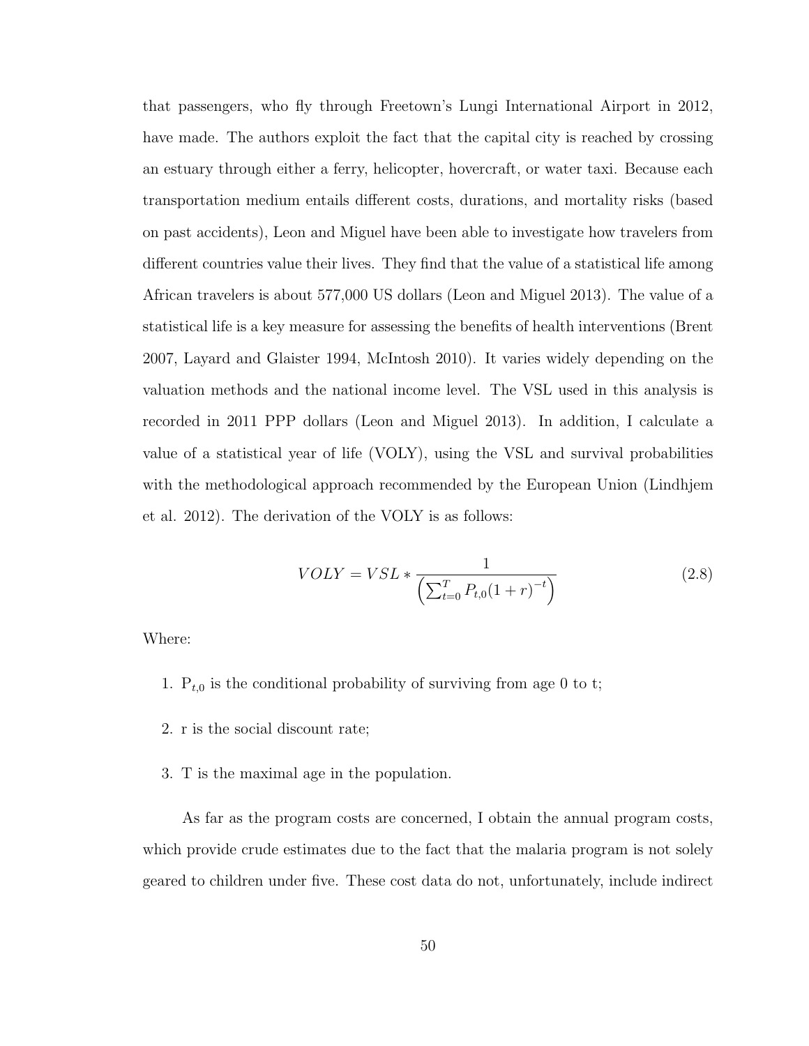that passengers, who fly through Freetown's Lungi International Airport in 2012, have made. The authors exploit the fact that the capital city is reached by crossing an estuary through either a ferry, helicopter, hovercraft, or water taxi. Because each transportation medium entails different costs, durations, and mortality risks (based on past accidents), Leon and Miguel have been able to investigate how travelers from different countries value their lives. They find that the value of a statistical life among African travelers is about 577,000 US dollars (Leon and Miguel 2013). The value of a statistical life is a key measure for assessing the benefits of health interventions (Brent 2007, Layard and Glaister 1994, McIntosh 2010). It varies widely depending on the valuation methods and the national income level. The VSL used in this analysis is recorded in 2011 PPP dollars (Leon and Miguel 2013). In addition, I calculate a value of a statistical year of life (VOLY), using the VSL and survival probabilities with the methodological approach recommended by the European Union (Lindhjem et al. 2012). The derivation of the VOLY is as follows:

$$VOLY = VSL * \frac{1}{\left(\sum_{t=0}^{T} P_{t,0}(1+r)^{-t}\right)} \tag{2.8}$$

Where:

1. $P_{t,0}$ is the conditional probability of surviving from age 0 to t;
2. r is the social discount rate;
3. T is the maximal age in the population.

As far as the program costs are concerned, I obtain the annual program costs, which provide crude estimates due to the fact that the malaria program is not solely geared to children under five. These cost data do not, unfortunately, include indirect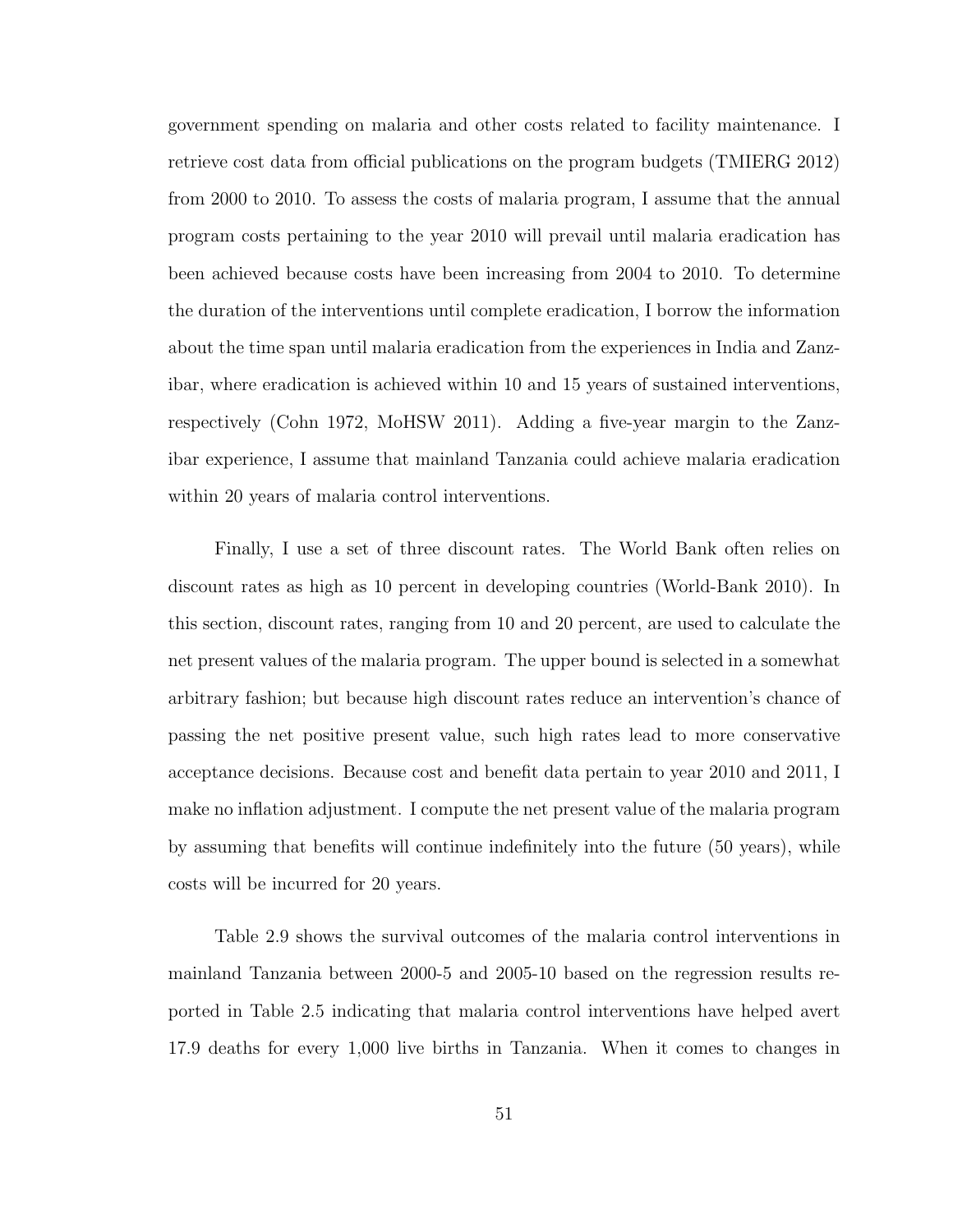government spending on malaria and other costs related to facility maintenance. I retrieve cost data from official publications on the program budgets (TMIERG 2012) from 2000 to 2010. To assess the costs of malaria program, I assume that the annual program costs pertaining to the year 2010 will prevail until malaria eradication has been achieved because costs have been increasing from 2004 to 2010. To determine the duration of the interventions until complete eradication, I borrow the information about the time span until malaria eradication from the experiences in India and Zanzibar, where eradication is achieved within 10 and 15 years of sustained interventions, respectively (Cohn 1972, MoHSW 2011). Adding a five-year margin to the Zanzibar experience, I assume that mainland Tanzania could achieve malaria eradication within 20 years of malaria control interventions.

Finally, I use a set of three discount rates. The World Bank often relies on discount rates as high as 10 percent in developing countries (World-Bank 2010). In this section, discount rates, ranging from 10 and 20 percent, are used to calculate the net present values of the malaria program. The upper bound is selected in a somewhat arbitrary fashion; but because high discount rates reduce an intervention's chance of passing the net positive present value, such high rates lead to more conservative acceptance decisions. Because cost and benefit data pertain to year 2010 and 2011, I make no inflation adjustment. I compute the net present value of the malaria program by assuming that benefits will continue indefinitely into the future (50 years), while costs will be incurred for 20 years.

Table 2.9 shows the survival outcomes of the malaria control interventions in mainland Tanzania between 2000-5 and 2005-10 based on the regression results reported in Table 2.5 indicating that malaria control interventions have helped avert 17.9 deaths for every 1,000 live births in Tanzania. When it comes to changes in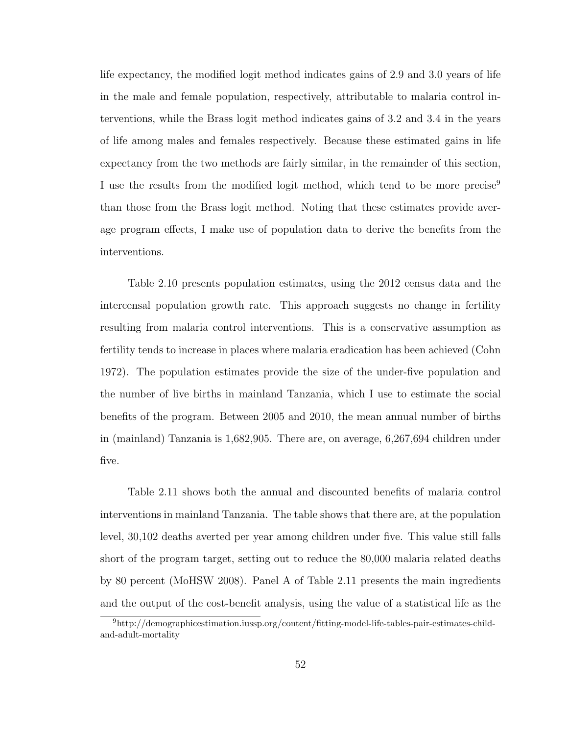life expectancy, the modified logit method indicates gains of 2.9 and 3.0 years of life in the male and female population, respectively, attributable to malaria control interventions, while the Brass logit method indicates gains of 3.2 and 3.4 in the years of life among males and females respectively. Because these estimated gains in life expectancy from the two methods are fairly similar, in the remainder of this section, I use the results from the modified logit method, which tend to be more precise[9] than those from the Brass logit method. Noting that these estimates provide average program effects, I make use of population data to derive the benefits from the interventions.

Table 2.10 presents population estimates, using the 2012 census data and the intercensal population growth rate. This approach suggests no change in fertility resulting from malaria control interventions. This is a conservative assumption as fertility tends to increase in places where malaria eradication has been achieved (Cohn 1972). The population estimates provide the size of the under-five population and the number of live births in mainland Tanzania, which I use to estimate the social benefits of the program. Between 2005 and 2010, the mean annual number of births in (mainland) Tanzania is 1,682,905. There are, on average, 6,267,694 children under five.

Table 2.11 shows both the annual and discounted benefits of malaria control interventions in mainland Tanzania. The table shows that there are, at the population level, 30,102 deaths averted per year among children under five. This value still falls short of the program target, setting out to reduce the 80,000 malaria related deaths by 80 percent (MoHSW 2008). Panel A of Table 2.11 presents the main ingredients and the output of the cost-benefit analysis, using the value of a statistical life as the

[9] http://demographicestimation.iussp.org/content/fitting-model-life-tables-pair-estimates-child-and-adult-mortality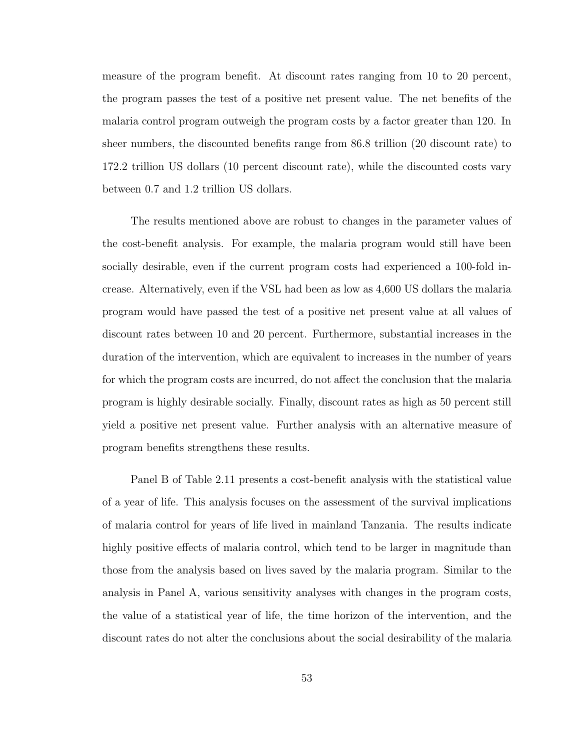measure of the program benefit. At discount rates ranging from 10 to 20 percent, the program passes the test of a positive net present value. The net benefits of the malaria control program outweigh the program costs by a factor greater than 120. In sheer numbers, the discounted benefits range from 86.8 trillion (20 discount rate) to 172.2 trillion US dollars (10 percent discount rate), while the discounted costs vary between 0.7 and 1.2 trillion US dollars.

The results mentioned above are robust to changes in the parameter values of the cost-benefit analysis. For example, the malaria program would still have been socially desirable, even if the current program costs had experienced a 100-fold increase. Alternatively, even if the VSL had been as low as 4,600 US dollars the malaria program would have passed the test of a positive net present value at all values of discount rates between 10 and 20 percent. Furthermore, substantial increases in the duration of the intervention, which are equivalent to increases in the number of years for which the program costs are incurred, do not affect the conclusion that the malaria program is highly desirable socially. Finally, discount rates as high as 50 percent still yield a positive net present value. Further analysis with an alternative measure of program benefits strengthens these results.

Panel B of Table 2.11 presents a cost-benefit analysis with the statistical value of a year of life. This analysis focuses on the assessment of the survival implications of malaria control for years of life lived in mainland Tanzania. The results indicate highly positive effects of malaria control, which tend to be larger in magnitude than those from the analysis based on lives saved by the malaria program. Similar to the analysis in Panel A, various sensitivity analyses with changes in the program costs, the value of a statistical year of life, the time horizon of the intervention, and the discount rates do not alter the conclusions about the social desirability of the malaria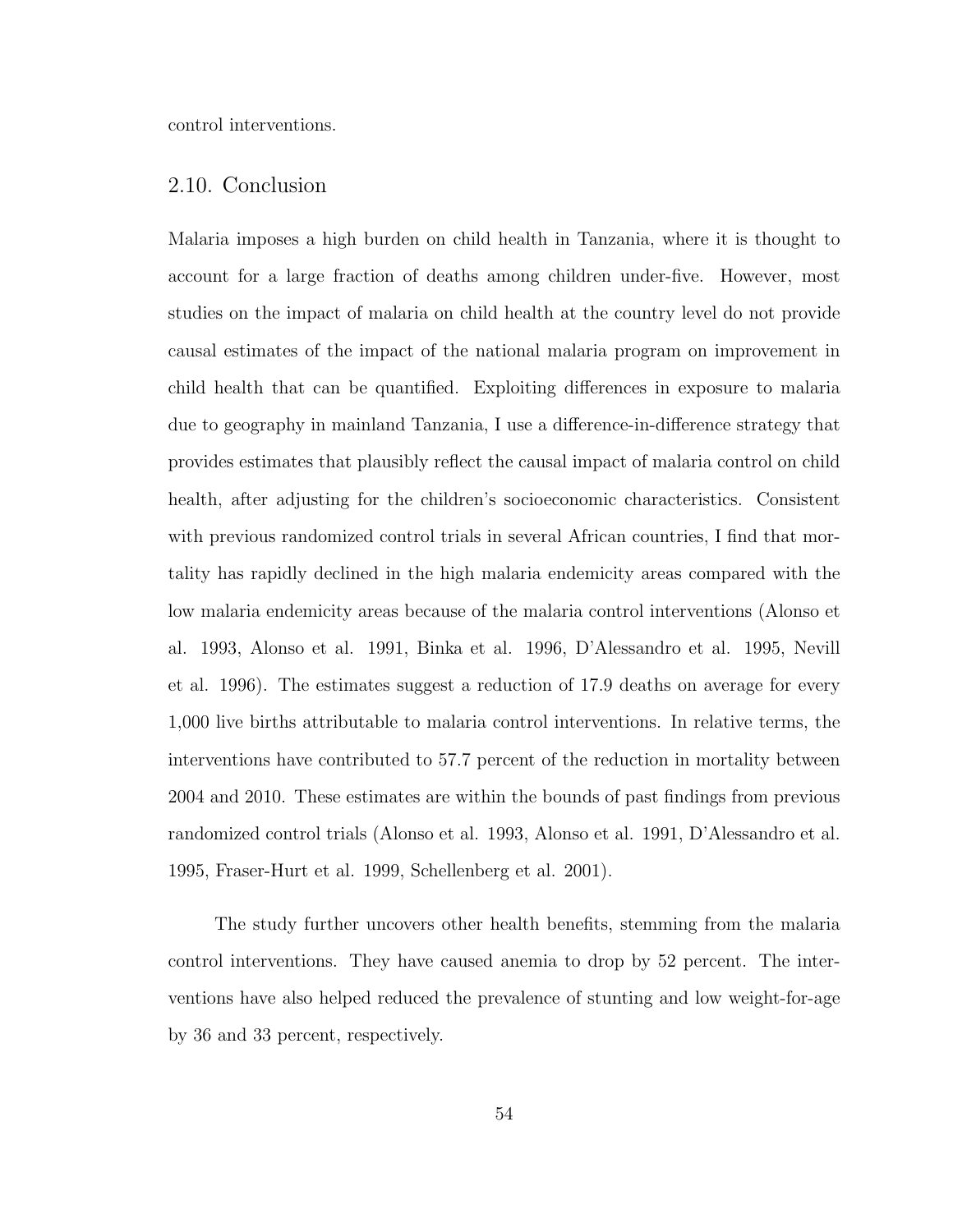control interventions.

## 2.10. Conclusion

Malaria imposes a high burden on child health in Tanzania, where it is thought to account for a large fraction of deaths among children under-five. However, most studies on the impact of malaria on child health at the country level do not provide causal estimates of the impact of the national malaria program on improvement in child health that can be quantified. Exploiting differences in exposure to malaria due to geography in mainland Tanzania, I use a difference-in-difference strategy that provides estimates that plausibly reflect the causal impact of malaria control on child health, after adjusting for the children's socioeconomic characteristics. Consistent with previous randomized control trials in several African countries, I find that mortality has rapidly declined in the high malaria endemicity areas compared with the low malaria endemicity areas because of the malaria control interventions (Alonso et al. 1993, Alonso et al. 1991, Binka et al. 1996, D'Alessandro et al. 1995, Nevill et al. 1996). The estimates suggest a reduction of 17.9 deaths on average for every 1,000 live births attributable to malaria control interventions. In relative terms, the interventions have contributed to 57.7 percent of the reduction in mortality between 2004 and 2010. These estimates are within the bounds of past findings from previous randomized control trials (Alonso et al. 1993, Alonso et al. 1991, D'Alessandro et al. 1995, Fraser-Hurt et al. 1999, Schellenberg et al. 2001).

The study further uncovers other health benefits, stemming from the malaria control interventions. They have caused anemia to drop by 52 percent. The interventions have also helped reduced the prevalence of stunting and low weight-for-age by 36 and 33 percent, respectively.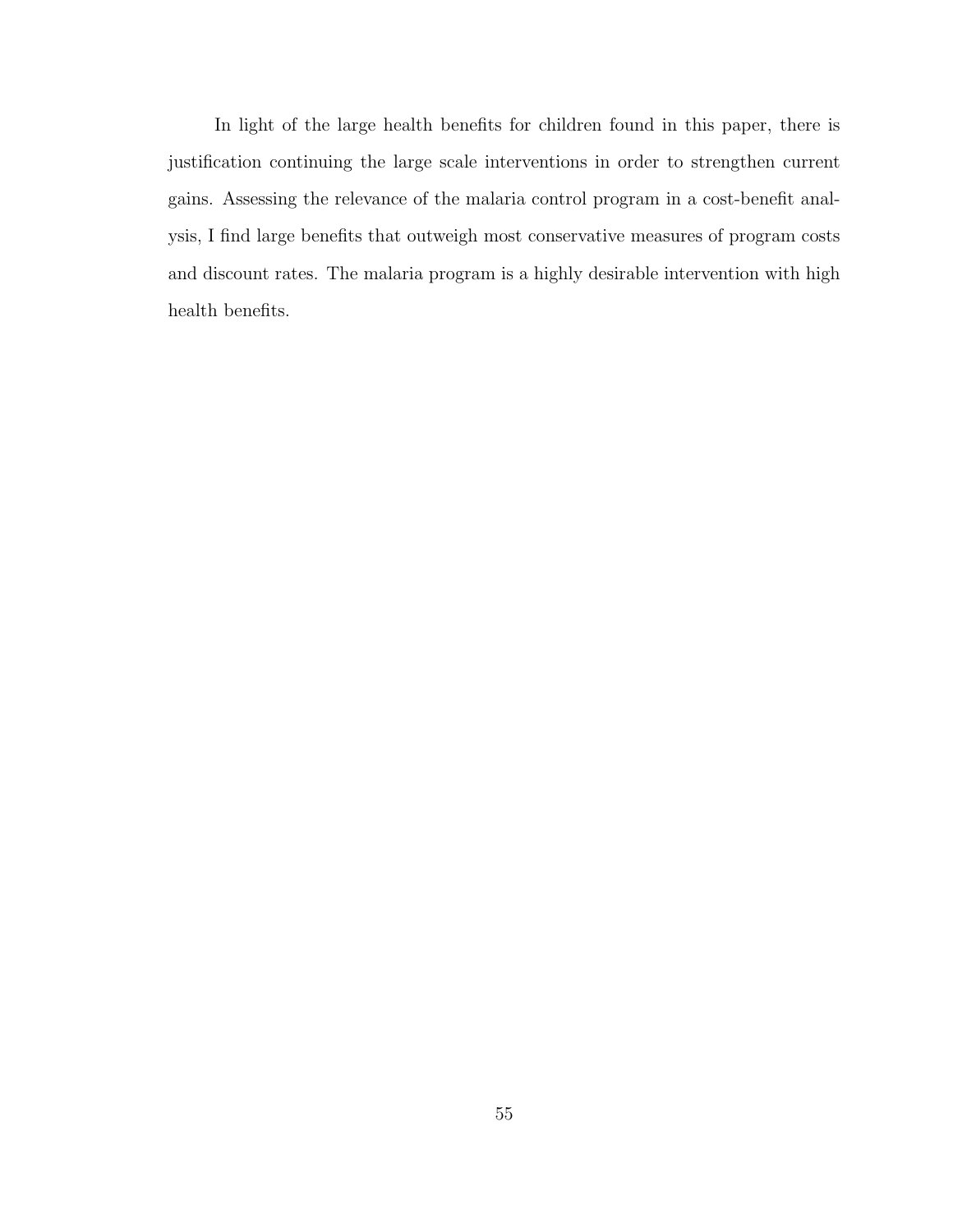In light of the large health benefits for children found in this paper, there is justification continuing the large scale interventions in order to strengthen current gains. Assessing the relevance of the malaria control program in a cost-benefit analysis, I find large benefits that outweigh most conservative measures of program costs and discount rates. The malaria program is a highly desirable intervention with high health benefits.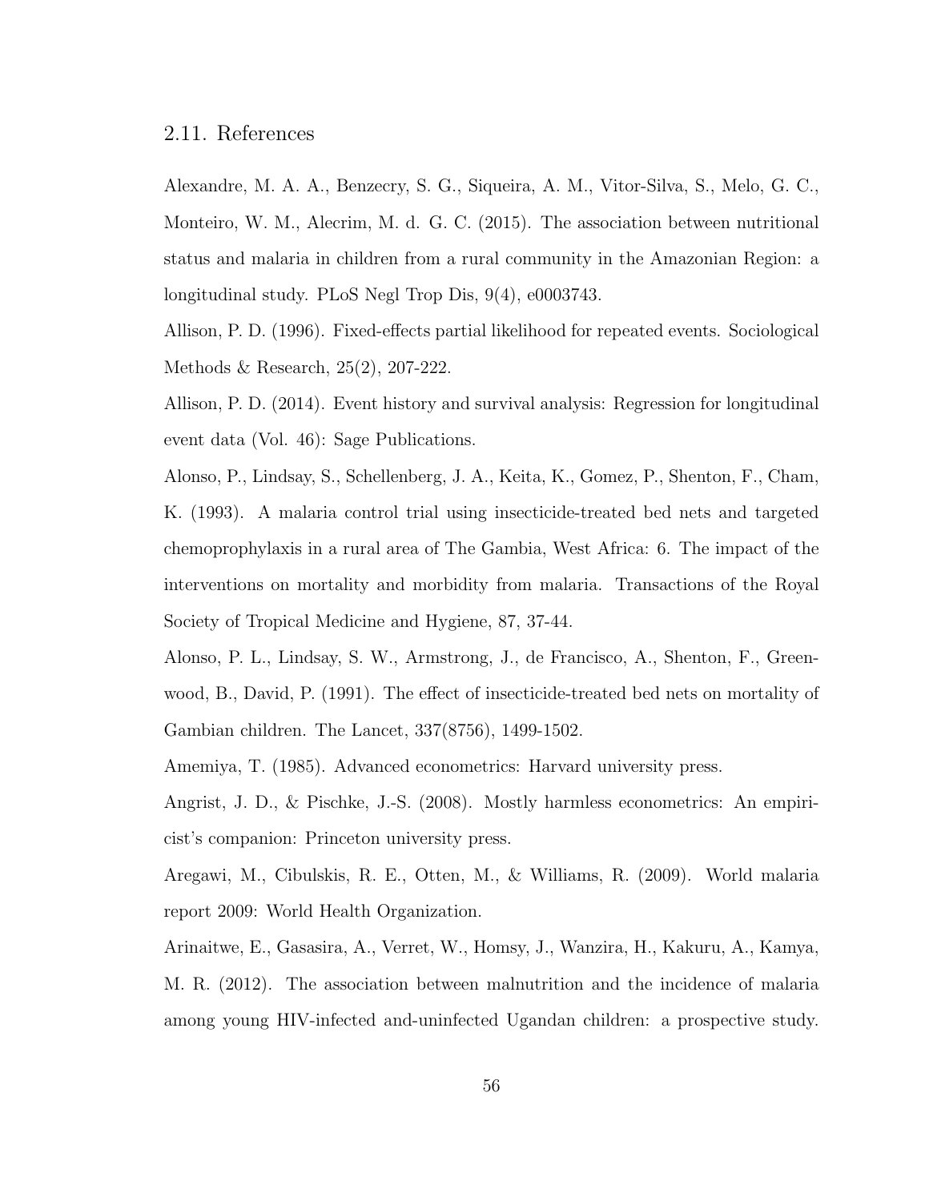## 2.11. References

Alexandre, M. A. A., Benzecry, S. G., Siqueira, A. M., Vitor-Silva, S., Melo, G. C., Monteiro, W. M., Alecrim, M. d. G. C. (2015). The association between nutritional status and malaria in children from a rural community in the Amazonian Region: a longitudinal study. PLoS Negl Trop Dis, 9(4), e0003743.

Allison, P. D. (1996). Fixed-effects partial likelihood for repeated events. Sociological Methods & Research, 25(2), 207-222.

Allison, P. D. (2014). Event history and survival analysis: Regression for longitudinal event data (Vol. 46): Sage Publications.

Alonso, P., Lindsay, S., Schellenberg, J. A., Keita, K., Gomez, P., Shenton, F., Cham, K. (1993). A malaria control trial using insecticide-treated bed nets and targeted chemoprophylaxis in a rural area of The Gambia, West Africa: 6. The impact of the interventions on mortality and morbidity from malaria. Transactions of the Royal Society of Tropical Medicine and Hygiene, 87, 37-44.

Alonso, P. L., Lindsay, S. W., Armstrong, J., de Francisco, A., Shenton, F., Greenwood, B., David, P. (1991). The effect of insecticide-treated bed nets on mortality of Gambian children. The Lancet, 337(8756), 1499-1502.

Amemiya, T. (1985). Advanced econometrics: Harvard university press.

Angrist, J. D., & Pischke, J.-S. (2008). Mostly harmless econometrics: An empiricist's companion: Princeton university press.

Aregawi, M., Cibulskis, R. E., Otten, M., & Williams, R. (2009). World malaria report 2009: World Health Organization.

Arinaitwe, E., Gasasira, A., Verret, W., Homsy, J., Wanzira, H., Kakuru, A., Kamya, M. R. (2012). The association between malnutrition and the incidence of malaria among young HIV-infected and-uninfected Ugandan children: a prospective study.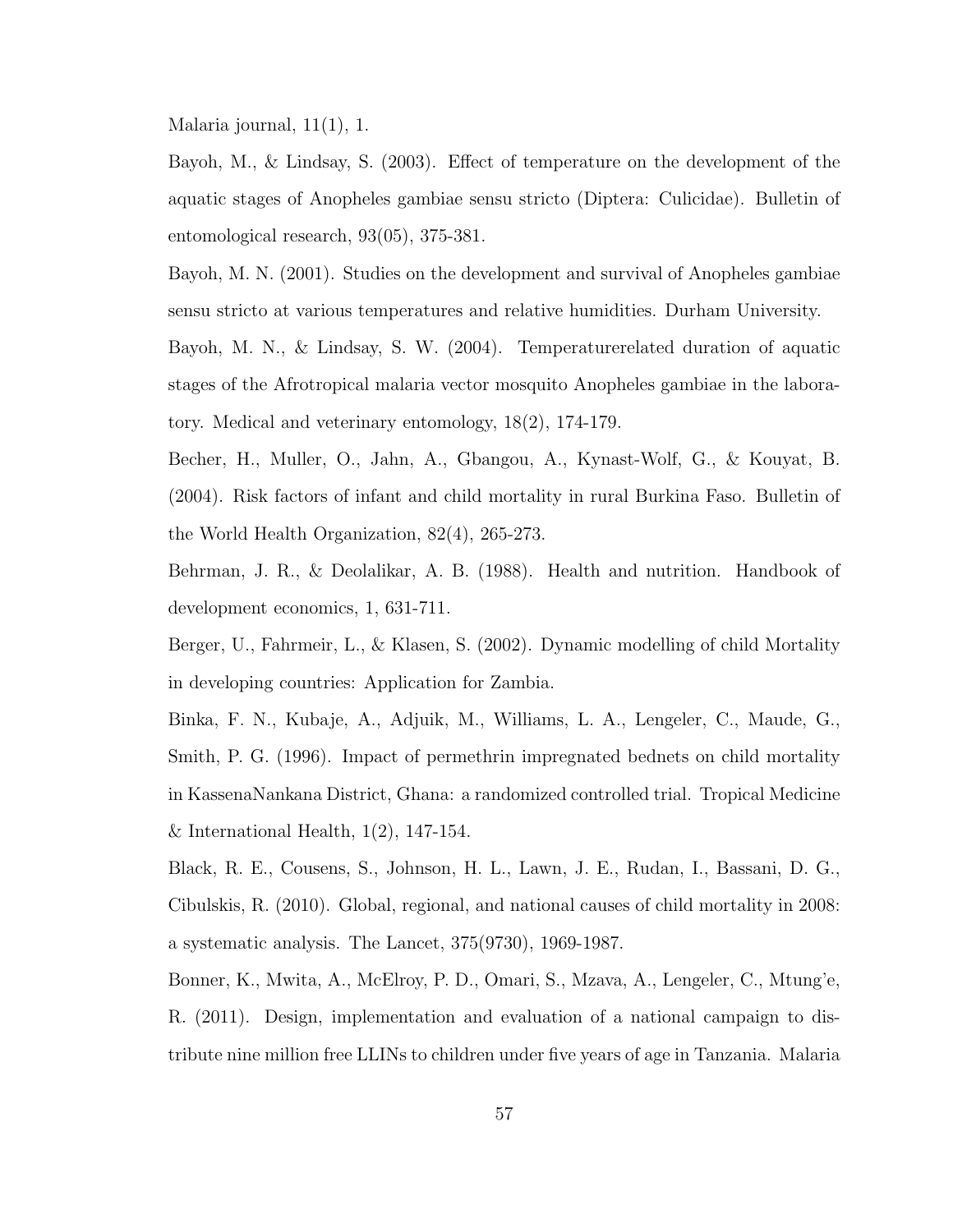Malaria journal, 11(1), 1.

Bayoh, M., & Lindsay, S. (2003). Effect of temperature on the development of the aquatic stages of Anopheles gambiae sensu stricto (Diptera: Culicidae). Bulletin of entomological research, 93(05), 375-381.

Bayoh, M. N. (2001). Studies on the development and survival of Anopheles gambiae sensu stricto at various temperatures and relative humidities. Durham University.

Bayoh, M. N., & Lindsay, S. W. (2004). Temperaturerelated duration of aquatic stages of the Afrotropical malaria vector mosquito Anopheles gambiae in the laboratory. Medical and veterinary entomology, 18(2), 174-179.

Becher, H., Muller, O., Jahn, A., Gbangou, A., Kynast-Wolf, G., & Kouyat, B. (2004). Risk factors of infant and child mortality in rural Burkina Faso. Bulletin of the World Health Organization, 82(4), 265-273.

Behrman, J. R., & Deolalikar, A. B. (1988). Health and nutrition. Handbook of development economics, 1, 631-711.

Berger, U., Fahrmeir, L., & Klasen, S. (2002). Dynamic modelling of child Mortality in developing countries: Application for Zambia.

Binka, F. N., Kubaje, A., Adjuik, M., Williams, L. A., Lengeler, C., Maude, G., Smith, P. G. (1996). Impact of permethrin impregnated bednets on child mortality in KassenaNankana District, Ghana: a randomized controlled trial. Tropical Medicine & International Health, 1(2), 147-154.

Black, R. E., Cousens, S., Johnson, H. L., Lawn, J. E., Rudan, I., Bassani, D. G., Cibulskis, R. (2010). Global, regional, and national causes of child mortality in 2008: a systematic analysis. The Lancet, 375(9730), 1969-1987.

Bonner, K., Mwita, A., McElroy, P. D., Omari, S., Mzava, A., Lengeler, C., Mtung'e, R. (2011). Design, implementation and evaluation of a national campaign to distribute nine million free LLINs to children under five years of age in Tanzania. Malaria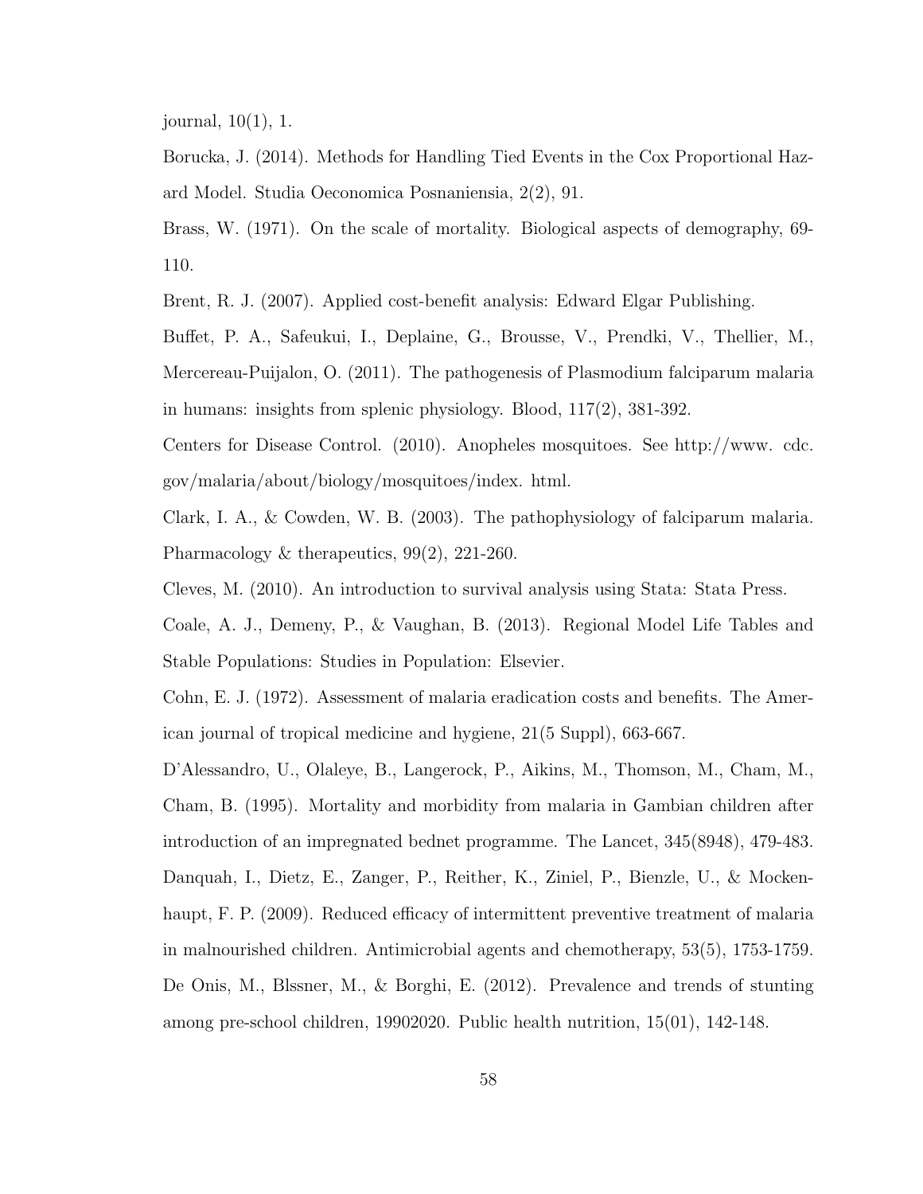journal, 10(1), 1.

Borucka, J. (2014). Methods for Handling Tied Events in the Cox Proportional Hazard Model. Studia Oeconomica Posnaniensia, 2(2), 91.

Brass, W. (1971). On the scale of mortality. Biological aspects of demography, 69-110.

Brent, R. J. (2007). Applied cost-benefit analysis: Edward Elgar Publishing.

Buffet, P. A., Safeukui, I., Deplaine, G., Brousse, V., Prendki, V., Thellier, M., Mercereau-Puijalon, O. (2011). The pathogenesis of Plasmodium falciparum malaria in humans: insights from splenic physiology. Blood, 117(2), 381-392.

Centers for Disease Control. (2010). Anopheles mosquitoes. See http://www. cdc. gov/malaria/about/biology/mosquitoes/index. html.

Clark, I. A., & Cowden, W. B. (2003). The pathophysiology of falciparum malaria. Pharmacology & therapeutics, 99(2), 221-260.

Cleves, M. (2010). An introduction to survival analysis using Stata: Stata Press.

Coale, A. J., Demeny, P., & Vaughan, B. (2013). Regional Model Life Tables and Stable Populations: Studies in Population: Elsevier.

Cohn, E. J. (1972). Assessment of malaria eradication costs and benefits. The American journal of tropical medicine and hygiene, 21(5 Suppl), 663-667.

D'Alessandro, U., Olaleye, B., Langerock, P., Aikins, M., Thomson, M., Cham, M., Cham, B. (1995). Mortality and morbidity from malaria in Gambian children after introduction of an impregnated bednet programme. The Lancet, 345(8948), 479-483.

Danquah, I., Dietz, E., Zanger, P., Reither, K., Ziniel, P., Bienzle, U., & Mockenhaupt, F. P. (2009). Reduced efficacy of intermittent preventive treatment of malaria in malnourished children. Antimicrobial agents and chemotherapy, 53(5), 1753-1759.

De Onis, M., Blssner, M., & Borghi, E. (2012). Prevalence and trends of stunting among pre-school children, 19902020. Public health nutrition, 15(01), 142-148.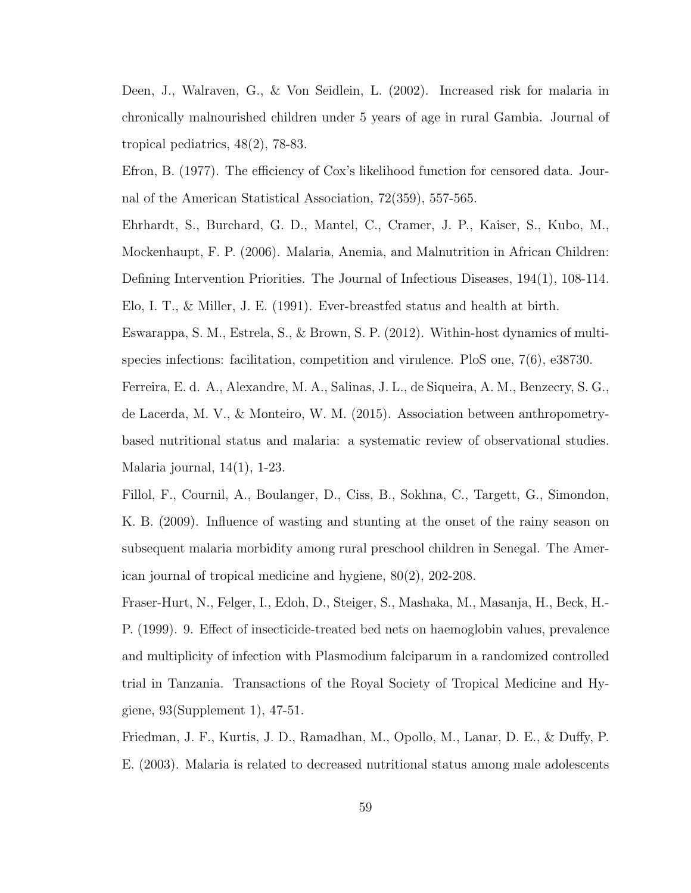Deen, J., Walraven, G., & Von Seidlein, L. (2002). Increased risk for malaria in chronically malnourished children under 5 years of age in rural Gambia. Journal of tropical pediatrics, 48(2), 78-83.

Efron, B. (1977). The efficiency of Cox's likelihood function for censored data. Journal of the American Statistical Association, 72(359), 557-565.

Ehrhardt, S., Burchard, G. D., Mantel, C., Cramer, J. P., Kaiser, S., Kubo, M., Mockenhaupt, F. P. (2006). Malaria, Anemia, and Malnutrition in African Children: Defining Intervention Priorities. The Journal of Infectious Diseases, 194(1), 108-114.

Elo, I. T., & Miller, J. E. (1991). Ever-breastfed status and health at birth.

Eswarappa, S. M., Estrela, S., & Brown, S. P. (2012). Within-host dynamics of multi-species infections: facilitation, competition and virulence. PloS one, 7(6), e38730.

Ferreira, E. d. A., Alexandre, M. A., Salinas, J. L., de Siqueira, A. M., Benzecry, S. G., de Lacerda, M. V., & Monteiro, W. M. (2015). Association between anthropometry-based nutritional status and malaria: a systematic review of observational studies. Malaria journal, 14(1), 1-23.

Fillol, F., Cournil, A., Boulanger, D., Ciss, B., Sokhna, C., Targett, G., Simondon, K. B. (2009). Influence of wasting and stunting at the onset of the rainy season on subsequent malaria morbidity among rural preschool children in Senegal. The American journal of tropical medicine and hygiene, 80(2), 202-208.

Fraser-Hurt, N., Felger, I., Edoh, D., Steiger, S., Mashaka, M., Masanja, H., Beck, H.-P. (1999). 9. Effect of insecticide-treated bed nets on haemoglobin values, prevalence and multiplicity of infection with Plasmodium falciparum in a randomized controlled trial in Tanzania. Transactions of the Royal Society of Tropical Medicine and Hygiene, 93(Supplement 1), 47-51.

Friedman, J. F., Kurtis, J. D., Ramadhan, M., Opollo, M., Lanar, D. E., & Duffy, P. E. (2003). Malaria is related to decreased nutritional status among male adolescents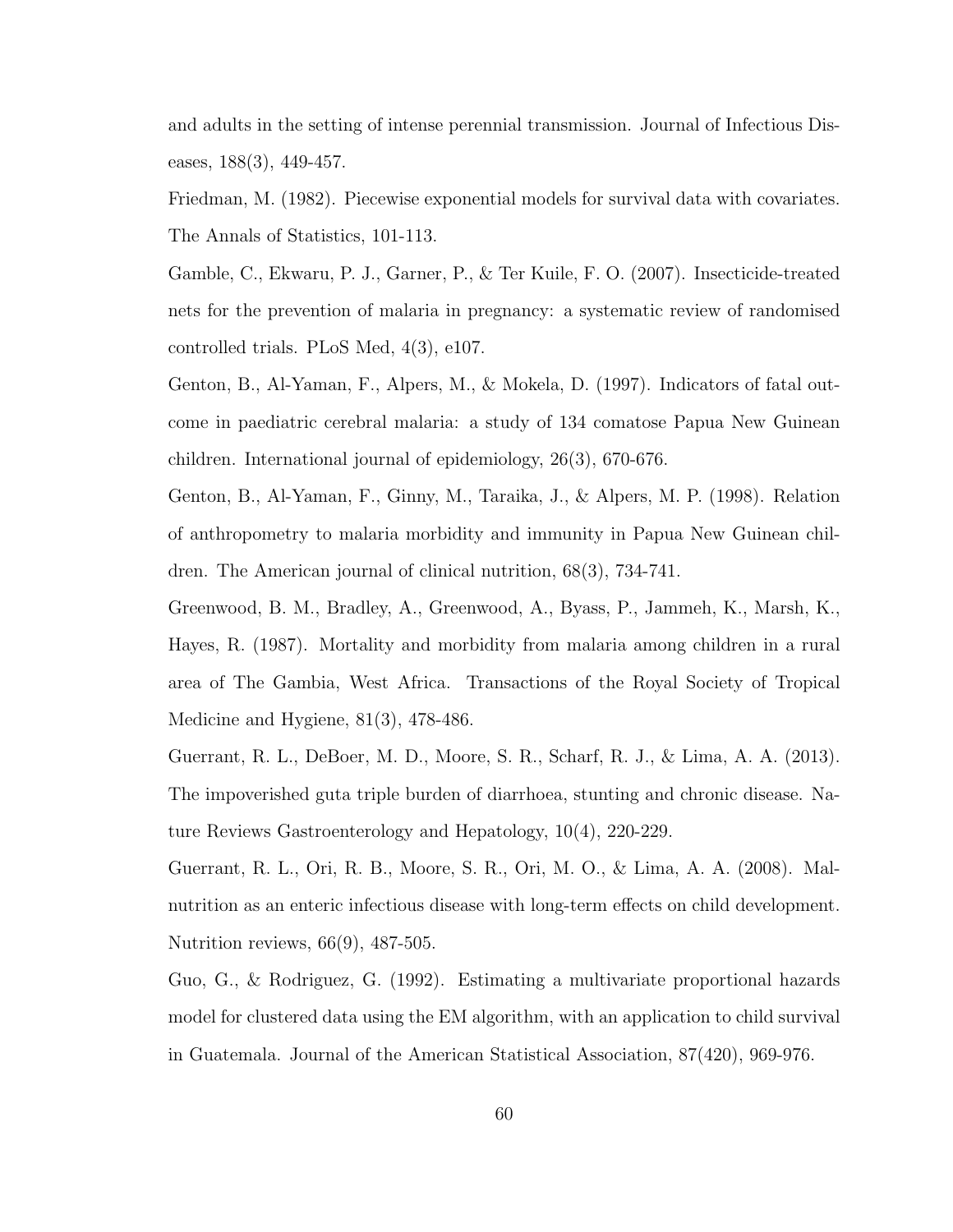and adults in the setting of intense perennial transmission. Journal of Infectious Diseases, 188(3), 449-457.

Friedman, M. (1982). Piecewise exponential models for survival data with covariates. The Annals of Statistics, 101-113.

Gamble, C., Ekwaru, P. J., Garner, P., & Ter Kuile, F. O. (2007). Insecticide-treated nets for the prevention of malaria in pregnancy: a systematic review of randomised controlled trials. PLoS Med, 4(3), e107.

Genton, B., Al-Yaman, F., Alpers, M., & Mokela, D. (1997). Indicators of fatal outcome in paediatric cerebral malaria: a study of 134 comatose Papua New Guinean children. International journal of epidemiology, 26(3), 670-676.

Genton, B., Al-Yaman, F., Ginny, M., Taraika, J., & Alpers, M. P. (1998). Relation of anthropometry to malaria morbidity and immunity in Papua New Guinean children. The American journal of clinical nutrition, 68(3), 734-741.

Greenwood, B. M., Bradley, A., Greenwood, A., Byass, P., Jammeh, K., Marsh, K., Hayes, R. (1987). Mortality and morbidity from malaria among children in a rural area of The Gambia, West Africa. Transactions of the Royal Society of Tropical Medicine and Hygiene, 81(3), 478-486.

Guerrant, R. L., DeBoer, M. D., Moore, S. R., Scharf, R. J., & Lima, A. A. (2013). The impoverished guta triple burden of diarrhoea, stunting and chronic disease. Nature Reviews Gastroenterology and Hepatology, 10(4), 220-229.

Guerrant, R. L., Ori, R. B., Moore, S. R., Ori, M. O., & Lima, A. A. (2008). Malnutrition as an enteric infectious disease with long-term effects on child development. Nutrition reviews, 66(9), 487-505.

Guo, G., & Rodriguez, G. (1992). Estimating a multivariate proportional hazards model for clustered data using the EM algorithm, with an application to child survival in Guatemala. Journal of the American Statistical Association, 87(420), 969-976.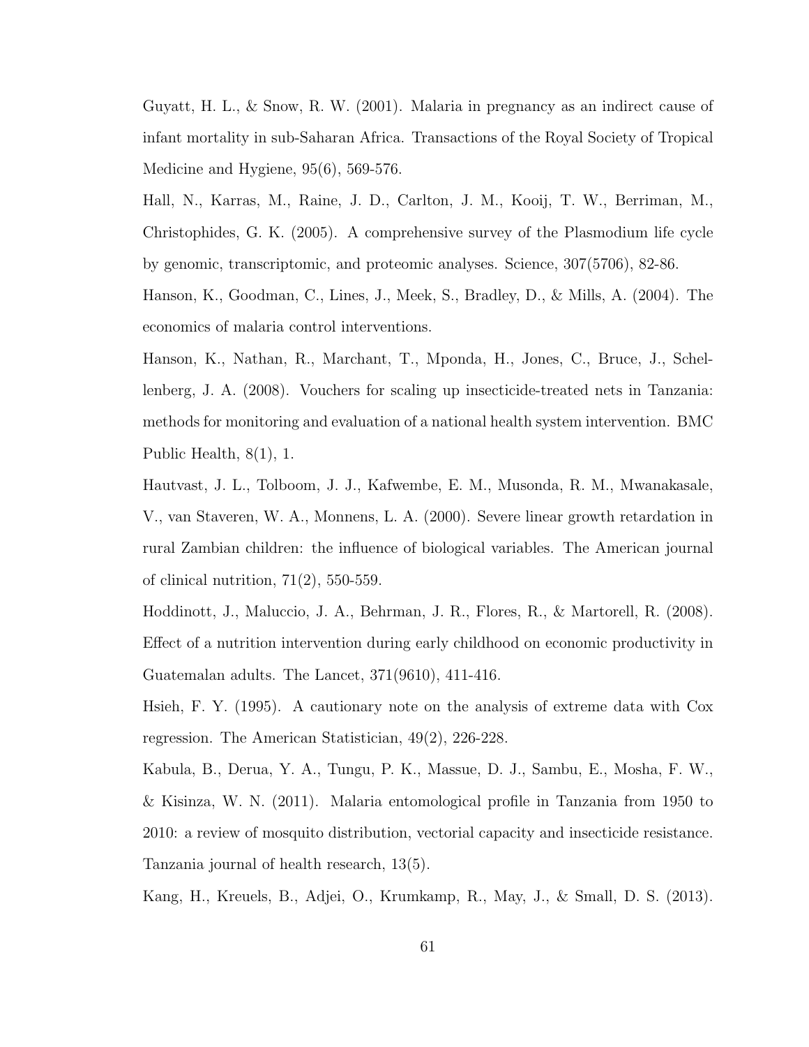Guyatt, H. L., & Snow, R. W. (2001). Malaria in pregnancy as an indirect cause of infant mortality in sub-Saharan Africa. Transactions of the Royal Society of Tropical Medicine and Hygiene, 95(6), 569-576.

Hall, N., Karras, M., Raine, J. D., Carlton, J. M., Kooij, T. W., Berriman, M., Christophides, G. K. (2005). A comprehensive survey of the Plasmodium life cycle by genomic, transcriptomic, and proteomic analyses. Science, 307(5706), 82-86.

Hanson, K., Goodman, C., Lines, J., Meek, S., Bradley, D., & Mills, A. (2004). The economics of malaria control interventions.

Hanson, K., Nathan, R., Marchant, T., Mponda, H., Jones, C., Bruce, J., Schellenberg, J. A. (2008). Vouchers for scaling up insecticide-treated nets in Tanzania: methods for monitoring and evaluation of a national health system intervention. BMC Public Health, 8(1), 1.

Hautvast, J. L., Tolboom, J. J., Kafwembe, E. M., Musonda, R. M., Mwanakasale, V., van Staveren, W. A., Monnens, L. A. (2000). Severe linear growth retardation in rural Zambian children: the influence of biological variables. The American journal of clinical nutrition, 71(2), 550-559.

Hoddinott, J., Maluccio, J. A., Behrman, J. R., Flores, R., & Martorell, R. (2008). Effect of a nutrition intervention during early childhood on economic productivity in Guatemalan adults. The Lancet, 371(9610), 411-416.

Hsieh, F. Y. (1995). A cautionary note on the analysis of extreme data with Cox regression. The American Statistician, 49(2), 226-228.

Kabula, B., Derua, Y. A., Tungu, P. K., Massue, D. J., Sambu, E., Mosha, F. W., & Kisinza, W. N. (2011). Malaria entomological profile in Tanzania from 1950 to 2010: a review of mosquito distribution, vectorial capacity and insecticide resistance. Tanzania journal of health research, 13(5).

Kang, H., Kreuels, B., Adjei, O., Krumkamp, R., May, J., & Small, D. S. (2013).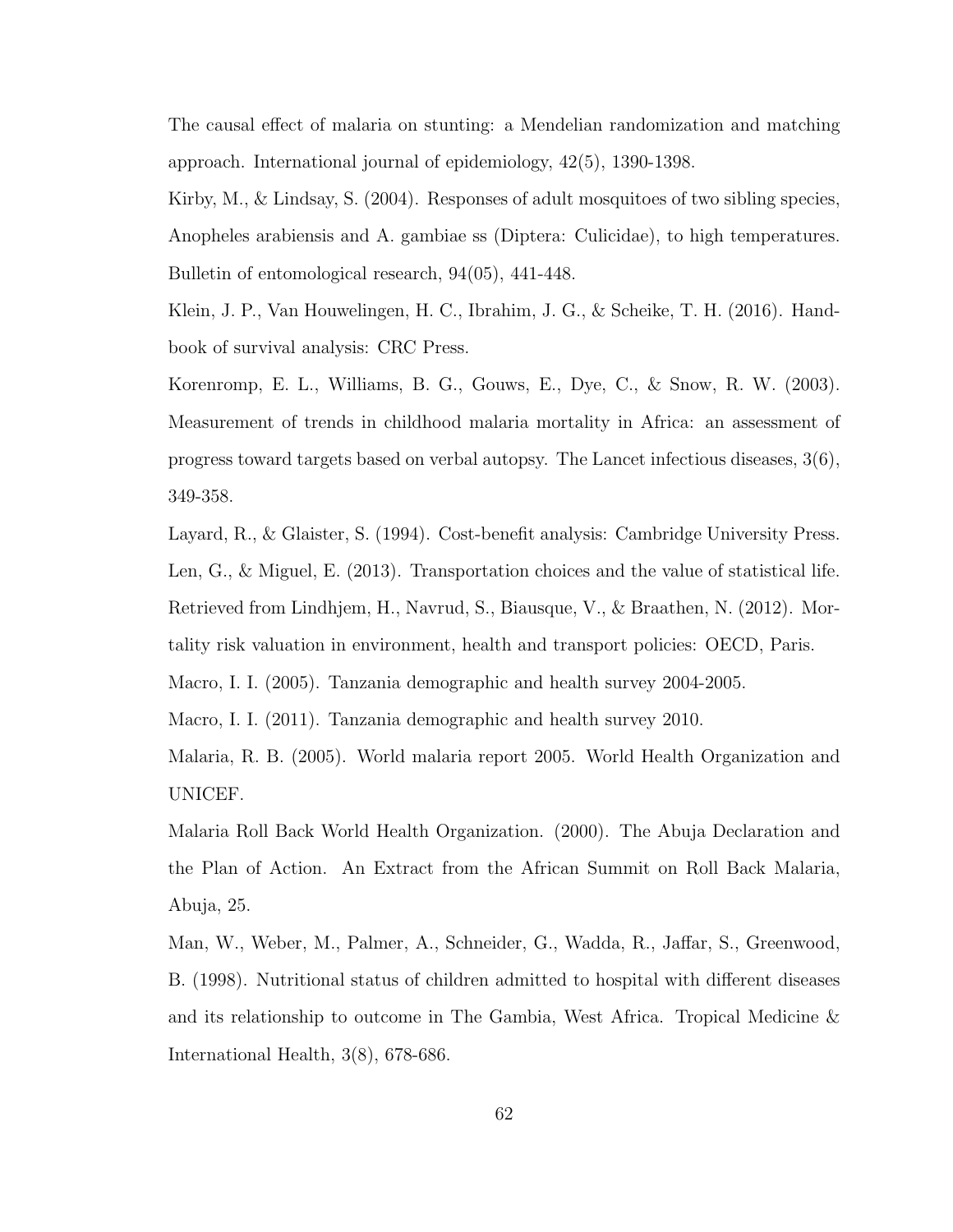The causal effect of malaria on stunting: a Mendelian randomization and matching approach. International journal of epidemiology, 42(5), 1390-1398.

Kirby, M., & Lindsay, S. (2004). Responses of adult mosquitoes of two sibling species, Anopheles arabiensis and A. gambiae ss (Diptera: Culicidae), to high temperatures. Bulletin of entomological research, 94(05), 441-448.

Klein, J. P., Van Houwelingen, H. C., Ibrahim, J. G., & Scheike, T. H. (2016). Handbook of survival analysis: CRC Press.

Korenromp, E. L., Williams, B. G., Gouws, E., Dye, C., & Snow, R. W. (2003). Measurement of trends in childhood malaria mortality in Africa: an assessment of progress toward targets based on verbal autopsy. The Lancet infectious diseases, 3(6), 349-358.

Layard, R., & Glaister, S. (1994). Cost-benefit analysis: Cambridge University Press.

Len, G., & Miguel, E. (2013). Transportation choices and the value of statistical life. Retrieved from Lindhjem, H., Navrud, S., Biausque, V., & Braathen, N. (2012). Mortality risk valuation in environment, health and transport policies: OECD, Paris.

Macro, I. I. (2005). Tanzania demographic and health survey 2004-2005.

Macro, I. I. (2011). Tanzania demographic and health survey 2010.

Malaria, R. B. (2005). World malaria report 2005. World Health Organization and UNICEF.

Malaria Roll Back World Health Organization. (2000). The Abuja Declaration and the Plan of Action. An Extract from the African Summit on Roll Back Malaria, Abuja, 25.

Man, W., Weber, M., Palmer, A., Schneider, G., Wadda, R., Jaffar, S., Greenwood, B. (1998). Nutritional status of children admitted to hospital with different diseases and its relationship to outcome in The Gambia, West Africa. Tropical Medicine & International Health, 3(8), 678-686.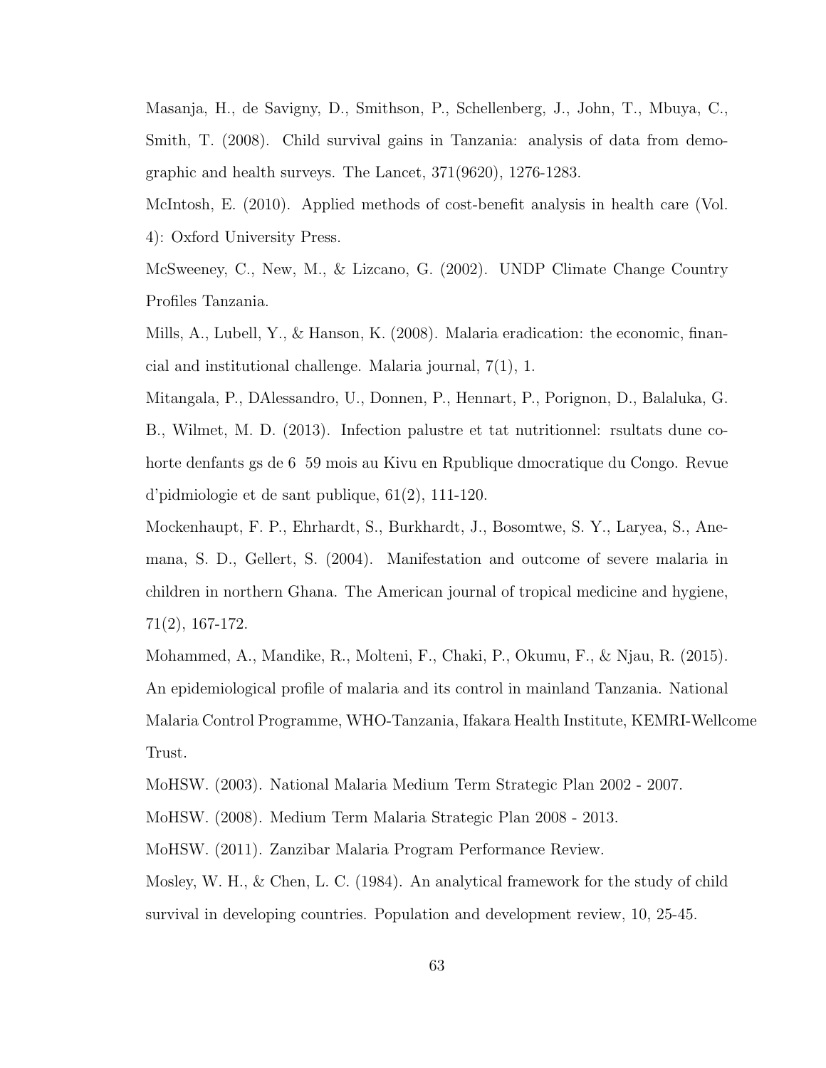Masanja, H., de Savigny, D., Smithson, P., Schellenberg, J., John, T., Mbuya, C., Smith, T. (2008). Child survival gains in Tanzania: analysis of data from demographic and health surveys. The Lancet, 371(9620), 1276-1283.

McIntosh, E. (2010). Applied methods of cost-benefit analysis in health care (Vol. 4): Oxford University Press.

McSweeney, C., New, M., & Lizcano, G. (2002). UNDP Climate Change Country Profiles Tanzania.

Mills, A., Lubell, Y., & Hanson, K. (2008). Malaria eradication: the economic, financial and institutional challenge. Malaria journal, 7(1), 1.

Mitangala, P., DAlessandro, U., Donnen, P., Hennart, P., Porignon, D., Balaluka, G. B., Wilmet, M. D. (2013). Infection palustre et tat nutritionnel: rsultats dune cohorte denfants gs de 6 59 mois au Kivu en Rpublique dmocratique du Congo. Revue d'pidmiologie et de sant publique, 61(2), 111-120.

Mockenhaupt, F. P., Ehrhardt, S., Burkhardt, J., Bosomtwe, S. Y., Laryea, S., Anemana, S. D., Gellert, S. (2004). Manifestation and outcome of severe malaria in children in northern Ghana. The American journal of tropical medicine and hygiene, 71(2), 167-172.

Mohammed, A., Mandike, R., Molteni, F., Chaki, P., Okumu, F., & Njau, R. (2015). An epidemiological profile of malaria and its control in mainland Tanzania. National Malaria Control Programme, WHO-Tanzania, Ifakara Health Institute, KEMRI-Wellcome Trust.

MoHSW. (2003). National Malaria Medium Term Strategic Plan 2002 - 2007.

MoHSW. (2008). Medium Term Malaria Strategic Plan 2008 - 2013.

MoHSW. (2011). Zanzibar Malaria Program Performance Review.

Mosley, W. H., & Chen, L. C. (1984). An analytical framework for the study of child survival in developing countries. Population and development review, 10, 25-45.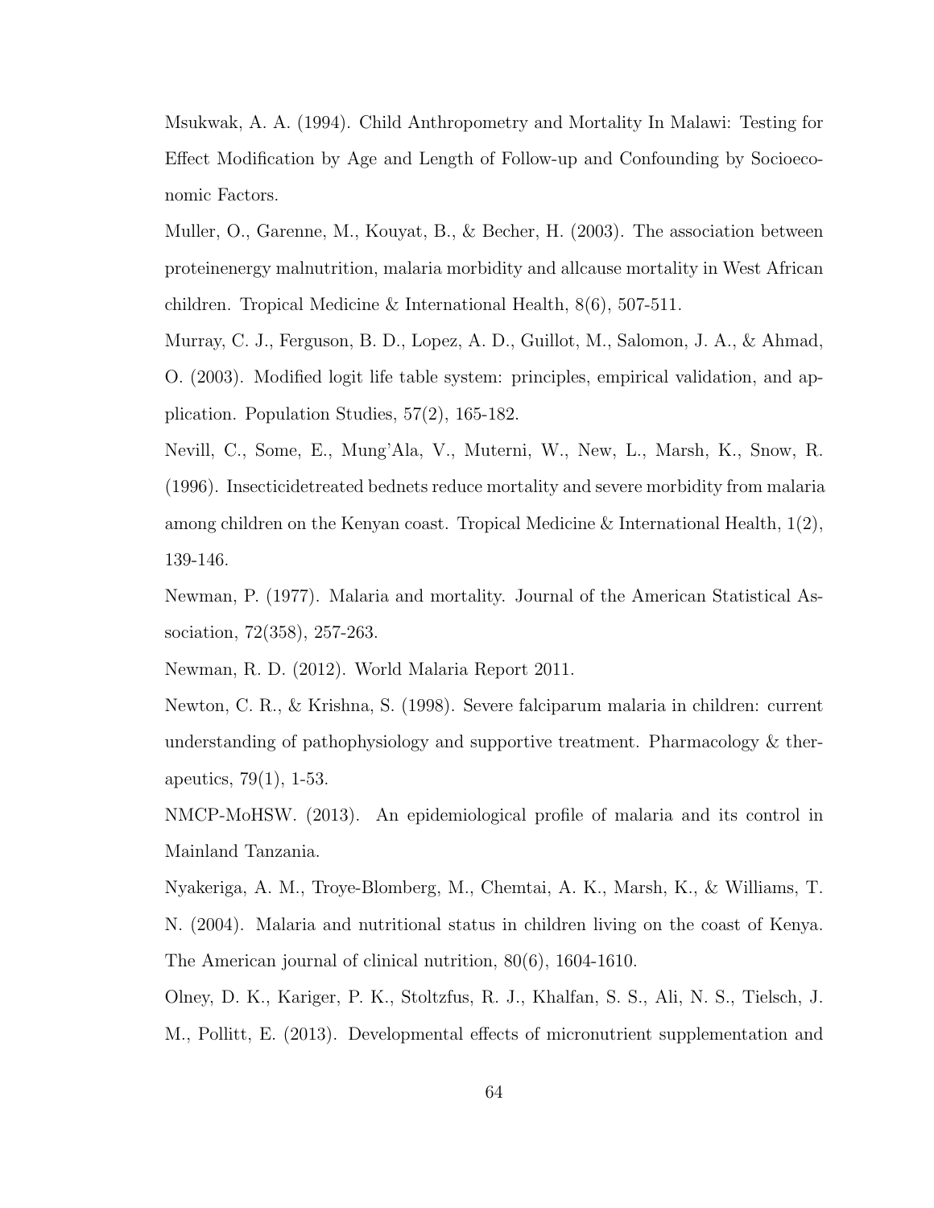Msukwak, A. A. (1994). Child Anthropometry and Mortality In Malawi: Testing for Effect Modification by Age and Length of Follow-up and Confounding by Socioeconomic Factors.

Muller, O., Garenne, M., Kouyat, B., & Becher, H. (2003). The association between proteinenergy malnutrition, malaria morbidity and allcause mortality in West African children. Tropical Medicine & International Health, 8(6), 507-511.

Murray, C. J., Ferguson, B. D., Lopez, A. D., Guillot, M., Salomon, J. A., & Ahmad, O. (2003). Modified logit life table system: principles, empirical validation, and application. Population Studies, 57(2), 165-182.

Nevill, C., Some, E., Mung'Ala, V., Muterni, W., New, L., Marsh, K., Snow, R. (1996). Insecticidetreated bednets reduce mortality and severe morbidity from malaria among children on the Kenyan coast. Tropical Medicine & International Health, 1(2), 139-146.

Newman, P. (1977). Malaria and mortality. Journal of the American Statistical Association, 72(358), 257-263.

Newman, R. D. (2012). World Malaria Report 2011.

Newton, C. R., & Krishna, S. (1998). Severe falciparum malaria in children: current understanding of pathophysiology and supportive treatment. Pharmacology & therapeutics, 79(1), 1-53.

NMCP-MoHSW. (2013). An epidemiological profile of malaria and its control in Mainland Tanzania.

Nyakeriga, A. M., Troye-Blomberg, M., Chemtai, A. K., Marsh, K., & Williams, T. N. (2004). Malaria and nutritional status in children living on the coast of Kenya. The American journal of clinical nutrition, 80(6), 1604-1610.

Olney, D. K., Kariger, P. K., Stoltzfus, R. J., Khalfan, S. S., Ali, N. S., Tielsch, J. M., Pollitt, E. (2013). Developmental effects of micronutrient supplementation and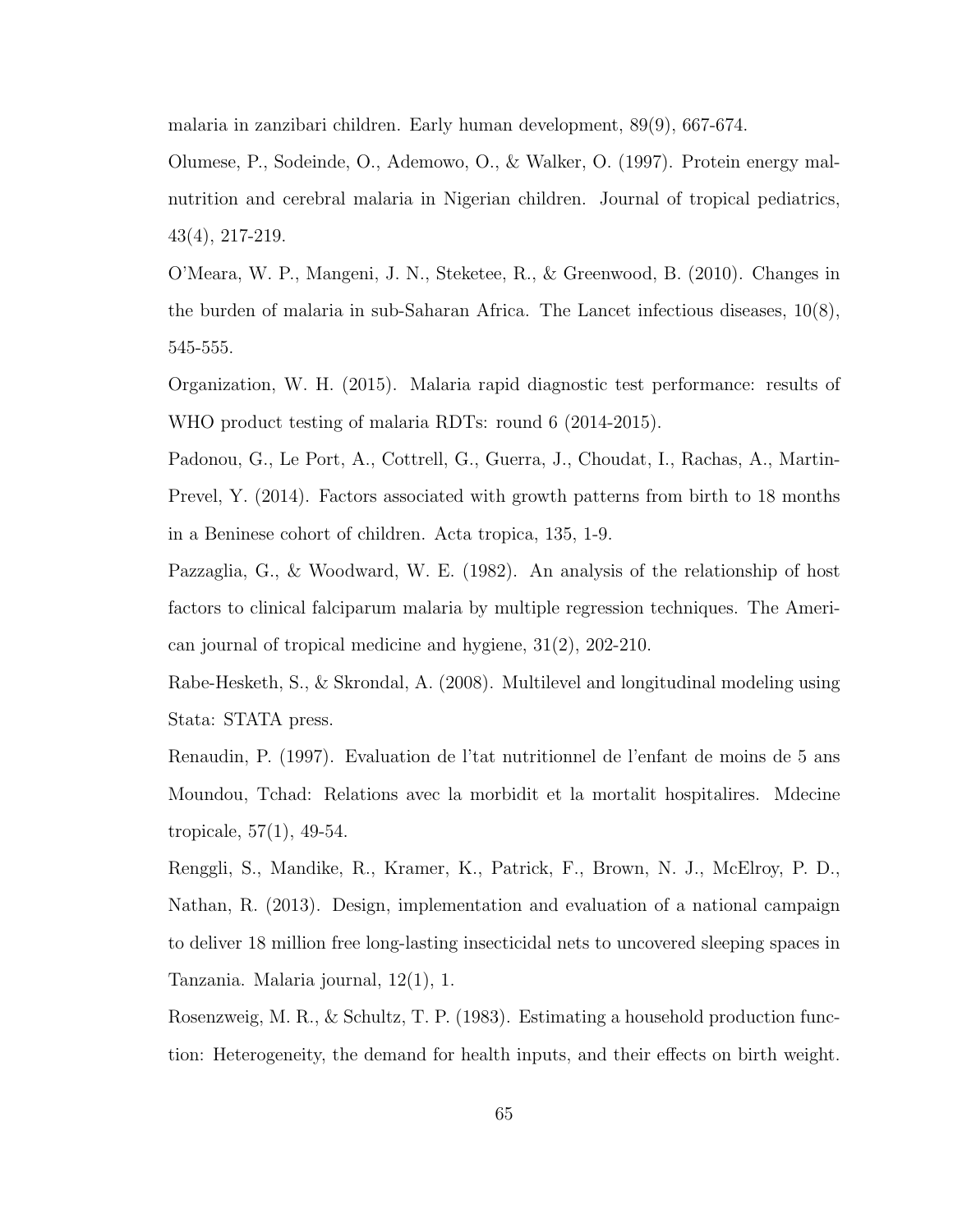malaria in zanzibari children. Early human development, 89(9), 667-674.

Olumese, P., Sodeinde, O., Ademowo, O., & Walker, O. (1997). Protein energy malnutrition and cerebral malaria in Nigerian children. Journal of tropical pediatrics, 43(4), 217-219.

O'Meara, W. P., Mangeni, J. N., Steketee, R., & Greenwood, B. (2010). Changes in the burden of malaria in sub-Saharan Africa. The Lancet infectious diseases, 10(8), 545-555.

Organization, W. H. (2015). Malaria rapid diagnostic test performance: results of WHO product testing of malaria RDTs: round 6 (2014-2015).

Padonou, G., Le Port, A., Cottrell, G., Guerra, J., Choudat, I., Rachas, A., Martin-Prevel, Y. (2014). Factors associated with growth patterns from birth to 18 months in a Beninese cohort of children. Acta tropica, 135, 1-9.

Pazzaglia, G., & Woodward, W. E. (1982). An analysis of the relationship of host factors to clinical falciparum malaria by multiple regression techniques. The American journal of tropical medicine and hygiene, 31(2), 202-210.

Rabe-Hesketh, S., & Skrondal, A. (2008). Multilevel and longitudinal modeling using Stata: STATA press.

Renaudin, P. (1997). Evaluation de l'tat nutritionnel de l'enfant de moins de 5 ans Moundou, Tchad: Relations avec la morbidit et la mortalit hospitalires. Mdecine tropicale, 57(1), 49-54.

Renggli, S., Mandike, R., Kramer, K., Patrick, F., Brown, N. J., McElroy, P. D., Nathan, R. (2013). Design, implementation and evaluation of a national campaign to deliver 18 million free long-lasting insecticidal nets to uncovered sleeping spaces in Tanzania. Malaria journal, 12(1), 1.

Rosenzweig, M. R., & Schultz, T. P. (1983). Estimating a household production function: Heterogeneity, the demand for health inputs, and their effects on birth weight.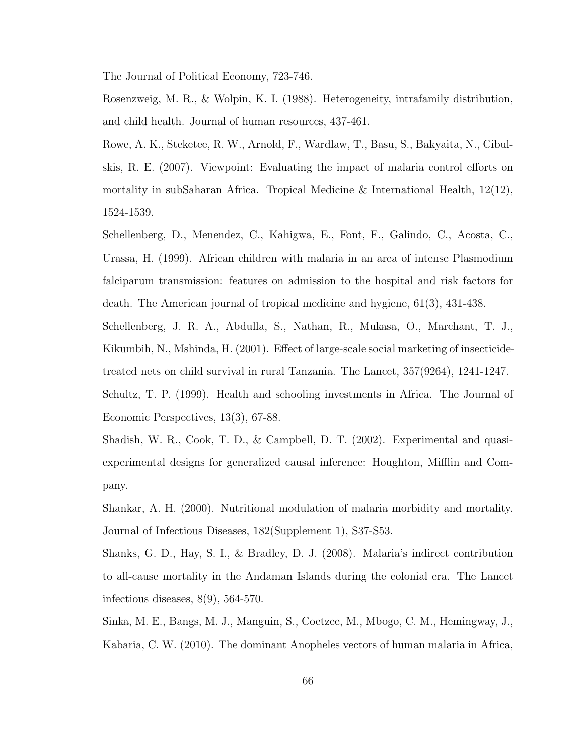The Journal of Political Economy, 723-746.

Rosenzweig, M. R., & Wolpin, K. I. (1988). Heterogeneity, intrafamily distribution, and child health. Journal of human resources, 437-461.

Rowe, A. K., Steketee, R. W., Arnold, F., Wardlaw, T., Basu, S., Bakyaita, N., Cibulskis, R. E. (2007). Viewpoint: Evaluating the impact of malaria control efforts on mortality in subSaharan Africa. Tropical Medicine & International Health, 12(12), 1524-1539.

Schellenberg, D., Menendez, C., Kahigwa, E., Font, F., Galindo, C., Acosta, C., Urassa, H. (1999). African children with malaria in an area of intense Plasmodium falciparum transmission: features on admission to the hospital and risk factors for death. The American journal of tropical medicine and hygiene, 61(3), 431-438.

Schellenberg, J. R. A., Abdulla, S., Nathan, R., Mukasa, O., Marchant, T. J., Kikumbih, N., Mshinda, H. (2001). Effect of large-scale social marketing of insecticide-treated nets on child survival in rural Tanzania. The Lancet, 357(9264), 1241-1247.

Schultz, T. P. (1999). Health and schooling investments in Africa. The Journal of Economic Perspectives, 13(3), 67-88.

Shadish, W. R., Cook, T. D., & Campbell, D. T. (2002). Experimental and quasi-experimental designs for generalized causal inference: Houghton, Mifflin and Company.

Shankar, A. H. (2000). Nutritional modulation of malaria morbidity and mortality. Journal of Infectious Diseases, 182(Supplement 1), S37-S53.

Shanks, G. D., Hay, S. I., & Bradley, D. J. (2008). Malaria's indirect contribution to all-cause mortality in the Andaman Islands during the colonial era. The Lancet infectious diseases, 8(9), 564-570.

Sinka, M. E., Bangs, M. J., Manguin, S., Coetzee, M., Mbogo, C. M., Hemingway, J., Kabaria, C. W. (2010). The dominant Anopheles vectors of human malaria in Africa,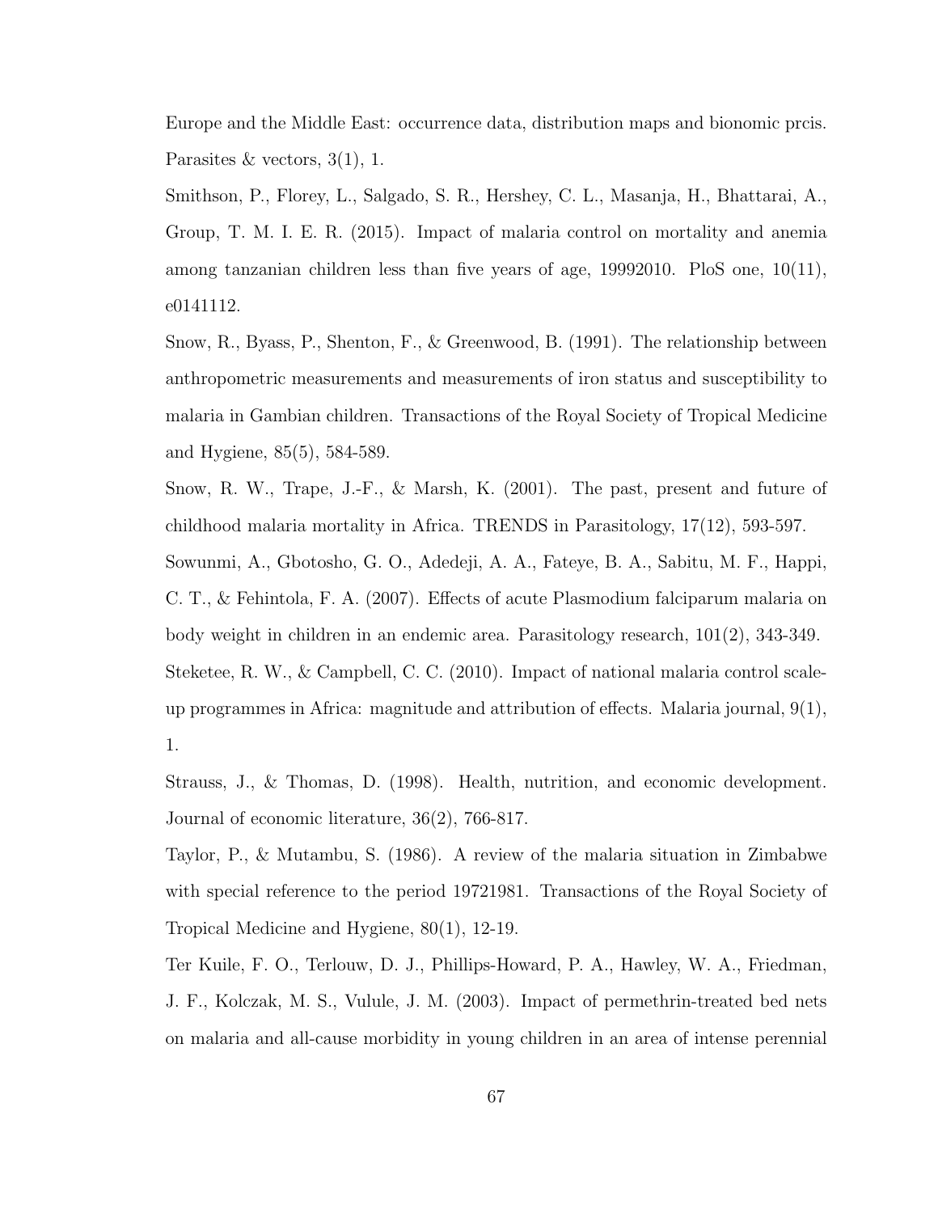Europe and the Middle East: occurrence data, distribution maps and bionomic prcis. Parasites & vectors, 3(1), 1.

Smithson, P., Florey, L., Salgado, S. R., Hershey, C. L., Masanja, H., Bhattarai, A., Group, T. M. I. E. R. (2015). Impact of malaria control on mortality and anemia among tanzanian children less than five years of age, 19992010. PloS one, 10(11), e0141112.

Snow, R., Byass, P., Shenton, F., & Greenwood, B. (1991). The relationship between anthropometric measurements and measurements of iron status and susceptibility to malaria in Gambian children. Transactions of the Royal Society of Tropical Medicine and Hygiene, 85(5), 584-589.

Snow, R. W., Trape, J.-F., & Marsh, K. (2001). The past, present and future of childhood malaria mortality in Africa. TRENDS in Parasitology, 17(12), 593-597.

Sowunmi, A., Gbotosho, G. O., Adedeji, A. A., Fateye, B. A., Sabitu, M. F., Happi, C. T., & Fehintola, F. A. (2007). Effects of acute Plasmodium falciparum malaria on body weight in children in an endemic area. Parasitology research, 101(2), 343-349.

Steketee, R. W., & Campbell, C. C. (2010). Impact of national malaria control scale-up programmes in Africa: magnitude and attribution of effects. Malaria journal, 9(1), 1.

Strauss, J., & Thomas, D. (1998). Health, nutrition, and economic development. Journal of economic literature, 36(2), 766-817.

Taylor, P., & Mutambu, S. (1986). A review of the malaria situation in Zimbabwe with special reference to the period 19721981. Transactions of the Royal Society of Tropical Medicine and Hygiene, 80(1), 12-19.

Ter Kuile, F. O., Terlouw, D. J., Phillips-Howard, P. A., Hawley, W. A., Friedman, J. F., Kolczak, M. S., Vulule, J. M. (2003). Impact of permethrin-treated bed nets on malaria and all-cause morbidity in young children in an area of intense perennial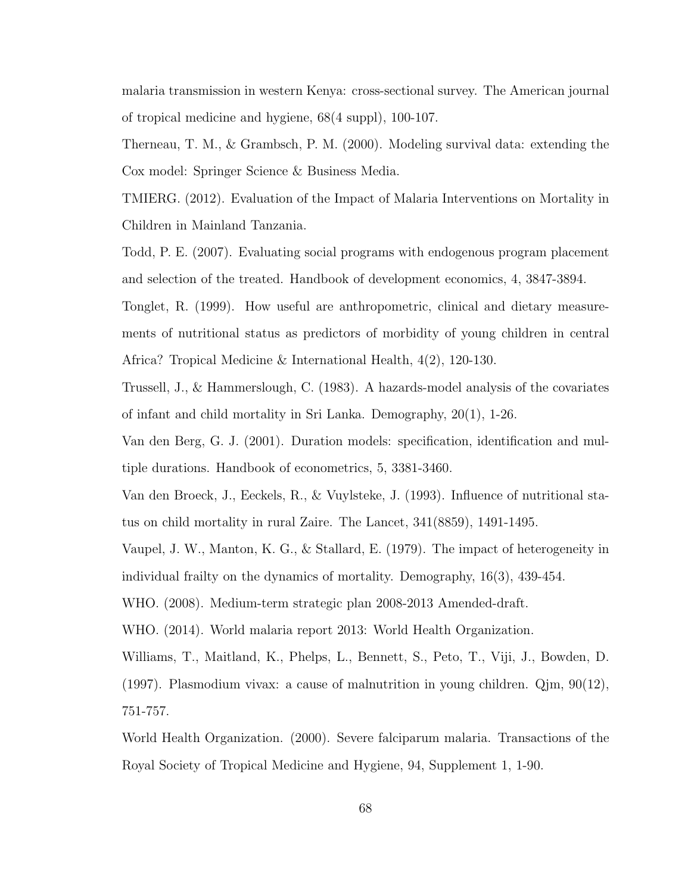malaria transmission in western Kenya: cross-sectional survey. The American journal of tropical medicine and hygiene, 68(4 suppl), 100-107.

Therneau, T. M., & Grambsch, P. M. (2000). Modeling survival data: extending the Cox model: Springer Science & Business Media.

TMIERG. (2012). Evaluation of the Impact of Malaria Interventions on Mortality in Children in Mainland Tanzania.

Todd, P. E. (2007). Evaluating social programs with endogenous program placement and selection of the treated. Handbook of development economics, 4, 3847-3894.

Tonglet, R. (1999). How useful are anthropometric, clinical and dietary measurements of nutritional status as predictors of morbidity of young children in central Africa? Tropical Medicine & International Health, 4(2), 120-130.

Trussell, J., & Hammerslough, C. (1983). A hazards-model analysis of the covariates of infant and child mortality in Sri Lanka. Demography, 20(1), 1-26.

Van den Berg, G. J. (2001). Duration models: specification, identification and multiple durations. Handbook of econometrics, 5, 3381-3460.

Van den Broeck, J., Eeckels, R., & Vuylsteke, J. (1993). Influence of nutritional status on child mortality in rural Zaire. The Lancet, 341(8859), 1491-1495.

Vaupel, J. W., Manton, K. G., & Stallard, E. (1979). The impact of heterogeneity in individual frailty on the dynamics of mortality. Demography, 16(3), 439-454.

WHO. (2008). Medium-term strategic plan 2008-2013 Amended-draft.

WHO. (2014). World malaria report 2013: World Health Organization.

Williams, T., Maitland, K., Phelps, L., Bennett, S., Peto, T., Viji, J., Bowden, D. (1997). Plasmodium vivax: a cause of malnutrition in young children. Qjm, 90(12), 751-757.

World Health Organization. (2000). Severe falciparum malaria. Transactions of the Royal Society of Tropical Medicine and Hygiene, 94, Supplement 1, 1-90.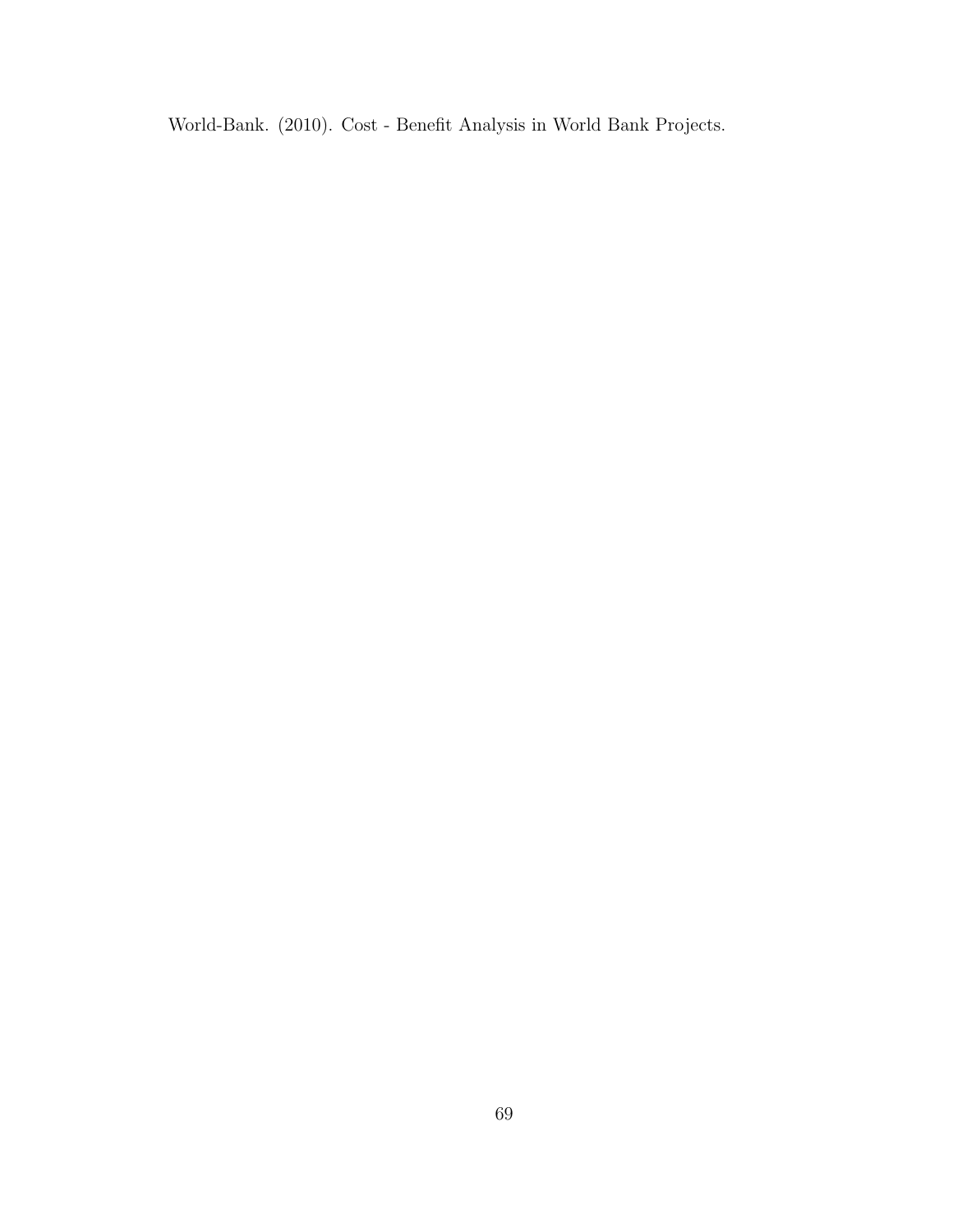World-Bank. (2010). Cost - Benefit Analysis in World Bank Projects.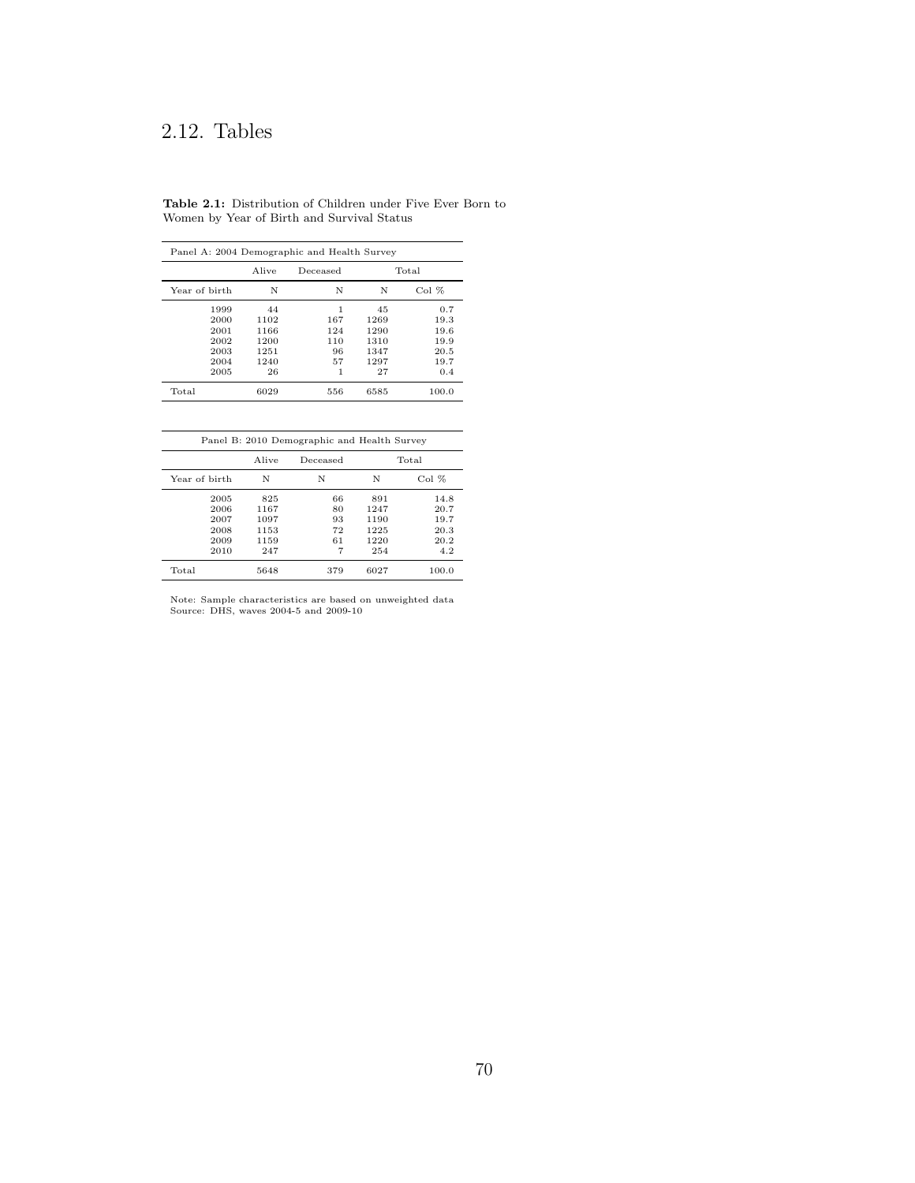## 2.12. Tables

**Table 2.1:** Distribution of Children under Five Ever Born to Women by Year of Birth and Survival Status

| Panel A: 2004 Demographic and Health Survey | | | | |
|---|---|---|---|---|
| | Alive | Deceased | Total | |
| Year of birth | N | N | N | Col % |
| 1999 | 44 | 1 | 45 | 0.7 |
| 2000 | 1102 | 167 | 1269 | 19.3 |
| 2001 | 1166 | 124 | 1290 | 19.6 |
| 2002 | 1200 | 110 | 1310 | 19.9 |
| 2003 | 1251 | 96 | 1347 | 20.5 |
| 2004 | 1240 | 57 | 1297 | 19.7 |
| 2005 | 26 | 1 | 27 | 0.4 |
| Total | 6029 | 556 | 6585 | 100.0 |

| Panel B: 2010 Demographic and Health Survey | | | | |
|---|---|---|---|---|
| | Alive | Deceased | Total | |
| Year of birth | N | N | N | Col % |
| 2005 | 825 | 66 | 891 | 14.8 |
| 2006 | 1167 | 80 | 1247 | 20.7 |
| 2007 | 1097 | 93 | 1190 | 19.7 |
| 2008 | 1153 | 72 | 1225 | 20.3 |
| 2009 | 1159 | 61 | 1220 | 20.2 |
| 2010 | 247 | 7 | 254 | 4.2 |
| Total | 5648 | 379 | 6027 | 100.0 |

Note: Sample characteristics are based on unweighted data
Source: DHS, waves 2004-5 and 2009-10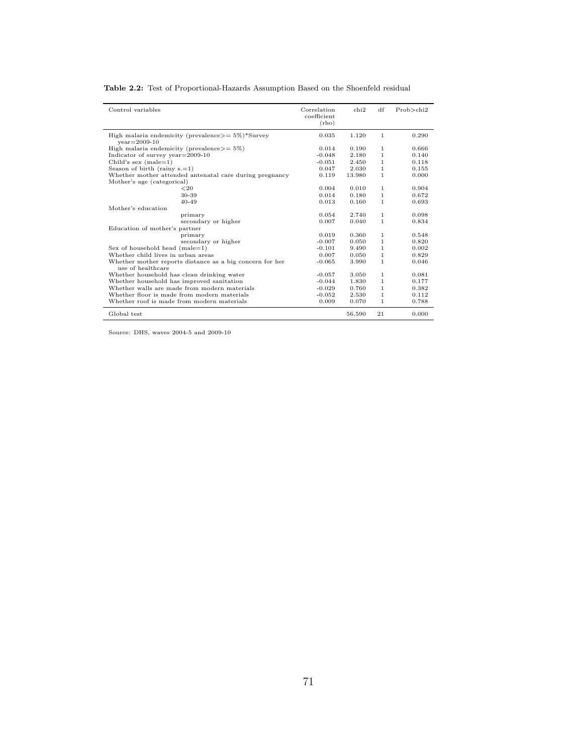**Table 2.2:** Test of Proportional-Hazards Assumption Based on the Shoenfeld residual

| Control variables | Correlation coefficient (rho) | chi2 | df | Prob>chi2 |
|---|---|---|---|---|
| High malaria endemicity (prevalence>= 5%)*Survey year=2009-10 | 0.035 | 1.120 | 1 | 0.290 |
| High malaria endemicity (prevalence>= 5%) | 0.014 | 0.190 | 1 | 0.666 |
| Indicator of survey year=2009-10 | -0.048 | 2.180 | 1 | 0.140 |
| Child's sex (male=1) | -0.051 | 2.450 | 1 | 0.118 |
| Season of birth (rainy s.=1) | 0.047 | 2.030 | 1 | 0.155 |
| Whether mother attended antenatal care during pregnancy | 0.119 | 13.980 | 1 | 0.000 |
| Mother's age (categorical) | | | | |
| <20 | 0.004 | 0.010 | 1 | 0.904 |
| 30-39 | 0.014 | 0.180 | 1 | 0.672 |
| 40-49 | 0.013 | 0.160 | 1 | 0.693 |
| Mother's education | | | | |
| primary | 0.054 | 2.740 | 1 | 0.098 |
| secondary or higher | 0.007 | 0.040 | 1 | 0.834 |
| Education of mother's partner | | | | |
| primary | 0.019 | 0.360 | 1 | 0.548 |
| secondary or higher | -0.007 | 0.050 | 1 | 0.820 |
| Sex of household head (male=1) | -0.101 | 9.490 | 1 | 0.002 |
| Whether child lives in urban areas | 0.007 | 0.050 | 1 | 0.829 |
| Whether mother reports distance as a big concern for her use of healthcare | -0.065 | 3.990 | 1 | 0.046 |
| Whether household has clean drinking water | -0.057 | 3.050 | 1 | 0.081 |
| Whether household has improved sanitation | -0.044 | 1.830 | 1 | 0.177 |
| Whether walls are made from modern materials | -0.029 | 0.760 | 1 | 0.382 |
| Whether floor is made from modern materials | -0.052 | 2.530 | 1 | 0.112 |
| Whether roof is made from modern materials | 0.009 | 0.070 | 1 | 0.788 |
| Global test | | 56.590 | 21 | 0.000 |

Source: DHS, waves 2004-5 and 2009-10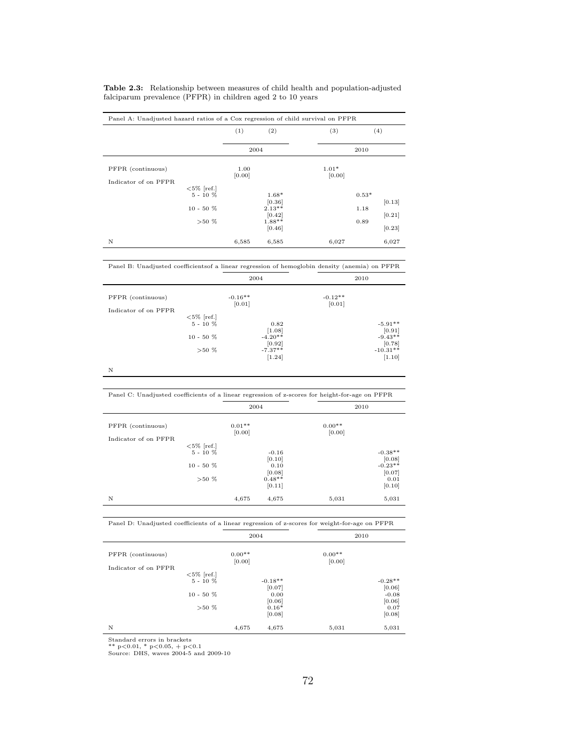**Table 2.3:** Relationship between measures of child health and population-adjusted falciparum prevalence (PFPR) in children aged 2 to 10 years

| Panel A: Unadjusted hazard ratios of a Cox regression of child survival on PFPR | | (1) | (2) | (3) | (4) |
|---|---|---|---|---|---|
| | | 2004 | | 2010 | |
| PFPR (continuous) | | 1.00 | | 1.01* | |
| | | [0.00] | | [0.00] | |
| Indicator of on PFPR | <5% [ref.] | | | | |
| | 5 - 10 % | | 1.68* | | 0.53* |
| | | | [0.36] | | [0.13] |
| | 10 - 50 % | | 2.13** | | 1.18 |
| | | | [0.42] | | [0.21] |
| | >50 % | | 1.88** | | 0.89 |
| | | | [0.46] | | [0.23] |
| N | | 6,585 | 6,585 | 6,027 | 6,027 |

| Panel B: Unadjusted coefficientsof a linear regression of hemoglobin density (anemia) on PFPR | | 2004 | | 2010 | |
|---|---|---|---|---|---|
| PFPR (continuous) | | -0.16** | | -0.12** | |
| | | [0.01] | | [0.01] | |
| Indicator of on PFPR | <5% [ref.] | | | | |
| | 5 - 10 % | | 0.82 | | -5.91** |
| | | | [1.08] | | [0.91] |
| | 10 - 50 % | | -4.20** | | -9.43** |
| | | | [0.92] | | [0.78] |
| | >50 % | | -7.37** | | -10.31** |
| | | | [1.24] | | [1.10] |
| N | | | | | |

| Panel C: Unadjusted coefficients of a linear regression of z-scores for height-for-age on PFPR | | 2004 | | 2010 | |
|---|---|---|---|---|---|
| PFPR (continuous) | | 0.01** | | 0.00** | |
| | | [0.00] | | [0.00] | |
| Indicator of on PFPR | <5% [ref.] | | | | |
| | 5 - 10 % | | -0.16 | | -0.38** |
| | | | [0.10] | | [0.08] |
| | 10 - 50 % | | 0.10 | | -0.23** |
| | | | [0.08] | | [0.07] |
| | >50 % | | 0.48** | | 0.01 |
| | | | [0.11] | | [0.10] |
| N | | 4,675 | 4,675 | 5,031 | 5,031 |

| Panel D: Unadjusted coefficients of a linear regression of z-scores for weight-for-age on PFPR | | 2004 | | 2010 | |
|---|---|---|---|---|---|
| PFPR (continuous) | | 0.00** | | 0.00** | |
| | | [0.00] | | [0.00] | |
| Indicator of on PFPR | <5% [ref.] | | | | |
| | 5 - 10 % | | -0.18** | | -0.28** |
| | | | [0.07] | | [0.06] |
| | 10 - 50 % | | 0.00 | | -0.08 |
| | | | [0.06] | | [0.06] |
| | >50 % | | 0.16* | | 0.07 |
| | | | [0.08] | | [0.08] |
| N | | 4,675 | 4,675 | 5,031 | 5,031 |

Standard errors in brackets
** p<0.01, * p<0.05, + p<0.1
Source: DHS, waves 2004-5 and 2009-10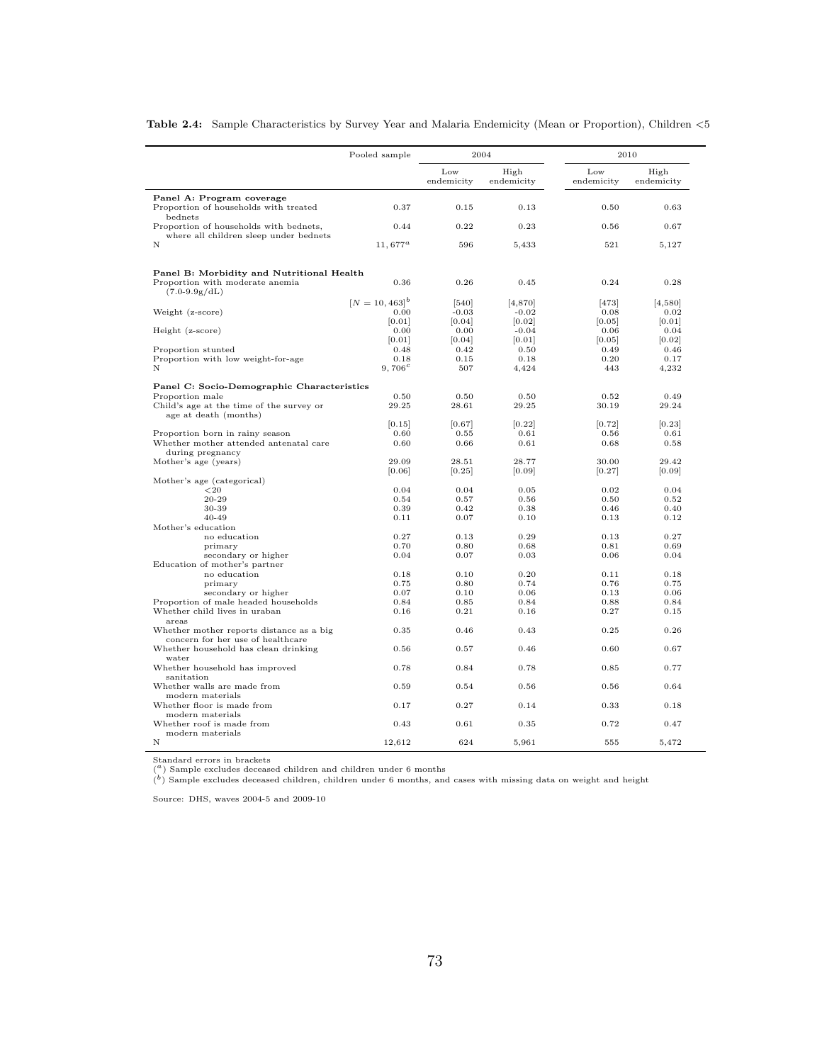**Table 2.4:** Sample Characteristics by Survey Year and Malaria Endemicity (Mean or Proportion), Children <5

| | Pooled sample | 2004 | | 2010 | |
|---|---|---|---|---|---|
| | | Low endemicity | High endemicity | Low endemicity | High endemicity |
| **Panel A: Program coverage** | | | | | |
| Proportion of households with treated bednets | 0.37 | 0.15 | 0.13 | 0.50 | 0.63 |
| Proportion of households with bednets, where all children sleep under bednets | 0.44 | 0.22 | 0.23 | 0.56 | 0.67 |
| N | $11,677^a$ | 596 | 5,433 | 521 | 5,127 |
| **Panel B: Morbidity and Nutritional Health** | | | | | |
| Proportion with moderate anemia (7.0-9.9g/dL) | 0.36 | 0.26 | 0.45 | 0.24 | 0.28 |
| | $[N = 10,463]^b$ | [540] | [4,870] | [473] | [4,580] |
| Weight (z-score) | 0.00 | -0.03 | -0.02 | 0.08 | 0.02 |
| | [0.01] | [0.04] | [0.02] | [0.05] | [0.01] |
| Height (z-score) | 0.00 | 0.00 | -0.04 | 0.06 | 0.04 |
| | [0.01] | [0.04] | [0.01] | [0.05] | [0.02] |
| Proportion stunted | 0.48 | 0.42 | 0.50 | 0.49 | 0.46 |
| Proportion with low weight-for-age | 0.18 | 0.15 | 0.18 | 0.20 | 0.17 |
| N | $9,706^c$ | 507 | 4,424 | 443 | 4,232 |
| **Panel C: Socio-Demographic Characteristics** | | | | | |
| Proportion male | 0.50 | 0.50 | 0.50 | 0.52 | 0.49 |
| Child's age at the time of the survey or age at death (months) | 29.25 | 28.61 | 29.25 | 30.19 | 29.24 |
| | [0.15] | [0.67] | [0.22] | [0.72] | [0.23] |
| Proportion born in rainy season | 0.60 | 0.55 | 0.61 | 0.56 | 0.61 |
| Whether mother attended antenatal care during pregnancy | 0.60 | 0.66 | 0.61 | 0.68 | 0.58 |
| Mother's age (years) | 29.09 | 28.51 | 28.77 | 30.00 | 29.42 |
| | [0.06] | [0.25] | [0.09] | [0.27] | [0.09] |
| Mother's age (categorical) | | | | | |
| <20 | 0.04 | 0.04 | 0.05 | 0.02 | 0.04 |
| 20-29 | 0.54 | 0.57 | 0.56 | 0.50 | 0.52 |
| 30-39 | 0.39 | 0.42 | 0.38 | 0.46 | 0.40 |
| 40-49 | 0.11 | 0.07 | 0.10 | 0.13 | 0.12 |
| Mother's education | | | | | |
| no education | 0.27 | 0.13 | 0.29 | 0.13 | 0.27 |
| primary | 0.70 | 0.80 | 0.68 | 0.81 | 0.69 |
| secondary or higher | 0.04 | 0.07 | 0.03 | 0.06 | 0.04 |
| Education of mother's partner | | | | | |
| no education | 0.18 | 0.10 | 0.20 | 0.11 | 0.18 |
| primary | 0.75 | 0.80 | 0.74 | 0.76 | 0.75 |
| secondary or higher | 0.07 | 0.10 | 0.06 | 0.13 | 0.06 |
| Proportion of male headed households | 0.84 | 0.85 | 0.84 | 0.88 | 0.84 |
| Whether child lives in uraban areas | 0.16 | 0.21 | 0.16 | 0.27 | 0.15 |
| Whether mother reports distance as a big concern for her use of healthcare | 0.35 | 0.46 | 0.43 | 0.25 | 0.26 |
| Whether household has clean drinking water | 0.56 | 0.57 | 0.46 | 0.60 | 0.67 |
| Whether household has improved sanitation | 0.78 | 0.84 | 0.78 | 0.85 | 0.77 |
| Whether walls are made from modern materials | 0.59 | 0.54 | 0.56 | 0.56 | 0.64 |
| Whether floor is made from modern materials | 0.17 | 0.27 | 0.14 | 0.33 | 0.18 |
| Whether roof is made from modern materials | 0.43 | 0.61 | 0.35 | 0.72 | 0.47 |
| N | 12,612 | 624 | 5,961 | 555 | 5,472 |

Standard errors in brackets

([a]) Sample excludes deceased children and children under 6 months

([b]) Sample excludes deceased children, children under 6 months, and cases with missing data on weight and height

Source: DHS, waves 2004-5 and 2009-10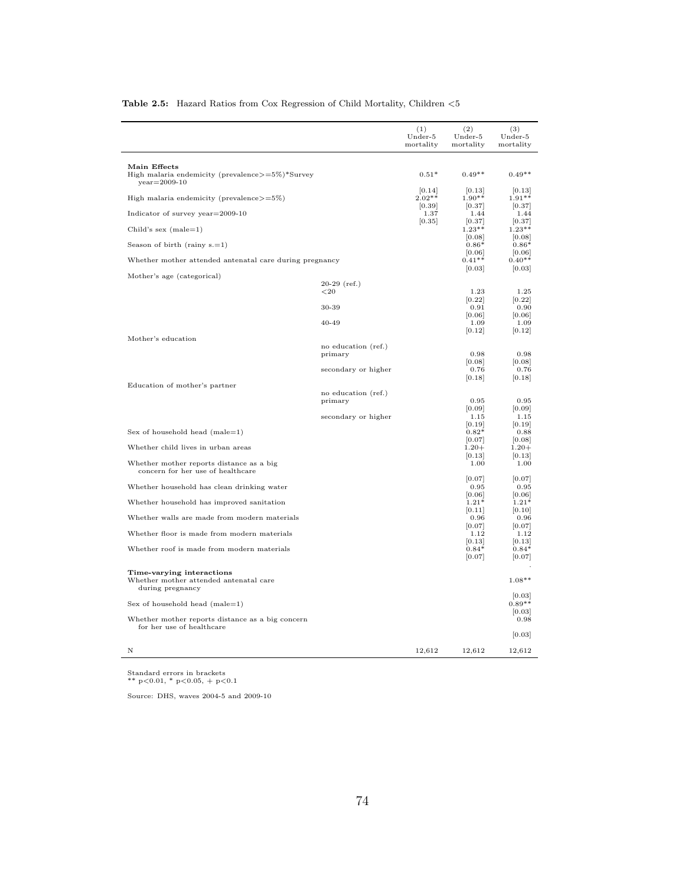**Table 2.5:** Hazard Ratios from Cox Regression of Child Mortality, Children <5

| | | (1) Under-5 mortality | (2) Under-5 mortality | (3) Under-5 mortality |
|---|---|---|---|---|
| **Main Effects** | | | | |
| High malaria endemicity (prevalence>=5%)*Survey year=2009-10 | | 0.51* | 0.49** | 0.49** |
| | | [0.14] | [0.13] | [0.13] |
| High malaria endemicity (prevalence>=5%) | | 2.02** | 1.90** | 1.91** |
| | | [0.39] | [0.37] | [0.37] |
| Indicator of survey year=2009-10 | | 1.37 | 1.44 | 1.44 |
| | | [0.35] | [0.37] | [0.37] |
| Child's sex (male=1) | | | 1.23** | 1.23** |
| | | | [0.08] | [0.08] |
| Season of birth (rainy s.=1) | | | 0.86* | 0.86* |
| | | | [0.06] | [0.06] |
| Whether mother attended antenatal care during pregnancy | | | 0.41** | 0.40** |
| | | | [0.03] | [0.03] |
| Mother's age (categorical) | | | | |
| | 20-29 (ref.) | | | |
| | <20 | | 1.23 | 1.25 |
| | | | [0.22] | [0.22] |
| | 30-39 | | 0.91 | 0.90 |
| | | | [0.06] | [0.06] |
| | 40-49 | | 1.09 | 1.09 |
| | | | [0.12] | [0.12] |
| Mother's education | | | | |
| | no education (ref.) | | | |
| | primary | | 0.98 | 0.98 |
| | | | [0.08] | [0.08] |
| | secondary or higher | | 0.76 | 0.76 |
| | | | [0.18] | [0.18] |
| Education of mother's partner | | | | |
| | no education (ref.) | | | |
| | primary | | 0.95 | 0.95 |
| | | | [0.09] | [0.09] |
| | secondary or higher | | 1.15 | 1.15 |
| | | | [0.19] | [0.19] |
| Sex of household head (male=1) | | | 0.82* | 0.88 |
| | | | [0.07] | [0.08] |
| Whether child lives in urban areas | | | 1.20+ | 1.20+ |
| | | | [0.13] | [0.13] |
| Whether mother reports distance as a big concern for her use of healthcare | | | 1.00 | 1.00 |
| | | | [0.07] | [0.07] |
| Whether household has clean drinking water | | | 0.95 | 0.95 |
| | | | [0.06] | [0.06] |
| Whether household has improved sanitation | | | 1.21* | 1.21* |
| | | | [0.11] | [0.10] |
| Whether walls are made from modern materials | | | 0.96 | 0.96 |
| | | | [0.07] | [0.07] |
| Whether floor is made from modern materials | | | 1.12 | 1.12 |
| | | | [0.13] | [0.13] |
| Whether roof is made from modern materials | | | 0.84* | 0.84* |
| | | | [0.07] | [0.07] |
| **Time-varying interactions** | | | | |
| Whether mother attended antenatal care during pregnancy | | | | 1.08** |
| | | | | [0.03] |
| Sex of household head (male=1) | | | | 0.89** |
| | | | | [0.03] |
| Whether mother reports distance as a big concern for her use of healthcare | | | | 0.98 |
| | | | | [0.03] |
| N | | 12,612 | 12,612 | 12,612 |

Standard errors in brackets
** p<0.01, * p<0.05, + p<0.1

Source: DHS, waves 2004-5 and 2009-10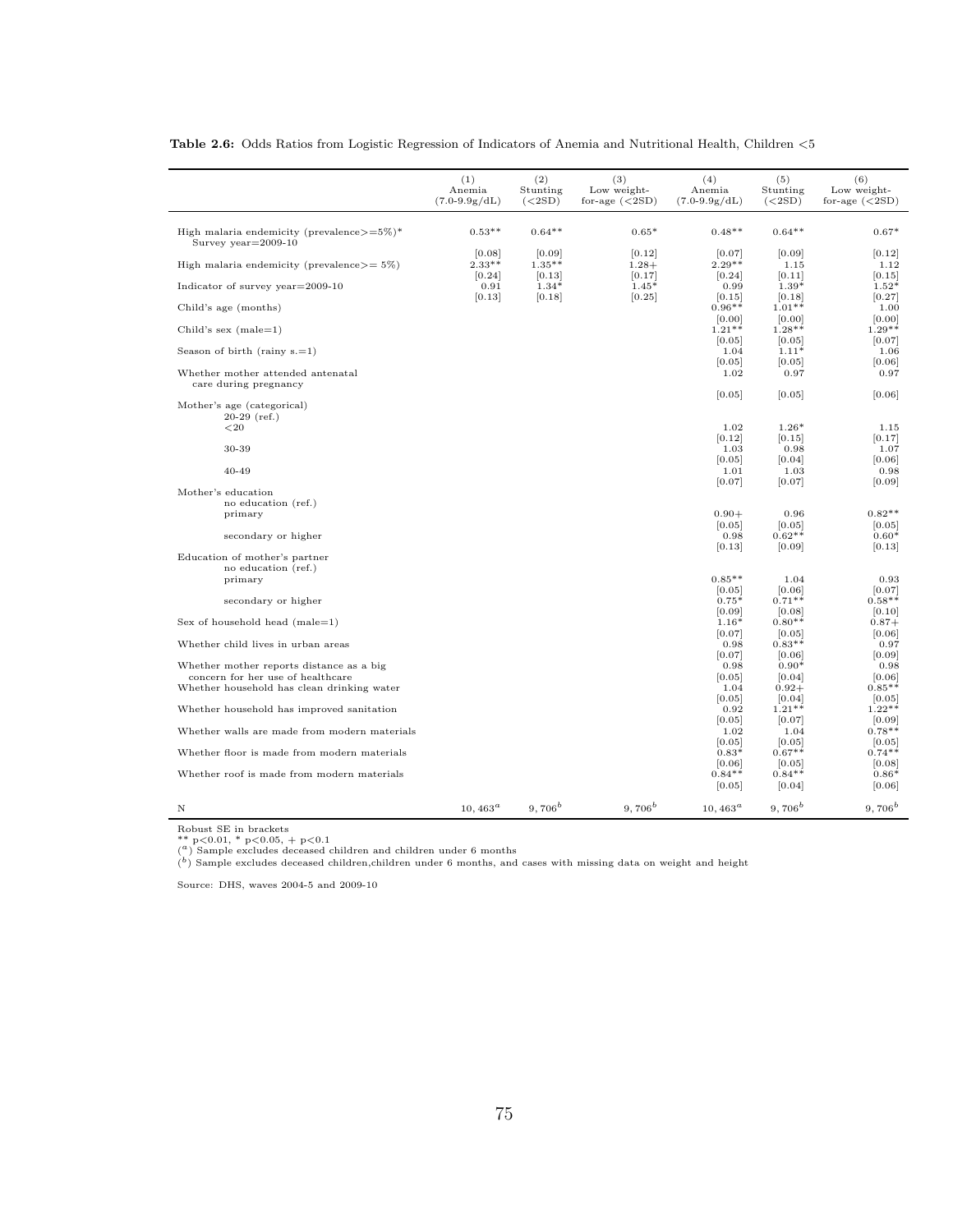**Table 2.6:** Odds Ratios from Logistic Regression of Indicators of Anemia and Nutritional Health, Children <5

| | (1) Anemia (7.0-9.9g/dL) | (2) Stunting (<2SD) | (3) Low weight-for-age (<2SD) | (4) Anemia (7.0-9.9g/dL) | (5) Stunting (<2SD) | (6) Low weight-for-age (<2SD) |
|---|---|---|---|---|---|---|
| High malaria endemicity (prevalence>=5%)* Survey year=2009-10 | 0.53** | 0.64** | 0.65* | 0.48** | 0.64** | 0.67* |
| | [0.08] | [0.09] | [0.12] | [0.07] | [0.09] | [0.12] |
| High malaria endemicity (prevalence>= 5%) | 2.33** | 1.35** | 1.28+ | 2.29** | 1.15 | 1.12 |
| | [0.24] | [0.13] | [0.17] | [0.24] | [0.11] | [0.15] |
| Indicator of survey year=2009-10 | 0.91 | 1.34* | 1.45* | 0.99 | 1.39* | 1.52* |
| | [0.13] | [0.18] | [0.25] | [0.15] | [0.18] | [0.27] |
| Child's age (months) | | | | 0.96** | 1.01** | 1.00 |
| | | | | [0.00] | [0.00] | [0.00] |
| Child's sex (male=1) | | | | 1.21** | 1.28** | 1.29** |
| | | | | [0.05] | [0.05] | [0.07] |
| Season of birth (rainy s.=1) | | | | 1.04 | 1.11* | 1.06 |
| | | | | [0.05] | [0.05] | [0.06] |
| Whether mother attended antenatal care during pregnancy | | | | 1.02 | 0.97 | 0.97 |
| | | | | [0.05] | [0.05] | [0.06] |
| Mother's age (categorical) | | | | | | |
| 20-29 (ref.) | | | | | | |
| <20 | | | | 1.02 | 1.26* | 1.15 |
| | | | | [0.12] | [0.15] | [0.17] |
| 30-39 | | | | 1.03 | 0.98 | 1.07 |
| | | | | [0.05] | [0.04] | [0.06] |
| 40-49 | | | | 1.01 | 1.03 | 0.98 |
| | | | | [0.07] | [0.07] | [0.09] |
| Mother's education | | | | | | |
| no education (ref.) | | | | | | |
| primary | | | | 0.90+ | 0.96 | 0.82** |
| | | | | [0.05] | [0.05] | [0.05] |
| secondary or higher | | | | 0.98 | 0.62** | 0.60* |
| | | | | [0.13] | [0.09] | [0.13] |
| Education of mother's partner | | | | | | |
| no education (ref.) | | | | | | |
| primary | | | | 0.85** | 1.04 | 0.93 |
| | | | | [0.05] | [0.06] | [0.07] |
| secondary or higher | | | | 0.75* | 0.71** | 0.58** |
| | | | | [0.09] | [0.08] | [0.10] |
| Sex of household head (male=1) | | | | 1.16* | 0.80** | 0.87+ |
| | | | | [0.07] | [0.05] | [0.06] |
| Whether child lives in urban areas | | | | 0.98 | 0.83** | 0.97 |
| | | | | [0.07] | [0.06] | [0.09] |
| Whether mother reports distance as a big concern for her use of healthcare | | | | 0.98 | 0.90* | 0.98 |
| | | | | [0.05] | [0.04] | [0.06] |
| Whether household has clean drinking water | | | | 1.04 | 0.92+ | 0.85** |
| | | | | [0.05] | [0.04] | [0.05] |
| Whether household has improved sanitation | | | | 0.92 | 1.21** | 1.22** |
| | | | | [0.05] | [0.07] | [0.09] |
| Whether walls are made from modern materials | | | | 1.02 | 1.04 | 0.78** |
| | | | | [0.05] | [0.05] | [0.05] |
| Whether floor is made from modern materials | | | | 0.83* | 0.67** | 0.74** |
| | | | | [0.06] | [0.05] | [0.08] |
| Whether roof is made from modern materials | | | | 0.84** | 0.84** | 0.86* |
| | | | | [0.05] | [0.04] | [0.06] |
| N | $10,463^a$ | $9,706^b$ | $9,706^b$ | $10,463^a$ | $9,706^b$ | $9,706^b$ |

Robust SE in brackets
** p<0.01, * p<0.05, + p<0.1
([a]) Sample excludes deceased children and children under 6 months
([b]) Sample excludes deceased children,children under 6 months, and cases with missing data on weight and height

Source: DHS, waves 2004-5 and 2009-10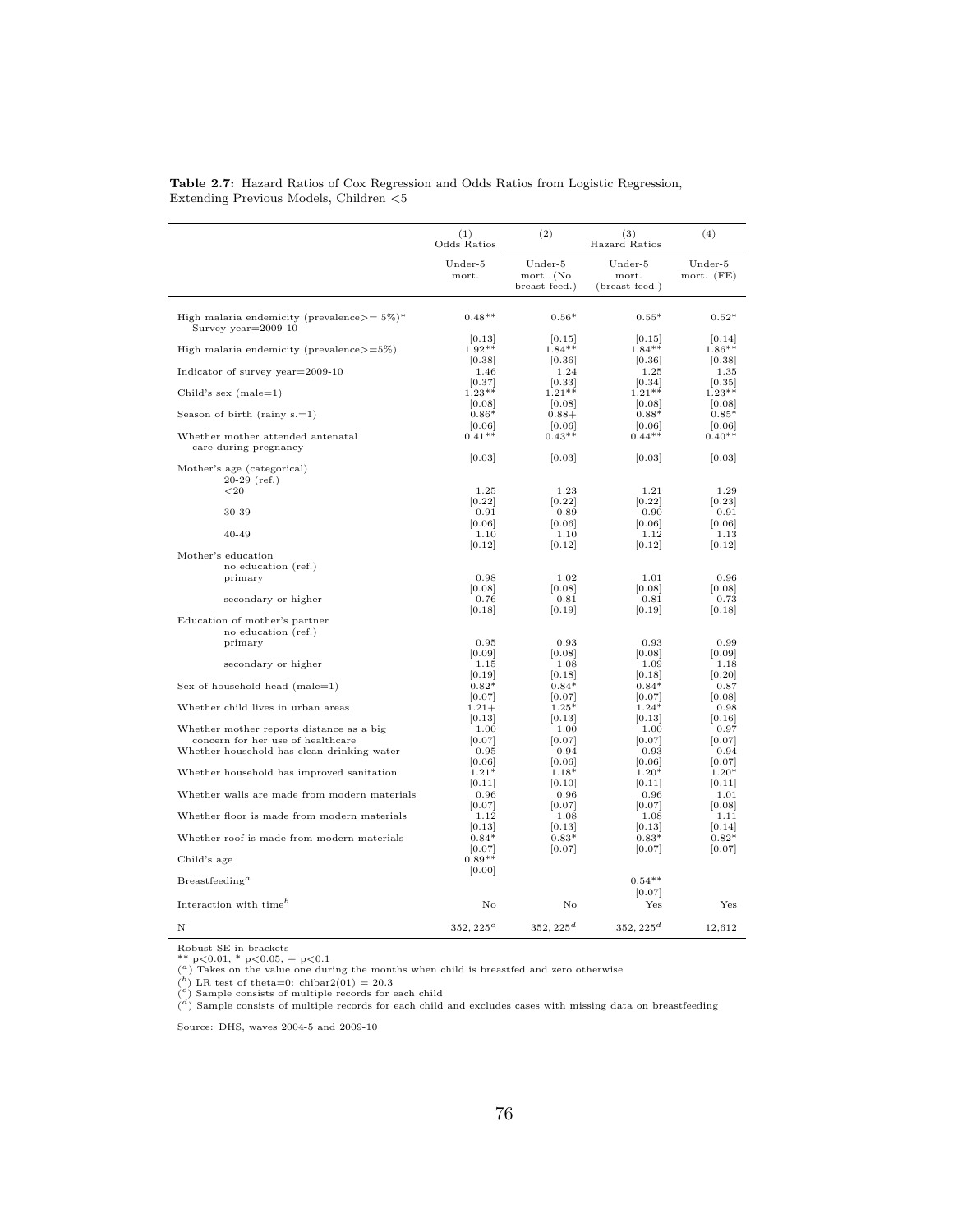**Table 2.7:** Hazard Ratios of Cox Regression and Odds Ratios from Logistic Regression, Extending Previous Models, Children <5

| | (1) Odds Ratios | (2) | (3) Hazard Ratios | (4) |
|---|---|---|---|---|
| | Under-5 mort. | Under-5 mort. (No breast-feed.) | Under-5 mort. (breast-feed.) | Under-5 mort. (FE) |
| High malaria endemicity (prevalence>= 5%)* Survey year=2009-10 | 0.48** | 0.56* | 0.55* | 0.52* |
| | [0.13] | [0.15] | [0.15] | [0.14] |
| High malaria endemicity (prevalence>=5%) | 1.92** | 1.84** | 1.84** | 1.86** |
| | [0.38] | [0.36] | [0.36] | [0.38] |
| Indicator of survey year=2009-10 | 1.46 | 1.24 | 1.25 | 1.35 |
| | [0.37] | [0.33] | [0.34] | [0.35] |
| Child's sex (male=1) | 1.23** | 1.21** | 1.21** | 1.23** |
| | [0.08] | [0.08] | [0.08] | [0.08] |
| Season of birth (rainy s.=1) | 0.86* | 0.88+ | 0.88* | 0.85* |
| | [0.06] | [0.06] | [0.06] | [0.06] |
| Whether mother attended antenatal care during pregnancy | 0.41** | 0.43** | 0.44** | 0.40** |
| | [0.03] | [0.03] | [0.03] | [0.03] |
| Mother's age (categorical) | | | | |
| 20-29 (ref.) | | | | |
| <20 | 1.25 | 1.23 | 1.21 | 1.29 |
| | [0.22] | [0.22] | [0.22] | [0.23] |
| 30-39 | 0.91 | 0.89 | 0.90 | 0.91 |
| | [0.06] | [0.06] | [0.06] | [0.06] |
| 40-49 | 1.10 | 1.10 | 1.12 | 1.13 |
| | [0.12] | [0.12] | [0.12] | [0.12] |
| Mother's education | | | | |
| no education (ref.) | | | | |
| primary | 0.98 | 1.02 | 1.01 | 0.96 |
| | [0.08] | [0.08] | [0.08] | [0.08] |
| secondary or higher | 0.76 | 0.81 | 0.81 | 0.73 |
| | [0.18] | [0.19] | [0.19] | [0.18] |
| Education of mother's partner | | | | |
| no education (ref.) | | | | |
| primary | 0.95 | 0.93 | 0.93 | 0.99 |
| | [0.09] | [0.08] | [0.08] | [0.09] |
| secondary or higher | 1.15 | 1.08 | 1.09 | 1.18 |
| | [0.19] | [0.18] | [0.18] | [0.20] |
| Sex of household head (male=1) | 0.82* | 0.84* | 0.84* | 0.87 |
| | [0.07] | [0.07] | [0.07] | [0.08] |
| Whether child lives in urban areas | 1.21+ | 1.25* | 1.24* | 0.98 |
| | [0.13] | [0.13] | [0.13] | [0.16] |
| Whether mother reports distance as a big concern for her use of healthcare | 1.00 | 1.00 | 1.00 | 0.97 |
| | [0.07] | [0.07] | [0.07] | [0.07] |
| Whether household has clean drinking water | 0.95 | 0.94 | 0.93 | 0.94 |
| | [0.06] | [0.06] | [0.06] | [0.07] |
| Whether household has improved sanitation | 1.21* | 1.18* | 1.20* | 1.20* |
| | [0.11] | [0.10] | [0.11] | [0.11] |
| Whether walls are made from modern materials | 0.96 | 0.96 | 0.96 | 1.01 |
| | [0.07] | [0.07] | [0.07] | [0.08] |
| Whether floor is made from modern materials | 1.12 | 1.08 | 1.08 | 1.11 |
| | [0.13] | [0.13] | [0.13] | [0.14] |
| Whether roof is made from modern materials | 0.84* | 0.83* | 0.83* | 0.82* |
| | [0.07] | [0.07] | [0.07] | [0.07] |
| Child's age | 0.89** | | | |
| | [0.00] | | | |
| Breastfeeding[a] | | | 0.54** | |
| | | | [0.07] | |
| Interaction with time[b] | No | No | Yes | Yes |
| N | 352, 225[c] | 352, 225[d] | 352, 225[d] | 12,612 |

Robust SE in brackets
** p<0.01, * p<0.05, + p<0.1
([a]) Takes on the value one during the months when child is breastfed and zero otherwise
([b]) LR test of theta=0: chibar2(01) = 20.3
([c]) Sample consists of multiple records for each child
([d]) Sample consists of multiple records for each child and excludes cases with missing data on breastfeeding

Source: DHS, waves 2004-5 and 2009-10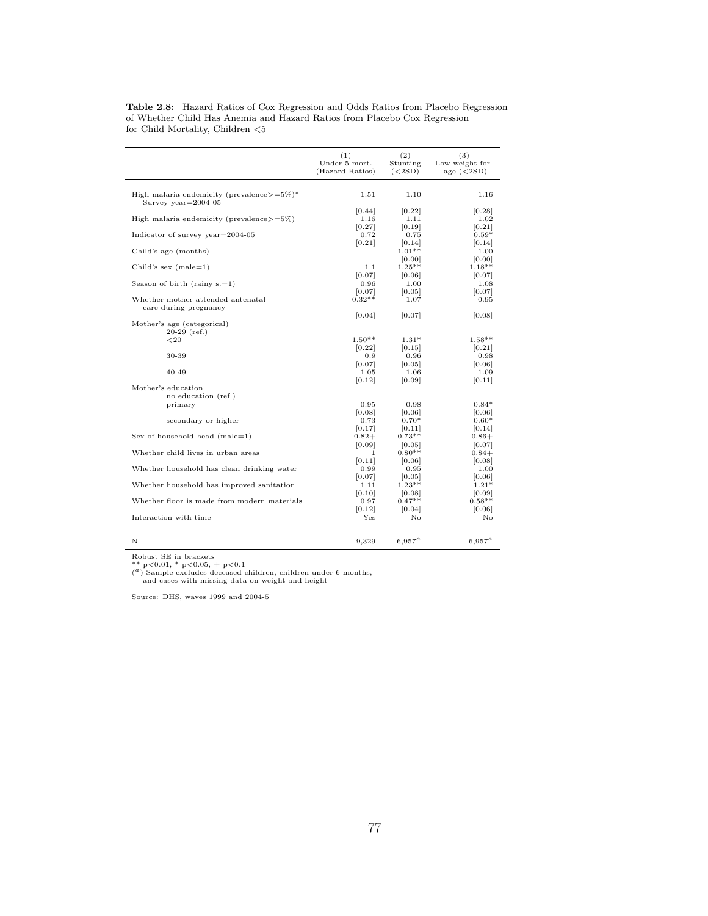**Table 2.8:** Hazard Ratios of Cox Regression and Odds Ratios from Placebo Regression of Whether Child Has Anemia and Hazard Ratios from Placebo Cox Regression for Child Mortality, Children <5

| | (1) Under-5 mort. (Hazard Ratios) | (2) Stunting (<2SD) | (3) Low weight-for- -age (<2SD) |
|---|---|---|---|
| High malaria endemicity (prevalence>=5%)* Survey year=2004-05 | 1.51 | 1.10 | 1.16 |
| | [0.44] | [0.22] | [0.28] |
| High malaria endemicity (prevalence>=5%) | 1.16 | 1.11 | 1.02 |
| | [0.27] | [0.19] | [0.21] |
| Indicator of survey year=2004-05 | 0.72 | 0.75 | 0.59* |
| | [0.21] | [0.14] | [0.14] |
| Child's age (months) | | 1.01** | 1.00 |
| | | [0.00] | [0.00] |
| Child's sex (male=1) | 1.1 | 1.25** | 1.18** |
| | [0.07] | [0.06] | [0.07] |
| Season of birth (rainy s.=1) | 0.96 | 1.00 | 1.08 |
| | [0.07] | [0.05] | [0.07] |
| Whether mother attended antenatal care during pregnancy | 0.32** | 1.07 | 0.95 |
| | [0.04] | [0.07] | [0.08] |
| Mother's age (categorical) | | | |
| 20-29 (ref.) | | | |
| <20 | 1.50** | 1.31* | 1.58** |
| | [0.22] | [0.15] | [0.21] |
| 30-39 | 0.9 | 0.96 | 0.98 |
| | [0.07] | [0.05] | [0.06] |
| 40-49 | 1.05 | 1.06 | 1.09 |
| | [0.12] | [0.09] | [0.11] |
| Mother's education | | | |
| no education (ref.) | | | |
| primary | 0.95 | 0.98 | 0.84* |
| | [0.08] | [0.06] | [0.06] |
| secondary or higher | 0.73 | 0.70* | 0.60* |
| | [0.17] | [0.11] | [0.14] |
| Sex of household head (male=1) | 0.82+ | 0.73** | 0.86+ |
| | [0.09] | [0.05] | [0.07] |
| Whether child lives in urban areas | 1 | 0.80** | 0.84+ |
| | [0.11] | [0.06] | [0.08] |
| Whether household has clean drinking water | 0.99 | 0.95 | 1.00 |
| | [0.07] | [0.05] | [0.06] |
| Whether household has improved sanitation | 1.11 | 1.23** | 1.21* |
| | [0.10] | [0.08] | [0.09] |
| Whether floor is made from modern materials | 0.97 | 0.47** | 0.58** |
| | [0.12] | [0.04] | [0.06] |
| Interaction with time | Yes | No | No |
| N | 9,329 | 6,957[a] | 6,957[a] |

Robust SE in brackets
** p<0.01, * p<0.05, + p<0.1
([a]) Sample excludes deceased children, children under 6 months, and cases with missing data on weight and height

Source: DHS, waves 1999 and 2004-5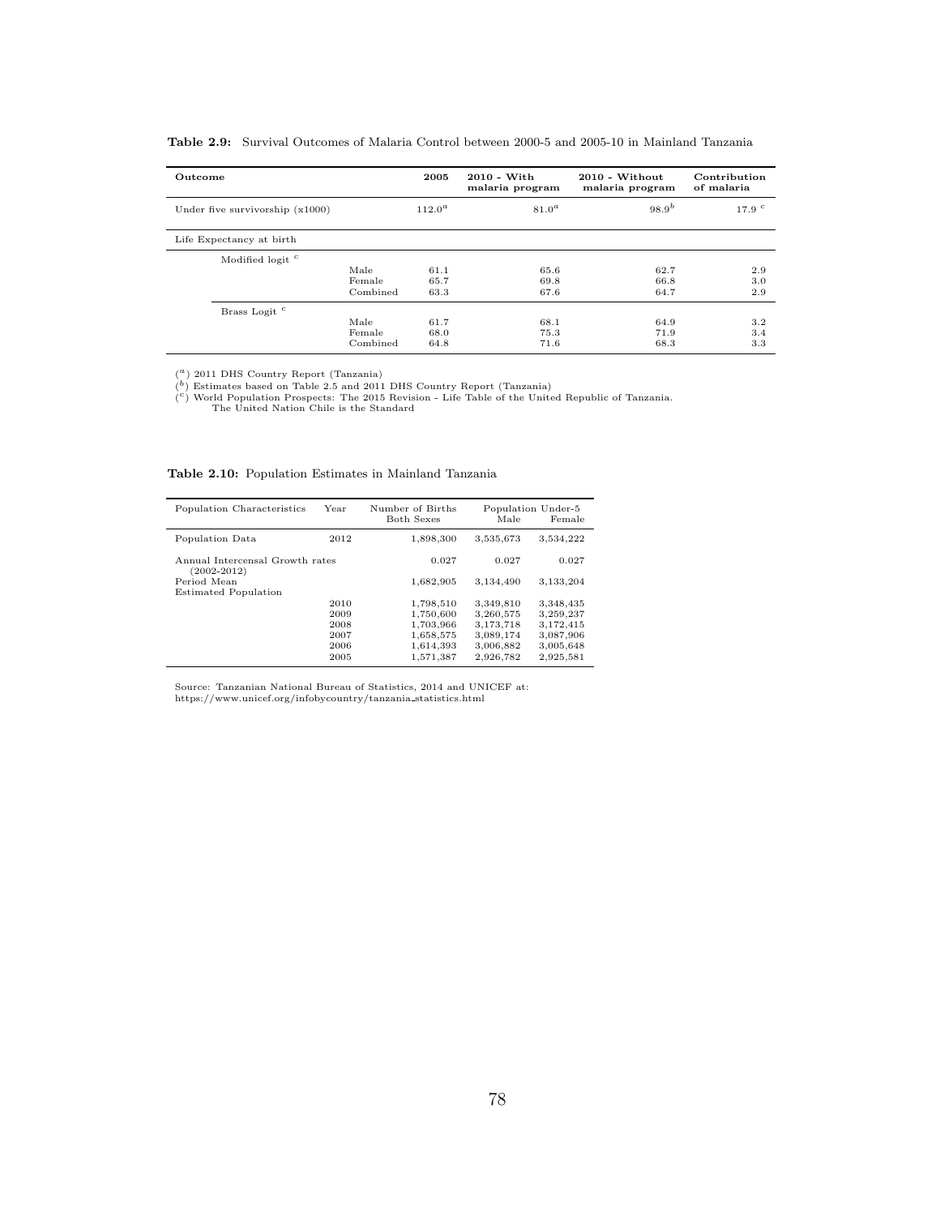**Table 2.9:** Survival Outcomes of Malaria Control between 2000-5 and 2005-10 in Mainland Tanzania

| Outcome | | 2005 | 2010 - With malaria program | 2010 - Without malaria program | Contribution of malaria |
|---|---|---|---|---|---|
| Under five survivorship (x1000) | | 112.0[a] | 81.0[a] | 98.9[b] | 17.9 [c] |
| Life Expectancy at birth | | | | | |
| Modified logit [c] | | | | | |
| | Male | 61.1 | 65.6 | 62.7 | 2.9 |
| | Female | 65.7 | 69.8 | 66.8 | 3.0 |
| | Combined | 63.3 | 67.6 | 64.7 | 2.9 |
| Brass Logit [c] | | | | | |
| | Male | 61.7 | 68.1 | 64.9 | 3.2 |
| | Female | 68.0 | 75.3 | 71.9 | 3.4 |
| | Combined | 64.8 | 71.6 | 68.3 | 3.3 |

([a]) 2011 DHS Country Report (Tanzania)
([b]) Estimates based on Table 2.5 and 2011 DHS Country Report (Tanzania)
([c]) World Population Prospects: The 2015 Revision - Life Table of the United Republic of Tanzania.
The United Nation Chile is the Standard

**Table 2.10:** Population Estimates in Mainland Tanzania

| Population Characteristics | Year | Number of Births Both Sexes | Population Under-5 Male | Female |
|---|---|---|---|---|
| Population Data | 2012 | 1,898,300 | 3,535,673 | 3,534,222 |
| Annual Intercensal Growth rates (2002-2012) | | 0.027 | 0.027 | 0.027 |
| Period Mean | | 1,682,905 | 3,134,490 | 3,133,204 |
| Estimated Population | | | | |
| | 2010 | 1,798,510 | 3,349,810 | 3,348,435 |
| | 2009 | 1,750,600 | 3,260,575 | 3,259,237 |
| | 2008 | 1,703,966 | 3,173,718 | 3,172,415 |
| | 2007 | 1,658,575 | 3,089,174 | 3,087,906 |
| | 2006 | 1,614,393 | 3,006,882 | 3,005,648 |
| | 2005 | 1,571,387 | 2,926,782 | 2,925,581 |

Source: Tanzanian National Bureau of Statistics, 2014 and UNICEF at:
https://www.unicef.org/infobycountry/tanzania_statistics.html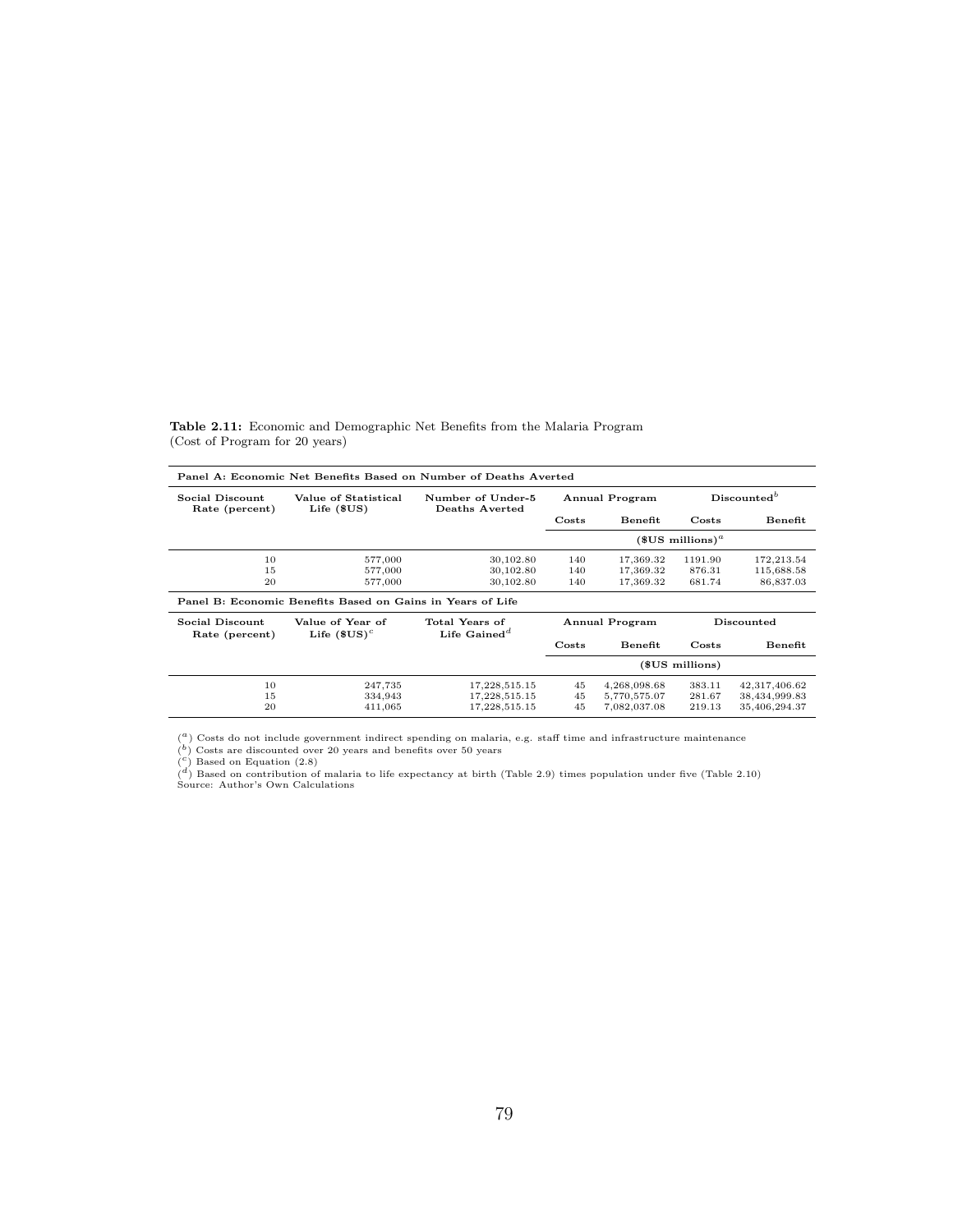**Table 2.11:** Economic and Demographic Net Benefits from the Malaria Program (Cost of Program for 20 years)

| **Panel A: Economic Net Benefits Based on Number of Deaths Averted** | | | | | | |
|---|---|---|---|---|---|---|
| **Social Discount Rate (percent)** | **Value of Statistical Life ($US)** | **Number of Under-5 Deaths Averted** | **Annual Program** | | **Discounted**[b] | |
| | | | **Costs** | **Benefit** | **Costs** | **Benefit** |
| | | | **($US millions)**[a] | | | |
| 10 | 577,000 | 30,102.80 | 140 | 17,369.32 | 1191.90 | 172,213.54 |
| 15 | 577,000 | 30,102.80 | 140 | 17,369.32 | 876.31 | 115,688.58 |
| 20 | 577,000 | 30,102.80 | 140 | 17,369.32 | 681.74 | 86,837.03 |

| **Panel B: Economic Benefits Based on Gains in Years of Life** | | | | | | |
|---|---|---|---|---|---|---|
| **Social Discount Rate (percent)** | **Value of Year of Life ($US)**[c] | **Total Years of Life Gained**[d] | **Annual Program** | | **Discounted** | |
| | | | **Costs** | **Benefit** | **Costs** | **Benefit** |
| | | | **($US millions)** | | | |
| 10 | 247,735 | 17,228,515.15 | 45 | 4,268,098.68 | 383.11 | 42,317,406.62 |
| 15 | 334,943 | 17,228,515.15 | 45 | 5,770,575.07 | 281.67 | 38,434,999.83 |
| 20 | 411,065 | 17,228,515.15 | 45 | 7,082,037.08 | 219.13 | 35,406,294.37 |

([a]) Costs do not include government indirect spending on malaria, e.g. staff time and infrastructure maintenance
([b]) Costs are discounted over 20 years and benefits over 50 years
([c]) Based on Equation (2.8)
([d]) Based on contribution of malaria to life expectancy at birth (Table 2.9) times population under five (Table 2.10)
Source: Author's Own Calculations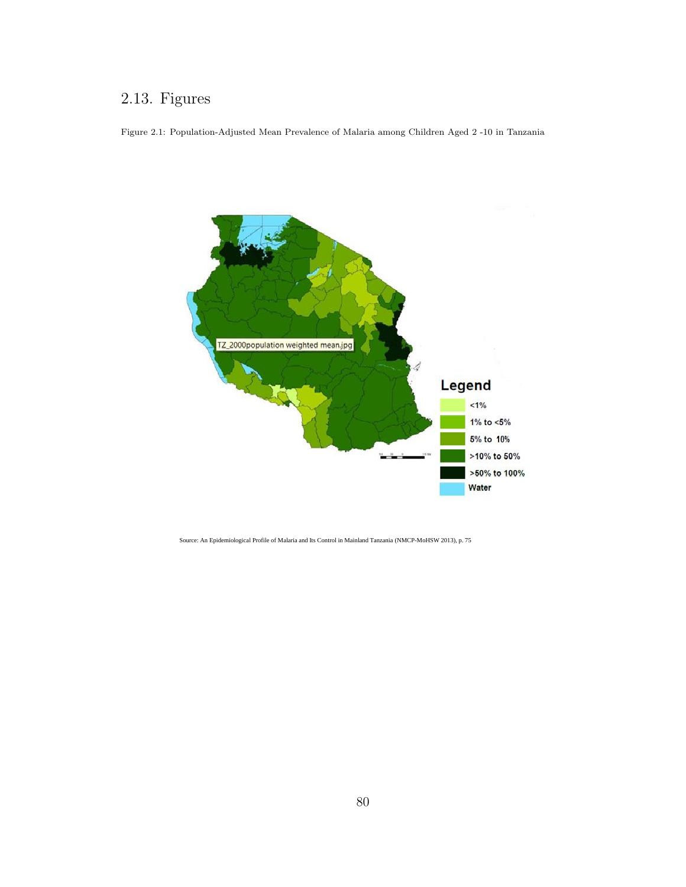## 2.13. Figures

Figure 2.1: Population-Adjusted Mean Prevalence of Malaria among Children Aged 2 -10 in Tanzania

Source: An Epidemiological Profile of Malaria and Its Control in Mainland Tanzania (NMCP-MoHSW 2013), p. 75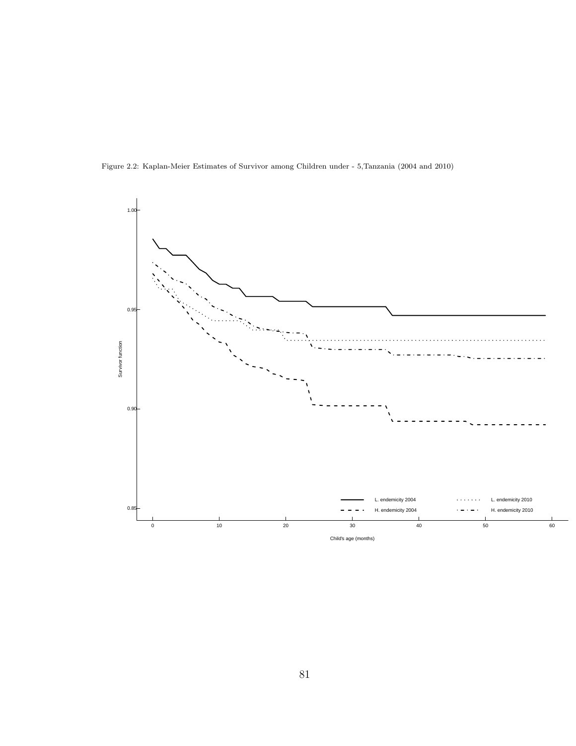Figure 2.2: Kaplan-Meier Estimates of Survivor among Children under - 5,Tanzania (2004 and 2010)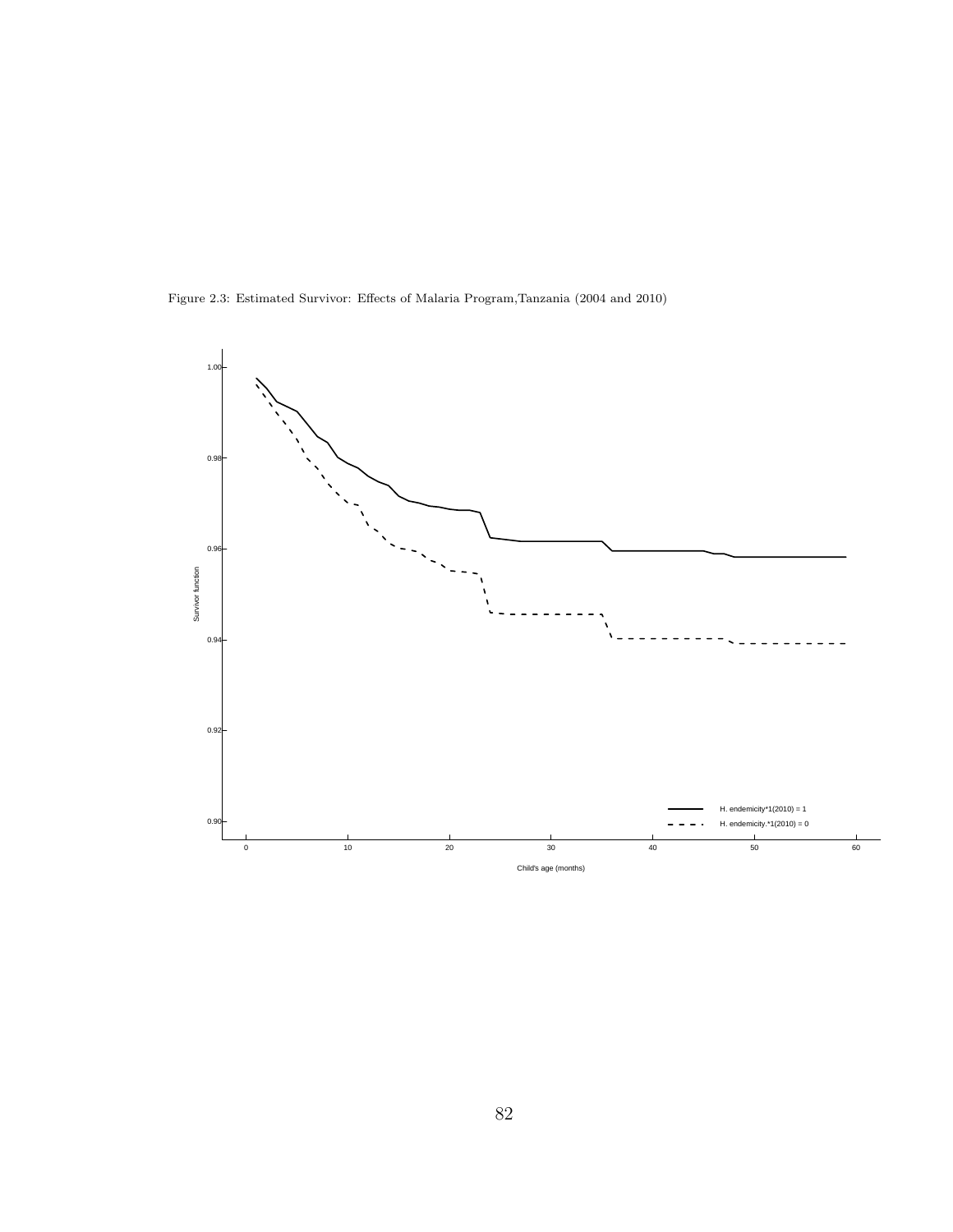Figure 2.3: Estimated Survivor: Effects of Malaria Program,Tanzania (2004 and 2010)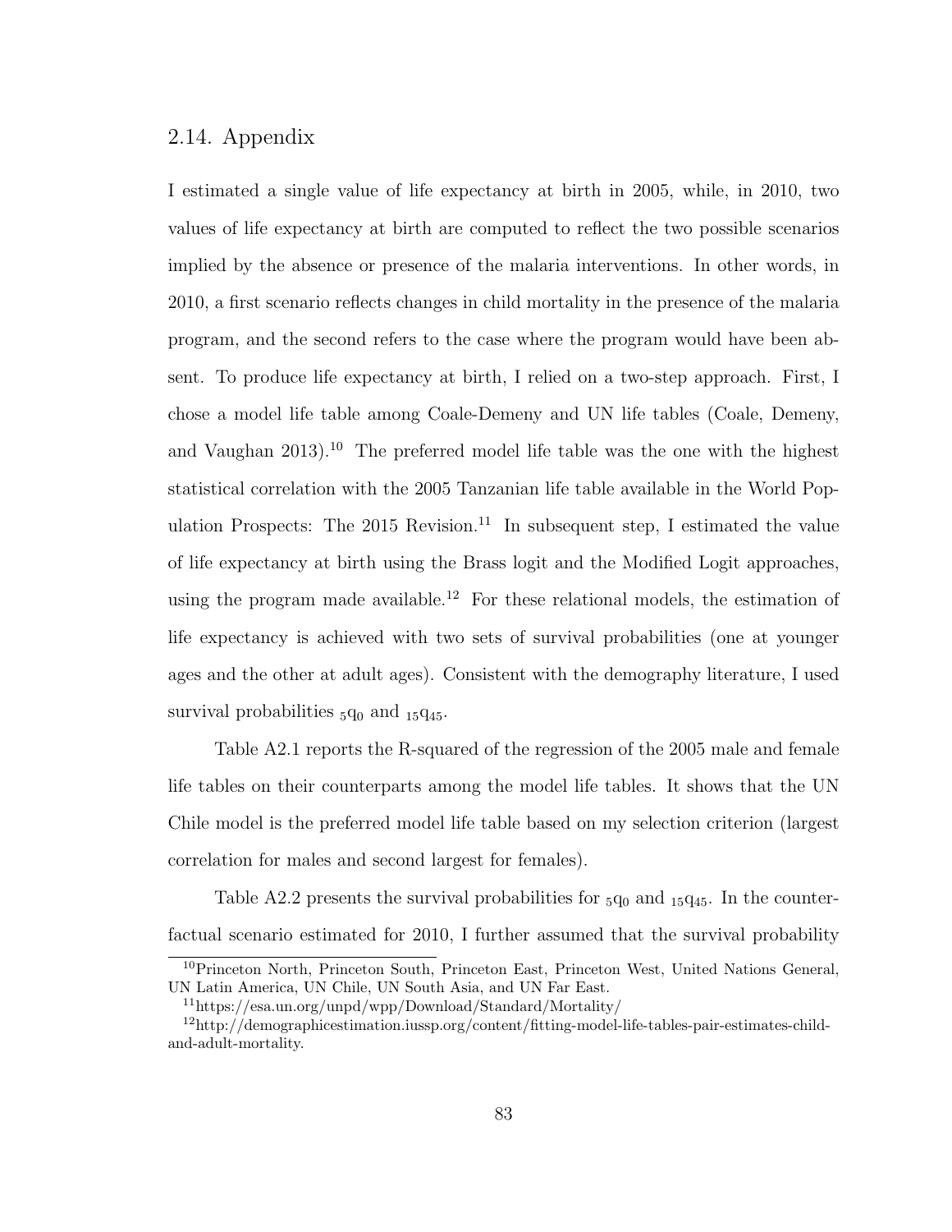## 2.14. Appendix

I estimated a single value of life expectancy at birth in 2005, while, in 2010, two values of life expectancy at birth are computed to reflect the two possible scenarios implied by the absence or presence of the malaria interventions. In other words, in 2010, a first scenario reflects changes in child mortality in the presence of the malaria program, and the second refers to the case where the program would have been absent. To produce life expectancy at birth, I relied on a two-step approach. First, I chose a model life table among Coale-Demeny and UN life tables (Coale, Demeny, and Vaughan 2013).[10] The preferred model life table was the one with the highest statistical correlation with the 2005 Tanzanian life table available in the World Population Prospects: The 2015 Revision.[11] In subsequent step, I estimated the value of life expectancy at birth using the Brass logit and the Modified Logit approaches, using the program made available.[12] For these relational models, the estimation of life expectancy is achieved with two sets of survival probabilities (one at younger ages and the other at adult ages). Consistent with the demography literature, I used survival probabilities ${}_5q_0$ and ${}_{15}q_{45}$.

Table A2.1 reports the R-squared of the regression of the 2005 male and female life tables on their counterparts among the model life tables. It shows that the UN Chile model is the preferred model life table based on my selection criterion (largest correlation for males and second largest for females).

Table A2.2 presents the survival probabilities for ${}_5q_0$ and ${}_{15}q_{45}$. In the counterfactual scenario estimated for 2010, I further assumed that the survival probability

[10] Princeton North, Princeton South, Princeton East, Princeton West, United Nations General, UN Latin America, UN Chile, UN South Asia, and UN Far East.

[11] https://esa.un.org/unpd/wpp/Download/Standard/Mortality/

[12] http://demographicestimation.iussp.org/content/fitting-model-life-tables-pair-estimates-child-and-adult-mortality.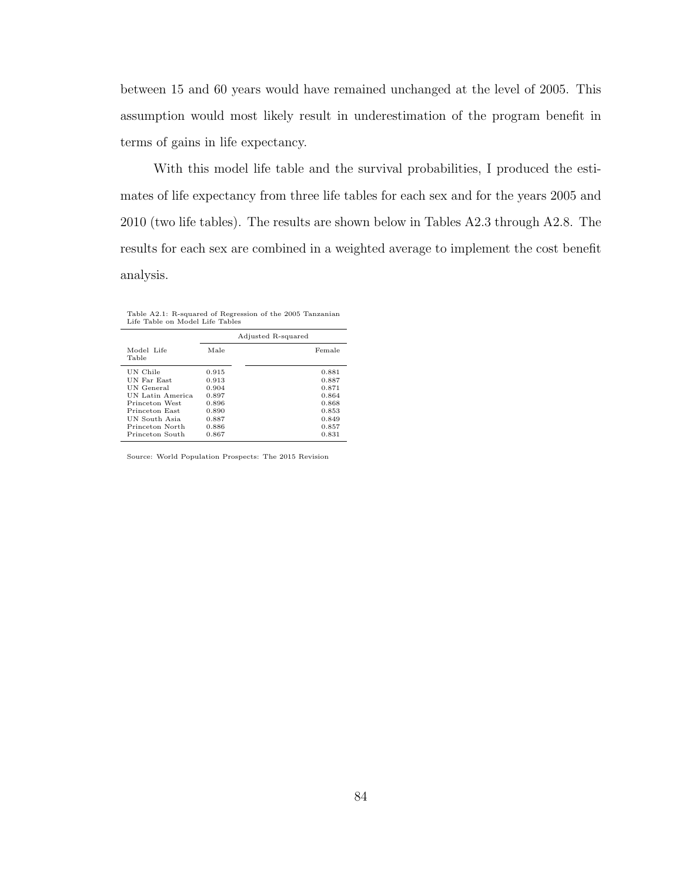between 15 and 60 years would have remained unchanged at the level of 2005. This assumption would most likely result in underestimation of the program benefit in terms of gains in life expectancy.

With this model life table and the survival probabilities, I produced the estimates of life expectancy from three life tables for each sex and for the years 2005 and 2010 (two life tables). The results are shown below in Tables A2.3 through A2.8. The results for each sex are combined in a weighted average to implement the cost benefit analysis.

Table A2.1: R-squared of Regression of the 2005 Tanzanian Life Table on Model Life Tables

| | Adjusted R-squared | |
|---|---|---|
| Model Life Table | Male | Female |
| UN Chile | 0.915 | 0.881 |
| UN Far East | 0.913 | 0.887 |
| UN General | 0.904 | 0.871 |
| UN Latin America | 0.897 | 0.864 |
| Princeton West | 0.896 | 0.868 |
| Princeton East | 0.890 | 0.853 |
| UN South Asia | 0.887 | 0.849 |
| Princeton North | 0.886 | 0.857 |
| Princeton South | 0.867 | 0.831 |

Source: World Population Prospects: The 2015 Revision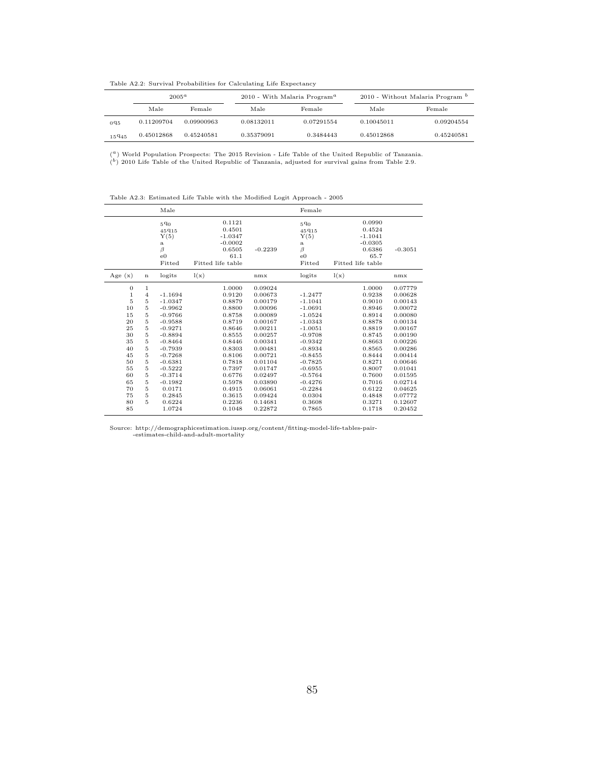Table A2.2: Survival Probabilities for Calculating Life Expectancy

| | $2005^{a}$ | | 2010 - With Malaria Program$^{a}$ | | 2010 - Without Malaria Program $^{b}$ | |
|---|---|---|---|---|---|---|
| | Male | Female | Male | Female | Male | Female |
| $_{0}q_{5}$ | 0.11209704 | 0.09900963 | 0.08132011 | 0.07291554 | 0.10045011 | 0.09204554 |
| $_{15}q_{45}$ | 0.45012868 | 0.45240581 | 0.35379091 | 0.3484443 | 0.45012868 | 0.45240581 |

($^{a}$) World Population Prospects: The 2015 Revision - Life Table of the United Republic of Tanzania.
($^{b}$) 2010 Life Table of the United Republic of Tanzania, adjusted for survival gains from Table 2.9.

Table A2.3: Estimated Life Table with the Modified Logit Approach - 2005

| | | Male | | | Female | | |
|---|---|---|---|---|---|---|---|
| | | $_{5}q_{0}$ | 0.1121 | | $_{5}q_{0}$ | 0.0990 | |
| | | $_{45}q_{15}$ | 0.4501 | | $_{45}q_{15}$ | 0.4524 | |
| | | Y(5) | -1.0347 | | Y(5) | -1.1041 | |
| | | a | -0.0002 | | a | -0.0305 | |
| | | $\beta$ | 0.6505 | -0.2239 | $\beta$ | 0.6386 | -0.3051 |
| | | e0 | 61.1 | | e0 | 65.7 | |
| | | Fitted | Fitted life table | | Fitted | Fitted life table | |
| Age (x) | n | logits | l(x) | nmx | logits | l(x) | nmx |
| 0 | 1 | | 1.0000 | 0.09024 | | 1.0000 | 0.07779 |
| 1 | 4 | -1.1694 | 0.9120 | 0.00673 | -1.2477 | 0.9238 | 0.00628 |
| 5 | 5 | -1.0347 | 0.8879 | 0.00179 | -1.1041 | 0.9010 | 0.00143 |
| 10 | 5 | -0.9962 | 0.8800 | 0.00096 | -1.0691 | 0.8946 | 0.00072 |
| 15 | 5 | -0.9766 | 0.8758 | 0.00089 | -1.0524 | 0.8914 | 0.00080 |
| 20 | 5 | -0.9588 | 0.8719 | 0.00167 | -1.0343 | 0.8878 | 0.00134 |
| 25 | 5 | -0.9271 | 0.8646 | 0.00211 | -1.0051 | 0.8819 | 0.00167 |
| 30 | 5 | -0.8894 | 0.8555 | 0.00257 | -0.9708 | 0.8745 | 0.00190 |
| 35 | 5 | -0.8464 | 0.8446 | 0.00341 | -0.9342 | 0.8663 | 0.00226 |
| 40 | 5 | -0.7939 | 0.8303 | 0.00481 | -0.8934 | 0.8565 | 0.00286 |
| 45 | 5 | -0.7268 | 0.8106 | 0.00721 | -0.8455 | 0.8444 | 0.00414 |
| 50 | 5 | -0.6381 | 0.7818 | 0.01104 | -0.7825 | 0.8271 | 0.00646 |
| 55 | 5 | -0.5222 | 0.7397 | 0.01747 | -0.6955 | 0.8007 | 0.01041 |
| 60 | 5 | -0.3714 | 0.6776 | 0.02497 | -0.5764 | 0.7600 | 0.01595 |
| 65 | 5 | -0.1982 | 0.5978 | 0.03890 | -0.4276 | 0.7016 | 0.02714 |
| 70 | 5 | 0.0171 | 0.4915 | 0.06061 | -0.2284 | 0.6122 | 0.04625 |
| 75 | 5 | 0.2845 | 0.3615 | 0.09424 | 0.0304 | 0.4848 | 0.07772 |
| 80 | 5 | 0.6224 | 0.2236 | 0.14681 | 0.3608 | 0.3271 | 0.12607 |
| 85 | | 1.0724 | 0.1048 | 0.22872 | 0.7865 | 0.1718 | 0.20452 |

Source: http://demographicestimation.iussp.org/content/fitting-model-life-tables-pair--estimates-child-and-adult-mortality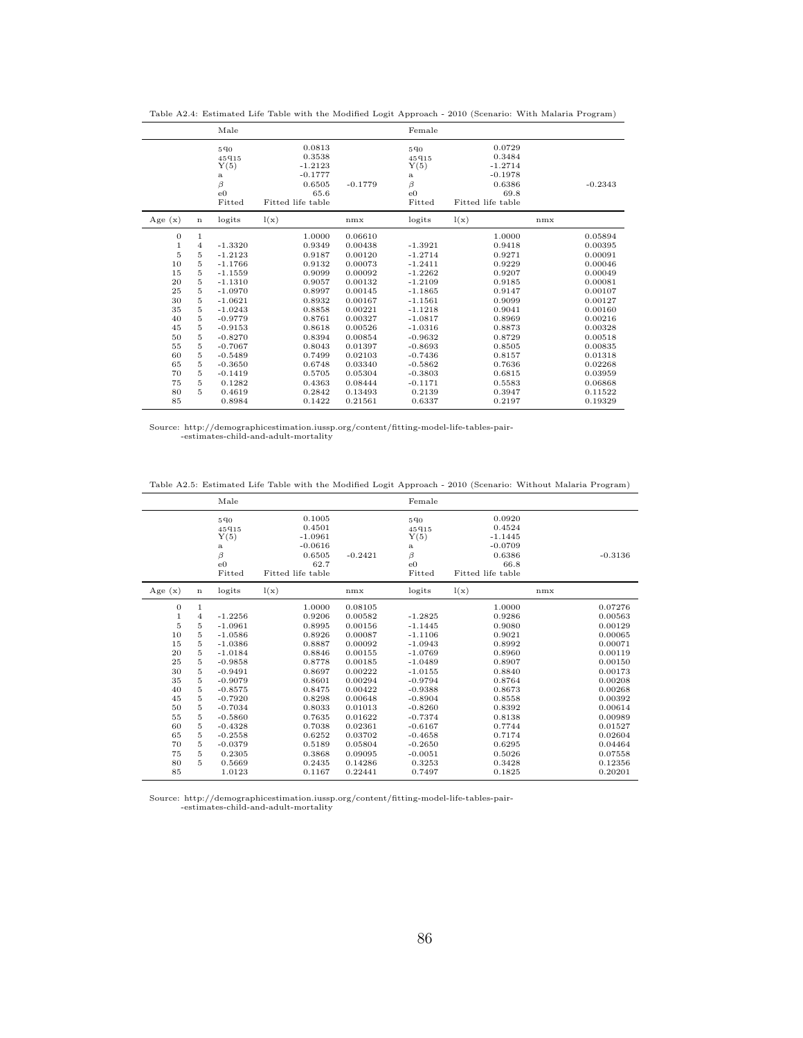Table A2.4: Estimated Life Table with the Modified Logit Approach - 2010 (Scenario: With Malaria Program)

| | | Male | | | Female | | |
|---|---|---|---|---|---|---|---|
| | | $_5q_0$ | 0.0813 | | $_5q_0$ | 0.0729 | |
| | | $_{45}q_{15}$ | 0.3538 | | $_{45}q_{15}$ | 0.3484 | |
| | | Y(5) | -1.2123 | | Y(5) | -1.2714 | |
| | | a | -0.1777 | | a | -0.1978 | |
| | | $\beta$ | 0.6505 | -0.1779 | $\beta$ | 0.6386 | -0.2343 |
| | | e0 | 65.6 | | e0 | 69.8 | |
| | | Fitted | Fitted life table | | Fitted | Fitted life table | |
| Age (x) | n | logits | l(x) | nmx | logits | l(x) | nmx |
| 0 | 1 | | 1.0000 | 0.06610 | | 1.0000 | 0.05894 |
| 1 | 4 | -1.3320 | 0.9349 | 0.00438 | -1.3921 | 0.9418 | 0.00395 |
| 5 | 5 | -1.2123 | 0.9187 | 0.00120 | -1.2714 | 0.9271 | 0.00091 |
| 10 | 5 | -1.1766 | 0.9132 | 0.00073 | -1.2411 | 0.9229 | 0.00046 |
| 15 | 5 | -1.1559 | 0.9099 | 0.00092 | -1.2262 | 0.9207 | 0.00049 |
| 20 | 5 | -1.1310 | 0.9057 | 0.00132 | -1.2109 | 0.9185 | 0.00081 |
| 25 | 5 | -1.0970 | 0.8997 | 0.00145 | -1.1865 | 0.9147 | 0.00107 |
| 30 | 5 | -1.0621 | 0.8932 | 0.00167 | -1.1561 | 0.9099 | 0.00127 |
| 35 | 5 | -1.0243 | 0.8858 | 0.00221 | -1.1218 | 0.9041 | 0.00160 |
| 40 | 5 | -0.9779 | 0.8761 | 0.00327 | -1.0817 | 0.8969 | 0.00216 |
| 45 | 5 | -0.9153 | 0.8618 | 0.00526 | -1.0316 | 0.8873 | 0.00328 |
| 50 | 5 | -0.8270 | 0.8394 | 0.00854 | -0.9632 | 0.8729 | 0.00518 |
| 55 | 5 | -0.7067 | 0.8043 | 0.01397 | -0.8693 | 0.8505 | 0.00835 |
| 60 | 5 | -0.5489 | 0.7499 | 0.02103 | -0.7436 | 0.8157 | 0.01318 |
| 65 | 5 | -0.3650 | 0.6748 | 0.03340 | -0.5862 | 0.7636 | 0.02268 |
| 70 | 5 | -0.1419 | 0.5705 | 0.05304 | -0.3803 | 0.6815 | 0.03959 |
| 75 | 5 | 0.1282 | 0.4363 | 0.08444 | -0.1171 | 0.5583 | 0.06868 |
| 80 | 5 | 0.4619 | 0.2842 | 0.13493 | 0.2139 | 0.3947 | 0.11522 |
| 85 | | 0.8984 | 0.1422 | 0.21561 | 0.6337 | 0.2197 | 0.19329 |

Source: http://demographicestimation.iussp.org/content/fitting-model-life-tables-pair--estimates-child-and-adult-mortality

Table A2.5: Estimated Life Table with the Modified Logit Approach - 2010 (Scenario: Without Malaria Program)

| | | Male | | | Female | | |
|---|---|---|---|---|---|---|---|
| | | $_5q_0$ | 0.1005 | | $_5q_0$ | 0.0920 | |
| | | $_{45}q_{15}$ | 0.4501 | | $_{45}q_{15}$ | 0.4524 | |
| | | Y(5) | -1.0961 | | Y(5) | -1.1445 | |
| | | a | -0.0616 | | a | -0.0709 | |
| | | $\beta$ | 0.6505 | -0.2421 | $\beta$ | 0.6386 | -0.3136 |
| | | e0 | 62.7 | | e0 | 66.8 | |
| | | Fitted | Fitted life table | | Fitted | Fitted life table | |
| Age (x) | n | logits | l(x) | nmx | logits | l(x) | nmx |
| 0 | 1 | | 1.0000 | 0.08105 | | 1.0000 | 0.07276 |
| 1 | 4 | -1.2256 | 0.9206 | 0.00582 | -1.2825 | 0.9286 | 0.00563 |
| 5 | 5 | -1.0961 | 0.8995 | 0.00156 | -1.1445 | 0.9080 | 0.00129 |
| 10 | 5 | -1.0586 | 0.8926 | 0.00087 | -1.1106 | 0.9021 | 0.00065 |
| 15 | 5 | -1.0386 | 0.8887 | 0.00092 | -1.0943 | 0.8992 | 0.00071 |
| 20 | 5 | -1.0184 | 0.8846 | 0.00155 | -1.0769 | 0.8960 | 0.00119 |
| 25 | 5 | -0.9858 | 0.8778 | 0.00185 | -1.0489 | 0.8907 | 0.00150 |
| 30 | 5 | -0.9491 | 0.8697 | 0.00222 | -1.0155 | 0.8840 | 0.00173 |
| 35 | 5 | -0.9079 | 0.8601 | 0.00294 | -0.9794 | 0.8764 | 0.00208 |
| 40 | 5 | -0.8575 | 0.8475 | 0.00422 | -0.9388 | 0.8673 | 0.00268 |
| 45 | 5 | -0.7920 | 0.8298 | 0.00648 | -0.8904 | 0.8558 | 0.00392 |
| 50 | 5 | -0.7034 | 0.8033 | 0.01013 | -0.8260 | 0.8392 | 0.00614 |
| 55 | 5 | -0.5860 | 0.7635 | 0.01622 | -0.7374 | 0.8138 | 0.00989 |
| 60 | 5 | -0.4328 | 0.7038 | 0.02361 | -0.6167 | 0.7744 | 0.01527 |
| 65 | 5 | -0.2558 | 0.6252 | 0.03702 | -0.4658 | 0.7174 | 0.02604 |
| 70 | 5 | -0.0379 | 0.5189 | 0.05804 | -0.2650 | 0.6295 | 0.04464 |
| 75 | 5 | 0.2305 | 0.3868 | 0.09095 | -0.0051 | 0.5026 | 0.07558 |
| 80 | 5 | 0.5669 | 0.2435 | 0.14286 | 0.3253 | 0.3428 | 0.12356 |
| 85 | | 1.0123 | 0.1167 | 0.22441 | 0.7497 | 0.1825 | 0.20201 |

Source: http://demographicestimation.iussp.org/content/fitting-model-life-tables-pair--estimates-child-and-adult-mortality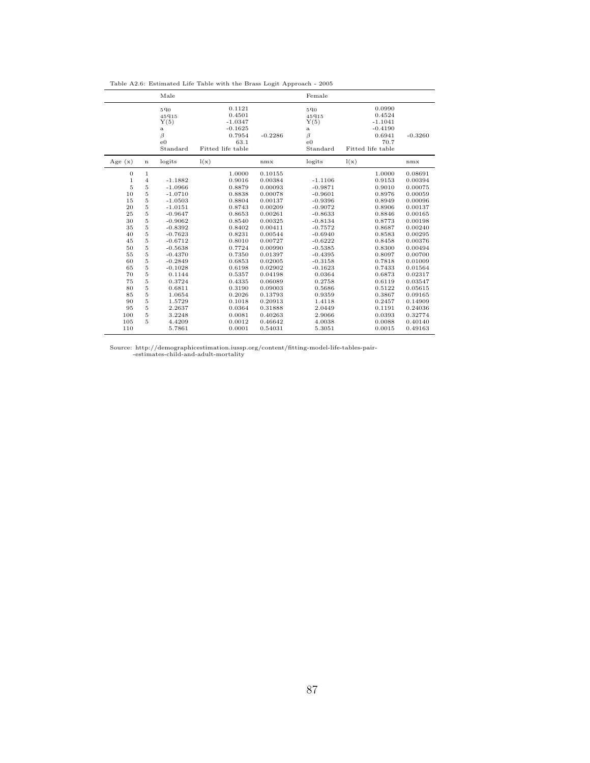Table A2.6: Estimated Life Table with the Brass Logit Approach - 2005

| | | Male | | | Female | | |
|---|---|---|---|---|---|---|---|
| | | $_5q_0$ | 0.1121 | | $_5q_0$ | 0.0990 | |
| | | $_{45}q_{15}$ | 0.4501 | | $_{45}q_{15}$ | 0.4524 | |
| | | Y(5) | -1.0347 | | Y(5) | -1.1041 | |
| | | a | -0.1625 | | a | -0.4190 | |
| | | $\beta$ | 0.7954 | -0.2286 | $\beta$ | 0.6941 | -0.3260 |
| | | e0 | 63.1 | | e0 | 70.7 | |
| | | Standard | Fitted life table | | Standard | Fitted life table | |
| Age (x) | n | logits | l(x) | nmx | logits | l(x) | nmx |
| 0 | 1 | | 1.0000 | 0.10155 | | 1.0000 | 0.08691 |
| 1 | 4 | -1.1882 | 0.9016 | 0.00384 | -1.1106 | 0.9153 | 0.00394 |
| 5 | 5 | -1.0966 | 0.8879 | 0.00093 | -0.9871 | 0.9010 | 0.00075 |
| 10 | 5 | -1.0710 | 0.8838 | 0.00078 | -0.9601 | 0.8976 | 0.00059 |
| 15 | 5 | -1.0503 | 0.8804 | 0.00137 | -0.9396 | 0.8949 | 0.00096 |
| 20 | 5 | -1.0151 | 0.8743 | 0.00209 | -0.9072 | 0.8906 | 0.00137 |
| 25 | 5 | -0.9647 | 0.8653 | 0.00261 | -0.8633 | 0.8846 | 0.00165 |
| 30 | 5 | -0.9062 | 0.8540 | 0.00325 | -0.8134 | 0.8773 | 0.00198 |
| 35 | 5 | -0.8392 | 0.8402 | 0.00411 | -0.7572 | 0.8687 | 0.00240 |
| 40 | 5 | -0.7623 | 0.8231 | 0.00544 | -0.6940 | 0.8583 | 0.00295 |
| 45 | 5 | -0.6712 | 0.8010 | 0.00727 | -0.6222 | 0.8458 | 0.00376 |
| 50 | 5 | -0.5638 | 0.7724 | 0.00990 | -0.5385 | 0.8300 | 0.00494 |
| 55 | 5 | -0.4370 | 0.7350 | 0.01397 | -0.4395 | 0.8097 | 0.00700 |
| 60 | 5 | -0.2849 | 0.6853 | 0.02005 | -0.3158 | 0.7818 | 0.01009 |
| 65 | 5 | -0.1028 | 0.6198 | 0.02902 | -0.1623 | 0.7433 | 0.01564 |
| 70 | 5 | 0.1144 | 0.5357 | 0.04198 | 0.0364 | 0.6873 | 0.02317 |
| 75 | 5 | 0.3724 | 0.4335 | 0.06089 | 0.2758 | 0.6119 | 0.03547 |
| 80 | 5 | 0.6811 | 0.3190 | 0.09003 | 0.5686 | 0.5122 | 0.05615 |
| 85 | 5 | 1.0654 | 0.2026 | 0.13793 | 0.9359 | 0.3867 | 0.09165 |
| 90 | 5 | 1.5729 | 0.1018 | 0.20913 | 1.4118 | 0.2457 | 0.14909 |
| 95 | 5 | 2.2637 | 0.0364 | 0.31888 | 2.0449 | 0.1191 | 0.24036 |
| 100 | 5 | 3.2248 | 0.0081 | 0.40263 | 2.9066 | 0.0393 | 0.32774 |
| 105 | 5 | 4.4209 | 0.0012 | 0.46642 | 4.0038 | 0.0088 | 0.40140 |
| 110 | | 5.7861 | 0.0001 | 0.54031 | 5.3051 | 0.0015 | 0.49163 |

Source: http://demographicestimation.iussp.org/content/fitting-model-life-tables-pair--estimates-child-and-adult-mortality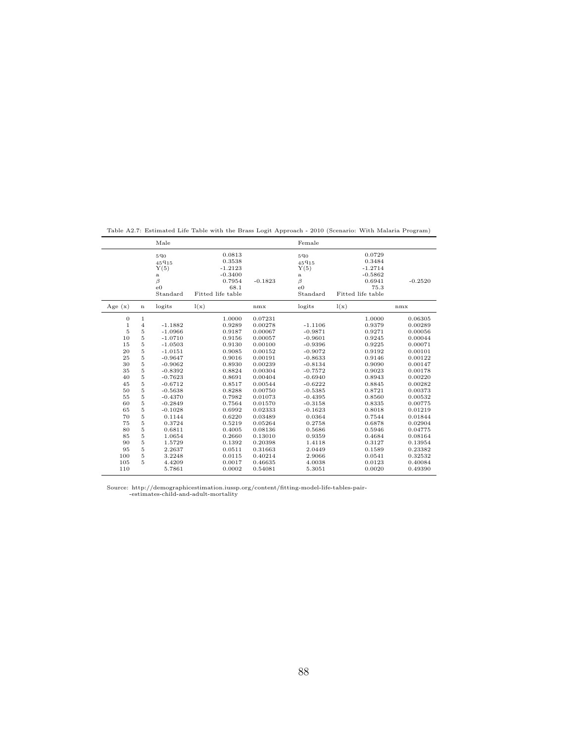Table A2.7: Estimated Life Table with the Brass Logit Approach - 2010 (Scenario: With Malaria Program)

| | | Male | | | Female | | |
|---|---|---|---|---|---|---|---|
| | | $_5q_0$ | 0.0813 | | $_5q_0$ | 0.0729 | |
| | | $_{45}q_{15}$ | 0.3538 | | $_{45}q_{15}$ | 0.3484 | |
| | | Y(5) | -1.2123 | | Y(5) | -1.2714 | |
| | | a | -0.3400 | | a | -0.5862 | |
| | | $\beta$ | 0.7954 | -0.1823 | $\beta$ | 0.6941 | -0.2520 |
| | | e0 | 68.1 | | e0 | 75.3 | |
| | | Standard | Fitted life table | | Standard | Fitted life table | |
| Age (x) | n | logits | l(x) | nmx | logits | l(x) | nmx |
| 0 | 1 | | 1.0000 | 0.07231 | | 1.0000 | 0.06305 |
| 1 | 4 | -1.1882 | 0.9289 | 0.00278 | -1.1106 | 0.9379 | 0.00289 |
| 5 | 5 | -1.0966 | 0.9187 | 0.00067 | -0.9871 | 0.9271 | 0.00056 |
| 10 | 5 | -1.0710 | 0.9156 | 0.00057 | -0.9601 | 0.9245 | 0.00044 |
| 15 | 5 | -1.0503 | 0.9130 | 0.00100 | -0.9396 | 0.9225 | 0.00071 |
| 20 | 5 | -1.0151 | 0.9085 | 0.00152 | -0.9072 | 0.9192 | 0.00101 |
| 25 | 5 | -0.9647 | 0.9016 | 0.00191 | -0.8633 | 0.9146 | 0.00122 |
| 30 | 5 | -0.9062 | 0.8930 | 0.00239 | -0.8134 | 0.9090 | 0.00147 |
| 35 | 5 | -0.8392 | 0.8824 | 0.00304 | -0.7572 | 0.9023 | 0.00178 |
| 40 | 5 | -0.7623 | 0.8691 | 0.00404 | -0.6940 | 0.8943 | 0.00220 |
| 45 | 5 | -0.6712 | 0.8517 | 0.00544 | -0.6222 | 0.8845 | 0.00282 |
| 50 | 5 | -0.5638 | 0.8288 | 0.00750 | -0.5385 | 0.8721 | 0.00373 |
| 55 | 5 | -0.4370 | 0.7982 | 0.01073 | -0.4395 | 0.8560 | 0.00532 |
| 60 | 5 | -0.2849 | 0.7564 | 0.01570 | -0.3158 | 0.8335 | 0.00775 |
| 65 | 5 | -0.1028 | 0.6992 | 0.02333 | -0.1623 | 0.8018 | 0.01219 |
| 70 | 5 | 0.1144 | 0.6220 | 0.03489 | 0.0364 | 0.7544 | 0.01844 |
| 75 | 5 | 0.3724 | 0.5219 | 0.05264 | 0.2758 | 0.6878 | 0.02904 |
| 80 | 5 | 0.6811 | 0.4005 | 0.08136 | 0.5686 | 0.5946 | 0.04775 |
| 85 | 5 | 1.0654 | 0.2660 | 0.13010 | 0.9359 | 0.4684 | 0.08164 |
| 90 | 5 | 1.5729 | 0.1392 | 0.20398 | 1.4118 | 0.3127 | 0.13954 |
| 95 | 5 | 2.2637 | 0.0511 | 0.31663 | 2.0449 | 0.1589 | 0.23382 |
| 100 | 5 | 3.2248 | 0.0115 | 0.40214 | 2.9066 | 0.0541 | 0.32532 |
| 105 | 5 | 4.4209 | 0.0017 | 0.46635 | 4.0038 | 0.0123 | 0.40084 |
| 110 | | 5.7861 | 0.0002 | 0.54081 | 5.3051 | 0.0020 | 0.49390 |

Source: http://demographicestimation.iussp.org/content/fitting-model-life-tables-pair--estimates-child-and-adult-mortality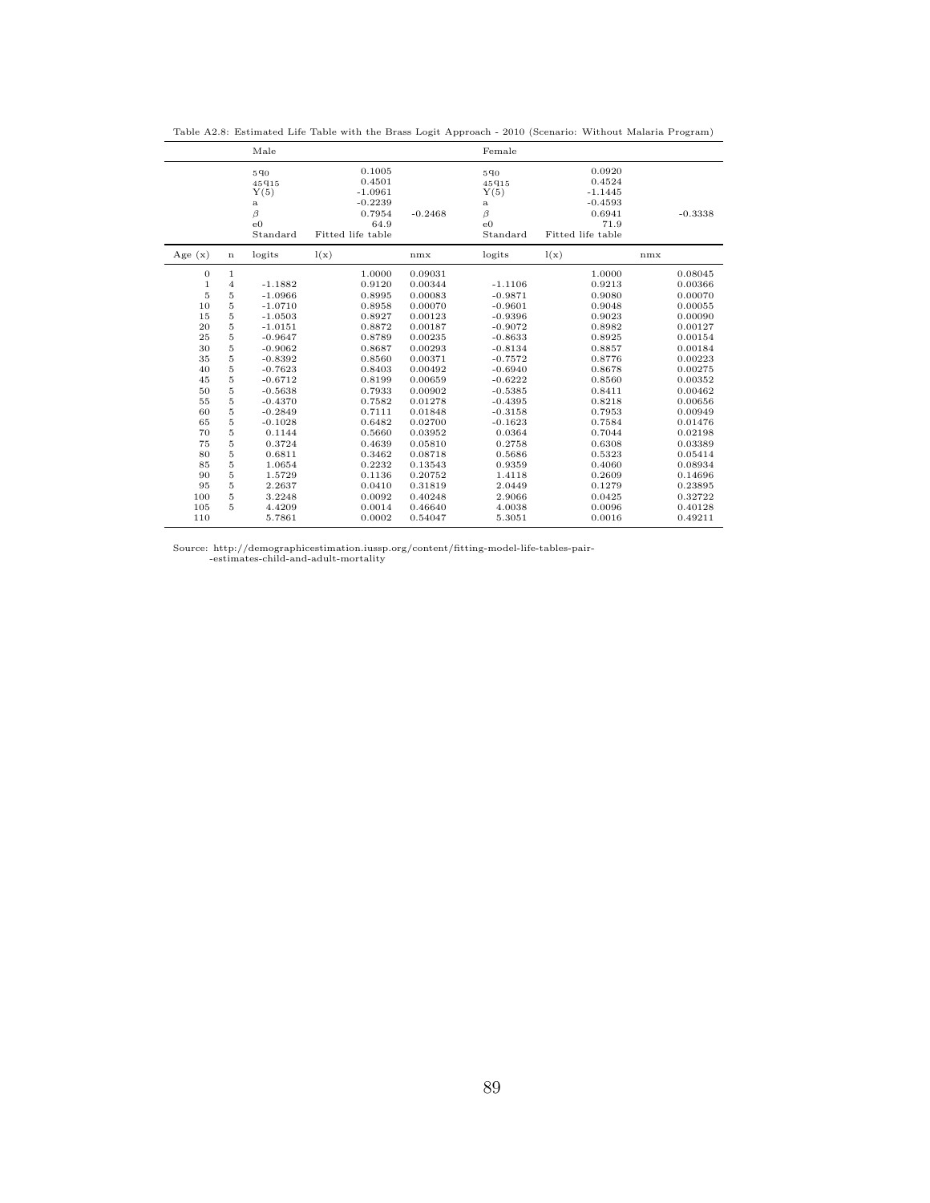Table A2.8: Estimated Life Table with the Brass Logit Approach - 2010 (Scenario: Without Malaria Program)

| | | Male | | | Female | | |
|---|---|---|---|---|---|---|---|
| | | $_5q_0$ | 0.1005 | | $_5q_0$ | 0.0920 | |
| | | $_{45}q_{15}$ | 0.4501 | | $_{45}q_{15}$ | 0.4524 | |
| | | Y(5) | -1.0961 | | Y(5) | -1.1445 | |
| | | a | -0.2239 | | a | -0.4593 | |
| | | $\beta$ | 0.7954 | -0.2468 | $\beta$ | 0.6941 | -0.3338 |
| | | e0 | 64.9 | | e0 | 71.9 | |
| | | Standard | Fitted life table | | Standard | Fitted life table | |
| Age (x) | n | logits | l(x) | nmx | logits | l(x) | nmx |
| 0 | 1 | | 1.0000 | 0.09031 | | 1.0000 | 0.08045 |
| 1 | 4 | -1.1882 | 0.9120 | 0.00344 | -1.1106 | 0.9213 | 0.00366 |
| 5 | 5 | -1.0966 | 0.8995 | 0.00083 | -0.9871 | 0.9080 | 0.00070 |
| 10 | 5 | -1.0710 | 0.8958 | 0.00070 | -0.9601 | 0.9048 | 0.00055 |
| 15 | 5 | -1.0503 | 0.8927 | 0.00123 | -0.9396 | 0.9023 | 0.00090 |
| 20 | 5 | -1.0151 | 0.8872 | 0.00187 | -0.9072 | 0.8982 | 0.00127 |
| 25 | 5 | -0.9647 | 0.8789 | 0.00235 | -0.8633 | 0.8925 | 0.00154 |
| 30 | 5 | -0.9062 | 0.8687 | 0.00293 | -0.8134 | 0.8857 | 0.00184 |
| 35 | 5 | -0.8392 | 0.8560 | 0.00371 | -0.7572 | 0.8776 | 0.00223 |
| 40 | 5 | -0.7623 | 0.8403 | 0.00492 | -0.6940 | 0.8678 | 0.00275 |
| 45 | 5 | -0.6712 | 0.8199 | 0.00659 | -0.6222 | 0.8560 | 0.00352 |
| 50 | 5 | -0.5638 | 0.7933 | 0.00902 | -0.5385 | 0.8411 | 0.00462 |
| 55 | 5 | -0.4370 | 0.7582 | 0.01278 | -0.4395 | 0.8218 | 0.00656 |
| 60 | 5 | -0.2849 | 0.7111 | 0.01848 | -0.3158 | 0.7953 | 0.00949 |
| 65 | 5 | -0.1028 | 0.6482 | 0.02700 | -0.1623 | 0.7584 | 0.01476 |
| 70 | 5 | 0.1144 | 0.5660 | 0.03952 | 0.0364 | 0.7044 | 0.02198 |
| 75 | 5 | 0.3724 | 0.4639 | 0.05810 | 0.2758 | 0.6308 | 0.03389 |
| 80 | 5 | 0.6811 | 0.3462 | 0.08718 | 0.5686 | 0.5323 | 0.05414 |
| 85 | 5 | 1.0654 | 0.2232 | 0.13543 | 0.9359 | 0.4060 | 0.08934 |
| 90 | 5 | 1.5729 | 0.1136 | 0.20752 | 1.4118 | 0.2609 | 0.14696 |
| 95 | 5 | 2.2637 | 0.0410 | 0.31819 | 2.0449 | 0.1279 | 0.23895 |
| 100 | 5 | 3.2248 | 0.0092 | 0.40248 | 2.9066 | 0.0425 | 0.32722 |
| 105 | 5 | 4.4209 | 0.0014 | 0.46640 | 4.0038 | 0.0096 | 0.40128 |
| 110 | | 5.7861 | 0.0002 | 0.54047 | 5.3051 | 0.0016 | 0.49211 |

Source: http://demographicestimation.iussp.org/content/fitting-model-life-tables-pair-estimates-child-and-adult-mortality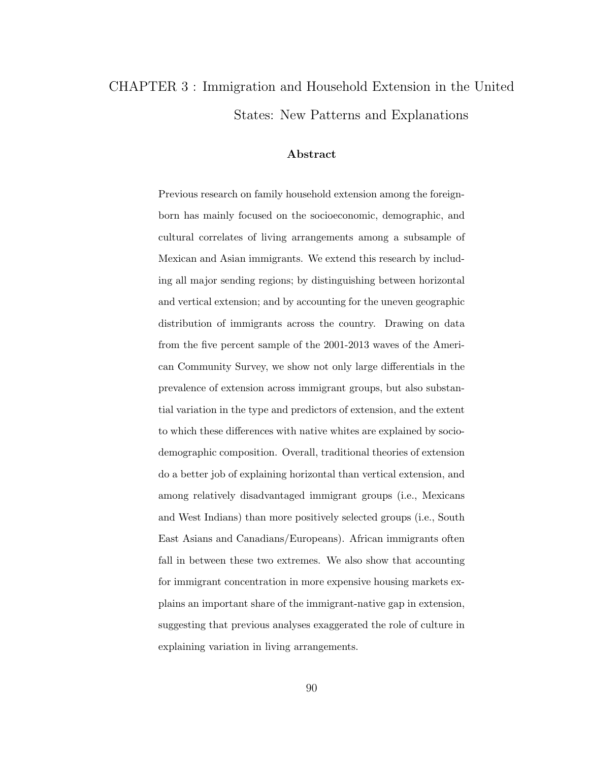# CHAPTER 3 : Immigration and Household Extension in the United States: New Patterns and Explanations

## Abstract

Previous research on family household extension among the foreign-born has mainly focused on the socioeconomic, demographic, and cultural correlates of living arrangements among a subsample of Mexican and Asian immigrants. We extend this research by including all major sending regions; by distinguishing between horizontal and vertical extension; and by accounting for the uneven geographic distribution of immigrants across the country. Drawing on data from the five percent sample of the 2001-2013 waves of the American Community Survey, we show not only large differentials in the prevalence of extension across immigrant groups, but also substantial variation in the type and predictors of extension, and the extent to which these differences with native whites are explained by socio-demographic composition. Overall, traditional theories of extension do a better job of explaining horizontal than vertical extension, and among relatively disadvantaged immigrant groups (i.e., Mexicans and West Indians) than more positively selected groups (i.e., South East Asians and Canadians/Europeans). African immigrants often fall in between these two extremes. We also show that accounting for immigrant concentration in more expensive housing markets explains an important share of the immigrant-native gap in extension, suggesting that previous analyses exaggerated the role of culture in explaining variation in living arrangements.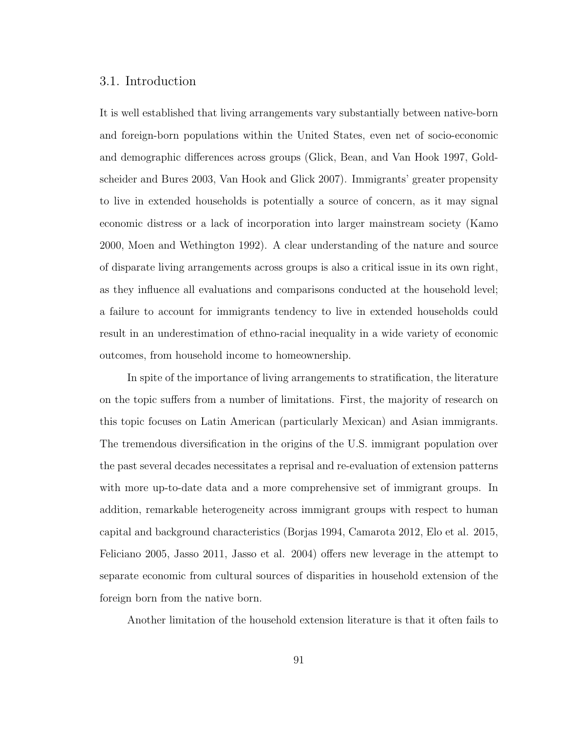## 3.1. Introduction

It is well established that living arrangements vary substantially between native-born and foreign-born populations within the United States, even net of socio-economic and demographic differences across groups (Glick, Bean, and Van Hook 1997, Goldscheider and Bures 2003, Van Hook and Glick 2007). Immigrants' greater propensity to live in extended households is potentially a source of concern, as it may signal economic distress or a lack of incorporation into larger mainstream society (Kamo 2000, Moen and Wethington 1992). A clear understanding of the nature and source of disparate living arrangements across groups is also a critical issue in its own right, as they influence all evaluations and comparisons conducted at the household level; a failure to account for immigrants tendency to live in extended households could result in an underestimation of ethno-racial inequality in a wide variety of economic outcomes, from household income to homeownership.

In spite of the importance of living arrangements to stratification, the literature on the topic suffers from a number of limitations. First, the majority of research on this topic focuses on Latin American (particularly Mexican) and Asian immigrants. The tremendous diversification in the origins of the U.S. immigrant population over the past several decades necessitates a reprisal and re-evaluation of extension patterns with more up-to-date data and a more comprehensive set of immigrant groups. In addition, remarkable heterogeneity across immigrant groups with respect to human capital and background characteristics (Borjas 1994, Camarota 2012, Elo et al. 2015, Feliciano 2005, Jasso 2011, Jasso et al. 2004) offers new leverage in the attempt to separate economic from cultural sources of disparities in household extension of the foreign born from the native born.

Another limitation of the household extension literature is that it often fails to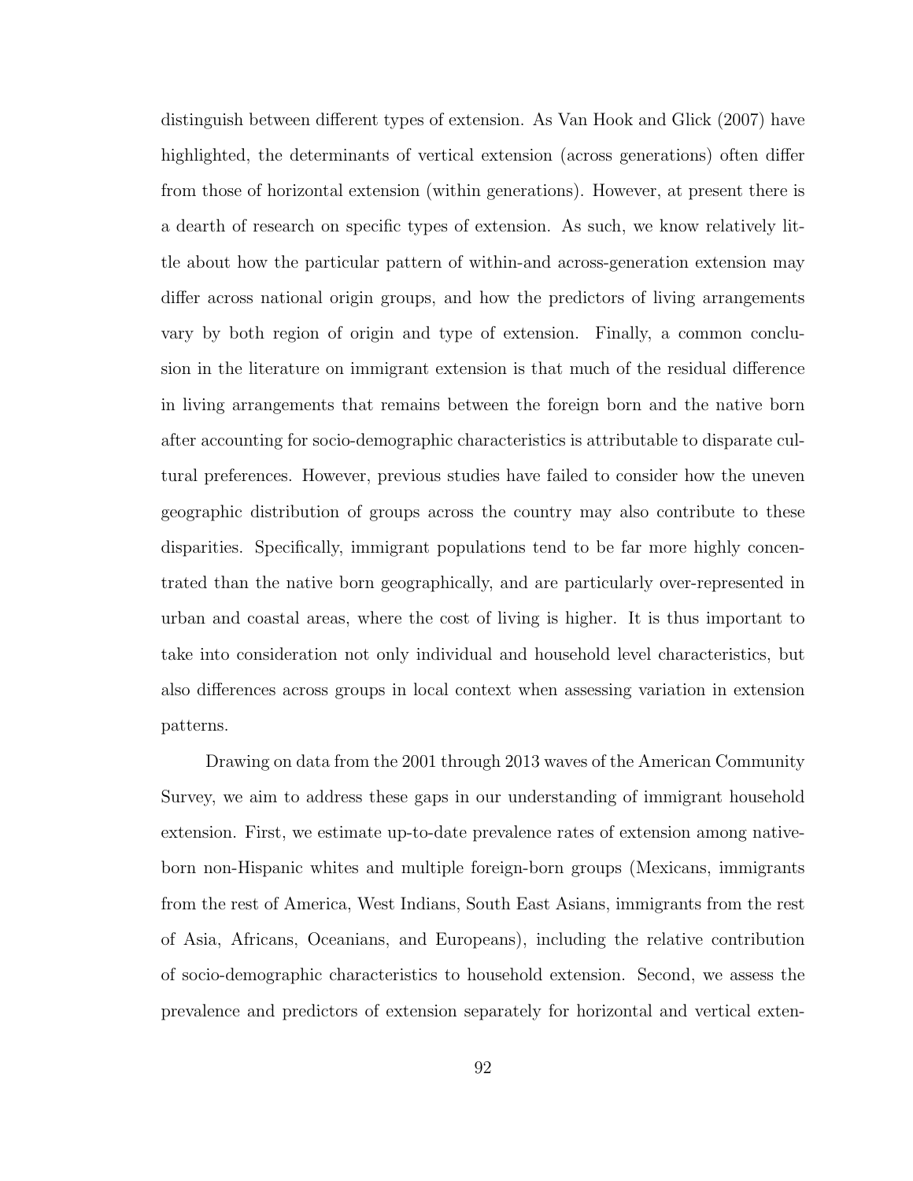distinguish between different types of extension. As Van Hook and Glick (2007) have highlighted, the determinants of vertical extension (across generations) often differ from those of horizontal extension (within generations). However, at present there is a dearth of research on specific types of extension. As such, we know relatively little about how the particular pattern of within-and across-generation extension may differ across national origin groups, and how the predictors of living arrangements vary by both region of origin and type of extension. Finally, a common conclusion in the literature on immigrant extension is that much of the residual difference in living arrangements that remains between the foreign born and the native born after accounting for socio-demographic characteristics is attributable to disparate cultural preferences. However, previous studies have failed to consider how the uneven geographic distribution of groups across the country may also contribute to these disparities. Specifically, immigrant populations tend to be far more highly concentrated than the native born geographically, and are particularly over-represented in urban and coastal areas, where the cost of living is higher. It is thus important to take into consideration not only individual and household level characteristics, but also differences across groups in local context when assessing variation in extension patterns.

Drawing on data from the 2001 through 2013 waves of the American Community Survey, we aim to address these gaps in our understanding of immigrant household extension. First, we estimate up-to-date prevalence rates of extension among native-born non-Hispanic whites and multiple foreign-born groups (Mexicans, immigrants from the rest of America, West Indians, South East Asians, immigrants from the rest of Asia, Africans, Oceanians, and Europeans), including the relative contribution of socio-demographic characteristics to household extension. Second, we assess the prevalence and predictors of extension separately for horizontal and vertical exten-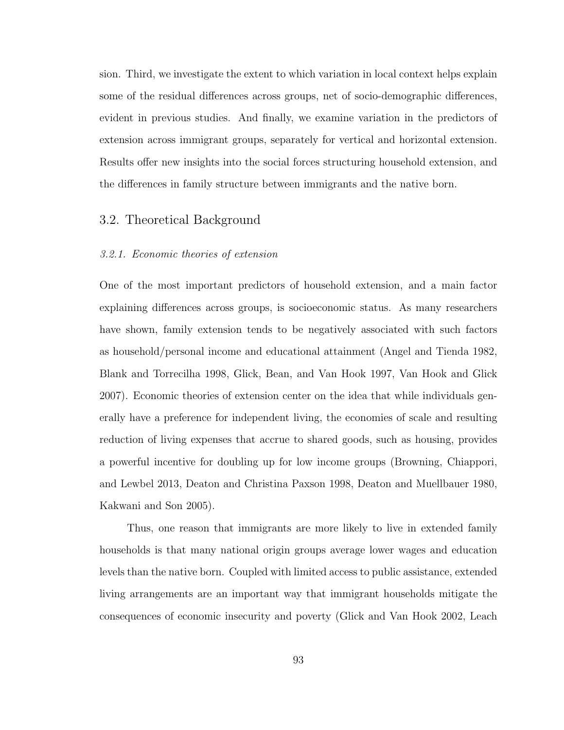sion. Third, we investigate the extent to which variation in local context helps explain some of the residual differences across groups, net of socio-demographic differences, evident in previous studies. And finally, we examine variation in the predictors of extension across immigrant groups, separately for vertical and horizontal extension. Results offer new insights into the social forces structuring household extension, and the differences in family structure between immigrants and the native born.

## 3.2. Theoretical Background

### *3.2.1. Economic theories of extension*

One of the most important predictors of household extension, and a main factor explaining differences across groups, is socioeconomic status. As many researchers have shown, family extension tends to be negatively associated with such factors as household/personal income and educational attainment (Angel and Tienda 1982, Blank and Torrecilha 1998, Glick, Bean, and Van Hook 1997, Van Hook and Glick 2007). Economic theories of extension center on the idea that while individuals generally have a preference for independent living, the economies of scale and resulting reduction of living expenses that accrue to shared goods, such as housing, provides a powerful incentive for doubling up for low income groups (Browning, Chiappori, and Lewbel 2013, Deaton and Christina Paxson 1998, Deaton and Muellbauer 1980, Kakwani and Son 2005).

Thus, one reason that immigrants are more likely to live in extended family households is that many national origin groups average lower wages and education levels than the native born. Coupled with limited access to public assistance, extended living arrangements are an important way that immigrant households mitigate the consequences of economic insecurity and poverty (Glick and Van Hook 2002, Leach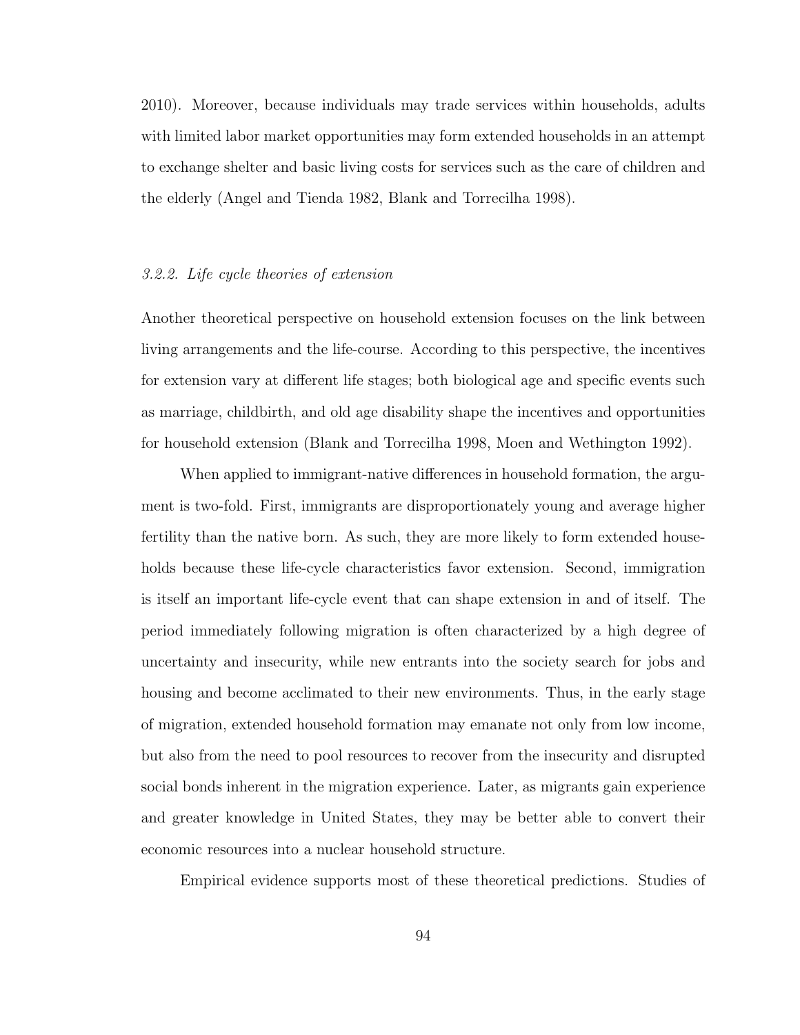2010). Moreover, because individuals may trade services within households, adults with limited labor market opportunities may form extended households in an attempt to exchange shelter and basic living costs for services such as the care of children and the elderly (Angel and Tienda 1982, Blank and Torrecilha 1998).

### *3.2.2. Life cycle theories of extension*

Another theoretical perspective on household extension focuses on the link between living arrangements and the life-course. According to this perspective, the incentives for extension vary at different life stages; both biological age and specific events such as marriage, childbirth, and old age disability shape the incentives and opportunities for household extension (Blank and Torrecilha 1998, Moen and Wethington 1992).

When applied to immigrant-native differences in household formation, the argument is two-fold. First, immigrants are disproportionately young and average higher fertility than the native born. As such, they are more likely to form extended households because these life-cycle characteristics favor extension. Second, immigration is itself an important life-cycle event that can shape extension in and of itself. The period immediately following migration is often characterized by a high degree of uncertainty and insecurity, while new entrants into the society search for jobs and housing and become acclimated to their new environments. Thus, in the early stage of migration, extended household formation may emanate not only from low income, but also from the need to pool resources to recover from the insecurity and disrupted social bonds inherent in the migration experience. Later, as migrants gain experience and greater knowledge in United States, they may be better able to convert their economic resources into a nuclear household structure.

Empirical evidence supports most of these theoretical predictions. Studies of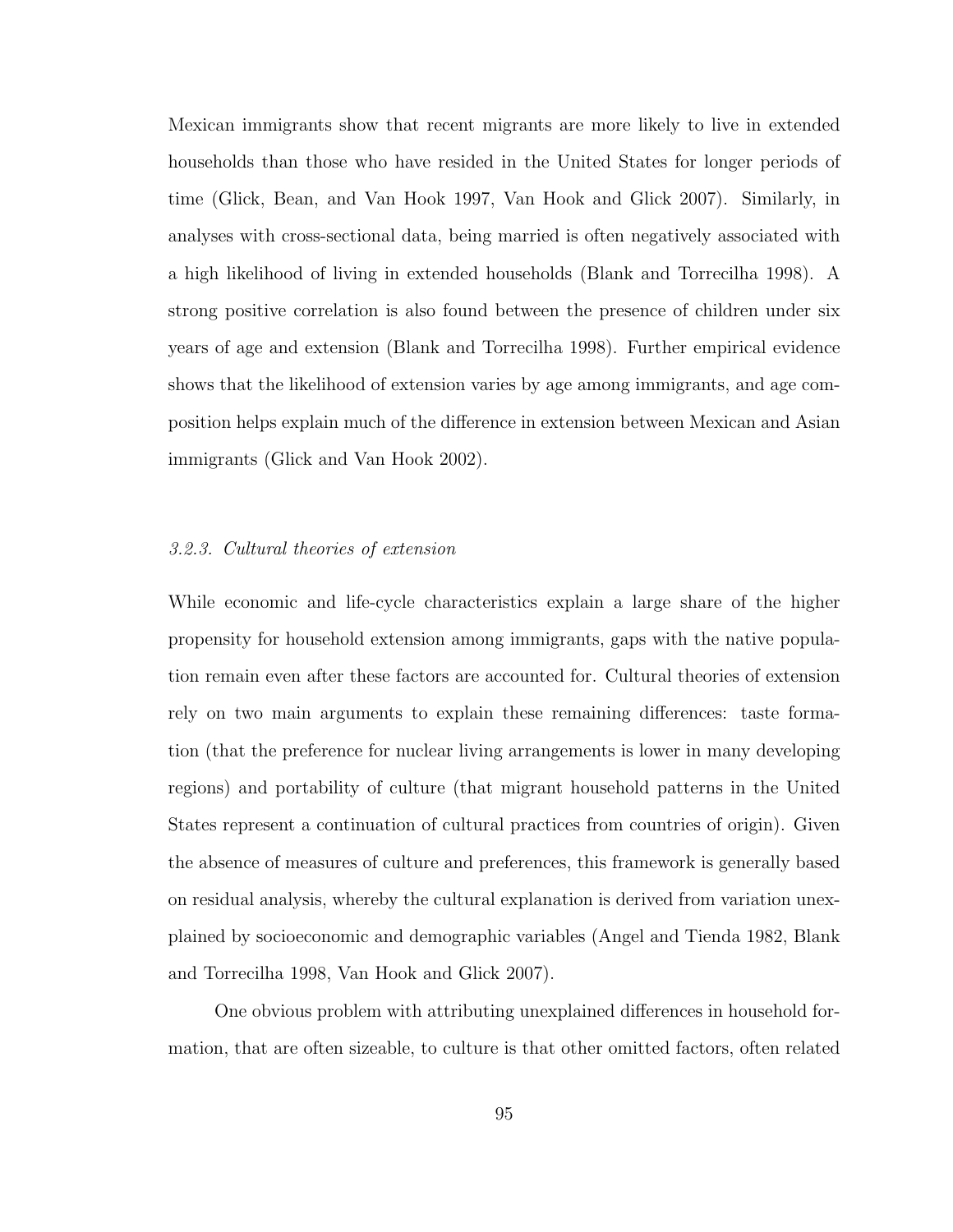Mexican immigrants show that recent migrants are more likely to live in extended households than those who have resided in the United States for longer periods of time (Glick, Bean, and Van Hook 1997, Van Hook and Glick 2007). Similarly, in analyses with cross-sectional data, being married is often negatively associated with a high likelihood of living in extended households (Blank and Torrecilha 1998). A strong positive correlation is also found between the presence of children under six years of age and extension (Blank and Torrecilha 1998). Further empirical evidence shows that the likelihood of extension varies by age among immigrants, and age composition helps explain much of the difference in extension between Mexican and Asian immigrants (Glick and Van Hook 2002).

### *3.2.3. Cultural theories of extension*

While economic and life-cycle characteristics explain a large share of the higher propensity for household extension among immigrants, gaps with the native population remain even after these factors are accounted for. Cultural theories of extension rely on two main arguments to explain these remaining differences: taste formation (that the preference for nuclear living arrangements is lower in many developing regions) and portability of culture (that migrant household patterns in the United States represent a continuation of cultural practices from countries of origin). Given the absence of measures of culture and preferences, this framework is generally based on residual analysis, whereby the cultural explanation is derived from variation unexplained by socioeconomic and demographic variables (Angel and Tienda 1982, Blank and Torrecilha 1998, Van Hook and Glick 2007).

One obvious problem with attributing unexplained differences in household formation, that are often sizeable, to culture is that other omitted factors, often related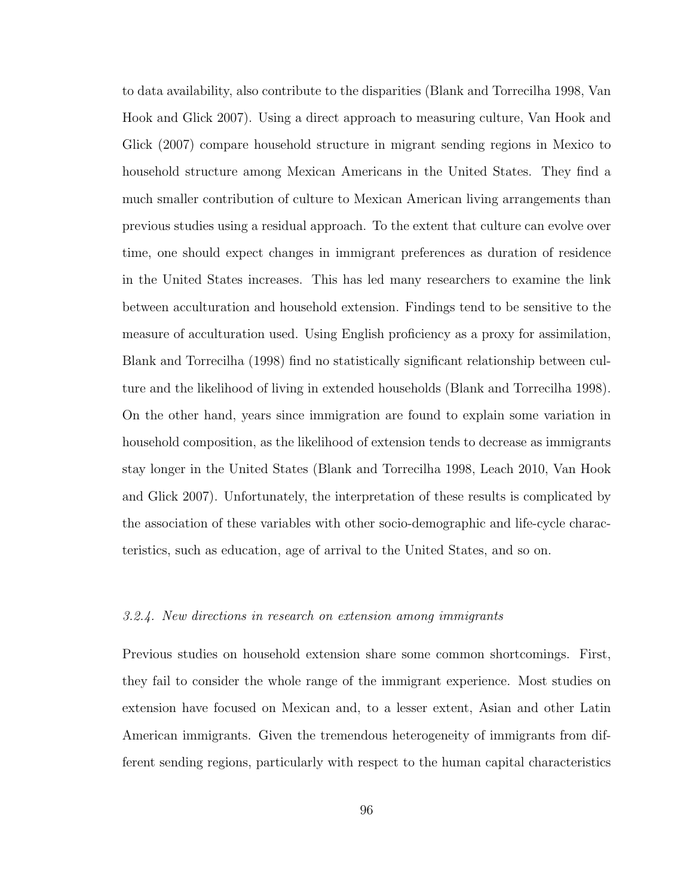to data availability, also contribute to the disparities (Blank and Torrecilha 1998, Van Hook and Glick 2007). Using a direct approach to measuring culture, Van Hook and Glick (2007) compare household structure in migrant sending regions in Mexico to household structure among Mexican Americans in the United States. They find a much smaller contribution of culture to Mexican American living arrangements than previous studies using a residual approach. To the extent that culture can evolve over time, one should expect changes in immigrant preferences as duration of residence in the United States increases. This has led many researchers to examine the link between acculturation and household extension. Findings tend to be sensitive to the measure of acculturation used. Using English proficiency as a proxy for assimilation, Blank and Torrecilha (1998) find no statistically significant relationship between culture and the likelihood of living in extended households (Blank and Torrecilha 1998). On the other hand, years since immigration are found to explain some variation in household composition, as the likelihood of extension tends to decrease as immigrants stay longer in the United States (Blank and Torrecilha 1998, Leach 2010, Van Hook and Glick 2007). Unfortunately, the interpretation of these results is complicated by the association of these variables with other socio-demographic and life-cycle characteristics, such as education, age of arrival to the United States, and so on.

### *3.2.4. New directions in research on extension among immigrants*

Previous studies on household extension share some common shortcomings. First, they fail to consider the whole range of the immigrant experience. Most studies on extension have focused on Mexican and, to a lesser extent, Asian and other Latin American immigrants. Given the tremendous heterogeneity of immigrants from different sending regions, particularly with respect to the human capital characteristics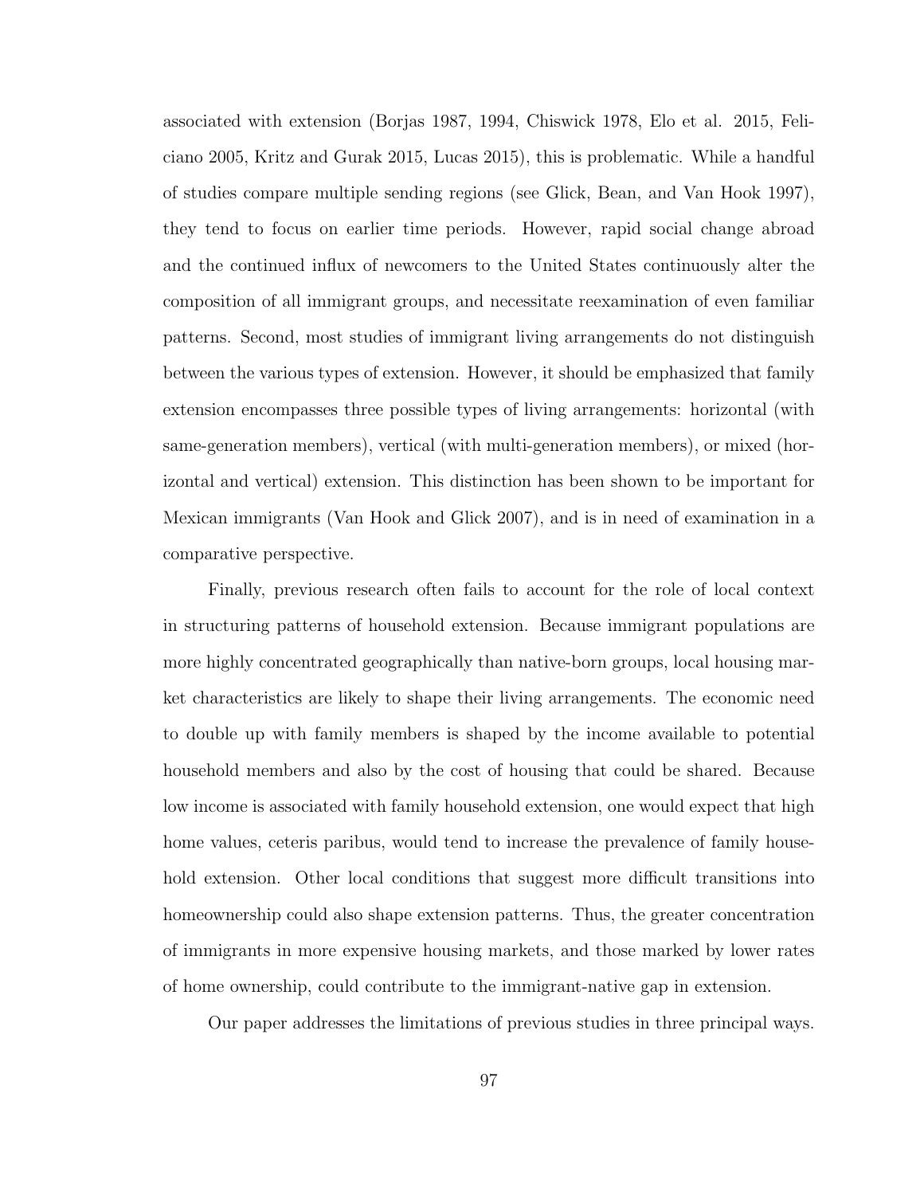associated with extension (Borjas 1987, 1994, Chiswick 1978, Elo et al. 2015, Feliciano 2005, Kritz and Gurak 2015, Lucas 2015), this is problematic. While a handful of studies compare multiple sending regions (see Glick, Bean, and Van Hook 1997), they tend to focus on earlier time periods. However, rapid social change abroad and the continued influx of newcomers to the United States continuously alter the composition of all immigrant groups, and necessitate reexamination of even familiar patterns. Second, most studies of immigrant living arrangements do not distinguish between the various types of extension. However, it should be emphasized that family extension encompasses three possible types of living arrangements: horizontal (with same-generation members), vertical (with multi-generation members), or mixed (horizontal and vertical) extension. This distinction has been shown to be important for Mexican immigrants (Van Hook and Glick 2007), and is in need of examination in a comparative perspective.

Finally, previous research often fails to account for the role of local context in structuring patterns of household extension. Because immigrant populations are more highly concentrated geographically than native-born groups, local housing market characteristics are likely to shape their living arrangements. The economic need to double up with family members is shaped by the income available to potential household members and also by the cost of housing that could be shared. Because low income is associated with family household extension, one would expect that high home values, ceteris paribus, would tend to increase the prevalence of family household extension. Other local conditions that suggest more difficult transitions into homeownership could also shape extension patterns. Thus, the greater concentration of immigrants in more expensive housing markets, and those marked by lower rates of home ownership, could contribute to the immigrant-native gap in extension.

Our paper addresses the limitations of previous studies in three principal ways.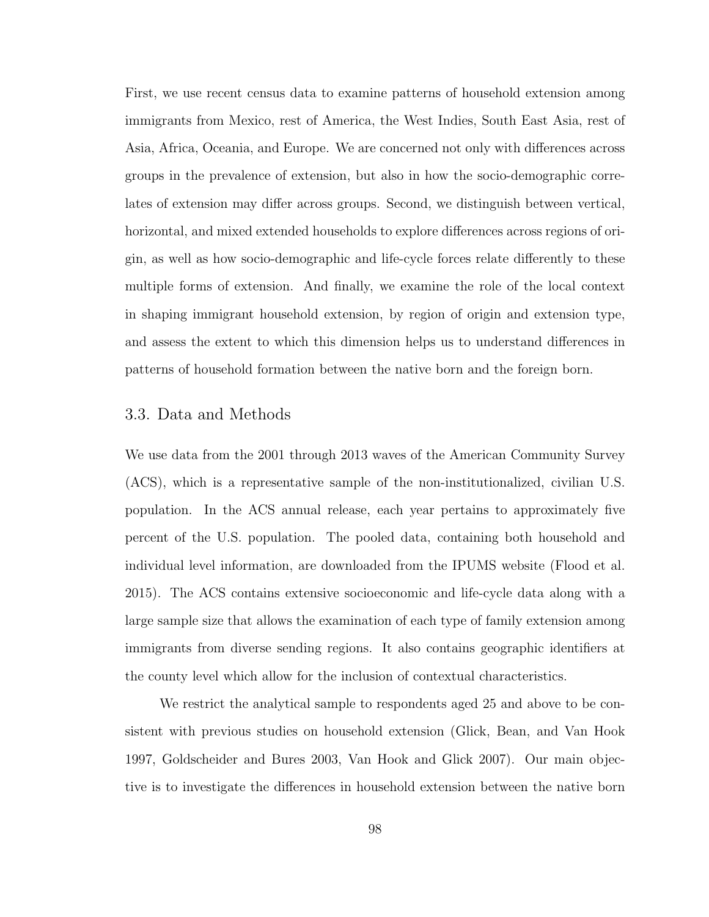First, we use recent census data to examine patterns of household extension among immigrants from Mexico, rest of America, the West Indies, South East Asia, rest of Asia, Africa, Oceania, and Europe. We are concerned not only with differences across groups in the prevalence of extension, but also in how the socio-demographic correlates of extension may differ across groups. Second, we distinguish between vertical, horizontal, and mixed extended households to explore differences across regions of origin, as well as how socio-demographic and life-cycle forces relate differently to these multiple forms of extension. And finally, we examine the role of the local context in shaping immigrant household extension, by region of origin and extension type, and assess the extent to which this dimension helps us to understand differences in patterns of household formation between the native born and the foreign born.

## 3.3. Data and Methods

We use data from the 2001 through 2013 waves of the American Community Survey (ACS), which is a representative sample of the non-institutionalized, civilian U.S. population. In the ACS annual release, each year pertains to approximately five percent of the U.S. population. The pooled data, containing both household and individual level information, are downloaded from the IPUMS website (Flood et al. 2015). The ACS contains extensive socioeconomic and life-cycle data along with a large sample size that allows the examination of each type of family extension among immigrants from diverse sending regions. It also contains geographic identifiers at the county level which allow for the inclusion of contextual characteristics.

We restrict the analytical sample to respondents aged 25 and above to be consistent with previous studies on household extension (Glick, Bean, and Van Hook 1997, Goldscheider and Bures 2003, Van Hook and Glick 2007). Our main objective is to investigate the differences in household extension between the native born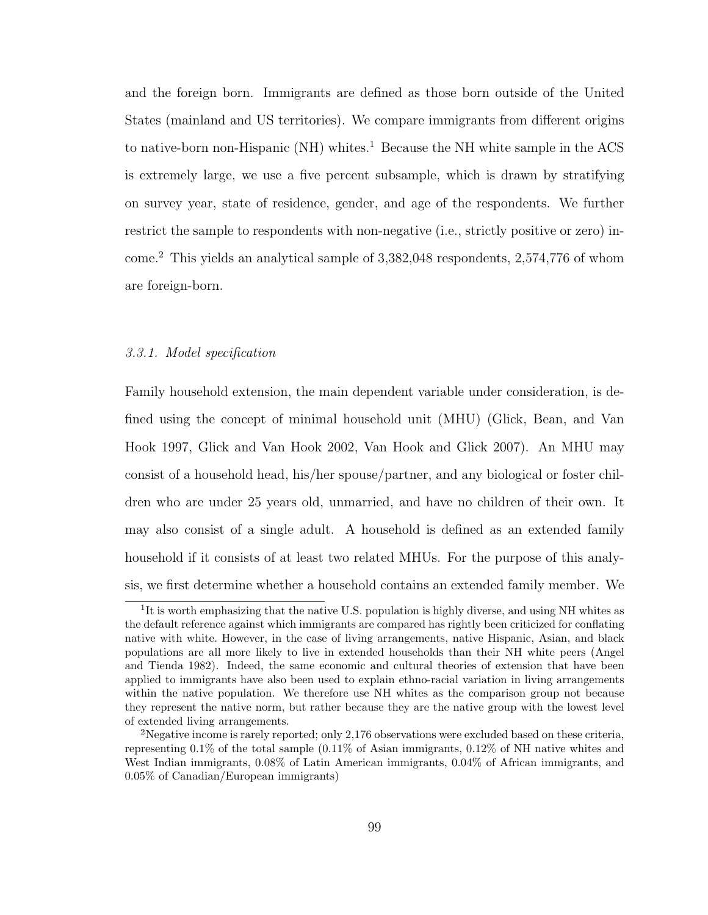and the foreign born. Immigrants are defined as those born outside of the United States (mainland and US territories). We compare immigrants from different origins to native-born non-Hispanic (NH) whites.[1] Because the NH white sample in the ACS is extremely large, we use a five percent subsample, which is drawn by stratifying on survey year, state of residence, gender, and age of the respondents. We further restrict the sample to respondents with non-negative (i.e., strictly positive or zero) income.[2] This yields an analytical sample of 3,382,048 respondents, 2,574,776 of whom are foreign-born.

### *3.3.1. Model specification*

Family household extension, the main dependent variable under consideration, is defined using the concept of minimal household unit (MHU) (Glick, Bean, and Van Hook 1997, Glick and Van Hook 2002, Van Hook and Glick 2007). An MHU may consist of a household head, his/her spouse/partner, and any biological or foster children who are under 25 years old, unmarried, and have no children of their own. It may also consist of a single adult. A household is defined as an extended family household if it consists of at least two related MHUs. For the purpose of this analysis, we first determine whether a household contains an extended family member. We

[1] It is worth emphasizing that the native U.S. population is highly diverse, and using NH whites as the default reference against which immigrants are compared has rightly been criticized for conflating native with white. However, in the case of living arrangements, native Hispanic, Asian, and black populations are all more likely to live in extended households than their NH white peers (Angel and Tienda 1982). Indeed, the same economic and cultural theories of extension that have been applied to immigrants have also been used to explain ethno-racial variation in living arrangements within the native population. We therefore use NH whites as the comparison group not because they represent the native norm, but rather because they are the native group with the lowest level of extended living arrangements.

[2] Negative income is rarely reported; only 2,176 observations were excluded based on these criteria, representing 0.1% of the total sample (0.11% of Asian immigrants, 0.12% of NH native whites and West Indian immigrants, 0.08% of Latin American immigrants, 0.04% of African immigrants, and 0.05% of Canadian/European immigrants)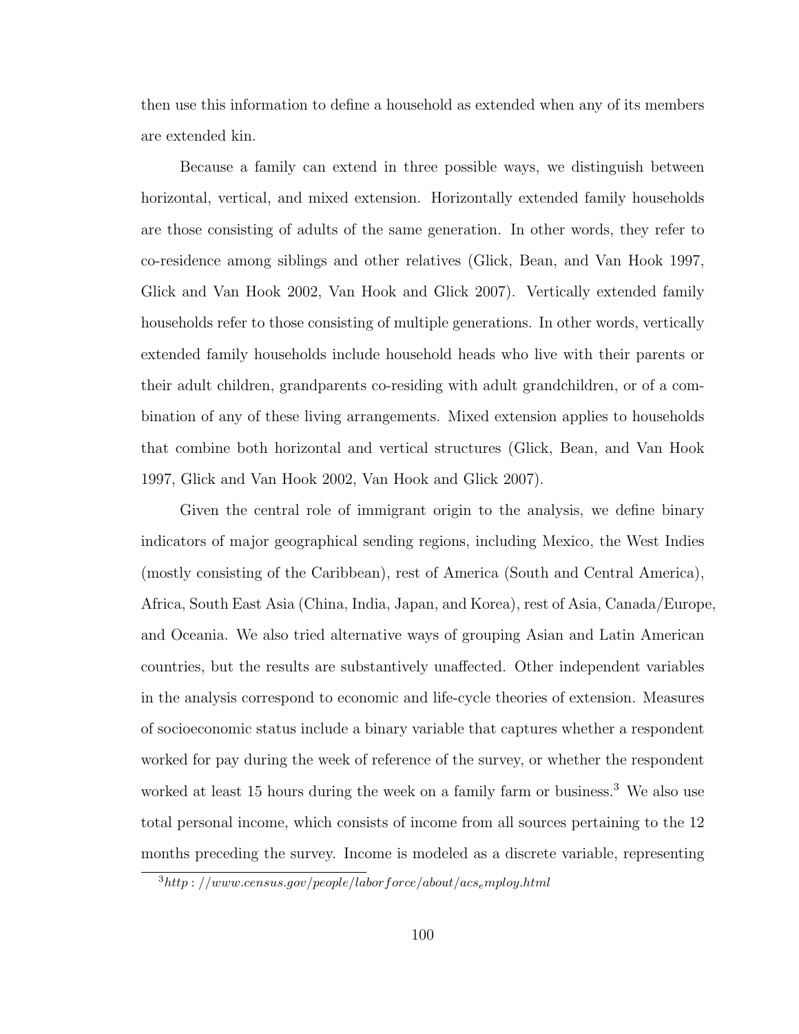then use this information to define a household as extended when any of its members are extended kin.

Because a family can extend in three possible ways, we distinguish between horizontal, vertical, and mixed extension. Horizontally extended family households are those consisting of adults of the same generation. In other words, they refer to co-residence among siblings and other relatives (Glick, Bean, and Van Hook 1997, Glick and Van Hook 2002, Van Hook and Glick 2007). Vertically extended family households refer to those consisting of multiple generations. In other words, vertically extended family households include household heads who live with their parents or their adult children, grandparents co-residing with adult grandchildren, or of a combination of any of these living arrangements. Mixed extension applies to households that combine both horizontal and vertical structures (Glick, Bean, and Van Hook 1997, Glick and Van Hook 2002, Van Hook and Glick 2007).

Given the central role of immigrant origin to the analysis, we define binary indicators of major geographical sending regions, including Mexico, the West Indies (mostly consisting of the Caribbean), rest of America (South and Central America), Africa, South East Asia (China, India, Japan, and Korea), rest of Asia, Canada/Europe, and Oceania. We also tried alternative ways of grouping Asian and Latin American countries, but the results are substantively unaffected. Other independent variables in the analysis correspond to economic and life-cycle theories of extension. Measures of socioeconomic status include a binary variable that captures whether a respondent worked for pay during the week of reference of the survey, or whether the respondent worked at least 15 hours during the week on a family farm or business.[3] We also use total personal income, which consists of income from all sources pertaining to the 12 months preceding the survey. Income is modeled as a discrete variable, representing

[3] http://www.census.gov/people/laborforce/about/acs_employ.html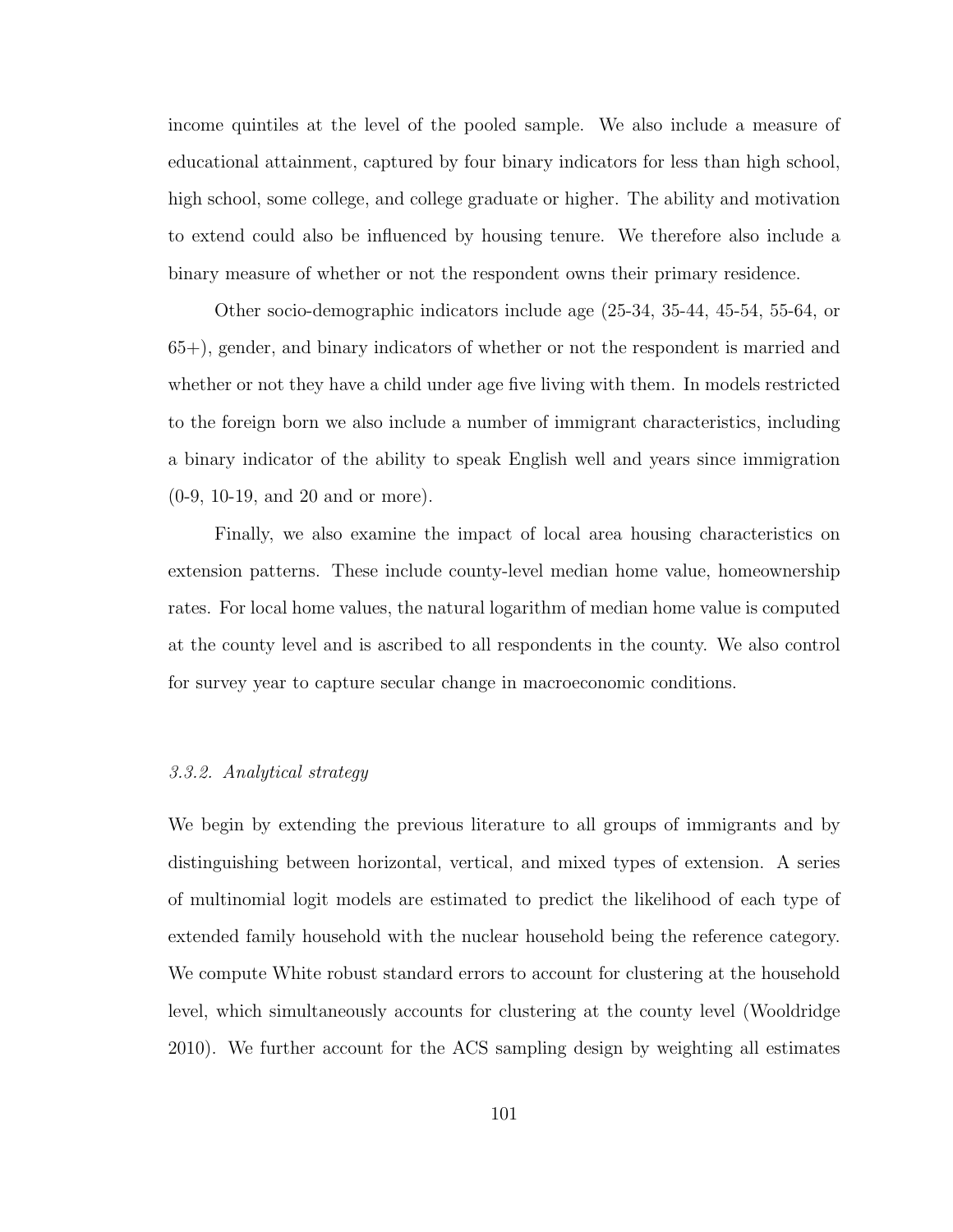income quintiles at the level of the pooled sample. We also include a measure of educational attainment, captured by four binary indicators for less than high school, high school, some college, and college graduate or higher. The ability and motivation to extend could also be influenced by housing tenure. We therefore also include a binary measure of whether or not the respondent owns their primary residence.

Other socio-demographic indicators include age (25-34, 35-44, 45-54, 55-64, or 65+), gender, and binary indicators of whether or not the respondent is married and whether or not they have a child under age five living with them. In models restricted to the foreign born we also include a number of immigrant characteristics, including a binary indicator of the ability to speak English well and years since immigration (0-9, 10-19, and 20 and or more).

Finally, we also examine the impact of local area housing characteristics on extension patterns. These include county-level median home value, homeownership rates. For local home values, the natural logarithm of median home value is computed at the county level and is ascribed to all respondents in the county. We also control for survey year to capture secular change in macroeconomic conditions.

### *3.3.2. Analytical strategy*

We begin by extending the previous literature to all groups of immigrants and by distinguishing between horizontal, vertical, and mixed types of extension. A series of multinomial logit models are estimated to predict the likelihood of each type of extended family household with the nuclear household being the reference category. We compute White robust standard errors to account for clustering at the household level, which simultaneously accounts for clustering at the county level (Wooldridge 2010). We further account for the ACS sampling design by weighting all estimates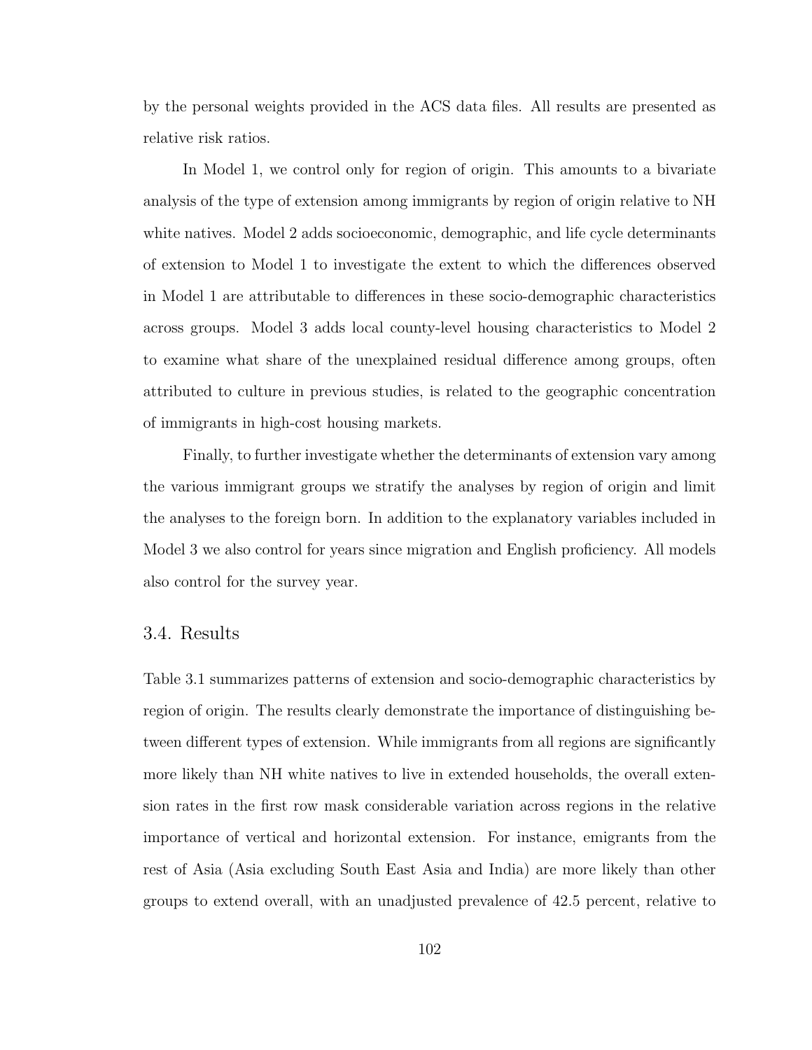by the personal weights provided in the ACS data files. All results are presented as relative risk ratios.

In Model 1, we control only for region of origin. This amounts to a bivariate analysis of the type of extension among immigrants by region of origin relative to NH white natives. Model 2 adds socioeconomic, demographic, and life cycle determinants of extension to Model 1 to investigate the extent to which the differences observed in Model 1 are attributable to differences in these socio-demographic characteristics across groups. Model 3 adds local county-level housing characteristics to Model 2 to examine what share of the unexplained residual difference among groups, often attributed to culture in previous studies, is related to the geographic concentration of immigrants in high-cost housing markets.

Finally, to further investigate whether the determinants of extension vary among the various immigrant groups we stratify the analyses by region of origin and limit the analyses to the foreign born. In addition to the explanatory variables included in Model 3 we also control for years since migration and English proficiency. All models also control for the survey year.

## 3.4. Results

Table 3.1 summarizes patterns of extension and socio-demographic characteristics by region of origin. The results clearly demonstrate the importance of distinguishing between different types of extension. While immigrants from all regions are significantly more likely than NH white natives to live in extended households, the overall extension rates in the first row mask considerable variation across regions in the relative importance of vertical and horizontal extension. For instance, emigrants from the rest of Asia (Asia excluding South East Asia and India) are more likely than other groups to extend overall, with an unadjusted prevalence of 42.5 percent, relative to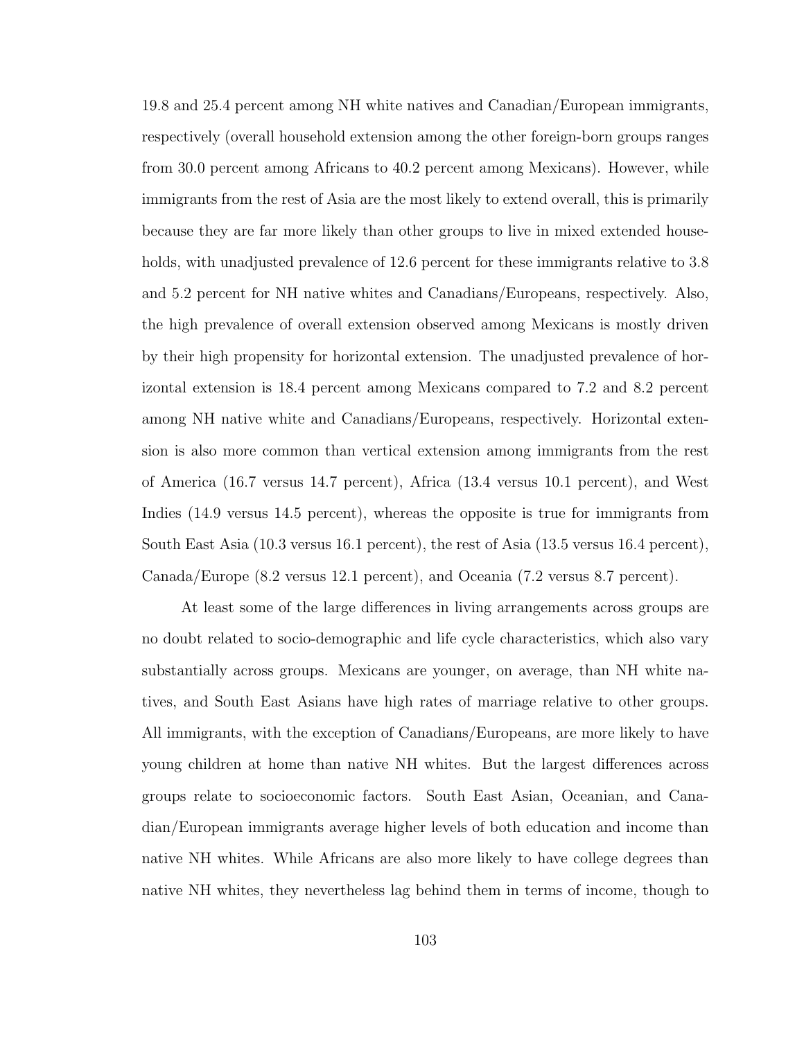19.8 and 25.4 percent among NH white natives and Canadian/European immigrants, respectively (overall household extension among the other foreign-born groups ranges from 30.0 percent among Africans to 40.2 percent among Mexicans). However, while immigrants from the rest of Asia are the most likely to extend overall, this is primarily because they are far more likely than other groups to live in mixed extended households, with unadjusted prevalence of 12.6 percent for these immigrants relative to 3.8 and 5.2 percent for NH native whites and Canadians/Europeans, respectively. Also, the high prevalence of overall extension observed among Mexicans is mostly driven by their high propensity for horizontal extension. The unadjusted prevalence of horizontal extension is 18.4 percent among Mexicans compared to 7.2 and 8.2 percent among NH native white and Canadians/Europeans, respectively. Horizontal extension is also more common than vertical extension among immigrants from the rest of America (16.7 versus 14.7 percent), Africa (13.4 versus 10.1 percent), and West Indies (14.9 versus 14.5 percent), whereas the opposite is true for immigrants from South East Asia (10.3 versus 16.1 percent), the rest of Asia (13.5 versus 16.4 percent), Canada/Europe (8.2 versus 12.1 percent), and Oceania (7.2 versus 8.7 percent).

At least some of the large differences in living arrangements across groups are no doubt related to socio-demographic and life cycle characteristics, which also vary substantially across groups. Mexicans are younger, on average, than NH white natives, and South East Asians have high rates of marriage relative to other groups. All immigrants, with the exception of Canadians/Europeans, are more likely to have young children at home than native NH whites. But the largest differences across groups relate to socioeconomic factors. South East Asian, Oceanian, and Canadian/European immigrants average higher levels of both education and income than native NH whites. While Africans are also more likely to have college degrees than native NH whites, they nevertheless lag behind them in terms of income, though to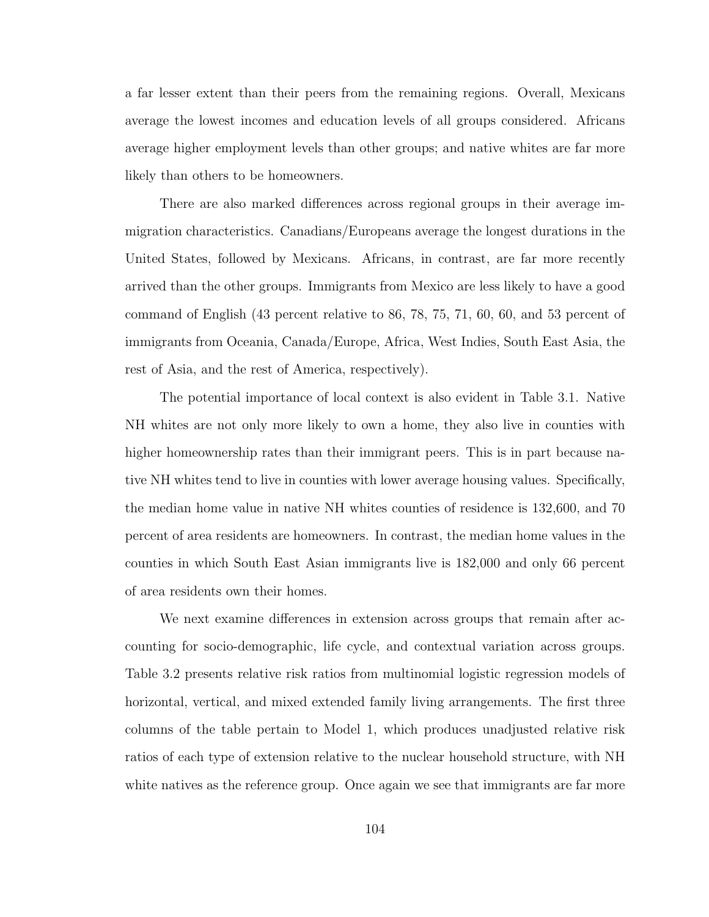a far lesser extent than their peers from the remaining regions. Overall, Mexicans average the lowest incomes and education levels of all groups considered. Africans average higher employment levels than other groups; and native whites are far more likely than others to be homeowners.

There are also marked differences across regional groups in their average immigration characteristics. Canadians/Europeans average the longest durations in the United States, followed by Mexicans. Africans, in contrast, are far more recently arrived than the other groups. Immigrants from Mexico are less likely to have a good command of English (43 percent relative to 86, 78, 75, 71, 60, 60, and 53 percent of immigrants from Oceania, Canada/Europe, Africa, West Indies, South East Asia, the rest of Asia, and the rest of America, respectively).

The potential importance of local context is also evident in Table 3.1. Native NH whites are not only more likely to own a home, they also live in counties with higher homeownership rates than their immigrant peers. This is in part because native NH whites tend to live in counties with lower average housing values. Specifically, the median home value in native NH whites counties of residence is 132,600, and 70 percent of area residents are homeowners. In contrast, the median home values in the counties in which South East Asian immigrants live is 182,000 and only 66 percent of area residents own their homes.

We next examine differences in extension across groups that remain after accounting for socio-demographic, life cycle, and contextual variation across groups. Table 3.2 presents relative risk ratios from multinomial logistic regression models of horizontal, vertical, and mixed extended family living arrangements. The first three columns of the table pertain to Model 1, which produces unadjusted relative risk ratios of each type of extension relative to the nuclear household structure, with NH white natives as the reference group. Once again we see that immigrants are far more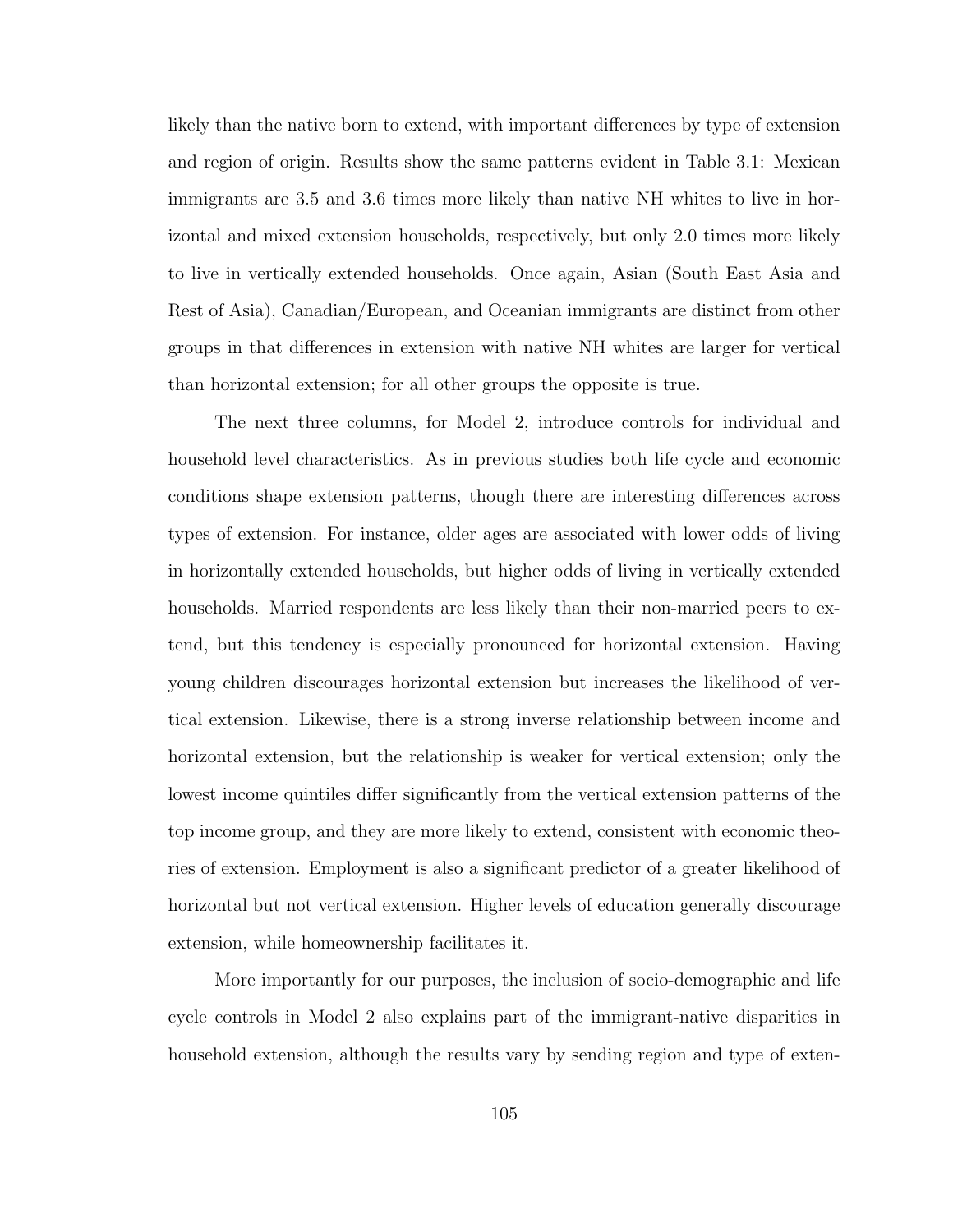likely than the native born to extend, with important differences by type of extension and region of origin. Results show the same patterns evident in Table 3.1: Mexican immigrants are 3.5 and 3.6 times more likely than native NH whites to live in horizontal and mixed extension households, respectively, but only 2.0 times more likely to live in vertically extended households. Once again, Asian (South East Asia and Rest of Asia), Canadian/European, and Oceanian immigrants are distinct from other groups in that differences in extension with native NH whites are larger for vertical than horizontal extension; for all other groups the opposite is true.

The next three columns, for Model 2, introduce controls for individual and household level characteristics. As in previous studies both life cycle and economic conditions shape extension patterns, though there are interesting differences across types of extension. For instance, older ages are associated with lower odds of living in horizontally extended households, but higher odds of living in vertically extended households. Married respondents are less likely than their non-married peers to extend, but this tendency is especially pronounced for horizontal extension. Having young children discourages horizontal extension but increases the likelihood of vertical extension. Likewise, there is a strong inverse relationship between income and horizontal extension, but the relationship is weaker for vertical extension; only the lowest income quintiles differ significantly from the vertical extension patterns of the top income group, and they are more likely to extend, consistent with economic theories of extension. Employment is also a significant predictor of a greater likelihood of horizontal but not vertical extension. Higher levels of education generally discourage extension, while homeownership facilitates it.

More importantly for our purposes, the inclusion of socio-demographic and life cycle controls in Model 2 also explains part of the immigrant-native disparities in household extension, although the results vary by sending region and type of exten-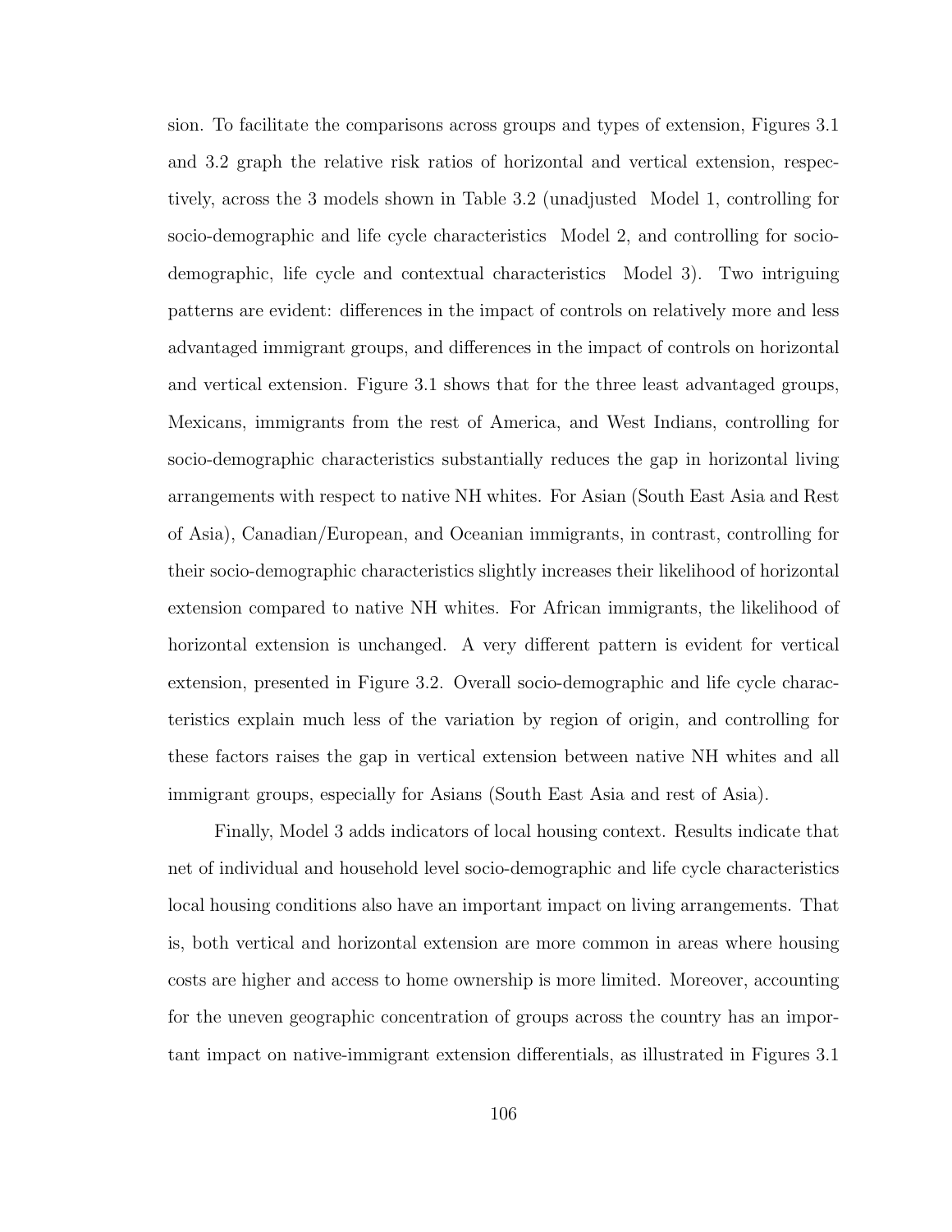sion. To facilitate the comparisons across groups and types of extension, Figures 3.1 and 3.2 graph the relative risk ratios of horizontal and vertical extension, respectively, across the 3 models shown in Table 3.2 (unadjusted  Model 1, controlling for socio-demographic and life cycle characteristics  Model 2, and controlling for socio-demographic, life cycle and contextual characteristics  Model 3). Two intriguing patterns are evident: differences in the impact of controls on relatively more and less advantaged immigrant groups, and differences in the impact of controls on horizontal and vertical extension. Figure 3.1 shows that for the three least advantaged groups, Mexicans, immigrants from the rest of America, and West Indians, controlling for socio-demographic characteristics substantially reduces the gap in horizontal living arrangements with respect to native NH whites. For Asian (South East Asia and Rest of Asia), Canadian/European, and Oceanian immigrants, in contrast, controlling for their socio-demographic characteristics slightly increases their likelihood of horizontal extension compared to native NH whites. For African immigrants, the likelihood of horizontal extension is unchanged. A very different pattern is evident for vertical extension, presented in Figure 3.2. Overall socio-demographic and life cycle characteristics explain much less of the variation by region of origin, and controlling for these factors raises the gap in vertical extension between native NH whites and all immigrant groups, especially for Asians (South East Asia and rest of Asia).

Finally, Model 3 adds indicators of local housing context. Results indicate that net of individual and household level socio-demographic and life cycle characteristics local housing conditions also have an important impact on living arrangements. That is, both vertical and horizontal extension are more common in areas where housing costs are higher and access to home ownership is more limited. Moreover, accounting for the uneven geographic concentration of groups across the country has an important impact on native-immigrant extension differentials, as illustrated in Figures 3.1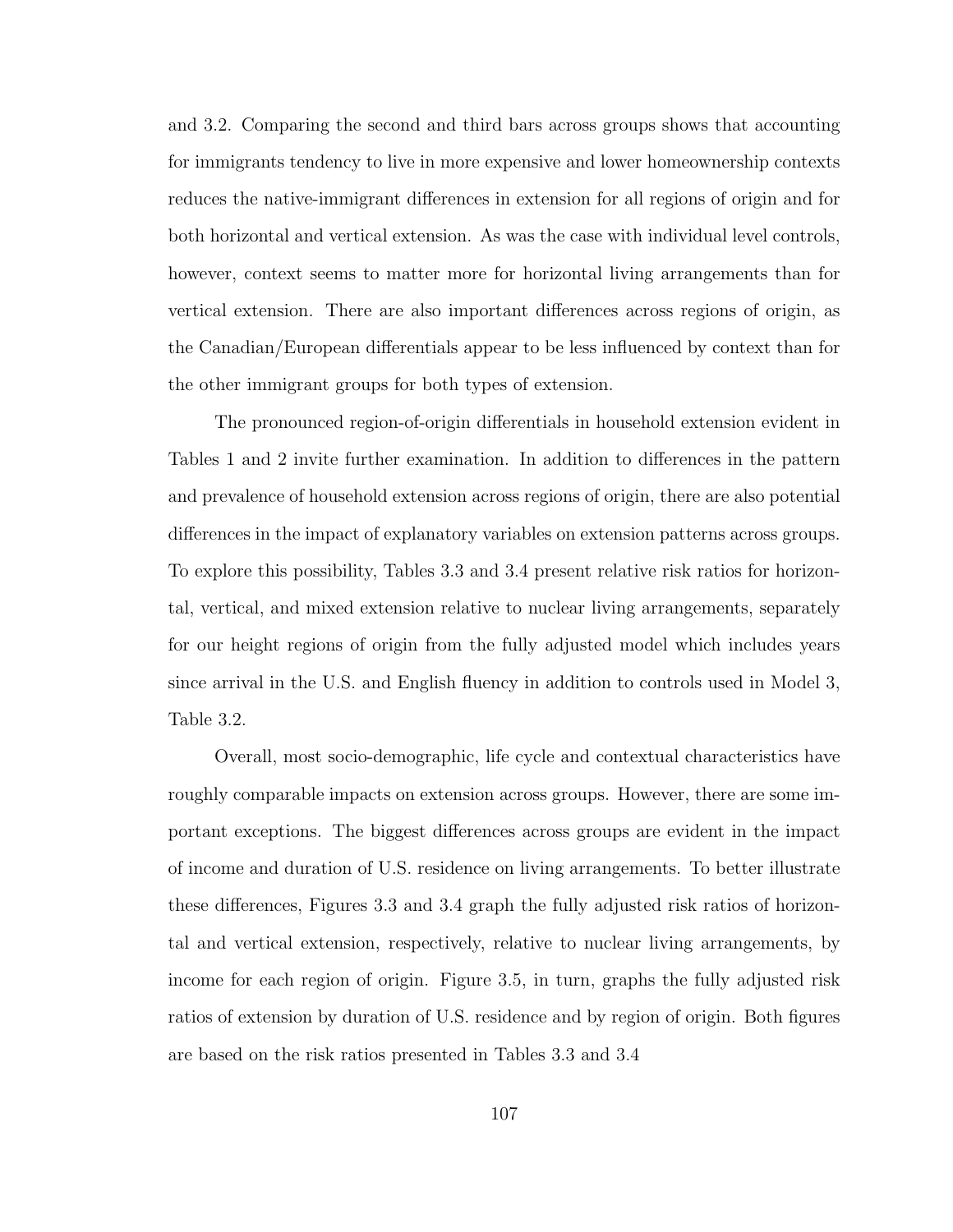and 3.2. Comparing the second and third bars across groups shows that accounting for immigrants tendency to live in more expensive and lower homeownership contexts reduces the native-immigrant differences in extension for all regions of origin and for both horizontal and vertical extension. As was the case with individual level controls, however, context seems to matter more for horizontal living arrangements than for vertical extension. There are also important differences across regions of origin, as the Canadian/European differentials appear to be less influenced by context than for the other immigrant groups for both types of extension.

The pronounced region-of-origin differentials in household extension evident in Tables 1 and 2 invite further examination. In addition to differences in the pattern and prevalence of household extension across regions of origin, there are also potential differences in the impact of explanatory variables on extension patterns across groups. To explore this possibility, Tables 3.3 and 3.4 present relative risk ratios for horizontal, vertical, and mixed extension relative to nuclear living arrangements, separately for our height regions of origin from the fully adjusted model which includes years since arrival in the U.S. and English fluency in addition to controls used in Model 3, Table 3.2.

Overall, most socio-demographic, life cycle and contextual characteristics have roughly comparable impacts on extension across groups. However, there are some important exceptions. The biggest differences across groups are evident in the impact of income and duration of U.S. residence on living arrangements. To better illustrate these differences, Figures 3.3 and 3.4 graph the fully adjusted risk ratios of horizontal and vertical extension, respectively, relative to nuclear living arrangements, by income for each region of origin. Figure 3.5, in turn, graphs the fully adjusted risk ratios of extension by duration of U.S. residence and by region of origin. Both figures are based on the risk ratios presented in Tables 3.3 and 3.4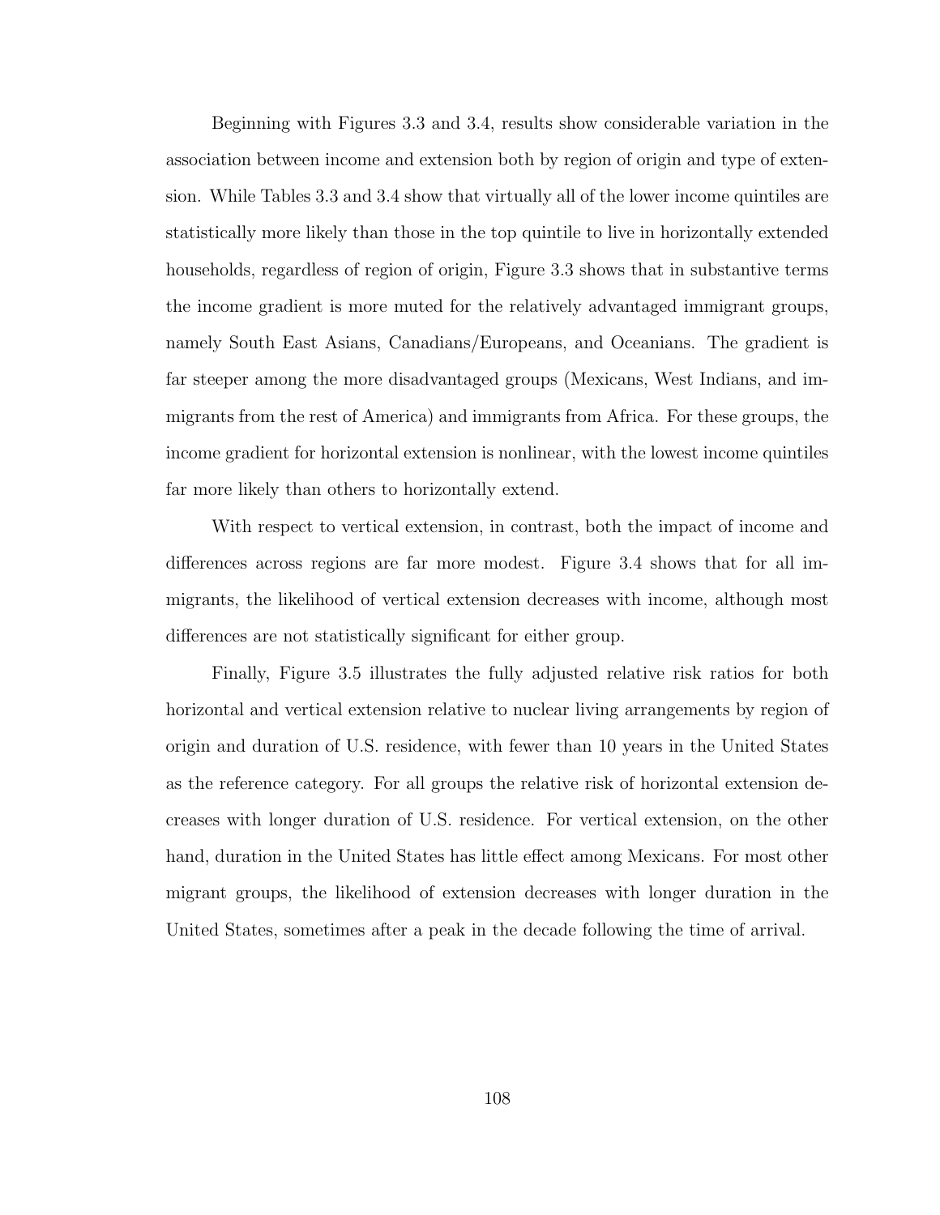Beginning with Figures 3.3 and 3.4, results show considerable variation in the association between income and extension both by region of origin and type of extension. While Tables 3.3 and 3.4 show that virtually all of the lower income quintiles are statistically more likely than those in the top quintile to live in horizontally extended households, regardless of region of origin, Figure 3.3 shows that in substantive terms the income gradient is more muted for the relatively advantaged immigrant groups, namely South East Asians, Canadians/Europeans, and Oceanians. The gradient is far steeper among the more disadvantaged groups (Mexicans, West Indians, and immigrants from the rest of America) and immigrants from Africa. For these groups, the income gradient for horizontal extension is nonlinear, with the lowest income quintiles far more likely than others to horizontally extend.

With respect to vertical extension, in contrast, both the impact of income and differences across regions are far more modest. Figure 3.4 shows that for all immigrants, the likelihood of vertical extension decreases with income, although most differences are not statistically significant for either group.

Finally, Figure 3.5 illustrates the fully adjusted relative risk ratios for both horizontal and vertical extension relative to nuclear living arrangements by region of origin and duration of U.S. residence, with fewer than 10 years in the United States as the reference category. For all groups the relative risk of horizontal extension decreases with longer duration of U.S. residence. For vertical extension, on the other hand, duration in the United States has little effect among Mexicans. For most other migrant groups, the likelihood of extension decreases with longer duration in the United States, sometimes after a peak in the decade following the time of arrival.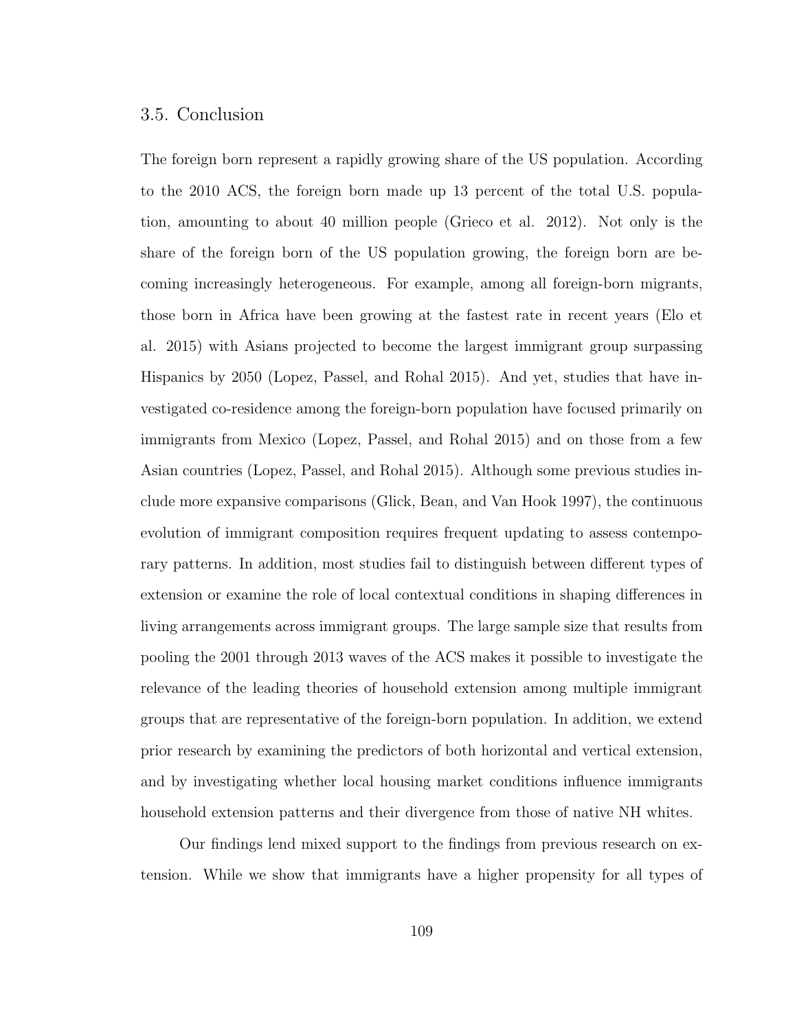### 3.5. Conclusion

The foreign born represent a rapidly growing share of the US population. According to the 2010 ACS, the foreign born made up 13 percent of the total U.S. population, amounting to about 40 million people (Grieco et al. 2012). Not only is the share of the foreign born of the US population growing, the foreign born are becoming increasingly heterogeneous. For example, among all foreign-born migrants, those born in Africa have been growing at the fastest rate in recent years (Elo et al. 2015) with Asians projected to become the largest immigrant group surpassing Hispanics by 2050 (Lopez, Passel, and Rohal 2015). And yet, studies that have investigated co-residence among the foreign-born population have focused primarily on immigrants from Mexico (Lopez, Passel, and Rohal 2015) and on those from a few Asian countries (Lopez, Passel, and Rohal 2015). Although some previous studies include more expansive comparisons (Glick, Bean, and Van Hook 1997), the continuous evolution of immigrant composition requires frequent updating to assess contemporary patterns. In addition, most studies fail to distinguish between different types of extension or examine the role of local contextual conditions in shaping differences in living arrangements across immigrant groups. The large sample size that results from pooling the 2001 through 2013 waves of the ACS makes it possible to investigate the relevance of the leading theories of household extension among multiple immigrant groups that are representative of the foreign-born population. In addition, we extend prior research by examining the predictors of both horizontal and vertical extension, and by investigating whether local housing market conditions influence immigrants household extension patterns and their divergence from those of native NH whites.

Our findings lend mixed support to the findings from previous research on extension. While we show that immigrants have a higher propensity for all types of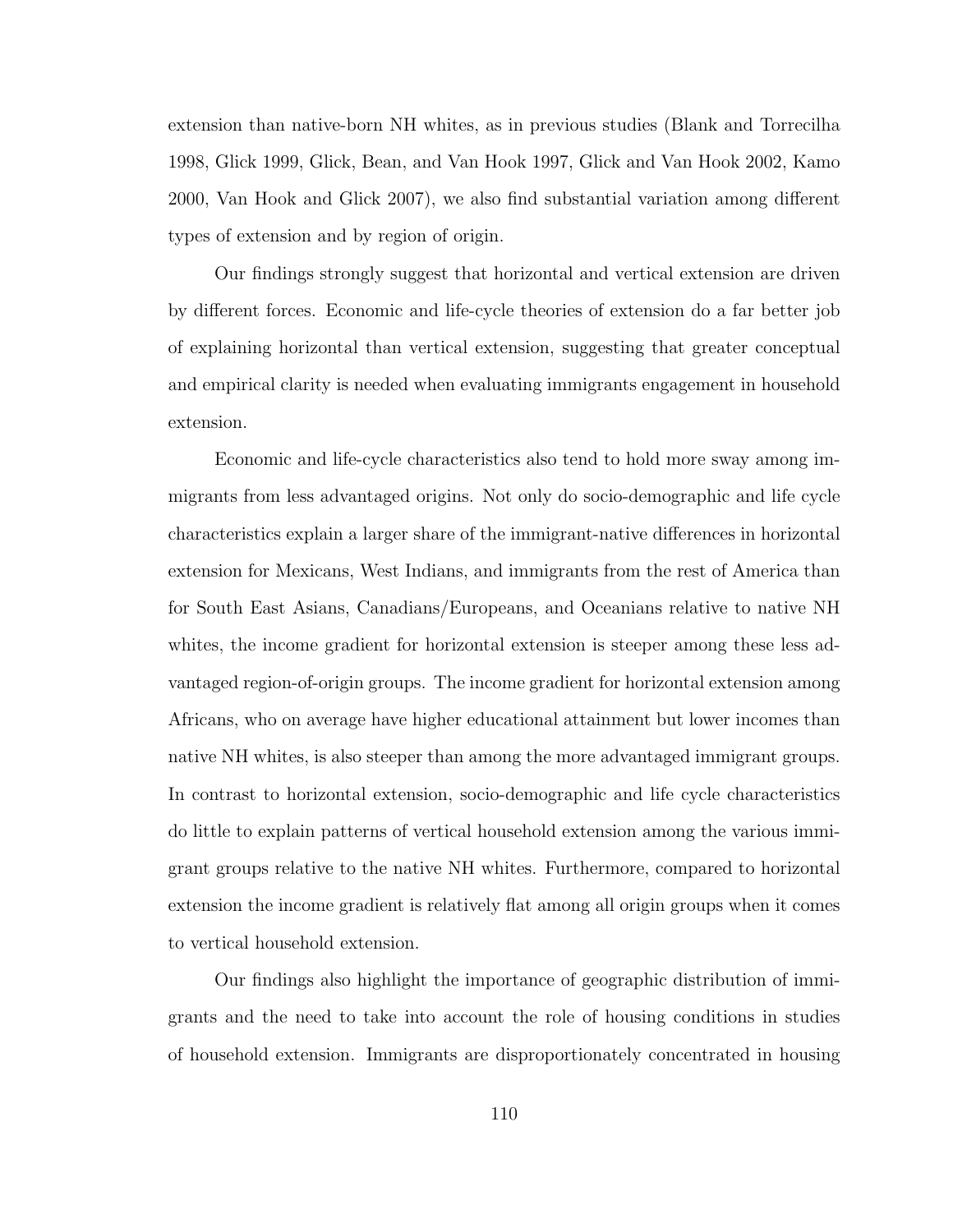extension than native-born NH whites, as in previous studies (Blank and Torrecilha 1998, Glick 1999, Glick, Bean, and Van Hook 1997, Glick and Van Hook 2002, Kamo 2000, Van Hook and Glick 2007), we also find substantial variation among different types of extension and by region of origin.

Our findings strongly suggest that horizontal and vertical extension are driven by different forces. Economic and life-cycle theories of extension do a far better job of explaining horizontal than vertical extension, suggesting that greater conceptual and empirical clarity is needed when evaluating immigrants engagement in household extension.

Economic and life-cycle characteristics also tend to hold more sway among immigrants from less advantaged origins. Not only do socio-demographic and life cycle characteristics explain a larger share of the immigrant-native differences in horizontal extension for Mexicans, West Indians, and immigrants from the rest of America than for South East Asians, Canadians/Europeans, and Oceanians relative to native NH whites, the income gradient for horizontal extension is steeper among these less advantaged region-of-origin groups. The income gradient for horizontal extension among Africans, who on average have higher educational attainment but lower incomes than native NH whites, is also steeper than among the more advantaged immigrant groups. In contrast to horizontal extension, socio-demographic and life cycle characteristics do little to explain patterns of vertical household extension among the various immigrant groups relative to the native NH whites. Furthermore, compared to horizontal extension the income gradient is relatively flat among all origin groups when it comes to vertical household extension.

Our findings also highlight the importance of geographic distribution of immigrants and the need to take into account the role of housing conditions in studies of household extension. Immigrants are disproportionately concentrated in housing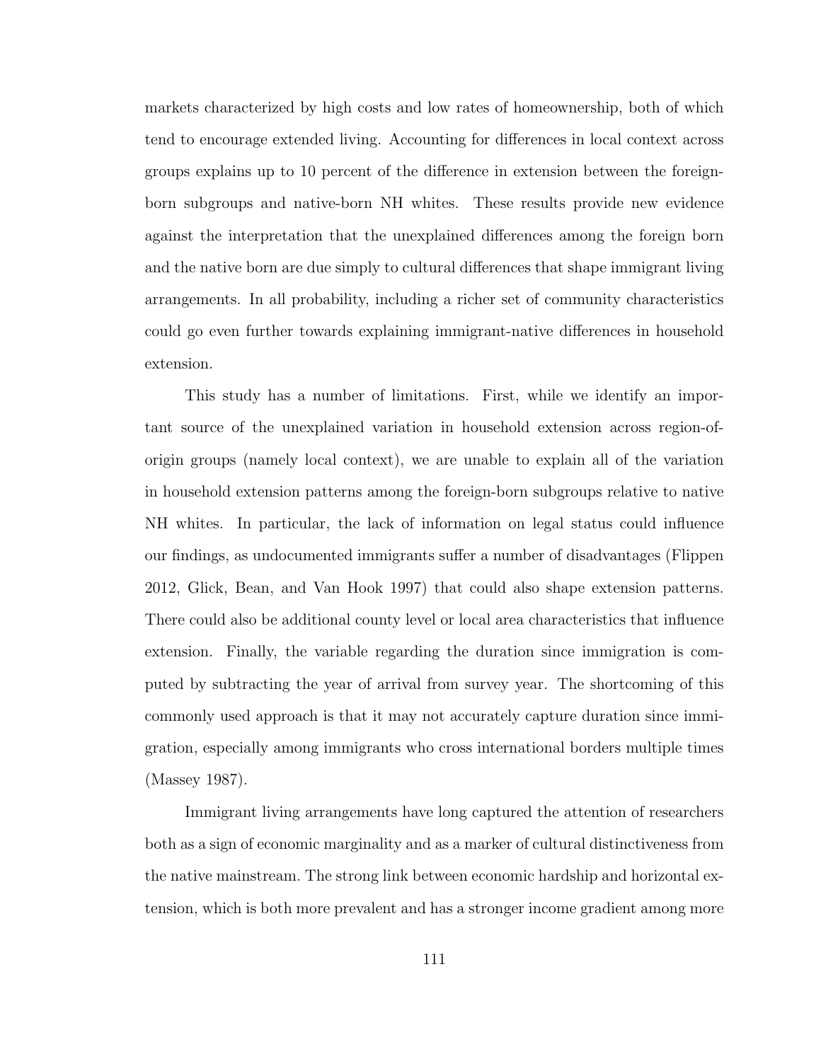markets characterized by high costs and low rates of homeownership, both of which tend to encourage extended living. Accounting for differences in local context across groups explains up to 10 percent of the difference in extension between the foreign-born subgroups and native-born NH whites. These results provide new evidence against the interpretation that the unexplained differences among the foreign born and the native born are due simply to cultural differences that shape immigrant living arrangements. In all probability, including a richer set of community characteristics could go even further towards explaining immigrant-native differences in household extension.

This study has a number of limitations. First, while we identify an important source of the unexplained variation in household extension across region-of-origin groups (namely local context), we are unable to explain all of the variation in household extension patterns among the foreign-born subgroups relative to native NH whites. In particular, the lack of information on legal status could influence our findings, as undocumented immigrants suffer a number of disadvantages (Flippen 2012, Glick, Bean, and Van Hook 1997) that could also shape extension patterns. There could also be additional county level or local area characteristics that influence extension. Finally, the variable regarding the duration since immigration is computed by subtracting the year of arrival from survey year. The shortcoming of this commonly used approach is that it may not accurately capture duration since immigration, especially among immigrants who cross international borders multiple times (Massey 1987).

Immigrant living arrangements have long captured the attention of researchers both as a sign of economic marginality and as a marker of cultural distinctiveness from the native mainstream. The strong link between economic hardship and horizontal extension, which is both more prevalent and has a stronger income gradient among more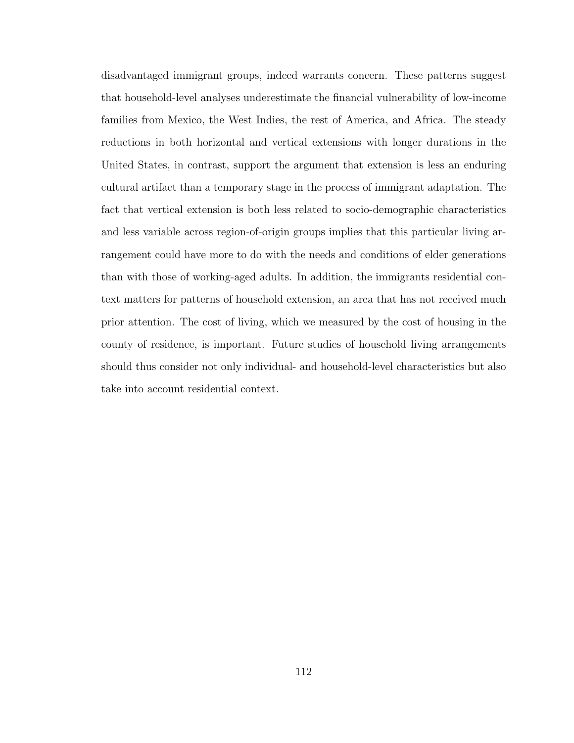disadvantaged immigrant groups, indeed warrants concern. These patterns suggest that household-level analyses underestimate the financial vulnerability of low-income families from Mexico, the West Indies, the rest of America, and Africa. The steady reductions in both horizontal and vertical extensions with longer durations in the United States, in contrast, support the argument that extension is less an enduring cultural artifact than a temporary stage in the process of immigrant adaptation. The fact that vertical extension is both less related to socio-demographic characteristics and less variable across region-of-origin groups implies that this particular living arrangement could have more to do with the needs and conditions of elder generations than with those of working-aged adults. In addition, the immigrants residential context matters for patterns of household extension, an area that has not received much prior attention. The cost of living, which we measured by the cost of housing in the county of residence, is important. Future studies of household living arrangements should thus consider not only individual- and household-level characteristics but also take into account residential context.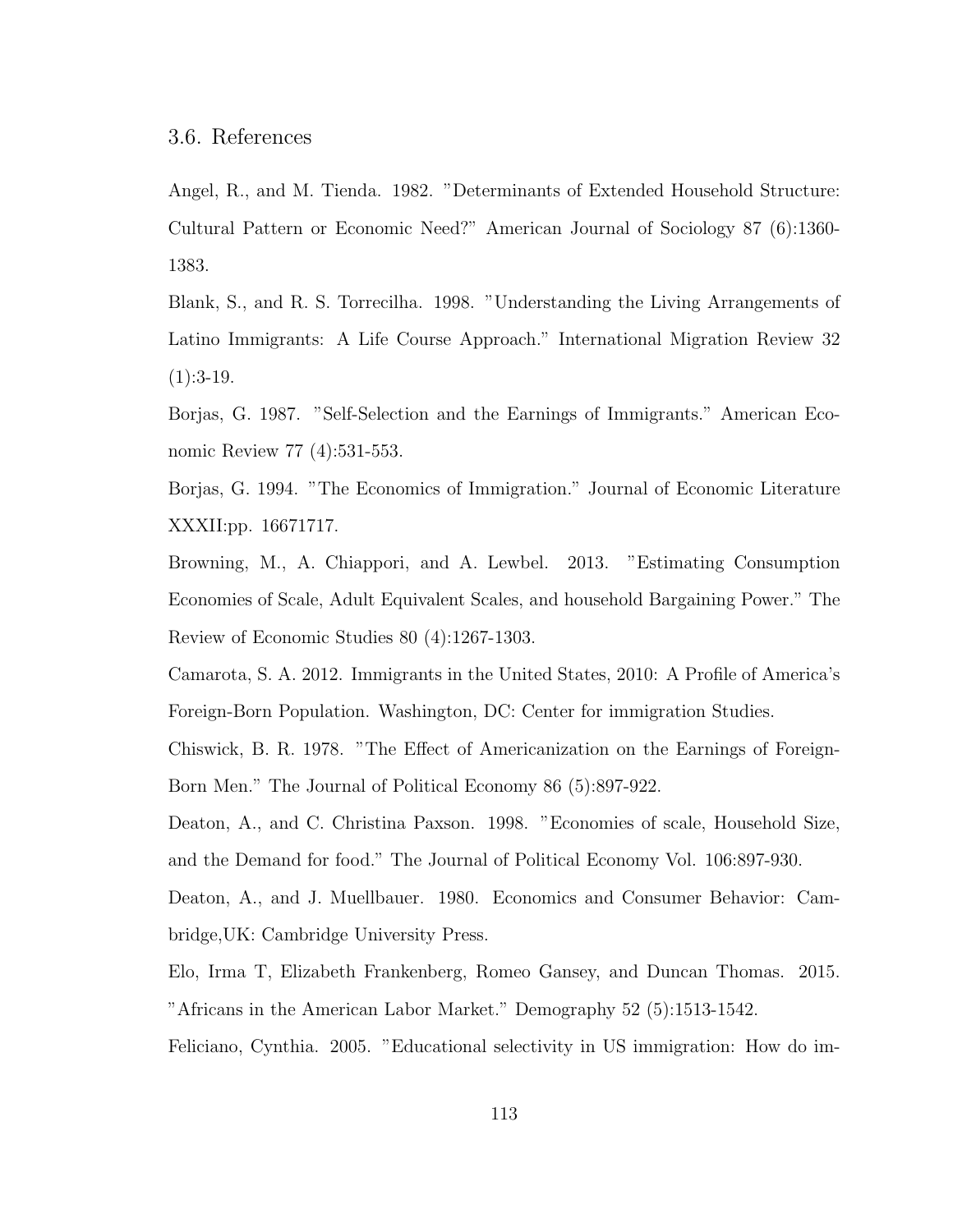### 3.6. References

Angel, R., and M. Tienda. 1982. "Determinants of Extended Household Structure: Cultural Pattern or Economic Need?" American Journal of Sociology 87 (6):1360-1383.

Blank, S., and R. S. Torrecilha. 1998. "Understanding the Living Arrangements of Latino Immigrants: A Life Course Approach." International Migration Review 32 (1):3-19.

Borjas, G. 1987. "Self-Selection and the Earnings of Immigrants." American Economic Review 77 (4):531-553.

Borjas, G. 1994. "The Economics of Immigration." Journal of Economic Literature XXXII:pp. 16671717.

Browning, M., A. Chiappori, and A. Lewbel. 2013. "Estimating Consumption Economies of Scale, Adult Equivalent Scales, and household Bargaining Power." The Review of Economic Studies 80 (4):1267-1303.

Camarota, S. A. 2012. Immigrants in the United States, 2010: A Profile of America's Foreign-Born Population. Washington, DC: Center for immigration Studies.

Chiswick, B. R. 1978. "The Effect of Americanization on the Earnings of Foreign-Born Men." The Journal of Political Economy 86 (5):897-922.

Deaton, A., and C. Christina Paxson. 1998. "Economies of scale, Household Size, and the Demand for food." The Journal of Political Economy Vol. 106:897-930.

Deaton, A., and J. Muellbauer. 1980. Economics and Consumer Behavior: Cambridge,UK: Cambridge University Press.

Elo, Irma T, Elizabeth Frankenberg, Romeo Gansey, and Duncan Thomas. 2015. "Africans in the American Labor Market." Demography 52 (5):1513-1542.

Feliciano, Cynthia. 2005. "Educational selectivity in US immigration: How do im-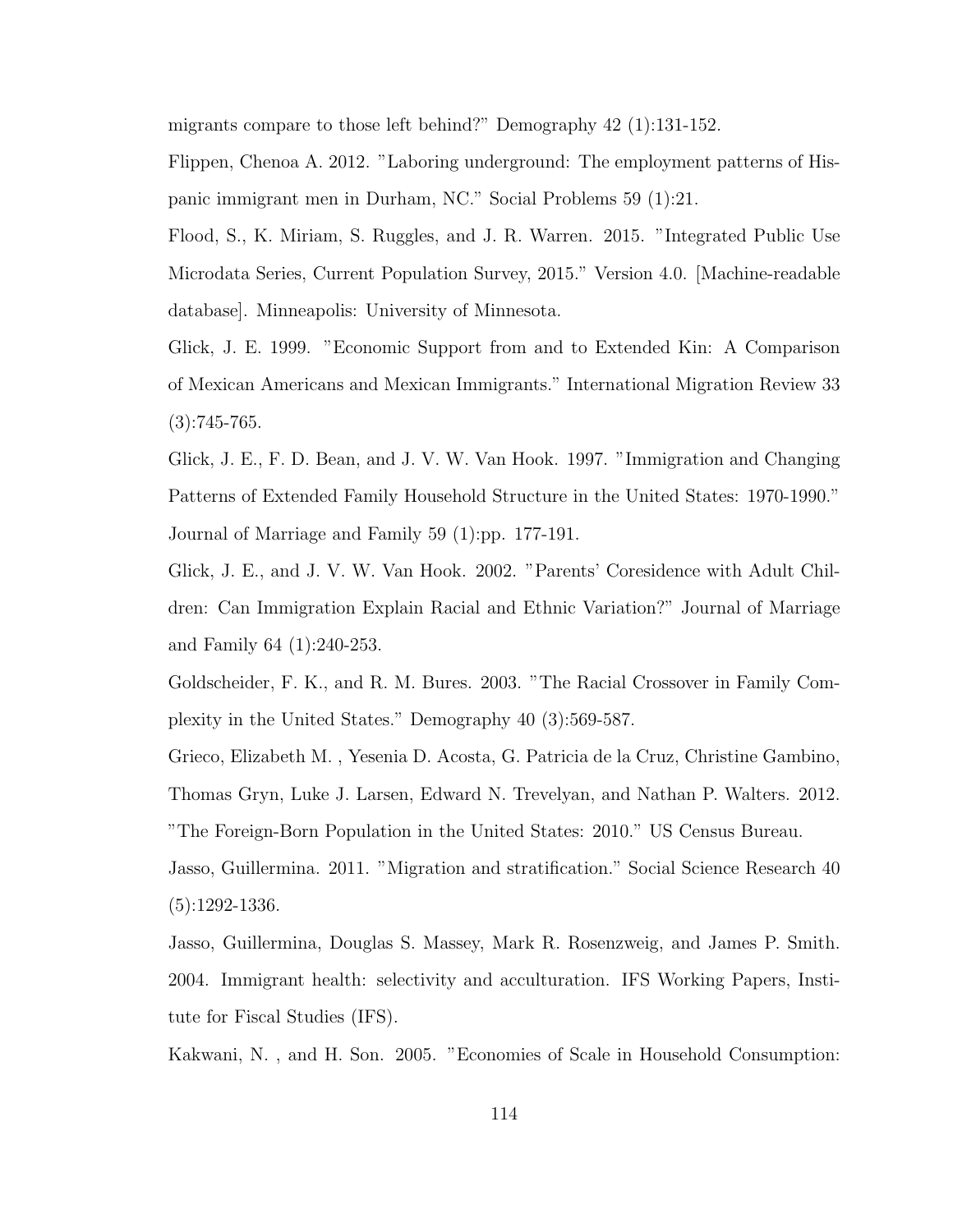migrants compare to those left behind?" Demography 42 (1):131-152.

Flippen, Chenoa A. 2012. "Laboring underground: The employment patterns of Hispanic immigrant men in Durham, NC." Social Problems 59 (1):21.

Flood, S., K. Miriam, S. Ruggles, and J. R. Warren. 2015. "Integrated Public Use Microdata Series, Current Population Survey, 2015." Version 4.0. [Machine-readable database]. Minneapolis: University of Minnesota.

Glick, J. E. 1999. "Economic Support from and to Extended Kin: A Comparison of Mexican Americans and Mexican Immigrants." International Migration Review 33 (3):745-765.

Glick, J. E., F. D. Bean, and J. V. W. Van Hook. 1997. "Immigration and Changing Patterns of Extended Family Household Structure in the United States: 1970-1990." Journal of Marriage and Family 59 (1):pp. 177-191.

Glick, J. E., and J. V. W. Van Hook. 2002. "Parents' Coresidence with Adult Children: Can Immigration Explain Racial and Ethnic Variation?" Journal of Marriage and Family 64 (1):240-253.

Goldscheider, F. K., and R. M. Bures. 2003. "The Racial Crossover in Family Complexity in the United States." Demography 40 (3):569-587.

Grieco, Elizabeth M. , Yesenia D. Acosta, G. Patricia de la Cruz, Christine Gambino, Thomas Gryn, Luke J. Larsen, Edward N. Trevelyan, and Nathan P. Walters. 2012. "The Foreign-Born Population in the United States: 2010." US Census Bureau.

Jasso, Guillermina. 2011. "Migration and stratification." Social Science Research 40 (5):1292-1336.

Jasso, Guillermina, Douglas S. Massey, Mark R. Rosenzweig, and James P. Smith. 2004. Immigrant health: selectivity and acculturation. IFS Working Papers, Institute for Fiscal Studies (IFS).

Kakwani, N. , and H. Son. 2005. "Economies of Scale in Household Consumption: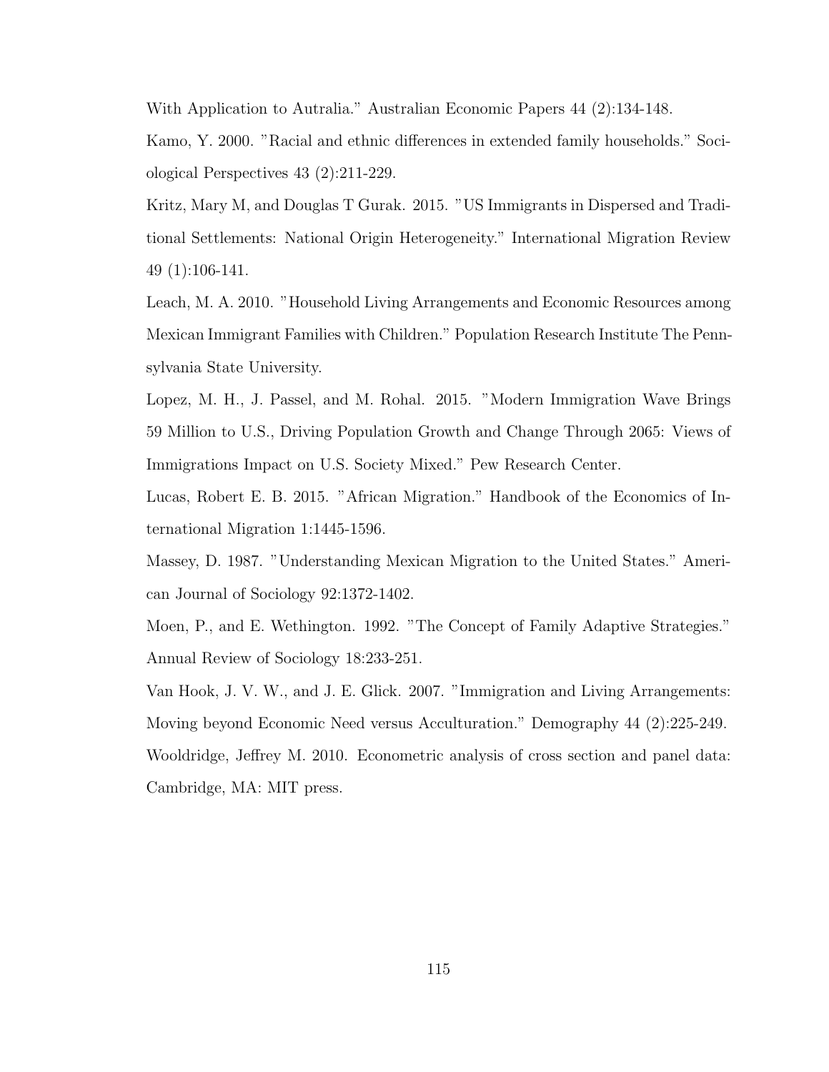With Application to Autralia." Australian Economic Papers 44 (2):134-148.

Kamo, Y. 2000. "Racial and ethnic differences in extended family households." Sociological Perspectives 43 (2):211-229.

Kritz, Mary M, and Douglas T Gurak. 2015. "US Immigrants in Dispersed and Traditional Settlements: National Origin Heterogeneity." International Migration Review 49 (1):106-141.

Leach, M. A. 2010. "Household Living Arrangements and Economic Resources among Mexican Immigrant Families with Children." Population Research Institute The Pennsylvania State University.

Lopez, M. H., J. Passel, and M. Rohal. 2015. "Modern Immigration Wave Brings 59 Million to U.S., Driving Population Growth and Change Through 2065: Views of Immigrations Impact on U.S. Society Mixed." Pew Research Center.

Lucas, Robert E. B. 2015. "African Migration." Handbook of the Economics of International Migration 1:1445-1596.

Massey, D. 1987. "Understanding Mexican Migration to the United States." American Journal of Sociology 92:1372-1402.

Moen, P., and E. Wethington. 1992. "The Concept of Family Adaptive Strategies." Annual Review of Sociology 18:233-251.

Van Hook, J. V. W., and J. E. Glick. 2007. "Immigration and Living Arrangements: Moving beyond Economic Need versus Acculturation." Demography 44 (2):225-249.

Wooldridge, Jeffrey M. 2010. Econometric analysis of cross section and panel data: Cambridge, MA: MIT press.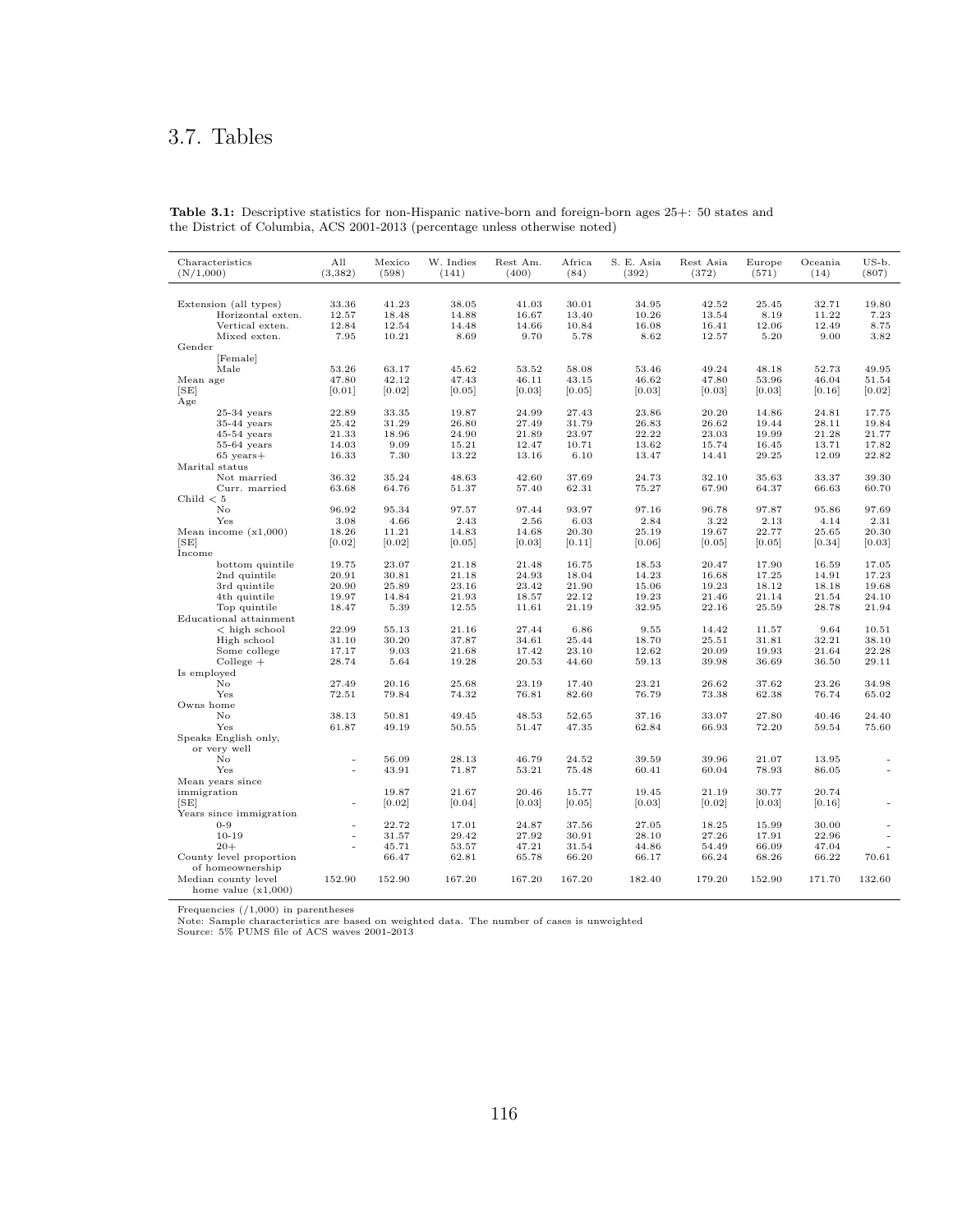## 3.7. Tables

**Table 3.1:** Descriptive statistics for non-Hispanic native-born and foreign-born ages 25+: 50 states and the District of Columbia, ACS 2001-2013 (percentage unless otherwise noted)

| Characteristics (N/1,000) | All (3,382) | Mexico (598) | W. Indies (141) | Rest Am. (400) | Africa (84) | S. E. Asia (392) | Rest Asia (372) | Europe (571) | Oceania (14) | US-b. (807) |
|---|---|---|---|---|---|---|---|---|---|---|
| Extension (all types) | 33.36 | 41.23 | 38.05 | 41.03 | 30.01 | 34.95 | 42.52 | 25.45 | 32.71 | 19.80 |
| Horizontal exten. | 12.57 | 18.48 | 14.88 | 16.67 | 13.40 | 10.26 | 13.54 | 8.19 | 11.22 | 7.23 |
| Vertical exten. | 12.84 | 12.54 | 14.48 | 14.66 | 10.84 | 16.08 | 16.41 | 12.06 | 12.49 | 8.75 |
| Mixed exten. | 7.95 | 10.21 | 8.69 | 9.70 | 5.78 | 8.62 | 12.57 | 5.20 | 9.00 | 3.82 |
| Gender | | | | | | | | | | |
| [Female] | | | | | | | | | | |
| Male | 53.26 | 63.17 | 45.62 | 53.52 | 58.08 | 53.46 | 49.24 | 48.18 | 52.73 | 49.95 |
| Mean age | 47.80 | 42.12 | 47.43 | 46.11 | 43.15 | 46.62 | 47.80 | 53.96 | 46.04 | 51.54 |
| [SE] | [0.01] | [0.02] | [0.05] | [0.03] | [0.05] | [0.03] | [0.03] | [0.03] | [0.16] | [0.02] |
| Age | | | | | | | | | | |
| 25-34 years | 22.89 | 33.35 | 19.87 | 24.99 | 27.43 | 23.86 | 20.20 | 14.86 | 24.81 | 17.75 |
| 35-44 years | 25.42 | 31.29 | 26.80 | 27.49 | 31.79 | 26.83 | 26.62 | 19.44 | 28.11 | 19.84 |
| 45-54 years | 21.33 | 18.96 | 24.90 | 21.89 | 23.97 | 22.22 | 23.03 | 19.99 | 21.28 | 21.77 |
| 55-64 years | 14.03 | 9.09 | 15.21 | 12.47 | 10.71 | 13.62 | 15.74 | 16.45 | 13.71 | 17.82 |
| 65 years+ | 16.33 | 7.30 | 13.22 | 13.16 | 6.10 | 13.47 | 14.41 | 29.25 | 12.09 | 22.82 |
| Marital status | | | | | | | | | | |
| Not married | 36.32 | 35.24 | 48.63 | 42.60 | 37.69 | 24.73 | 32.10 | 35.63 | 33.37 | 39.30 |
| Curr. married | 63.68 | 64.76 | 51.37 | 57.40 | 62.31 | 75.27 | 67.90 | 64.37 | 66.63 | 60.70 |
| Child < 5 | | | | | | | | | | |
| No | 96.92 | 95.34 | 97.57 | 97.44 | 93.97 | 97.16 | 96.78 | 97.87 | 95.86 | 97.69 |
| Yes | 3.08 | 4.66 | 2.43 | 2.56 | 6.03 | 2.84 | 3.22 | 2.13 | 4.14 | 2.31 |
| Mean income (x1,000) | 18.26 | 11.21 | 14.83 | 14.68 | 20.30 | 25.19 | 19.67 | 22.77 | 25.65 | 20.30 |
| [SE] | [0.02] | [0.02] | [0.05] | [0.03] | [0.11] | [0.06] | [0.05] | [0.05] | [0.34] | [0.03] |
| Income | | | | | | | | | | |
| bottom quintile | 19.75 | 23.07 | 21.18 | 21.48 | 16.75 | 18.53 | 20.47 | 17.90 | 16.59 | 17.05 |
| 2nd quintile | 20.91 | 30.81 | 21.18 | 24.93 | 18.04 | 14.23 | 16.68 | 17.25 | 14.91 | 17.23 |
| 3rd quintile | 20.90 | 25.89 | 23.16 | 23.42 | 21.90 | 15.06 | 19.23 | 18.12 | 18.18 | 19.68 |
| 4th quintile | 19.97 | 14.84 | 21.93 | 18.57 | 22.12 | 19.23 | 21.46 | 21.14 | 21.54 | 24.10 |
| Top quintile | 18.47 | 5.39 | 12.55 | 11.61 | 21.19 | 32.95 | 22.16 | 25.59 | 28.78 | 21.94 |
| Educational attainment | | | | | | | | | | |
| < high school | 22.99 | 55.13 | 21.16 | 27.44 | 6.86 | 9.55 | 14.42 | 11.57 | 9.64 | 10.51 |
| High school | 31.10 | 30.20 | 37.87 | 34.61 | 25.44 | 18.70 | 25.51 | 31.81 | 32.21 | 38.10 |
| Some college | 17.17 | 9.03 | 21.68 | 17.42 | 23.10 | 12.62 | 20.09 | 19.93 | 21.64 | 22.28 |
| College + | 28.74 | 5.64 | 19.28 | 20.53 | 44.60 | 59.13 | 39.98 | 36.69 | 36.50 | 29.11 |
| Is employed | | | | | | | | | | |
| No | 27.49 | 20.16 | 25.68 | 23.19 | 17.40 | 23.21 | 26.62 | 37.62 | 23.26 | 34.98 |
| Yes | 72.51 | 79.84 | 74.32 | 76.81 | 82.60 | 76.79 | 73.38 | 62.38 | 76.74 | 65.02 |
| Owns home | | | | | | | | | | |
| No | 38.13 | 50.81 | 49.45 | 48.53 | 52.65 | 37.16 | 33.07 | 27.80 | 40.46 | 24.40 |
| Yes | 61.87 | 49.19 | 50.55 | 51.47 | 47.35 | 62.84 | 66.93 | 72.20 | 59.54 | 75.60 |
| Speaks English only, or very well | | | | | | | | | | |
| No | - | 56.09 | 28.13 | 46.79 | 24.52 | 39.59 | 39.96 | 21.07 | 13.95 | - |
| Yes | - | 43.91 | 71.87 | 53.21 | 75.48 | 60.41 | 60.04 | 78.93 | 86.05 | - |
| Mean years since immigration | | 19.87 | 21.67 | 20.46 | 15.77 | 19.45 | 21.19 | 30.77 | 20.74 | |
| [SE] | - | [0.02] | [0.04] | [0.03] | [0.05] | [0.03] | [0.02] | [0.03] | [0.16] | - |
| Years since immigration | | | | | | | | | | |
| 0-9 | - | 22.72 | 17.01 | 24.87 | 37.56 | 27.05 | 18.25 | 15.99 | 30.00 | - |
| 10-19 | - | 31.57 | 29.42 | 27.92 | 30.91 | 28.10 | 27.26 | 17.91 | 22.96 | - |
| 20+ | - | 45.71 | 53.57 | 47.21 | 31.54 | 44.86 | 54.49 | 66.09 | 47.04 | - |
| County level proportion of homeownership | | 66.47 | 62.81 | 65.78 | 66.20 | 66.17 | 66.24 | 68.26 | 66.22 | 70.61 |
| Median county level home value (x1,000) | 152.90 | 152.90 | 167.20 | 167.20 | 167.20 | 182.40 | 179.20 | 152.90 | 171.70 | 132.60 |

Frequencies (/1,000) in parentheses
Note: Sample characteristics are based on weighted data. The number of cases is unweighted
Source: 5% PUMS file of ACS waves 2001-2013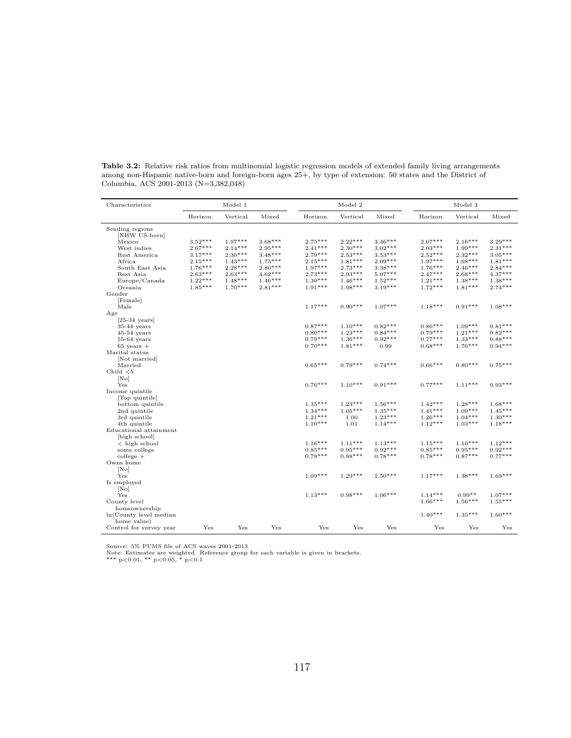**Table 3.2:** Relative risk ratios from multinomial logistic regression models of extended family living arrangements among non-Hispanic native-born and foreign-born ages 25+, by type of extension: 50 states and the District of Columbia, ACS 2001-2013 (N=3,382,048)

| Characteristics | Model 1 | | | Model 2 | | | Model 3 | | |
|---|---|---|---|---|---|---|---|---|---|
| | Horizon. | Vertical | Mixed | Horizon. | Vertical | Mixed | Horizon. | Vertical | Mixed |
| Sending regions | | | | | | | | | |
| [NHW US-born] | | | | | | | | | |
| Mexico | 3.52*** | 1.97*** | 3.68*** | 2.75*** | 2.22*** | 3.46*** | 2.67*** | 2.16*** | 3.29*** |
| West indies | 2.67*** | 2.14*** | 2.95*** | 2.41*** | 2.30*** | 3.02*** | 2.03*** | 1.99*** | 2.31*** |
| Rest America | 3.17*** | 2.30*** | 3.48*** | 2.79*** | 2.53*** | 3.53*** | 2.52*** | 2.32*** | 3.05*** |
| Africa | 2.15*** | 1.43*** | 1.75*** | 2.15*** | 1.81*** | 2.09*** | 1.97*** | 1.68*** | 1.81*** |
| South East Asia | 1.76*** | 2.28*** | 2.80*** | 1.97*** | 2.73*** | 3.38*** | 1.76*** | 2.46*** | 2.84*** |
| Rest Asia | 2.63*** | 2.63*** | 4.62*** | 2.73*** | 2.93*** | 5.07*** | 2.47*** | 2.68*** | 4.37*** |
| Europe/Canada | 1.22*** | 1.48*** | 1.46*** | 1.30*** | 1.46*** | 1.52*** | 1.21*** | 1.38*** | 1.38*** |
| Oceania | 1.85*** | 1.70*** | 2.81*** | 1.91*** | 1.98*** | 3.19*** | 1.72*** | 1.81*** | 2.74*** |
| Gender | | | | | | | | | |
| [Female] | | | | | | | | | |
| Male | | | | 1.17*** | 0.90*** | 1.07*** | 1.18*** | 0.91*** | 1.08*** |
| Age | | | | | | | | | |
| [25-34 years] | | | | | | | | | |
| 35-44 years | | | | 0.87*** | 1.10*** | 0.82*** | 0.86*** | 1.09*** | 0.81*** |
| 45-54 years | | | | 0.80*** | 1.23*** | 0.84*** | 0.79*** | 1.21*** | 0.82*** |
| 55-64 years | | | | 0.79*** | 1.36*** | 0.92*** | 0.77*** | 1.33*** | 0.88*** |
| 65 years + | | | | 0.70*** | 1.81*** | 0.99 | 0.68*** | 1.76*** | 0.94*** |
| Marital status | | | | | | | | | |
| [Not married] | | | | | | | | | |
| Married | | | | 0.65*** | 0.79*** | 0.74*** | 0.66*** | 0.80*** | 0.75*** |
| Child <5 | | | | | | | | | |
| [No] | | | | | | | | | |
| Yes | | | | 0.76*** | 1.10*** | 0.91*** | 0.77*** | 1.11*** | 0.93*** |
| Income quintile | | | | | | | | | |
| [Top quintile] | | | | | | | | | |
| bottom quintile | | | | 1.35*** | 1.23*** | 1.56*** | 1.42*** | 1.28*** | 1.68*** |
| 2nd quintile | | | | 1.34*** | 1.05*** | 1.35*** | 1.41*** | 1.09*** | 1.45*** |
| 3rd quintile | | | | 1.21*** | 1.00 | 1.23*** | 1.26*** | 1.04*** | 1.30*** |
| 4th quintile | | | | 1.10*** | 1.01 | 1.14*** | 1.12*** | 1.03*** | 1.18*** |
| Educational attainment | | | | | | | | | |
| [high school] | | | | | | | | | |
| < high school | | | | 1.16*** | 1.11*** | 1.13*** | 1.15*** | 1.10*** | 1.12*** |
| some college | | | | 0.85*** | 0.95*** | 0.92*** | 0.85*** | 0.95*** | 0.92*** |
| college + | | | | 0.78*** | 0.88*** | 0.78*** | 0.78*** | 0.87*** | 0.77*** |
| Owns home | | | | | | | | | |
| [No] | | | | | | | | | |
| Yes | | | | 1.09*** | 1.29*** | 1.50*** | 1.17*** | 1.38*** | 1.69*** |
| Is employed | | | | | | | | | |
| [No] | | | | | | | | | |
| Yes | | | | 1.13*** | 0.98*** | 1.06*** | 1.14*** | 0.99** | 1.07*** |
| County level homeownership | | | | | | | 1.66*** | 1.56*** | 1.55*** |
| ln(County level median home value) | | | | | | | 1.40*** | 1.35*** | 1.60*** |
| Control for survey year | Yes | Yes | Yes | Yes | Yes | Yes | Yes | Yes | Yes |

Source: 5% PUMS file of ACS waves 2001-2013
Note: Estimates are weighted. Reference group for each variable is given in brackets.
*** $p<0.01$, ** $p<0.05$, * $p<0.1$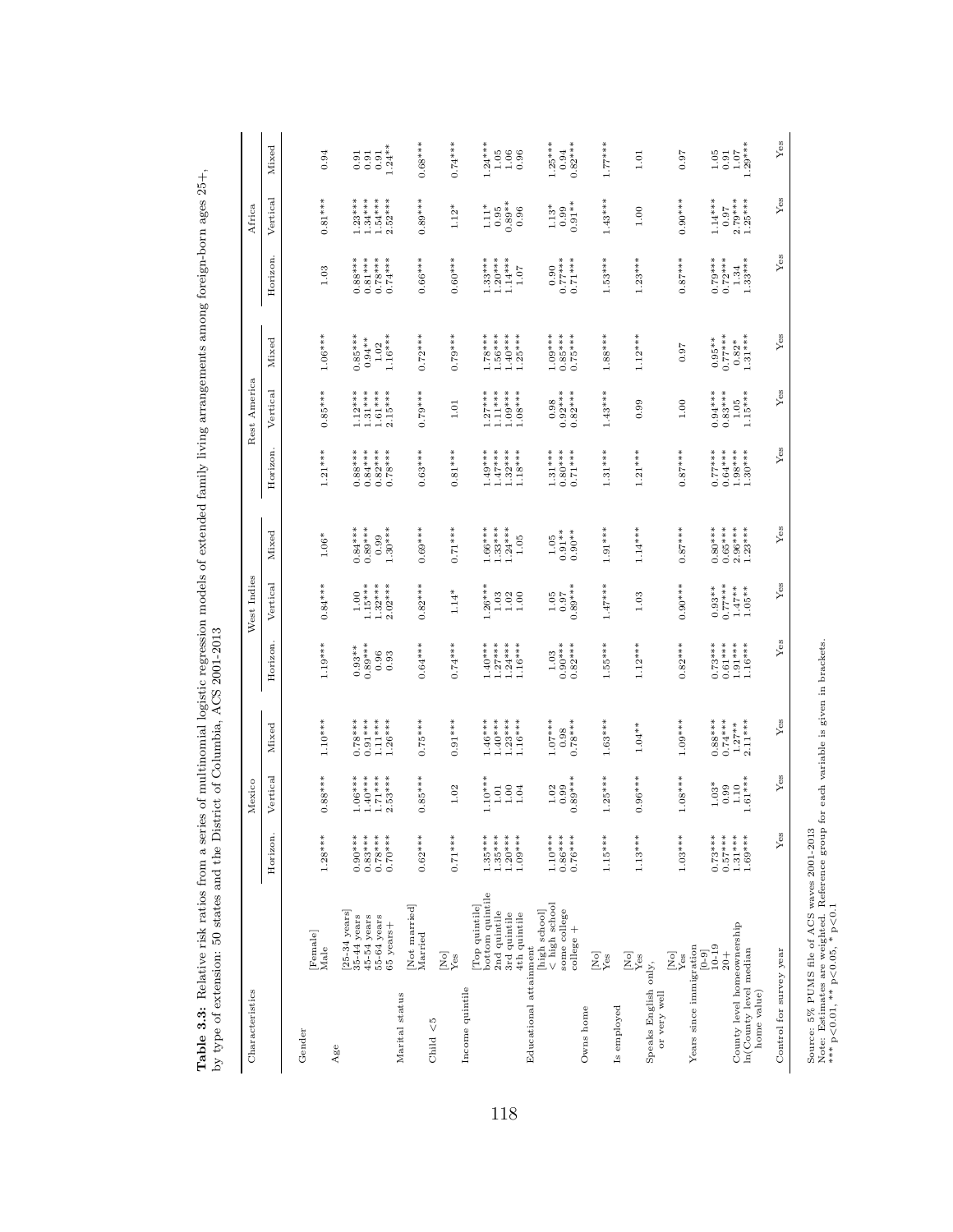**Table 3.3:** Relative risk ratios from a series of multinomial logistic regression models of extended family living arrangements among foreign-born ages 25+, by type of extension: 50 states and the District of Columbia, ACS 2001-2013

| Characteristics | | Mexico | | | West Indies | | | Rest America | | | Africa | | |
|---|---|---|---|---|---|---|---|---|---|---|---|---|---|
| | | Horizon. | Vertical | Mixed | Horizon. | Vertical | Mixed | Horizon. | Vertical | Mixed | Horizon. | Vertical | Mixed |
| Gender | [Female] | | | | | | | | | | | | |
| | Male | 1.28*** | 0.88*** | 1.10*** | 1.19*** | 0.84*** | 1.06* | 1.21*** | 0.85*** | 1.06*** | 1.03 | 0.81*** | 0.94 |
| Age | [25-34 years] | | | | | | | | | | | | |
| | 35-44 years | 0.90*** | 1.06*** | 0.78*** | 0.93** | 1.00 | 0.84*** | 0.88*** | 1.12*** | 0.85*** | 0.88*** | 1.23*** | 0.91 |
| | 45-54 years | 0.83*** | 1.40*** | 0.91*** | 0.89*** | 1.15*** | 0.89*** | 0.84*** | 1.31*** | 0.94** | 0.81*** | 1.34*** | 0.91 |
| | 55-64 years | 0.78*** | 1.71*** | 1.11*** | 0.96 | 1.32*** | 0.99 | 0.82*** | 1.61*** | 1.02 | 0.78*** | 1.54*** | 0.91 |
| | 65 years+ | 0.70*** | 2.53*** | 1.26*** | 0.93 | 2.02*** | 1.30*** | 0.78*** | 2.15*** | 1.16*** | 0.74*** | 2.52*** | 1.24** |
| Marital status | [Not married] | | | | | | | | | | | | |
| | Married | 0.62*** | 0.85*** | 0.75*** | 0.64*** | 0.82*** | 0.69*** | 0.63*** | 0.79*** | 0.72*** | 0.66*** | 0.89*** | 0.68*** |
| Child <5 | [No] | | | | | | | | | | | | |
| | Yes | 0.71*** | 1.02 | 0.91*** | 0.74*** | 1.14* | 0.71*** | 0.81*** | 1.01 | 0.79*** | 0.60*** | 1.12* | 0.74*** |
| Income quintile | [Top quintile] | | | | | | | | | | | | |
| | bottom quintile | 1.35*** | 1.10*** | 1.46*** | 1.40*** | 1.26*** | 1.66*** | 1.49*** | 1.27*** | 1.78*** | 1.33*** | 1.11* | 1.24*** |
| | 2nd quintile | 1.35*** | 1.01 | 1.40*** | 1.27*** | 1.03 | 1.33*** | 1.47*** | 1.11*** | 1.56*** | 1.20*** | 0.95 | 1.05 |
| | 3rd quintile | 1.20*** | 1.00 | 1.23*** | 1.24*** | 1.02 | 1.24*** | 1.32*** | 1.09*** | 1.40*** | 1.14*** | 0.89** | 1.06 |
| | 4th quintile | 1.09*** | 1.04 | 1.16*** | 1.16*** | 1.00 | 1.05 | 1.18*** | 1.08*** | 1.25*** | 1.07 | 0.96 | 0.96 |
| Educational attainment | [high school] | | | | | | | | | | | | |
| | < high school | 1.10*** | 1.02 | 1.07*** | 1.03 | 1.05 | 1.05 | 1.31*** | 0.98 | 1.09*** | 0.90 | 1.13* | 1.25*** |
| | some college | 0.86*** | 0.99 | 0.98 | 0.90*** | 0.97 | 0.91** | 0.80*** | 0.92*** | 0.85*** | 0.77*** | 0.99 | 0.94 |
| | college + | 0.76*** | 0.89*** | 0.78*** | 0.82*** | 0.89*** | 0.90** | 0.71*** | 0.82*** | 0.75*** | 0.71*** | 0.91** | 0.82*** |
| Owns home | [No] | | | | | | | | | | | | |
| | Yes | 1.15*** | 1.25*** | 1.63*** | 1.55*** | 1.47*** | 1.91*** | 1.31*** | 1.43*** | 1.88*** | 1.53*** | 1.43*** | 1.77*** |
| Is employed | [No] | | | | | | | | | | | | |
| | Yes | 1.13*** | 0.96*** | 1.04** | 1.12*** | 1.03 | 1.14*** | 1.21*** | 0.99 | 1.12*** | 1.23*** | 1.00 | 1.01 |
| Speaks English only, or very well | [No] | | | | | | | | | | | | |
| | Yes | 1.03*** | 1.08*** | 1.09*** | 0.82*** | 0.90*** | 0.87*** | 0.87*** | 1.00 | 0.97 | 0.87*** | 0.90*** | 0.97 |
| Years since immigration | [0-9] | | | | | | | | | | | | |
| | 10-19 | 0.73*** | 1.03* | 0.88*** | 0.73*** | 0.93** | 0.80*** | 0.77*** | 0.94*** | 0.95** | 0.79*** | 1.14*** | 1.05 |
| | 20+ | 0.57*** | 0.99 | 0.74*** | 0.61*** | 0.77*** | 0.65*** | 0.64*** | 0.83*** | 0.77*** | 0.72*** | 0.97 | 0.91 |
| County level homeownership | | 1.31*** | 1.10 | 1.27** | 1.91*** | 1.47*** | 2.96*** | 1.98*** | 1.05 | 0.82* | 1.34 | 2.79*** | 1.07 |
| ln(County level median home value) | | 1.69*** | 1.61*** | 2.11*** | 1.16*** | 1.05** | 1.23*** | 1.30*** | 1.15*** | 1.31*** | 1.33*** | 1.25*** | 1.29*** |
| Control for survey year | | Yes | Yes | Yes | Yes | Yes | Yes | Yes | Yes | Yes | Yes | Yes | Yes |

Source: 5% PUMS file of ACS waves 2001-2013
Note: Estimates are weighted. Reference group for each variable is given in brackets.
*** p<0.01, ** p<0.05, * p<0.1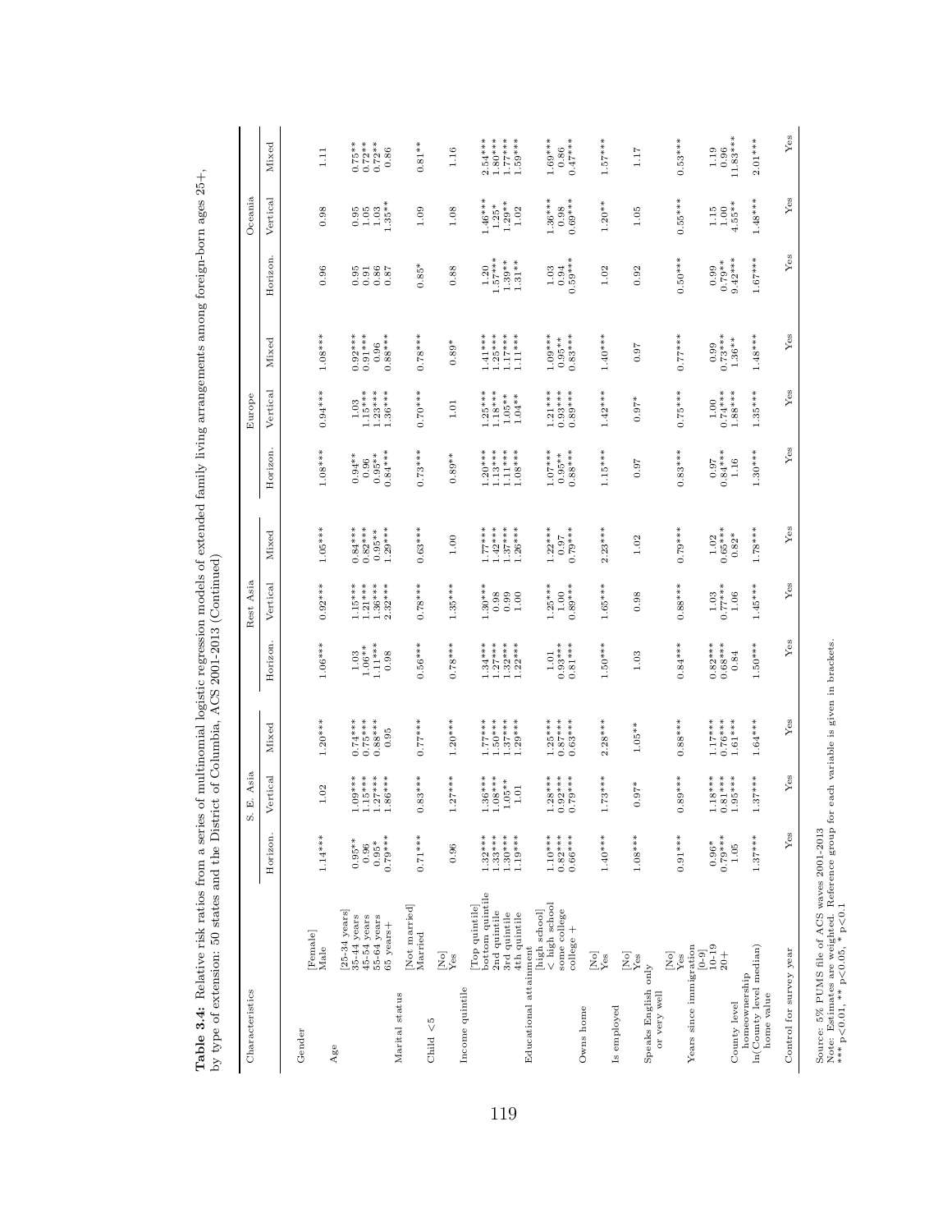**Table 3.4:** Relative risk ratios from a series of multinomial logistic regression models of extended family living arrangements among foreign-born ages 25+, by type of extension: 50 states and the District of Columbia, ACS 2001-2013 (Continued)

| Characteristics | | S. E. Asia | | | Rest Asia | | | Europe | | | Oceania | | |
|---|---|---|---|---|---|---|---|---|---|---|---|---|---|
| | | Horizon. | Vertical | Mixed | Horizon. | Vertical | Mixed | Horizon. | Vertical | Mixed | Horizon. | Vertical | Mixed |
| Gender | [Female] | | | | | | | | | | | | |
| | Male | 1.14*** | 1.02 | 1.20*** | 1.06*** | 0.92*** | 1.05*** | 1.08*** | 0.94*** | 1.08*** | 0.96 | 0.98 | 1.11 |
| Age | [25-34 years] | | | | | | | | | | | | |
| | 35-44 years | 0.95** | 1.09*** | 0.74*** | 1.03 | 1.15*** | 0.84*** | 0.94** | 1.03 | 0.92*** | 0.95 | 0.95 | 0.75** |
| | 45-54 years | 0.96 | 1.15*** | 0.75*** | 1.06** | 1.21*** | 0.82*** | 0.96 | 1.15*** | 0.91*** | 0.91 | 1.05 | 0.72** |
| | 55-64 years | 0.95* | 1.27*** | 0.88*** | 1.11*** | 1.36*** | 0.95** | 0.95** | 1.23*** | 0.96 | 0.86 | 1.03 | 0.72** |
| | 65 years+ | 0.79*** | 1.86*** | 0.95 | 0.98 | 2.32*** | 1.29*** | 0.84*** | 1.36*** | 0.88*** | 0.87 | 1.35** | 0.86 |
| Marital status | [Not married] | | | | | | | | | | | | |
| | Married | 0.71*** | 0.83*** | 0.77*** | 0.56*** | 0.78*** | 0.63*** | 0.73*** | 0.70*** | 0.78*** | 0.85* | 1.09 | 0.81** |
| Child <5 | [No] | | | | | | | | | | | | |
| | Yes | 0.96 | 1.27*** | 1.20*** | 0.78*** | 1.35*** | 1.00 | 0.89** | 1.01 | 0.89* | 0.88 | 1.08 | 1.16 |
| Income quintile | [Top quintile] | | | | | | | | | | | | |
| | bottom quintile | 1.32*** | 1.36*** | 1.77*** | 1.34*** | 1.30*** | 1.77*** | 1.20*** | 1.25*** | 1.41*** | 1.20 | 1.46*** | 2.54*** |
| | 2nd quintile | 1.33*** | 1.08*** | 1.50*** | 1.27*** | 0.98 | 1.42*** | 1.13*** | 1.18*** | 1.25*** | 1.57*** | 1.25* | 1.80*** |
| | 3rd quintile | 1.30*** | 1.05** | 1.37*** | 1.32*** | 0.99 | 1.37*** | 1.11*** | 1.05** | 1.17*** | 1.39** | 1.29** | 1.77*** |
| | 4th quintile | 1.19*** | 1.01 | 1.29*** | 1.22*** | 1.00 | 1.26*** | 1.08*** | 1.04** | 1.11*** | 1.31** | 1.02 | 1.59*** |
| Educational attainment | [high school] | | | | | | | | | | | | |
| | < high school | 1.10*** | 1.28*** | 1.25*** | 1.01 | 1.25*** | 1.22*** | 1.07*** | 1.21*** | 1.09*** | 1.03 | 1.36*** | 1.69*** |
| | some college | 0.82*** | 0.92*** | 0.87*** | 0.93*** | 1.00 | 0.97 | 0.95** | 0.93*** | 0.95** | 0.94 | 0.98 | 0.86 |
| | college + | 0.66*** | 0.79*** | 0.63*** | 0.81*** | 0.89*** | 0.79*** | 0.88*** | 0.89*** | 0.83*** | 0.59*** | 0.69*** | 0.47*** |
| Owns home | [No] | | | | | | | | | | | | |
| | Yes | 1.40*** | 1.73*** | 2.28*** | 1.50*** | 1.65*** | 2.23*** | 1.15*** | 1.42*** | 1.40*** | 1.02 | 1.20** | 1.57*** |
| Is employed | [No] | | | | | | | | | | | | |
| | Yes | 1.08*** | 0.97* | 1.05** | 1.03 | 0.98 | 1.02 | 0.97 | 0.97* | 0.97 | 0.92 | 1.05 | 1.17 |
| Speaks English only or very well | [No] | | | | | | | | | | | | |
| | Yes | 0.91*** | 0.89*** | 0.88*** | 0.84*** | 0.88*** | 0.79*** | 0.83*** | 0.75*** | 0.77*** | 0.50*** | 0.55*** | 0.53*** |
| Years since immigration | [0-9] | | | | | | | | | | | | |
| | 10-19 | 0.96* | 1.18*** | 1.17*** | 0.82*** | 1.03 | 1.02 | 0.97 | 1.00 | 0.99 | 0.99 | 1.15 | 1.19 |
| | 20+ | 0.79*** | 0.81*** | 0.76*** | 0.68*** | 0.77*** | 0.65*** | 0.84*** | 0.74*** | 0.73*** | 0.79** | 1.00 | 0.96 |
| County level homeownership | | 1.05 | 1.95*** | 1.61*** | 0.84 | 1.06 | 0.82* | 1.16 | 1.88*** | 1.36** | 9.42*** | 4.55** | 11.83*** |
| ln(County level median) home value | | 1.37*** | 1.37*** | 1.64*** | 1.50*** | 1.45*** | 1.78*** | 1.30*** | 1.35*** | 1.48*** | 1.67*** | 1.48*** | 2.01*** |
| Control for survey year | | Yes | Yes | Yes | Yes | Yes | Yes | Yes | Yes | Yes | Yes | Yes | Yes |

Source: 5% PUMS file of ACS waves 2001-2013
Note: Estimates are weighted. Reference group for each variable is given in brackets.
*** p<0.01, ** p<0.05, * p<0.1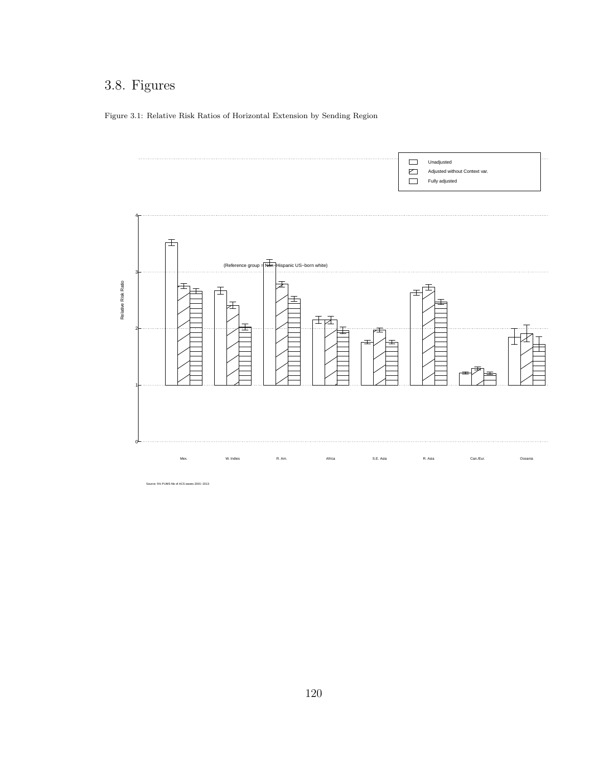## 3.8. Figures

Figure 3.1: Relative Risk Ratios of Horizontal Extension by Sending Region

Unadjusted

Adjusted without Context var.

Fully adjusted

(Reference group = Non−Hispanic US−born white)

Relative Risk Ratio

0 1 2 3 4

Mex. W. Indies R. Am. Africa S.E. Asia R. Asia Can./Eur. Oceania

Source: 5% PUMS file of ACS waves 2001−2013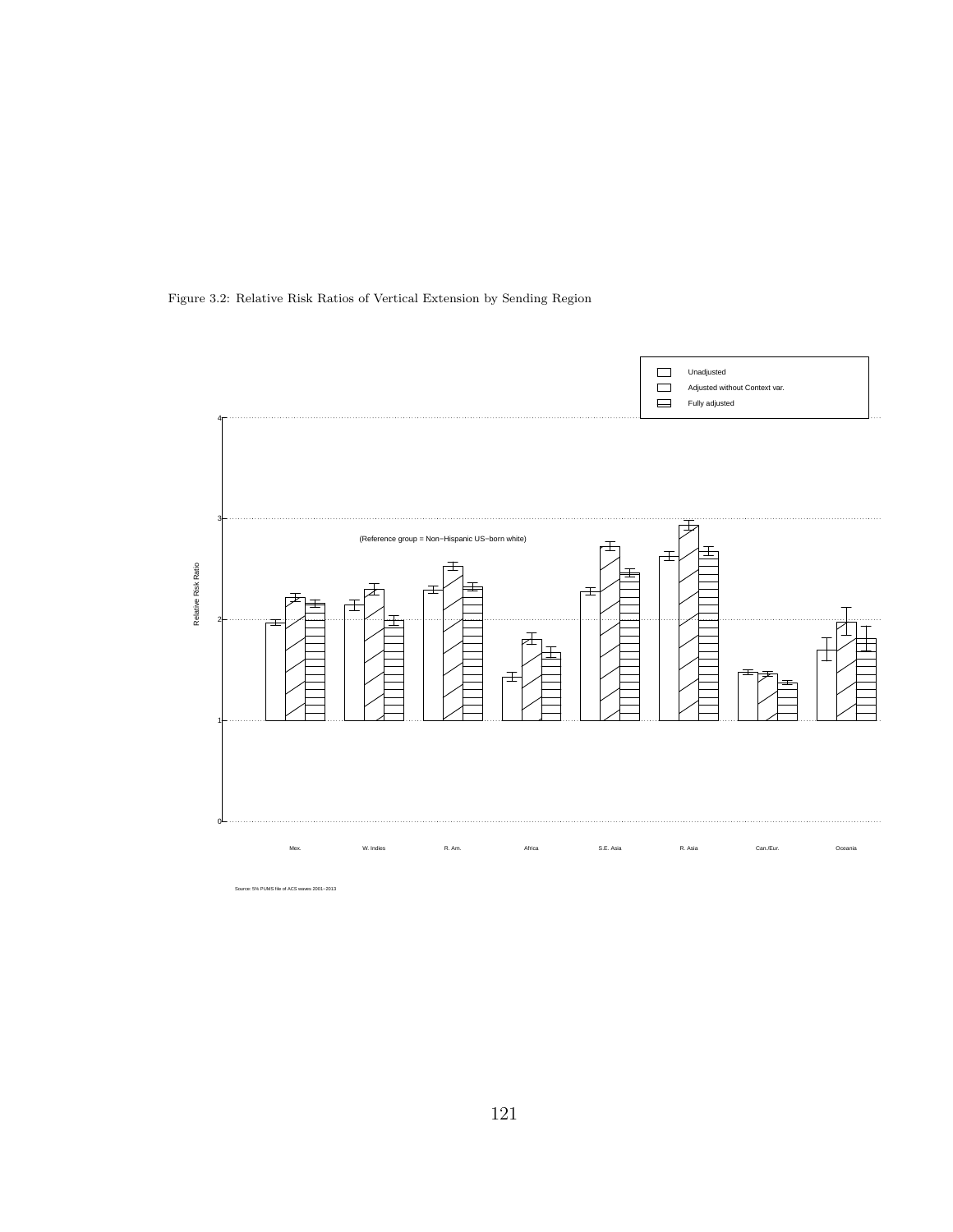Figure 3.2: Relative Risk Ratios of Vertical Extension by Sending Region

Source: 5% PUMS file of ACS waves 2001–2013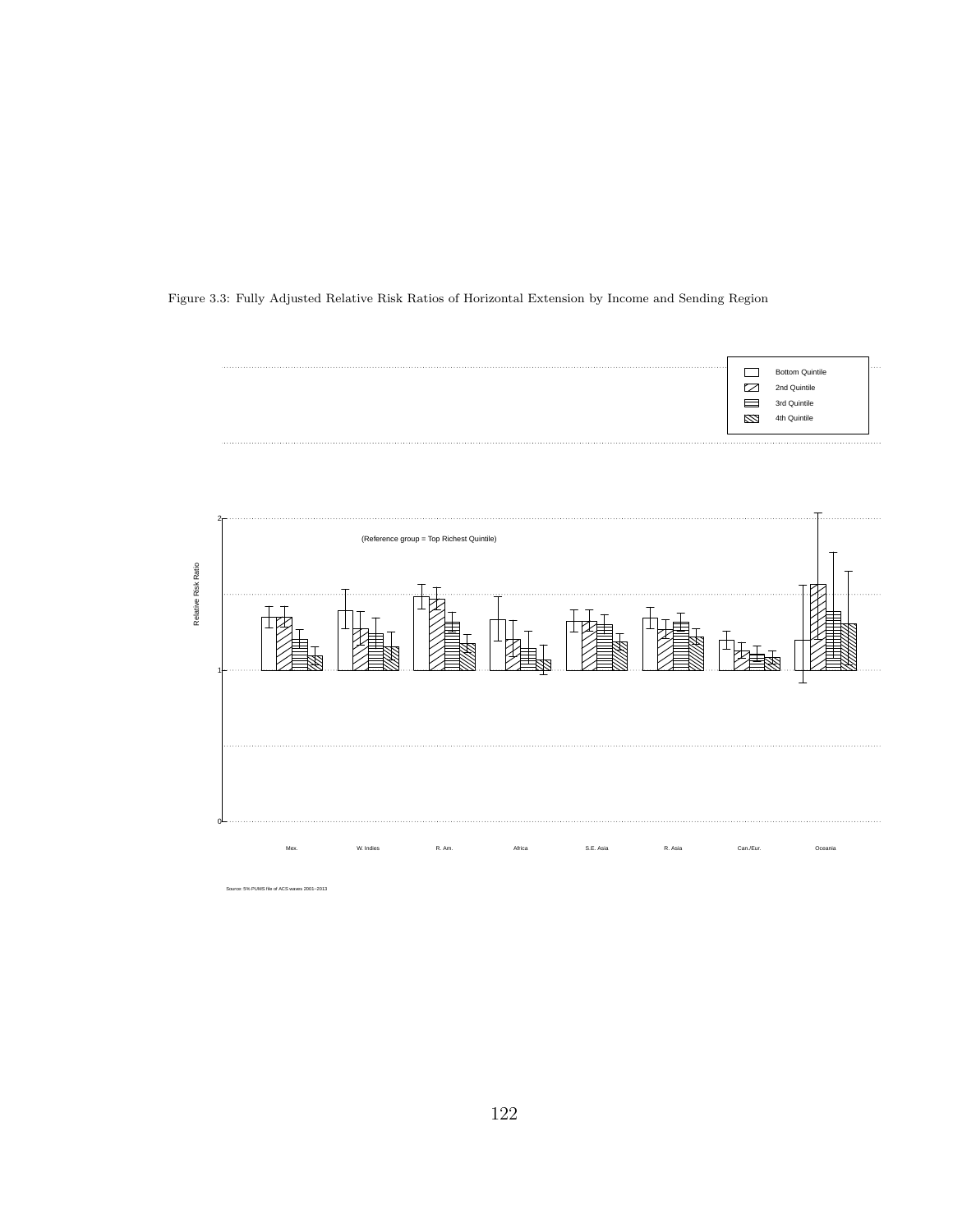Figure 3.3: Fully Adjusted Relative Risk Ratios of Horizontal Extension by Income and Sending Region

Bottom Quintile
2nd Quintile
3rd Quintile
4th Quintile

(Reference group = Top Richest Quintile)

Relative Risk Ratio

0
1
2

Mex. | W. Indies | R. Am. | Africa | S.E. Asia | R. Asia | Can./Eur. | Oceania

Source: 5% PUMS file of ACS waves 2001–2013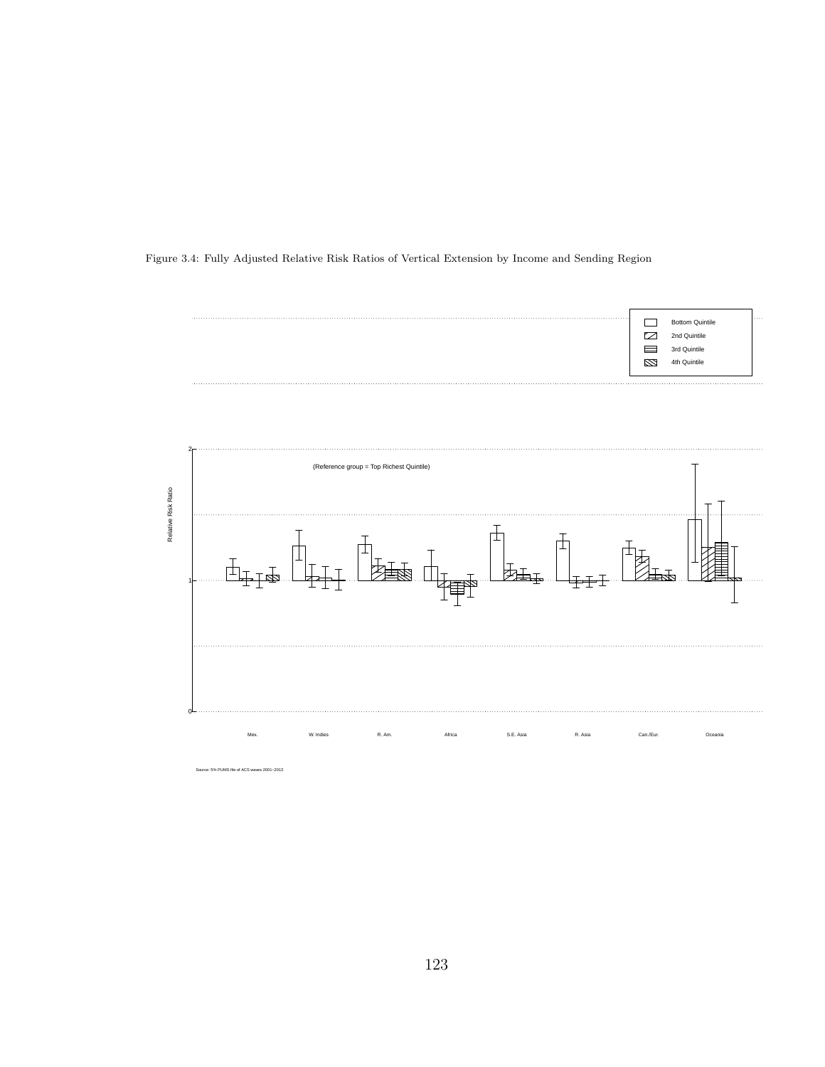Figure 3.4: Fully Adjusted Relative Risk Ratios of Vertical Extension by Income and Sending Region

Bottom Quintile
2nd Quintile
3rd Quintile
4th Quintile

(Reference group = Top Richest Quintile)

Relative Risk Ratio

0
1
2

Mex. W. Indies R. Am. Africa S.E. Asia R. Asia Can./Eur. Oceania

Source: 5% PUMS file of ACS waves 2001–2013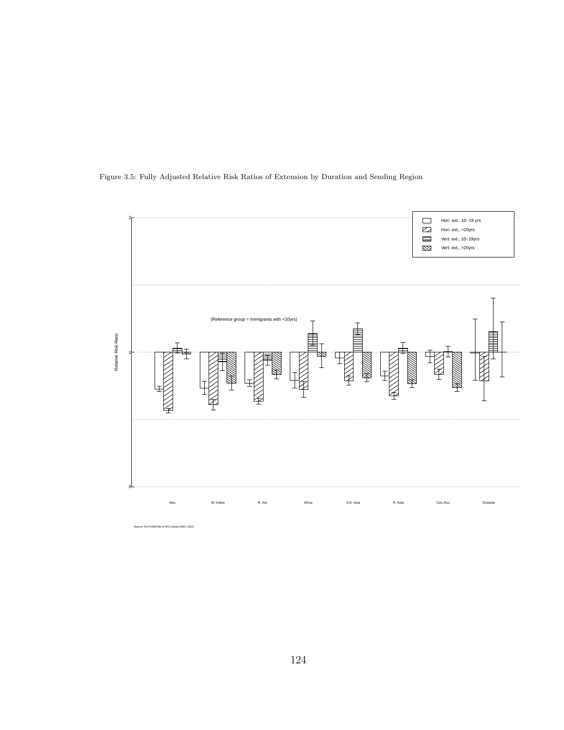Figure 3.5: Fully Adjusted Relative Risk Ratios of Extension by Duration and Sending Region

Relative Risk Ratio

(Reference group = Immigrants with <10yrs)

Hori. ext., 10−19 yrs
Hori. ext., >20yrs
Vert. ext., 10−19yrs
Vert. ext., >20yrs

Mex. W. Indies R. Am. Africa S.E. Asia R. Asia Can./Eur. Oceania

Source: 5% PUMS file of ACS waves 2001−2013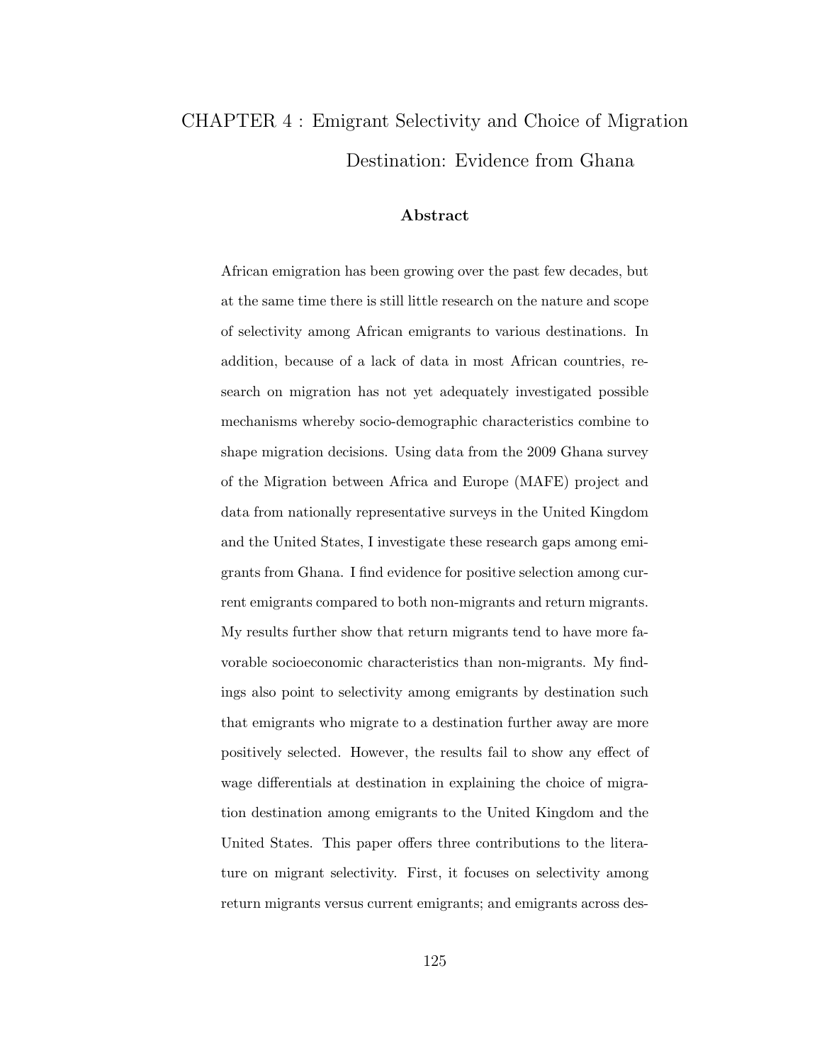# CHAPTER 4 : Emigrant Selectivity and Choice of Migration Destination: Evidence from Ghana

### Abstract

African emigration has been growing over the past few decades, but at the same time there is still little research on the nature and scope of selectivity among African emigrants to various destinations. In addition, because of a lack of data in most African countries, research on migration has not yet adequately investigated possible mechanisms whereby socio-demographic characteristics combine to shape migration decisions. Using data from the 2009 Ghana survey of the Migration between Africa and Europe (MAFE) project and data from nationally representative surveys in the United Kingdom and the United States, I investigate these research gaps among emigrants from Ghana. I find evidence for positive selection among current emigrants compared to both non-migrants and return migrants. My results further show that return migrants tend to have more favorable socioeconomic characteristics than non-migrants. My findings also point to selectivity among emigrants by destination such that emigrants who migrate to a destination further away are more positively selected. However, the results fail to show any effect of wage differentials at destination in explaining the choice of migration destination among emigrants to the United Kingdom and the United States. This paper offers three contributions to the literature on migrant selectivity. First, it focuses on selectivity among return migrants versus current emigrants; and emigrants across des-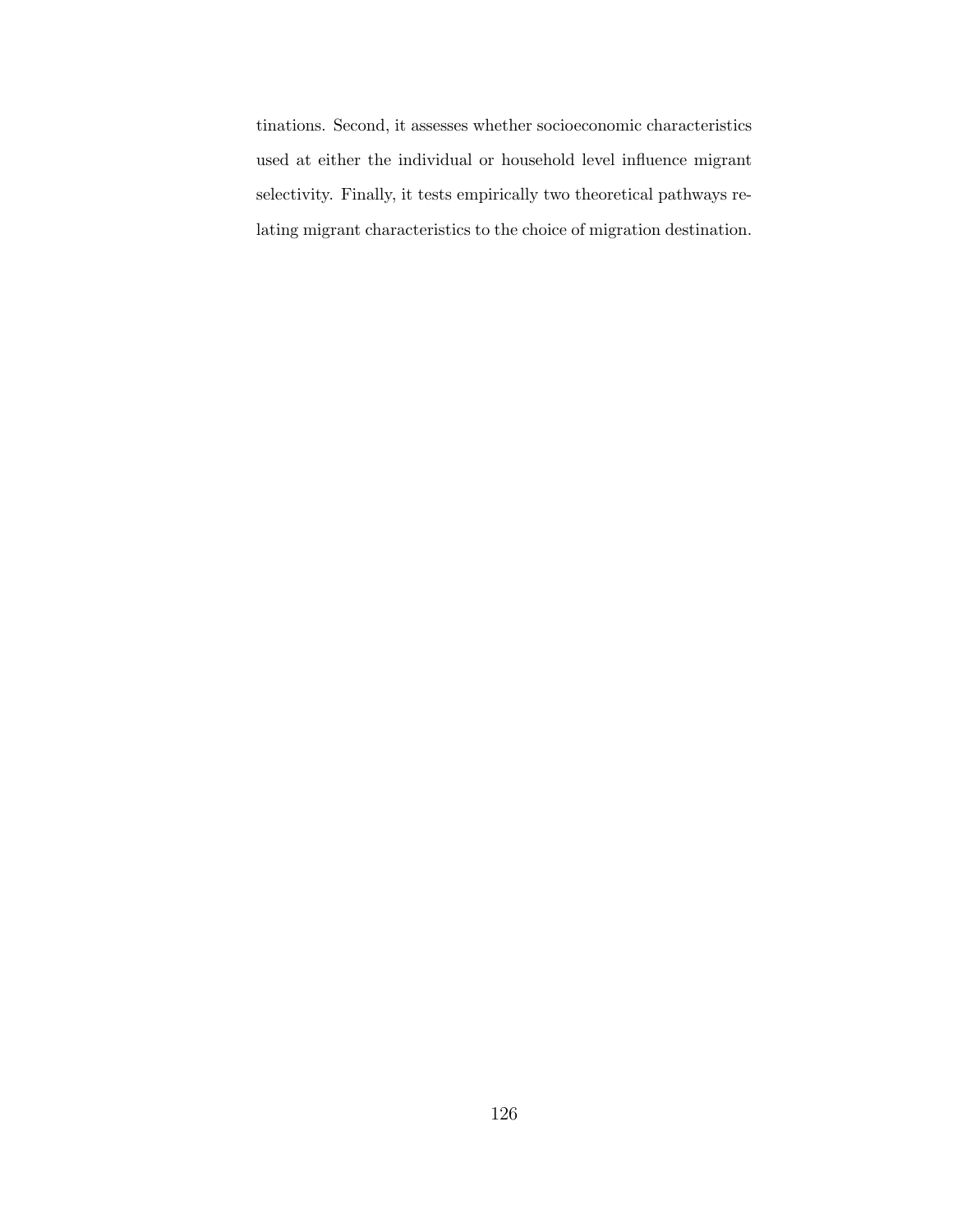tinations. Second, it assesses whether socioeconomic characteristics used at either the individual or household level influence migrant selectivity. Finally, it tests empirically two theoretical pathways relating migrant characteristics to the choice of migration destination.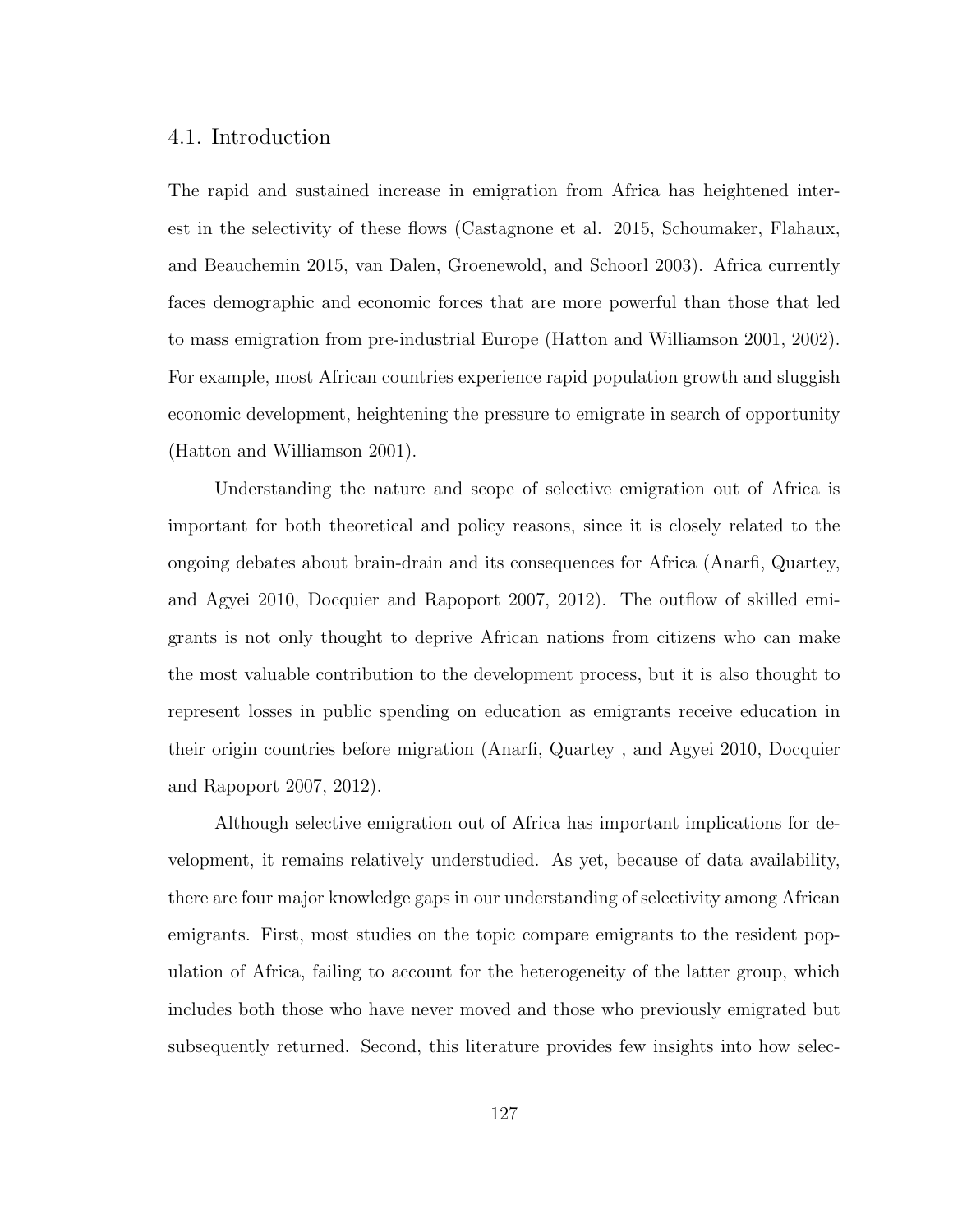## 4.1. Introduction

The rapid and sustained increase in emigration from Africa has heightened interest in the selectivity of these flows (Castagnone et al. 2015, Schoumaker, Flahaux, and Beauchemin 2015, van Dalen, Groenewold, and Schoorl 2003). Africa currently faces demographic and economic forces that are more powerful than those that led to mass emigration from pre-industrial Europe (Hatton and Williamson 2001, 2002). For example, most African countries experience rapid population growth and sluggish economic development, heightening the pressure to emigrate in search of opportunity (Hatton and Williamson 2001).

Understanding the nature and scope of selective emigration out of Africa is important for both theoretical and policy reasons, since it is closely related to the ongoing debates about brain-drain and its consequences for Africa (Anarfi, Quartey, and Agyei 2010, Docquier and Rapoport 2007, 2012). The outflow of skilled emigrants is not only thought to deprive African nations from citizens who can make the most valuable contribution to the development process, but it is also thought to represent losses in public spending on education as emigrants receive education in their origin countries before migration (Anarfi, Quartey , and Agyei 2010, Docquier and Rapoport 2007, 2012).

Although selective emigration out of Africa has important implications for development, it remains relatively understudied. As yet, because of data availability, there are four major knowledge gaps in our understanding of selectivity among African emigrants. First, most studies on the topic compare emigrants to the resident population of Africa, failing to account for the heterogeneity of the latter group, which includes both those who have never moved and those who previously emigrated but subsequently returned. Second, this literature provides few insights into how selec-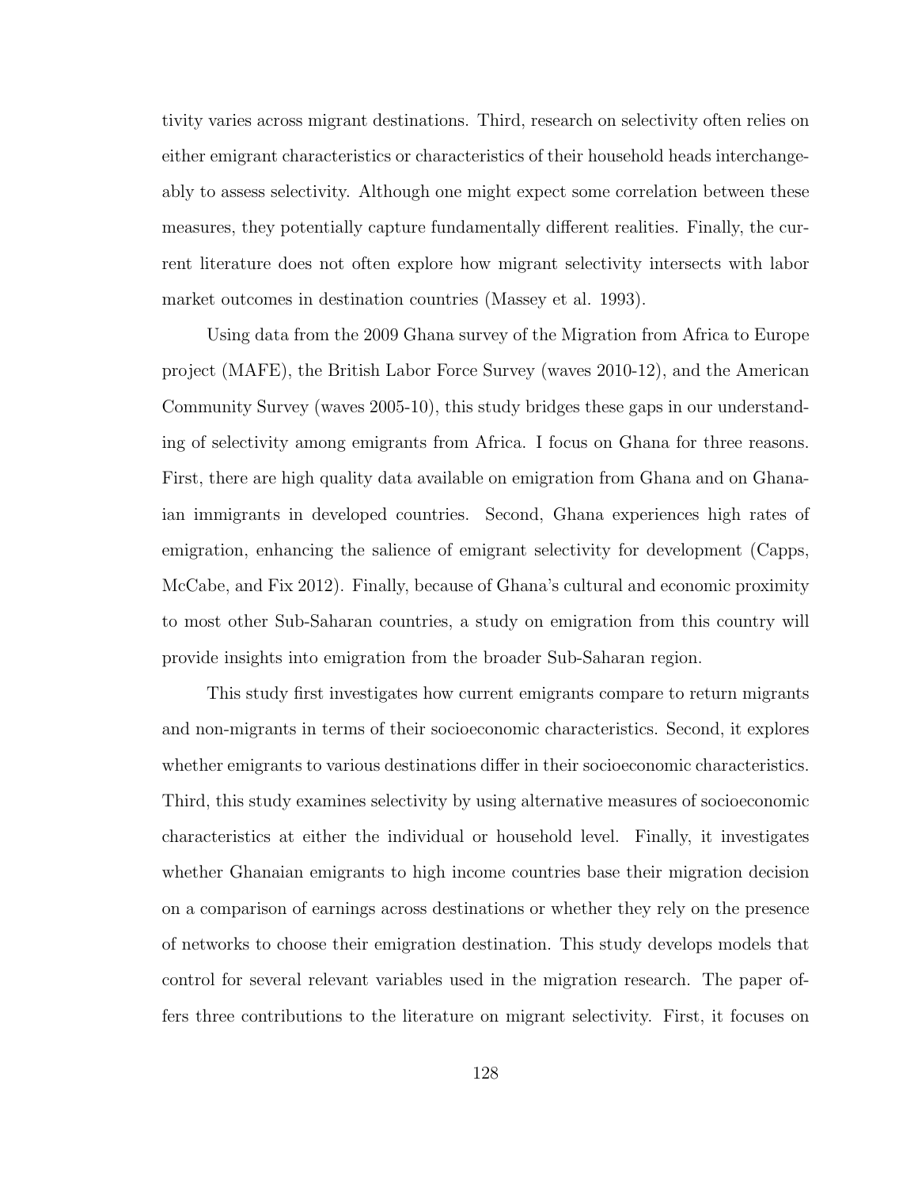tivity varies across migrant destinations. Third, research on selectivity often relies on either emigrant characteristics or characteristics of their household heads interchangeably to assess selectivity. Although one might expect some correlation between these measures, they potentially capture fundamentally different realities. Finally, the current literature does not often explore how migrant selectivity intersects with labor market outcomes in destination countries (Massey et al. 1993).

Using data from the 2009 Ghana survey of the Migration from Africa to Europe project (MAFE), the British Labor Force Survey (waves 2010-12), and the American Community Survey (waves 2005-10), this study bridges these gaps in our understanding of selectivity among emigrants from Africa. I focus on Ghana for three reasons. First, there are high quality data available on emigration from Ghana and on Ghanaian immigrants in developed countries. Second, Ghana experiences high rates of emigration, enhancing the salience of emigrant selectivity for development (Capps, McCabe, and Fix 2012). Finally, because of Ghana's cultural and economic proximity to most other Sub-Saharan countries, a study on emigration from this country will provide insights into emigration from the broader Sub-Saharan region.

This study first investigates how current emigrants compare to return migrants and non-migrants in terms of their socioeconomic characteristics. Second, it explores whether emigrants to various destinations differ in their socioeconomic characteristics. Third, this study examines selectivity by using alternative measures of socioeconomic characteristics at either the individual or household level. Finally, it investigates whether Ghanaian emigrants to high income countries base their migration decision on a comparison of earnings across destinations or whether they rely on the presence of networks to choose their emigration destination. This study develops models that control for several relevant variables used in the migration research. The paper offers three contributions to the literature on migrant selectivity. First, it focuses on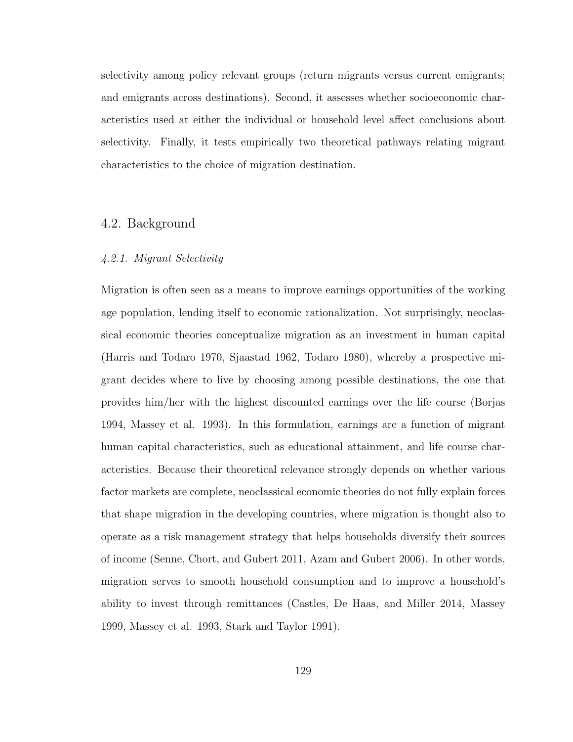selectivity among policy relevant groups (return migrants versus current emigrants; and emigrants across destinations). Second, it assesses whether socioeconomic characteristics used at either the individual or household level affect conclusions about selectivity. Finally, it tests empirically two theoretical pathways relating migrant characteristics to the choice of migration destination.

## 4.2. Background

### *4.2.1. Migrant Selectivity*

Migration is often seen as a means to improve earnings opportunities of the working age population, lending itself to economic rationalization. Not surprisingly, neoclassical economic theories conceptualize migration as an investment in human capital (Harris and Todaro 1970, Sjaastad 1962, Todaro 1980), whereby a prospective migrant decides where to live by choosing among possible destinations, the one that provides him/her with the highest discounted earnings over the life course (Borjas 1994, Massey et al. 1993). In this formulation, earnings are a function of migrant human capital characteristics, such as educational attainment, and life course characteristics. Because their theoretical relevance strongly depends on whether various factor markets are complete, neoclassical economic theories do not fully explain forces that shape migration in the developing countries, where migration is thought also to operate as a risk management strategy that helps households diversify their sources of income (Senne, Chort, and Gubert 2011, Azam and Gubert 2006). In other words, migration serves to smooth household consumption and to improve a household's ability to invest through remittances (Castles, De Haas, and Miller 2014, Massey 1999, Massey et al. 1993, Stark and Taylor 1991).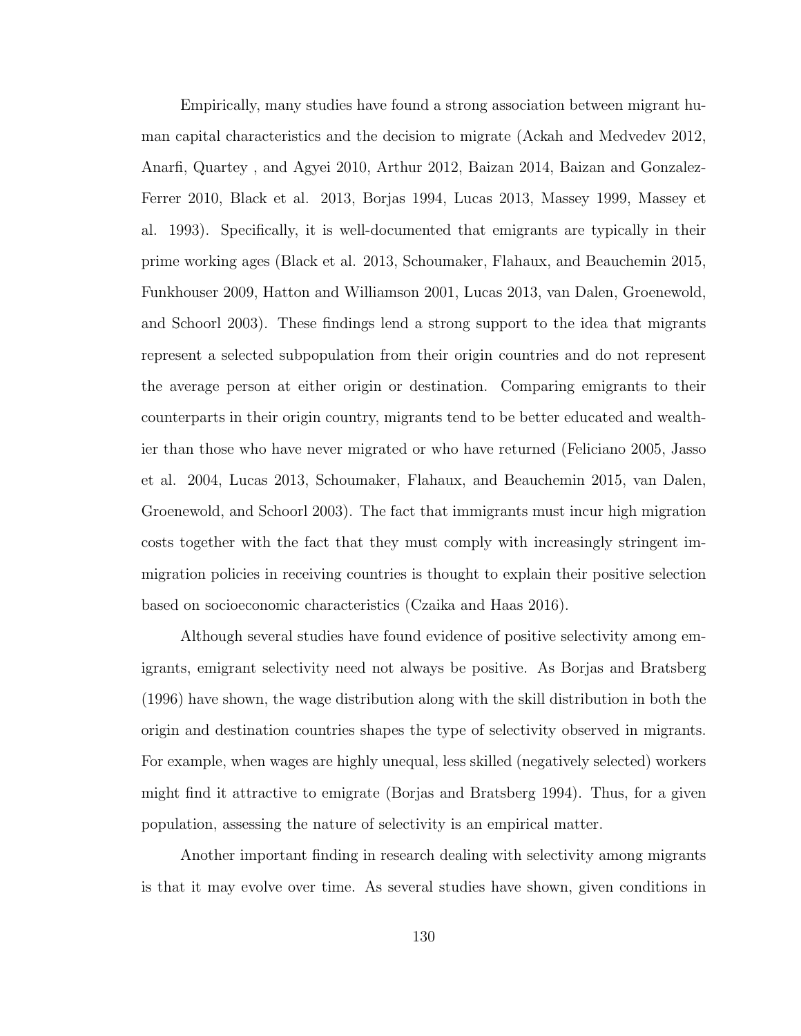Empirically, many studies have found a strong association between migrant human capital characteristics and the decision to migrate (Ackah and Medvedev 2012, Anarfi, Quartey , and Agyei 2010, Arthur 2012, Baizan 2014, Baizan and Gonzalez-Ferrer 2010, Black et al. 2013, Borjas 1994, Lucas 2013, Massey 1999, Massey et al. 1993). Specifically, it is well-documented that emigrants are typically in their prime working ages (Black et al. 2013, Schoumaker, Flahaux, and Beauchemin 2015, Funkhouser 2009, Hatton and Williamson 2001, Lucas 2013, van Dalen, Groenewold, and Schoorl 2003). These findings lend a strong support to the idea that migrants represent a selected subpopulation from their origin countries and do not represent the average person at either origin or destination. Comparing emigrants to their counterparts in their origin country, migrants tend to be better educated and wealthier than those who have never migrated or who have returned (Feliciano 2005, Jasso et al. 2004, Lucas 2013, Schoumaker, Flahaux, and Beauchemin 2015, van Dalen, Groenewold, and Schoorl 2003). The fact that immigrants must incur high migration costs together with the fact that they must comply with increasingly stringent immigration policies in receiving countries is thought to explain their positive selection based on socioeconomic characteristics (Czaika and Haas 2016).

Although several studies have found evidence of positive selectivity among emigrants, emigrant selectivity need not always be positive. As Borjas and Bratsberg (1996) have shown, the wage distribution along with the skill distribution in both the origin and destination countries shapes the type of selectivity observed in migrants. For example, when wages are highly unequal, less skilled (negatively selected) workers might find it attractive to emigrate (Borjas and Bratsberg 1994). Thus, for a given population, assessing the nature of selectivity is an empirical matter.

Another important finding in research dealing with selectivity among migrants is that it may evolve over time. As several studies have shown, given conditions in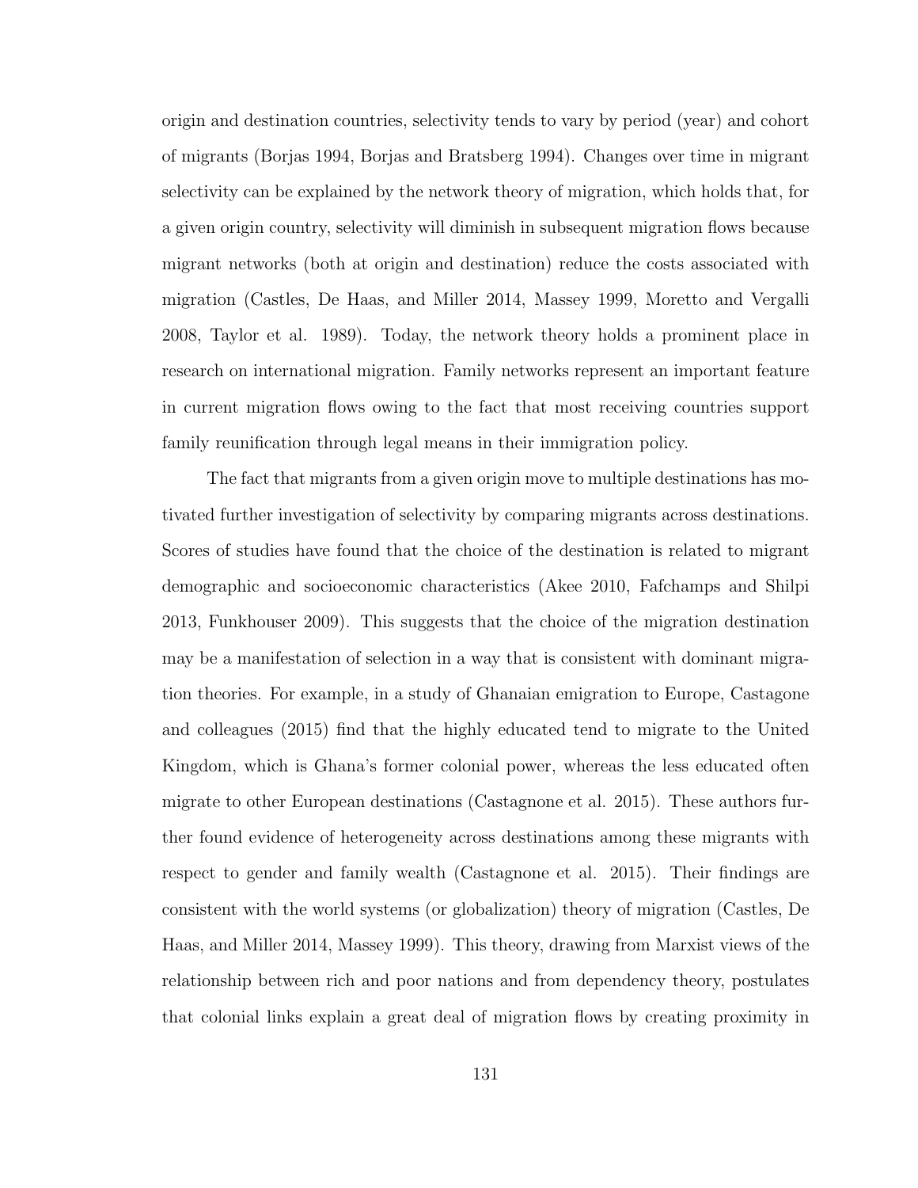origin and destination countries, selectivity tends to vary by period (year) and cohort of migrants (Borjas 1994, Borjas and Bratsberg 1994). Changes over time in migrant selectivity can be explained by the network theory of migration, which holds that, for a given origin country, selectivity will diminish in subsequent migration flows because migrant networks (both at origin and destination) reduce the costs associated with migration (Castles, De Haas, and Miller 2014, Massey 1999, Moretto and Vergalli 2008, Taylor et al. 1989). Today, the network theory holds a prominent place in research on international migration. Family networks represent an important feature in current migration flows owing to the fact that most receiving countries support family reunification through legal means in their immigration policy.

The fact that migrants from a given origin move to multiple destinations has motivated further investigation of selectivity by comparing migrants across destinations. Scores of studies have found that the choice of the destination is related to migrant demographic and socioeconomic characteristics (Akee 2010, Fafchamps and Shilpi 2013, Funkhouser 2009). This suggests that the choice of the migration destination may be a manifestation of selection in a way that is consistent with dominant migration theories. For example, in a study of Ghanaian emigration to Europe, Castagone and colleagues (2015) find that the highly educated tend to migrate to the United Kingdom, which is Ghana's former colonial power, whereas the less educated often migrate to other European destinations (Castagnone et al. 2015). These authors further found evidence of heterogeneity across destinations among these migrants with respect to gender and family wealth (Castagnone et al. 2015). Their findings are consistent with the world systems (or globalization) theory of migration (Castles, De Haas, and Miller 2014, Massey 1999). This theory, drawing from Marxist views of the relationship between rich and poor nations and from dependency theory, postulates that colonial links explain a great deal of migration flows by creating proximity in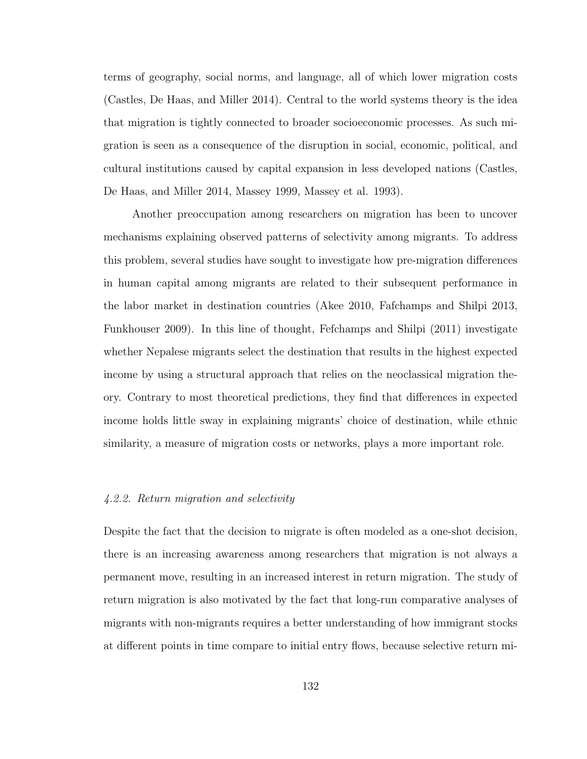terms of geography, social norms, and language, all of which lower migration costs (Castles, De Haas, and Miller 2014). Central to the world systems theory is the idea that migration is tightly connected to broader socioeconomic processes. As such migration is seen as a consequence of the disruption in social, economic, political, and cultural institutions caused by capital expansion in less developed nations (Castles, De Haas, and Miller 2014, Massey 1999, Massey et al. 1993).

Another preoccupation among researchers on migration has been to uncover mechanisms explaining observed patterns of selectivity among migrants. To address this problem, several studies have sought to investigate how pre-migration differences in human capital among migrants are related to their subsequent performance in the labor market in destination countries (Akee 2010, Fafchamps and Shilpi 2013, Funkhouser 2009). In this line of thought, Fefchamps and Shilpi (2011) investigate whether Nepalese migrants select the destination that results in the highest expected income by using a structural approach that relies on the neoclassical migration theory. Contrary to most theoretical predictions, they find that differences in expected income holds little sway in explaining migrants' choice of destination, while ethnic similarity, a measure of migration costs or networks, plays a more important role.

#### *4.2.2. Return migration and selectivity*

Despite the fact that the decision to migrate is often modeled as a one-shot decision, there is an increasing awareness among researchers that migration is not always a permanent move, resulting in an increased interest in return migration. The study of return migration is also motivated by the fact that long-run comparative analyses of migrants with non-migrants requires a better understanding of how immigrant stocks at different points in time compare to initial entry flows, because selective return mi-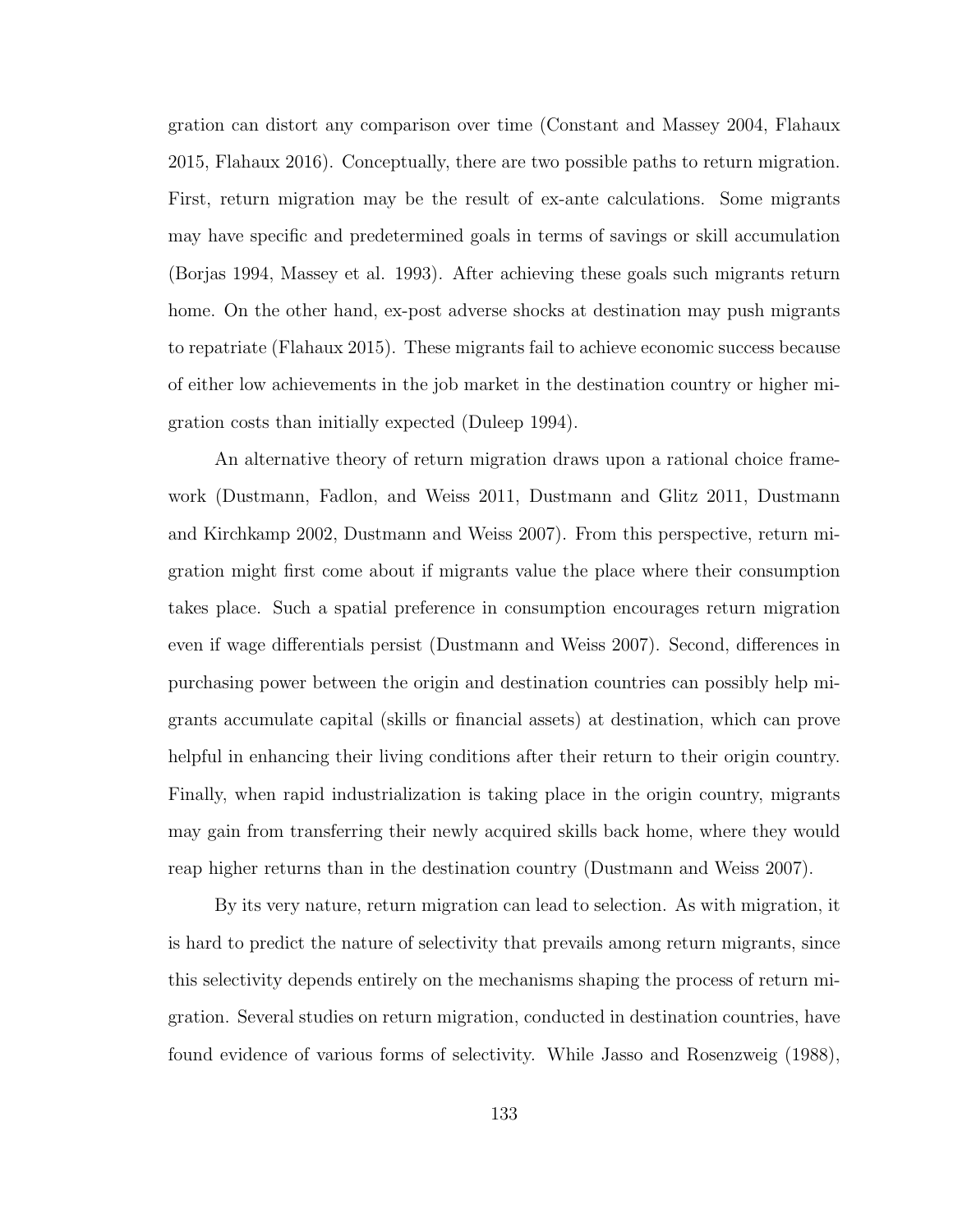gration can distort any comparison over time (Constant and Massey 2004, Flahaux 2015, Flahaux 2016). Conceptually, there are two possible paths to return migration. First, return migration may be the result of ex-ante calculations. Some migrants may have specific and predetermined goals in terms of savings or skill accumulation (Borjas 1994, Massey et al. 1993). After achieving these goals such migrants return home. On the other hand, ex-post adverse shocks at destination may push migrants to repatriate (Flahaux 2015). These migrants fail to achieve economic success because of either low achievements in the job market in the destination country or higher migration costs than initially expected (Duleep 1994).

An alternative theory of return migration draws upon a rational choice framework (Dustmann, Fadlon, and Weiss 2011, Dustmann and Glitz 2011, Dustmann and Kirchkamp 2002, Dustmann and Weiss 2007). From this perspective, return migration might first come about if migrants value the place where their consumption takes place. Such a spatial preference in consumption encourages return migration even if wage differentials persist (Dustmann and Weiss 2007). Second, differences in purchasing power between the origin and destination countries can possibly help migrants accumulate capital (skills or financial assets) at destination, which can prove helpful in enhancing their living conditions after their return to their origin country. Finally, when rapid industrialization is taking place in the origin country, migrants may gain from transferring their newly acquired skills back home, where they would reap higher returns than in the destination country (Dustmann and Weiss 2007).

By its very nature, return migration can lead to selection. As with migration, it is hard to predict the nature of selectivity that prevails among return migrants, since this selectivity depends entirely on the mechanisms shaping the process of return migration. Several studies on return migration, conducted in destination countries, have found evidence of various forms of selectivity. While Jasso and Rosenzweig (1988),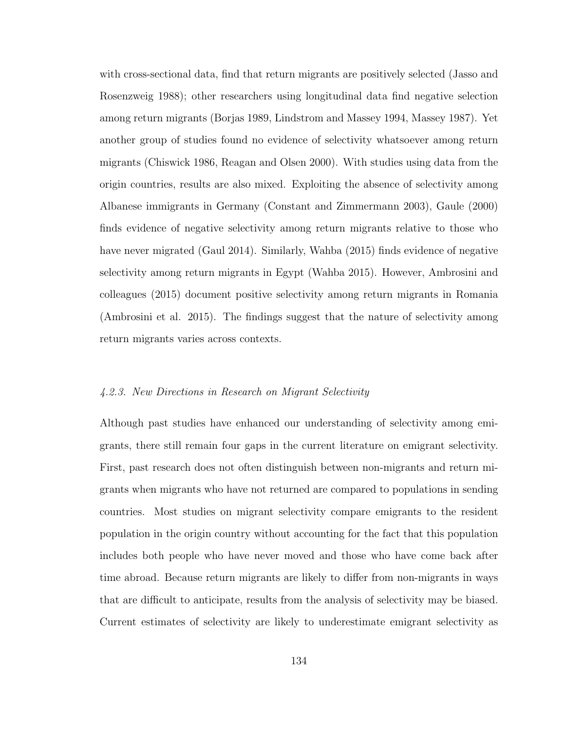with cross-sectional data, find that return migrants are positively selected (Jasso and Rosenzweig 1988); other researchers using longitudinal data find negative selection among return migrants (Borjas 1989, Lindstrom and Massey 1994, Massey 1987). Yet another group of studies found no evidence of selectivity whatsoever among return migrants (Chiswick 1986, Reagan and Olsen 2000). With studies using data from the origin countries, results are also mixed. Exploiting the absence of selectivity among Albanese immigrants in Germany (Constant and Zimmermann 2003), Gaule (2000) finds evidence of negative selectivity among return migrants relative to those who have never migrated (Gaul 2014). Similarly, Wahba (2015) finds evidence of negative selectivity among return migrants in Egypt (Wahba 2015). However, Ambrosini and colleagues (2015) document positive selectivity among return migrants in Romania (Ambrosini et al. 2015). The findings suggest that the nature of selectivity among return migrants varies across contexts.

### *4.2.3. New Directions in Research on Migrant Selectivity*

Although past studies have enhanced our understanding of selectivity among emigrants, there still remain four gaps in the current literature on emigrant selectivity. First, past research does not often distinguish between non-migrants and return migrants when migrants who have not returned are compared to populations in sending countries. Most studies on migrant selectivity compare emigrants to the resident population in the origin country without accounting for the fact that this population includes both people who have never moved and those who have come back after time abroad. Because return migrants are likely to differ from non-migrants in ways that are difficult to anticipate, results from the analysis of selectivity may be biased. Current estimates of selectivity are likely to underestimate emigrant selectivity as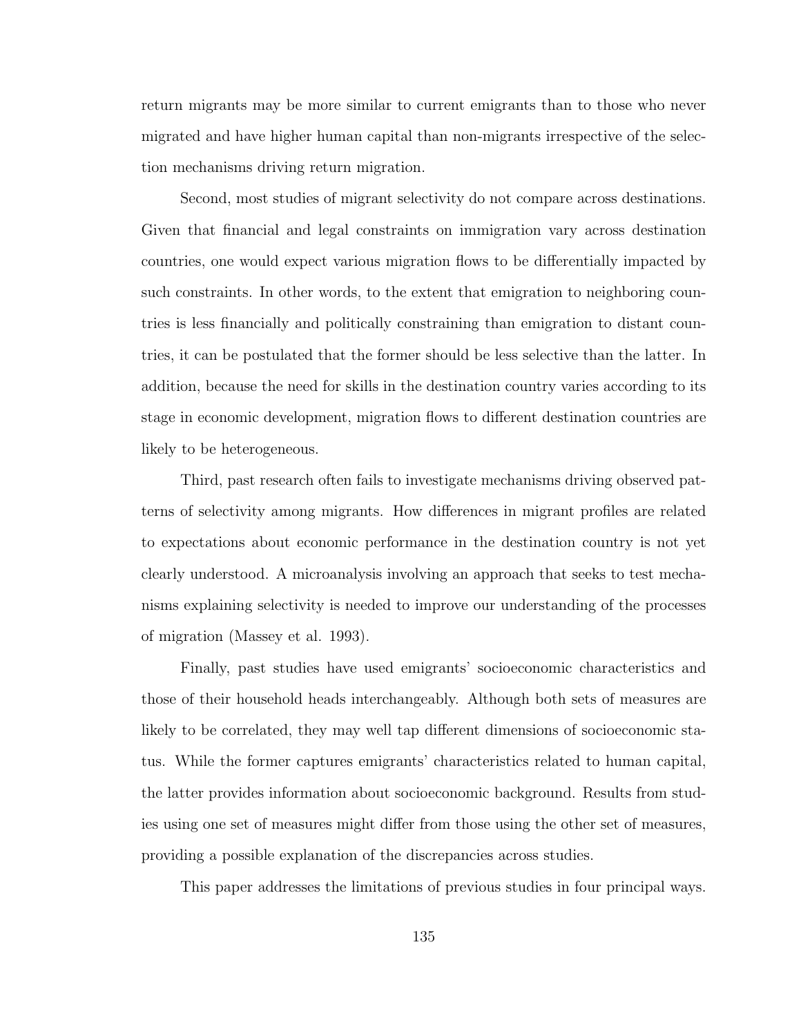return migrants may be more similar to current emigrants than to those who never migrated and have higher human capital than non-migrants irrespective of the selection mechanisms driving return migration.

Second, most studies of migrant selectivity do not compare across destinations. Given that financial and legal constraints on immigration vary across destination countries, one would expect various migration flows to be differentially impacted by such constraints. In other words, to the extent that emigration to neighboring countries is less financially and politically constraining than emigration to distant countries, it can be postulated that the former should be less selective than the latter. In addition, because the need for skills in the destination country varies according to its stage in economic development, migration flows to different destination countries are likely to be heterogeneous.

Third, past research often fails to investigate mechanisms driving observed patterns of selectivity among migrants. How differences in migrant profiles are related to expectations about economic performance in the destination country is not yet clearly understood. A microanalysis involving an approach that seeks to test mechanisms explaining selectivity is needed to improve our understanding of the processes of migration (Massey et al. 1993).

Finally, past studies have used emigrants' socioeconomic characteristics and those of their household heads interchangeably. Although both sets of measures are likely to be correlated, they may well tap different dimensions of socioeconomic status. While the former captures emigrants' characteristics related to human capital, the latter provides information about socioeconomic background. Results from studies using one set of measures might differ from those using the other set of measures, providing a possible explanation of the discrepancies across studies.

This paper addresses the limitations of previous studies in four principal ways.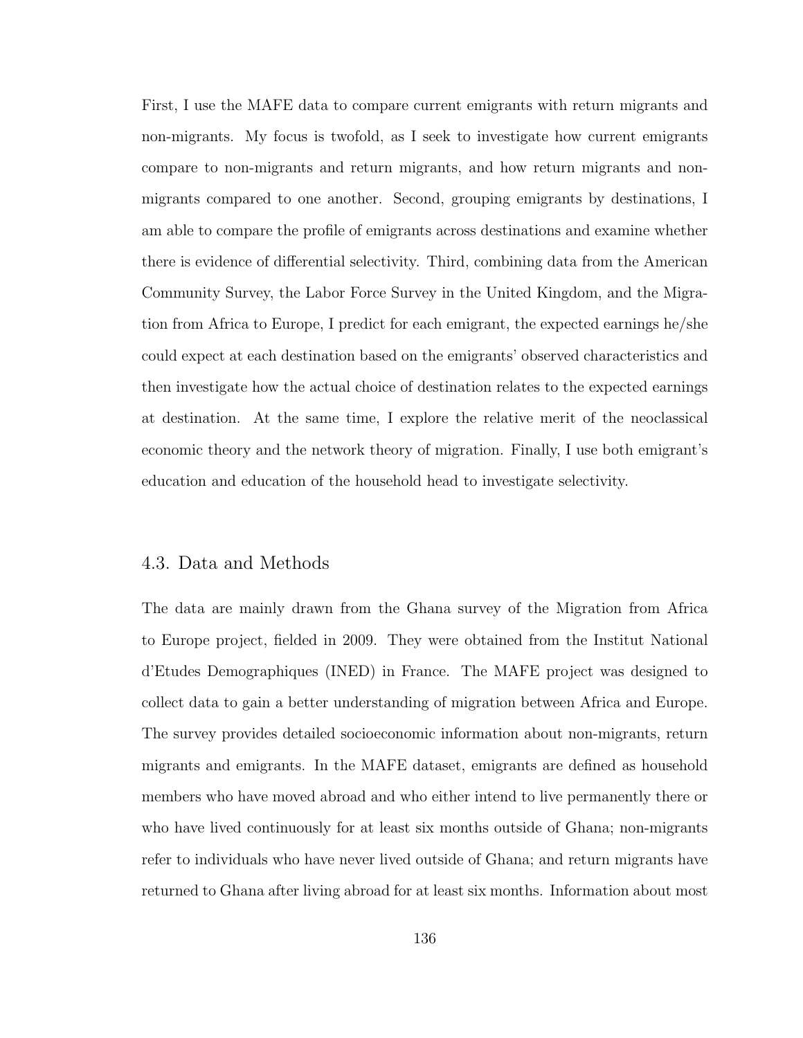First, I use the MAFE data to compare current emigrants with return migrants and non-migrants. My focus is twofold, as I seek to investigate how current emigrants compare to non-migrants and return migrants, and how return migrants and non-migrants compared to one another. Second, grouping emigrants by destinations, I am able to compare the profile of emigrants across destinations and examine whether there is evidence of differential selectivity. Third, combining data from the American Community Survey, the Labor Force Survey in the United Kingdom, and the Migration from Africa to Europe, I predict for each emigrant, the expected earnings he/she could expect at each destination based on the emigrants' observed characteristics and then investigate how the actual choice of destination relates to the expected earnings at destination. At the same time, I explore the relative merit of the neoclassical economic theory and the network theory of migration. Finally, I use both emigrant's education and education of the household head to investigate selectivity.

## 4.3. Data and Methods

The data are mainly drawn from the Ghana survey of the Migration from Africa to Europe project, fielded in 2009. They were obtained from the Institut National d'Etudes Demographiques (INED) in France. The MAFE project was designed to collect data to gain a better understanding of migration between Africa and Europe. The survey provides detailed socioeconomic information about non-migrants, return migrants and emigrants. In the MAFE dataset, emigrants are defined as household members who have moved abroad and who either intend to live permanently there or who have lived continuously for at least six months outside of Ghana; non-migrants refer to individuals who have never lived outside of Ghana; and return migrants have returned to Ghana after living abroad for at least six months. Information about most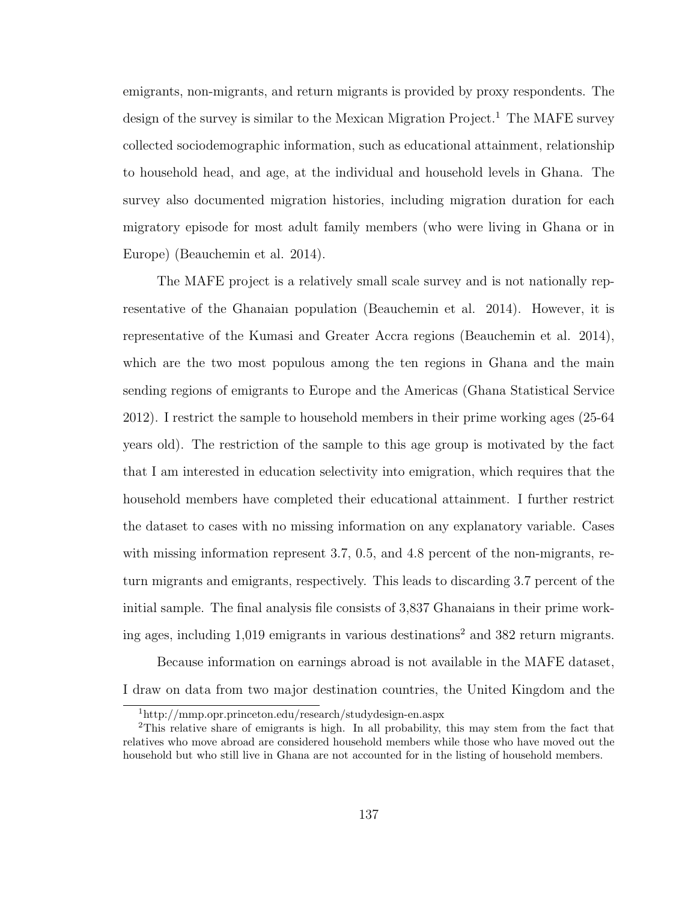emigrants, non-migrants, and return migrants is provided by proxy respondents. The design of the survey is similar to the Mexican Migration Project.[1] The MAFE survey collected sociodemographic information, such as educational attainment, relationship to household head, and age, at the individual and household levels in Ghana. The survey also documented migration histories, including migration duration for each migratory episode for most adult family members (who were living in Ghana or in Europe) (Beauchemin et al. 2014).

The MAFE project is a relatively small scale survey and is not nationally representative of the Ghanaian population (Beauchemin et al. 2014). However, it is representative of the Kumasi and Greater Accra regions (Beauchemin et al. 2014), which are the two most populous among the ten regions in Ghana and the main sending regions of emigrants to Europe and the Americas (Ghana Statistical Service 2012). I restrict the sample to household members in their prime working ages (25-64 years old). The restriction of the sample to this age group is motivated by the fact that I am interested in education selectivity into emigration, which requires that the household members have completed their educational attainment. I further restrict the dataset to cases with no missing information on any explanatory variable. Cases with missing information represent 3.7, 0.5, and 4.8 percent of the non-migrants, return migrants and emigrants, respectively. This leads to discarding 3.7 percent of the initial sample. The final analysis file consists of 3,837 Ghanaians in their prime working ages, including 1,019 emigrants in various destinations[2] and 382 return migrants.

Because information on earnings abroad is not available in the MAFE dataset, I draw on data from two major destination countries, the United Kingdom and the

[1] http://mmp.opr.princeton.edu/research/studydesign-en.aspx

[2] This relative share of emigrants is high. In all probability, this may stem from the fact that relatives who move abroad are considered household members while those who have moved out the household but who still live in Ghana are not accounted for in the listing of household members.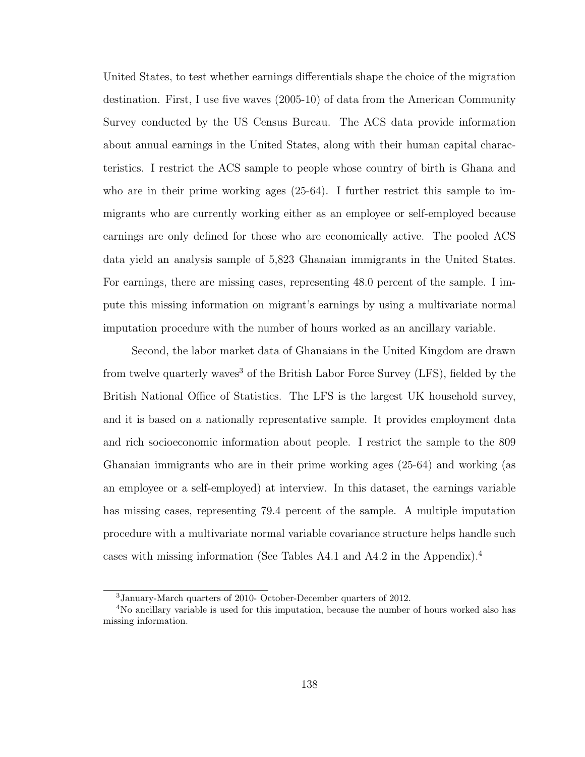United States, to test whether earnings differentials shape the choice of the migration destination. First, I use five waves (2005-10) of data from the American Community Survey conducted by the US Census Bureau. The ACS data provide information about annual earnings in the United States, along with their human capital characteristics. I restrict the ACS sample to people whose country of birth is Ghana and who are in their prime working ages (25-64). I further restrict this sample to immigrants who are currently working either as an employee or self-employed because earnings are only defined for those who are economically active. The pooled ACS data yield an analysis sample of 5,823 Ghanaian immigrants in the United States. For earnings, there are missing cases, representing 48.0 percent of the sample. I impute this missing information on migrant's earnings by using a multivariate normal imputation procedure with the number of hours worked as an ancillary variable.

Second, the labor market data of Ghanaians in the United Kingdom are drawn from twelve quarterly waves[3] of the British Labor Force Survey (LFS), fielded by the British National Office of Statistics. The LFS is the largest UK household survey, and it is based on a nationally representative sample. It provides employment data and rich socioeconomic information about people. I restrict the sample to the 809 Ghanaian immigrants who are in their prime working ages (25-64) and working (as an employee or a self-employed) at interview. In this dataset, the earnings variable has missing cases, representing 79.4 percent of the sample. A multiple imputation procedure with a multivariate normal variable covariance structure helps handle such cases with missing information (See Tables A4.1 and A4.2 in the Appendix).[4]

---

[3] January-March quarters of 2010- October-December quarters of 2012.

[4] No ancillary variable is used for this imputation, because the number of hours worked also has missing information.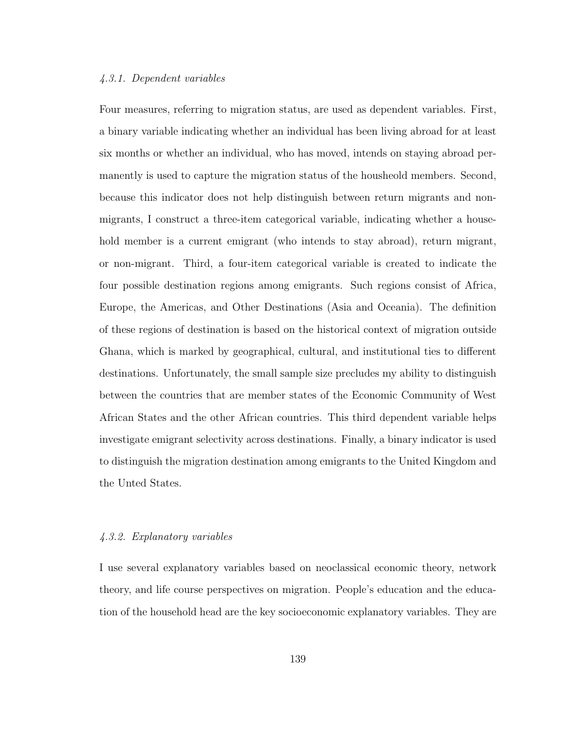#### *4.3.1. Dependent variables*

Four measures, referring to migration status, are used as dependent variables. First, a binary variable indicating whether an individual has been living abroad for at least six months or whether an individual, who has moved, intends on staying abroad permanently is used to capture the migration status of the housheold members. Second, because this indicator does not help distinguish between return migrants and non-migrants, I construct a three-item categorical variable, indicating whether a household member is a current emigrant (who intends to stay abroad), return migrant, or non-migrant. Third, a four-item categorical variable is created to indicate the four possible destination regions among emigrants. Such regions consist of Africa, Europe, the Americas, and Other Destinations (Asia and Oceania). The definition of these regions of destination is based on the historical context of migration outside Ghana, which is marked by geographical, cultural, and institutional ties to different destinations. Unfortunately, the small sample size precludes my ability to distinguish between the countries that are member states of the Economic Community of West African States and the other African countries. This third dependent variable helps investigate emigrant selectivity across destinations. Finally, a binary indicator is used to distinguish the migration destination among emigrants to the United Kingdom and the Unted States.

#### *4.3.2. Explanatory variables*

I use several explanatory variables based on neoclassical economic theory, network theory, and life course perspectives on migration. People's education and the education of the household head are the key socioeconomic explanatory variables. They are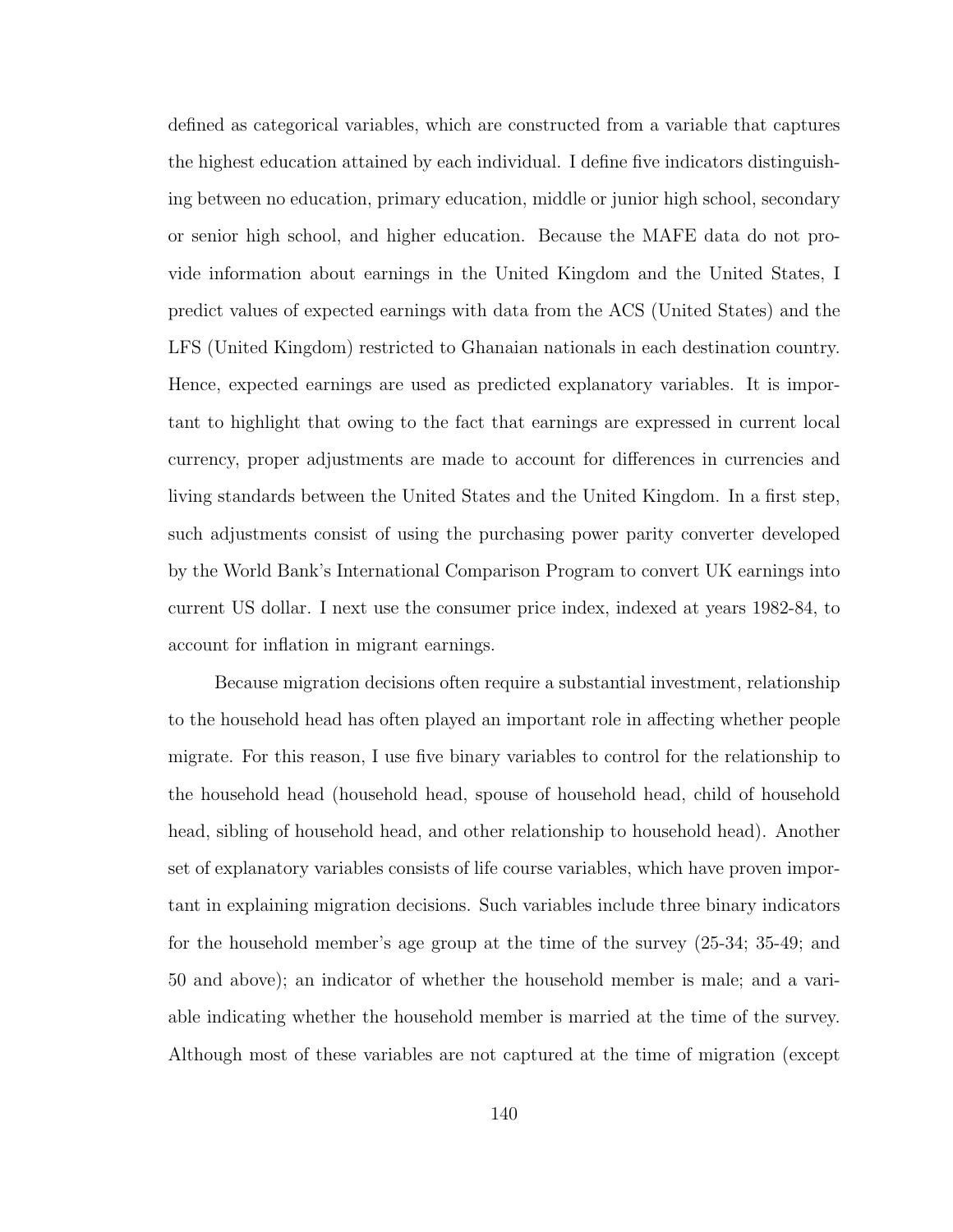defined as categorical variables, which are constructed from a variable that captures the highest education attained by each individual. I define five indicators distinguishing between no education, primary education, middle or junior high school, secondary or senior high school, and higher education. Because the MAFE data do not provide information about earnings in the United Kingdom and the United States, I predict values of expected earnings with data from the ACS (United States) and the LFS (United Kingdom) restricted to Ghanaian nationals in each destination country. Hence, expected earnings are used as predicted explanatory variables. It is important to highlight that owing to the fact that earnings are expressed in current local currency, proper adjustments are made to account for differences in currencies and living standards between the United States and the United Kingdom. In a first step, such adjustments consist of using the purchasing power parity converter developed by the World Bank's International Comparison Program to convert UK earnings into current US dollar. I next use the consumer price index, indexed at years 1982-84, to account for inflation in migrant earnings.

Because migration decisions often require a substantial investment, relationship to the household head has often played an important role in affecting whether people migrate. For this reason, I use five binary variables to control for the relationship to the household head (household head, spouse of household head, child of household head, sibling of household head, and other relationship to household head). Another set of explanatory variables consists of life course variables, which have proven important in explaining migration decisions. Such variables include three binary indicators for the household member's age group at the time of the survey (25-34; 35-49; and 50 and above); an indicator of whether the household member is male; and a variable indicating whether the household member is married at the time of the survey. Although most of these variables are not captured at the time of migration (except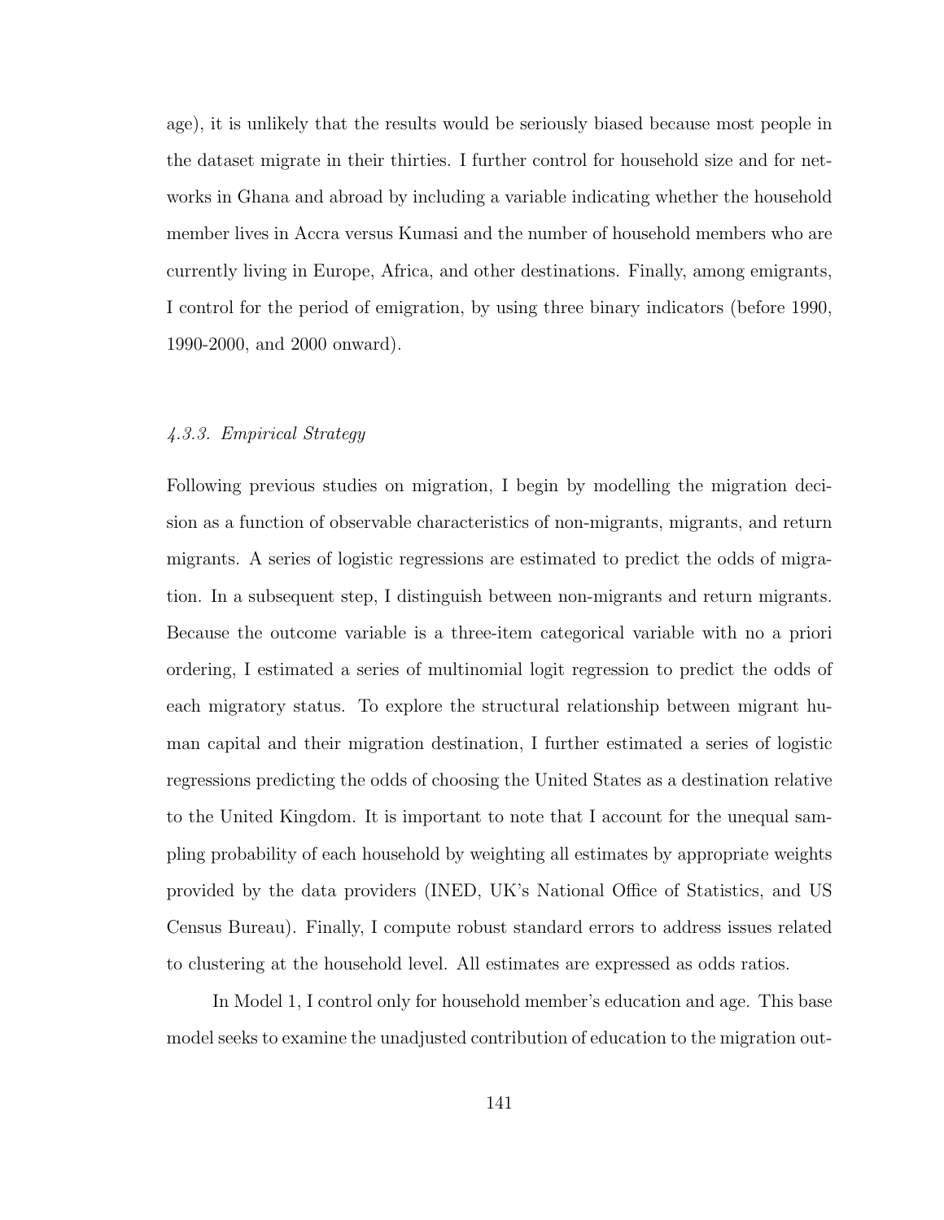age), it is unlikely that the results would be seriously biased because most people in the dataset migrate in their thirties. I further control for household size and for networks in Ghana and abroad by including a variable indicating whether the household member lives in Accra versus Kumasi and the number of household members who are currently living in Europe, Africa, and other destinations. Finally, among emigrants, I control for the period of emigration, by using three binary indicators (before 1990, 1990-2000, and 2000 onward).

### *4.3.3. Empirical Strategy*

Following previous studies on migration, I begin by modelling the migration decision as a function of observable characteristics of non-migrants, migrants, and return migrants. A series of logistic regressions are estimated to predict the odds of migration. In a subsequent step, I distinguish between non-migrants and return migrants. Because the outcome variable is a three-item categorical variable with no a priori ordering, I estimated a series of multinomial logit regression to predict the odds of each migratory status. To explore the structural relationship between migrant human capital and their migration destination, I further estimated a series of logistic regressions predicting the odds of choosing the United States as a destination relative to the United Kingdom. It is important to note that I account for the unequal sampling probability of each household by weighting all estimates by appropriate weights provided by the data providers (INED, UK's National Office of Statistics, and US Census Bureau). Finally, I compute robust standard errors to address issues related to clustering at the household level. All estimates are expressed as odds ratios.

In Model 1, I control only for household member's education and age. This base model seeks to examine the unadjusted contribution of education to the migration out-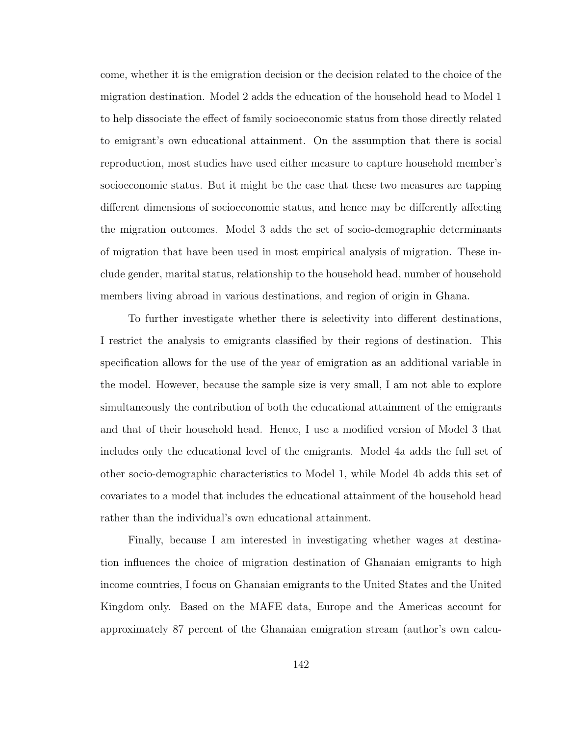come, whether it is the emigration decision or the decision related to the choice of the migration destination. Model 2 adds the education of the household head to Model 1 to help dissociate the effect of family socioeconomic status from those directly related to emigrant's own educational attainment. On the assumption that there is social reproduction, most studies have used either measure to capture household member's socioeconomic status. But it might be the case that these two measures are tapping different dimensions of socioeconomic status, and hence may be differently affecting the migration outcomes. Model 3 adds the set of socio-demographic determinants of migration that have been used in most empirical analysis of migration. These include gender, marital status, relationship to the household head, number of household members living abroad in various destinations, and region of origin in Ghana.

To further investigate whether there is selectivity into different destinations, I restrict the analysis to emigrants classified by their regions of destination. This specification allows for the use of the year of emigration as an additional variable in the model. However, because the sample size is very small, I am not able to explore simultaneously the contribution of both the educational attainment of the emigrants and that of their household head. Hence, I use a modified version of Model 3 that includes only the educational level of the emigrants. Model 4a adds the full set of other socio-demographic characteristics to Model 1, while Model 4b adds this set of covariates to a model that includes the educational attainment of the household head rather than the individual's own educational attainment.

Finally, because I am interested in investigating whether wages at destination influences the choice of migration destination of Ghanaian emigrants to high income countries, I focus on Ghanaian emigrants to the United States and the United Kingdom only. Based on the MAFE data, Europe and the Americas account for approximately 87 percent of the Ghanaian emigration stream (author's own calcu-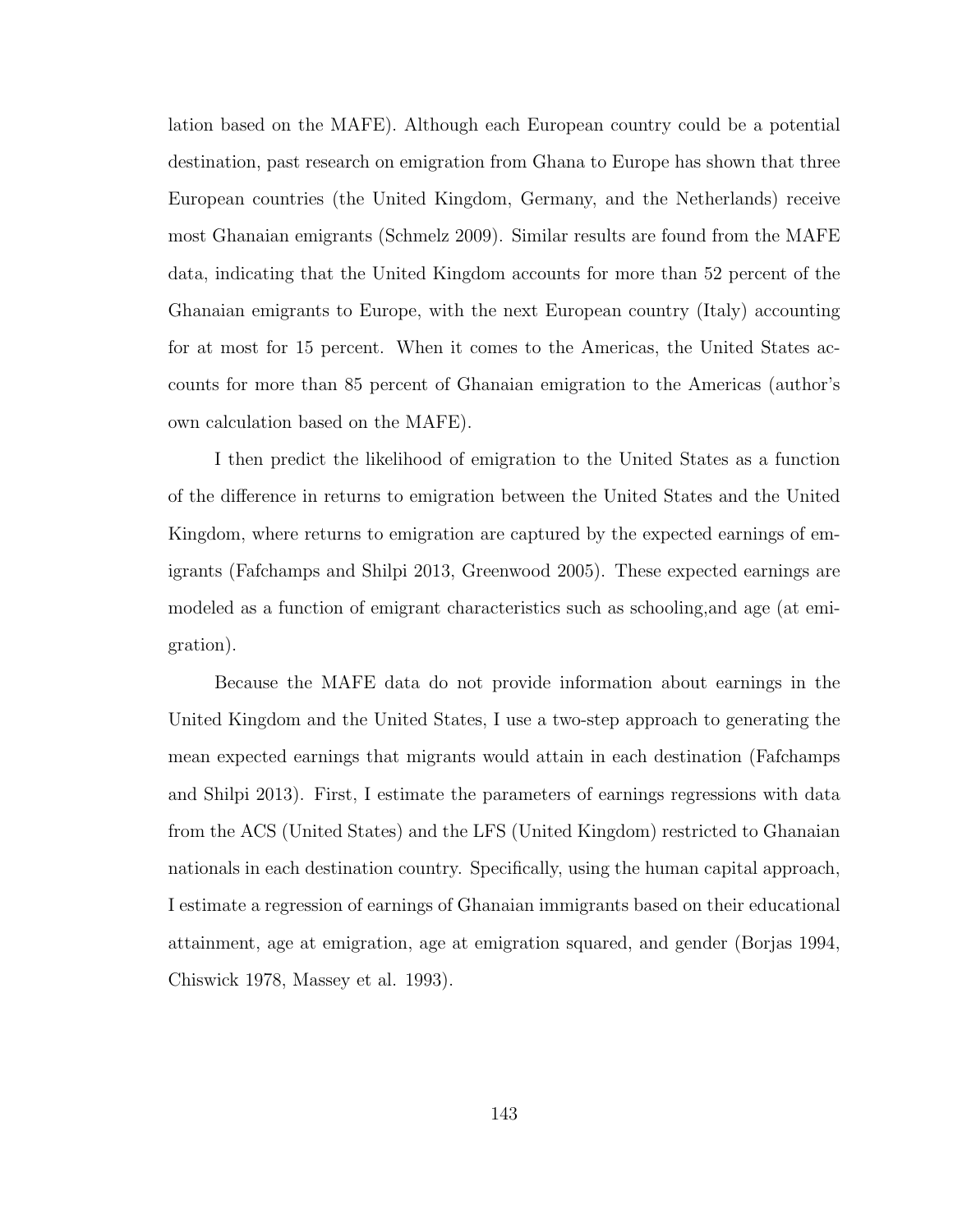lation based on the MAFE). Although each European country could be a potential destination, past research on emigration from Ghana to Europe has shown that three European countries (the United Kingdom, Germany, and the Netherlands) receive most Ghanaian emigrants (Schmelz 2009). Similar results are found from the MAFE data, indicating that the United Kingdom accounts for more than 52 percent of the Ghanaian emigrants to Europe, with the next European country (Italy) accounting for at most for 15 percent. When it comes to the Americas, the United States accounts for more than 85 percent of Ghanaian emigration to the Americas (author's own calculation based on the MAFE).

I then predict the likelihood of emigration to the United States as a function of the difference in returns to emigration between the United States and the United Kingdom, where returns to emigration are captured by the expected earnings of emigrants (Fafchamps and Shilpi 2013, Greenwood 2005). These expected earnings are modeled as a function of emigrant characteristics such as schooling,and age (at emigration).

Because the MAFE data do not provide information about earnings in the United Kingdom and the United States, I use a two-step approach to generating the mean expected earnings that migrants would attain in each destination (Fafchamps and Shilpi 2013). First, I estimate the parameters of earnings regressions with data from the ACS (United States) and the LFS (United Kingdom) restricted to Ghanaian nationals in each destination country. Specifically, using the human capital approach, I estimate a regression of earnings of Ghanaian immigrants based on their educational attainment, age at emigration, age at emigration squared, and gender (Borjas 1994, Chiswick 1978, Massey et al. 1993).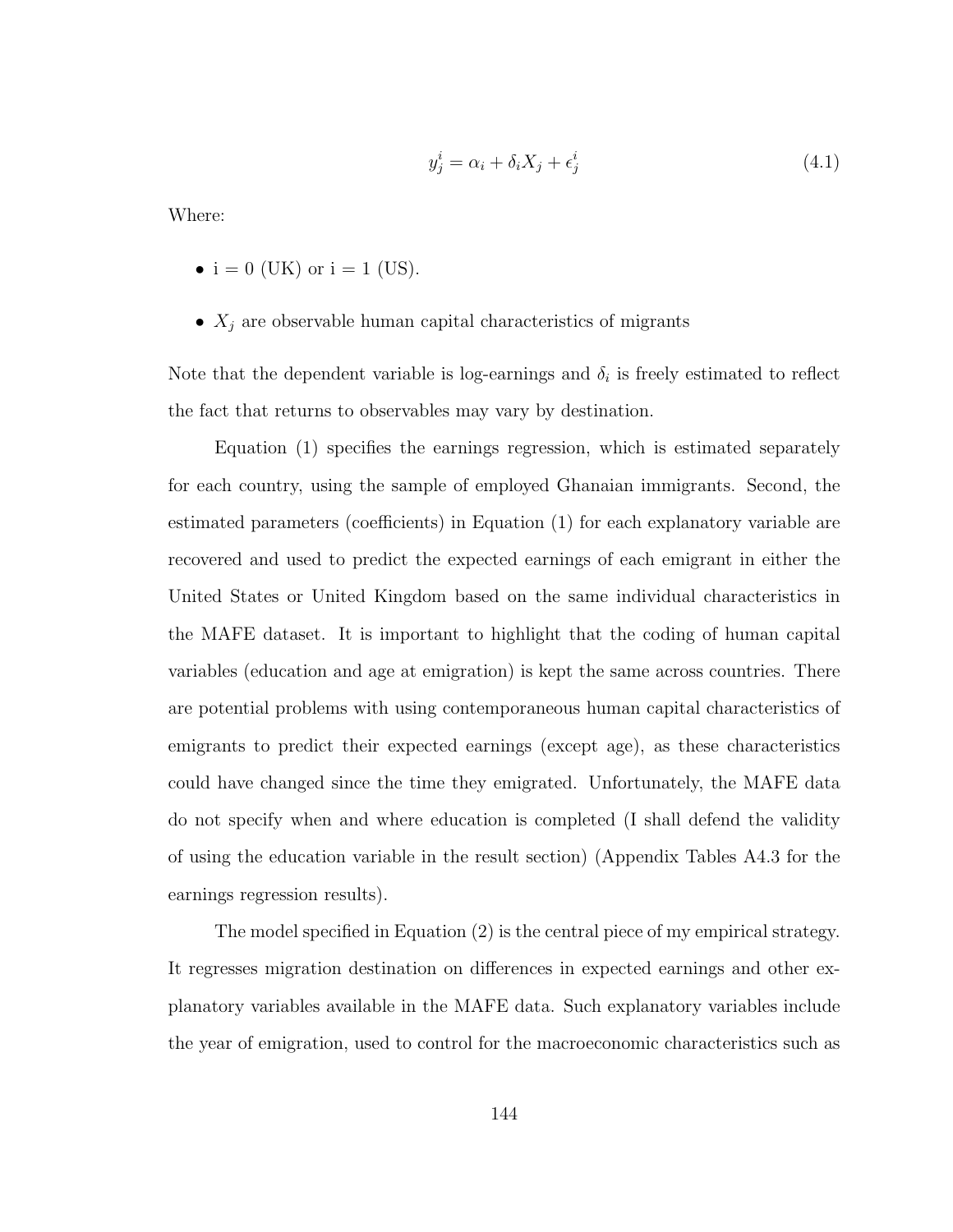$$y_j^i = \alpha_i + \delta_i X_j + \epsilon_j^i \tag{4.1}$$

Where:

- i = 0 (UK) or i = 1 (US).
- $X_j$ are observable human capital characteristics of migrants

Note that the dependent variable is log-earnings and $\delta_i$ is freely estimated to reflect the fact that returns to observables may vary by destination.

Equation (1) specifies the earnings regression, which is estimated separately for each country, using the sample of employed Ghanaian immigrants. Second, the estimated parameters (coefficients) in Equation (1) for each explanatory variable are recovered and used to predict the expected earnings of each emigrant in either the United States or United Kingdom based on the same individual characteristics in the MAFE dataset. It is important to highlight that the coding of human capital variables (education and age at emigration) is kept the same across countries. There are potential problems with using contemporaneous human capital characteristics of emigrants to predict their expected earnings (except age), as these characteristics could have changed since the time they emigrated. Unfortunately, the MAFE data do not specify when and where education is completed (I shall defend the validity of using the education variable in the result section) (Appendix Tables A4.3 for the earnings regression results).

The model specified in Equation (2) is the central piece of my empirical strategy. It regresses migration destination on differences in expected earnings and other explanatory variables available in the MAFE data. Such explanatory variables include the year of emigration, used to control for the macroeconomic characteristics such as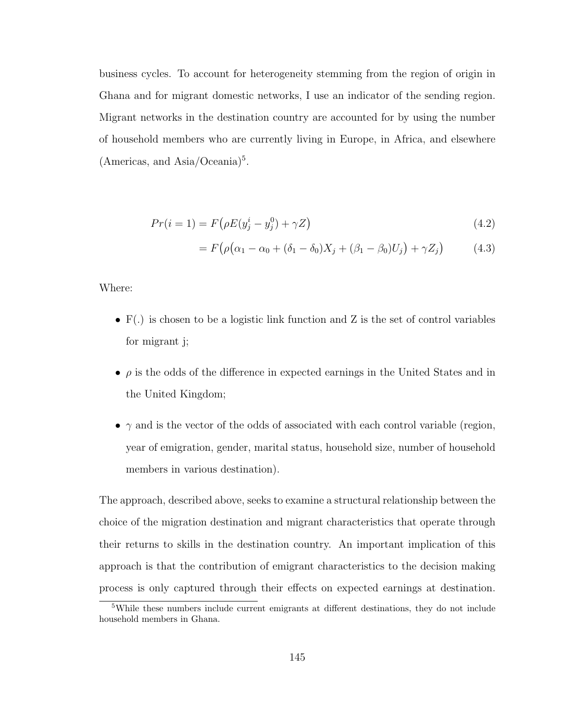business cycles. To account for heterogeneity stemming from the region of origin in Ghana and for migrant domestic networks, I use an indicator of the sending region. Migrant networks in the destination country are accounted for by using the number of household members who are currently living in Europe, in Africa, and elsewhere (Americas, and Asia/Oceania)[5].

$$Pr(i = 1) = F\big(\rho E(y_j^i - y_j^0) + \gamma Z\big) \tag{4.2}$$

$$= F\big(\rho\big(\alpha_1 - \alpha_0 + (\delta_1 - \delta_0)X_j + (\beta_1 - \beta_0)U_j\big) + \gamma Z_j\big) \tag{4.3}$$

Where:

- F(.) is chosen to be a logistic link function and Z is the set of control variables for migrant j;
- $\rho$ is the odds of the difference in expected earnings in the United States and in the United Kingdom;
- $\gamma$ and is the vector of the odds of associated with each control variable (region, year of emigration, gender, marital status, household size, number of household members in various destination).

The approach, described above, seeks to examine a structural relationship between the choice of the migration destination and migrant characteristics that operate through their returns to skills in the destination country. An important implication of this approach is that the contribution of emigrant characteristics to the decision making process is only captured through their effects on expected earnings at destination.

[5]While these numbers include current emigrants at different destinations, they do not include household members in Ghana.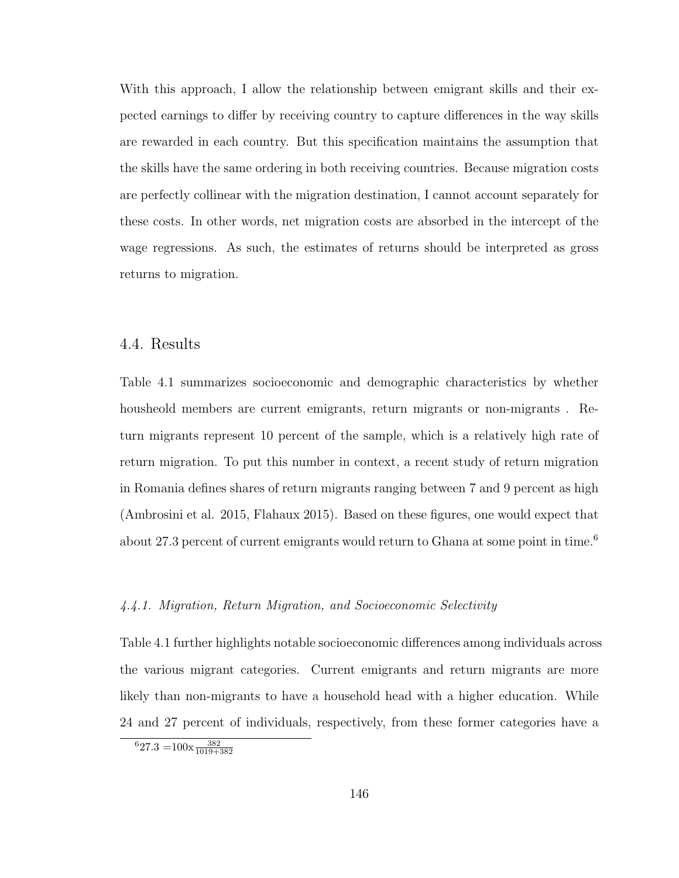With this approach, I allow the relationship between emigrant skills and their expected earnings to differ by receiving country to capture differences in the way skills are rewarded in each country. But this specification maintains the assumption that the skills have the same ordering in both receiving countries. Because migration costs are perfectly collinear with the migration destination, I cannot account separately for these costs. In other words, net migration costs are absorbed in the intercept of the wage regressions. As such, the estimates of returns should be interpreted as gross returns to migration.

## 4.4. Results

Table 4.1 summarizes socioeconomic and demographic characteristics by whether housheold members are current emigrants, return migrants or non-migrants . Return migrants represent 10 percent of the sample, which is a relatively high rate of return migration. To put this number in context, a recent study of return migration in Romania defines shares of return migrants ranging between 7 and 9 percent as high (Ambrosini et al. 2015, Flahaux 2015). Based on these figures, one would expect that about 27.3 percent of current emigrants would return to Ghana at some point in time.[6]

### *4.4.1. Migration, Return Migration, and Socioeconomic Selectivity*

Table 4.1 further highlights notable socioeconomic differences among individuals across the various migrant categories. Current emigrants and return migrants are more likely than non-migrants to have a household head with a higher education. While 24 and 27 percent of individuals, respectively, from these former categories have a

[6] $27.3 = 100\text{x}\frac{382}{1019+382}$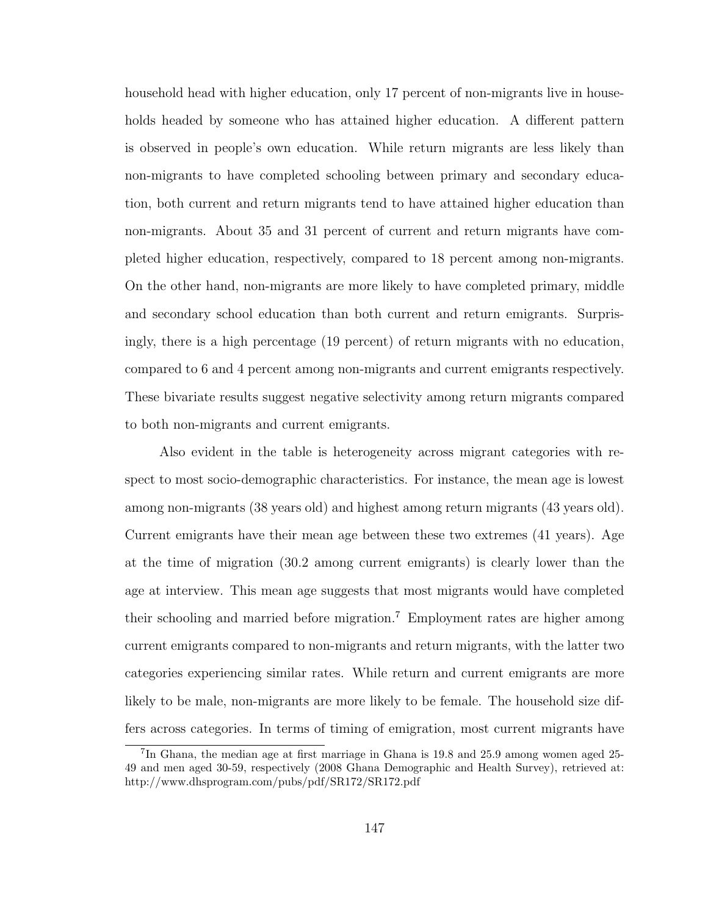household head with higher education, only 17 percent of non-migrants live in households headed by someone who has attained higher education. A different pattern is observed in people's own education. While return migrants are less likely than non-migrants to have completed schooling between primary and secondary education, both current and return migrants tend to have attained higher education than non-migrants. About 35 and 31 percent of current and return migrants have completed higher education, respectively, compared to 18 percent among non-migrants. On the other hand, non-migrants are more likely to have completed primary, middle and secondary school education than both current and return emigrants. Surprisingly, there is a high percentage (19 percent) of return migrants with no education, compared to 6 and 4 percent among non-migrants and current emigrants respectively. These bivariate results suggest negative selectivity among return migrants compared to both non-migrants and current emigrants.

Also evident in the table is heterogeneity across migrant categories with respect to most socio-demographic characteristics. For instance, the mean age is lowest among non-migrants (38 years old) and highest among return migrants (43 years old). Current emigrants have their mean age between these two extremes (41 years). Age at the time of migration (30.2 among current emigrants) is clearly lower than the age at interview. This mean age suggests that most migrants would have completed their schooling and married before migration.[7] Employment rates are higher among current emigrants compared to non-migrants and return migrants, with the latter two categories experiencing similar rates. While return and current emigrants are more likely to be male, non-migrants are more likely to be female. The household size differs across categories. In terms of timing of emigration, most current migrants have

[7] In Ghana, the median age at first marriage in Ghana is 19.8 and 25.9 among women aged 25-49 and men aged 30-59, respectively (2008 Ghana Demographic and Health Survey), retrieved at: http://www.dhsprogram.com/pubs/pdf/SR172/SR172.pdf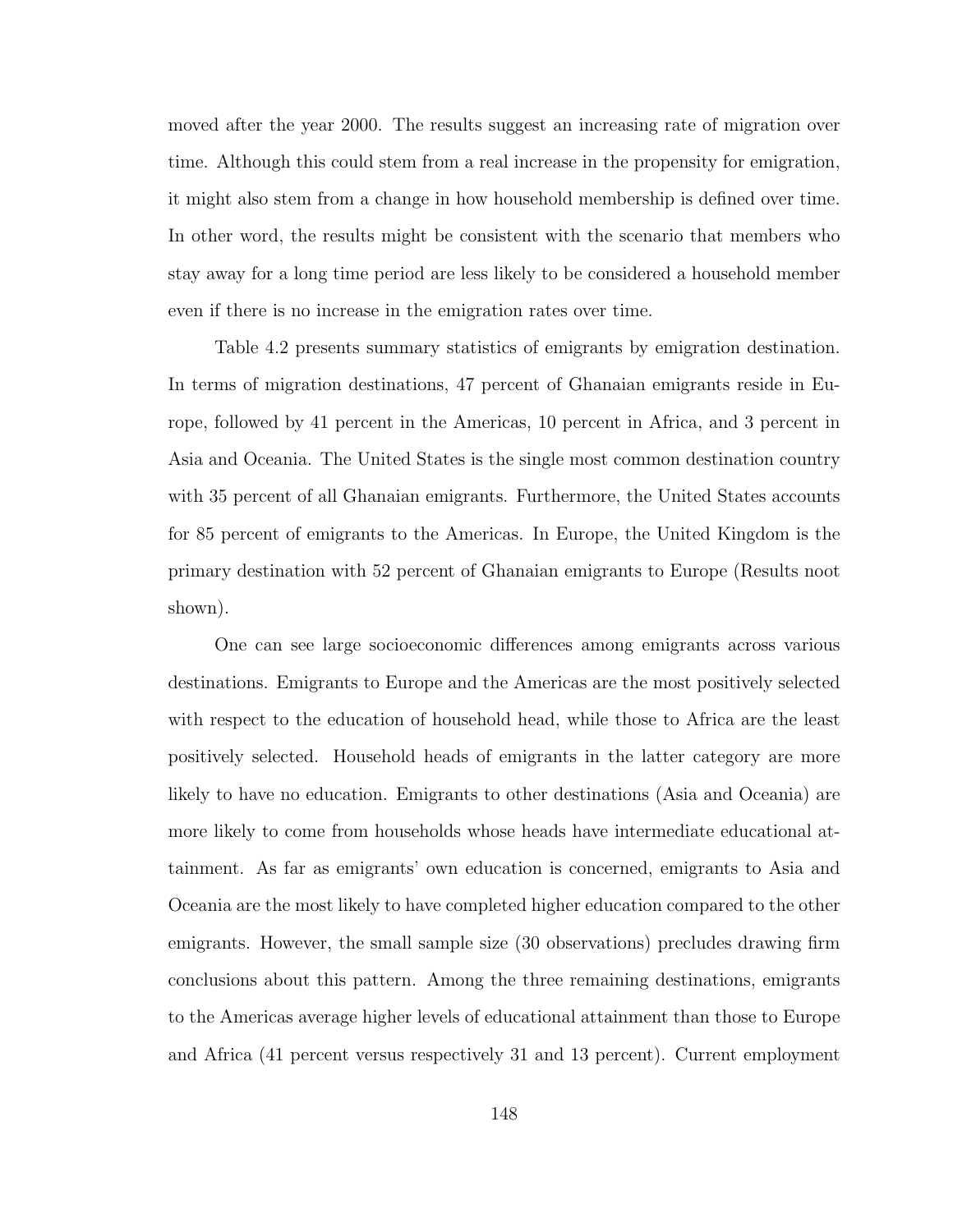moved after the year 2000. The results suggest an increasing rate of migration over time. Although this could stem from a real increase in the propensity for emigration, it might also stem from a change in how household membership is defined over time. In other word, the results might be consistent with the scenario that members who stay away for a long time period are less likely to be considered a household member even if there is no increase in the emigration rates over time.

Table 4.2 presents summary statistics of emigrants by emigration destination. In terms of migration destinations, 47 percent of Ghanaian emigrants reside in Europe, followed by 41 percent in the Americas, 10 percent in Africa, and 3 percent in Asia and Oceania. The United States is the single most common destination country with 35 percent of all Ghanaian emigrants. Furthermore, the United States accounts for 85 percent of emigrants to the Americas. In Europe, the United Kingdom is the primary destination with 52 percent of Ghanaian emigrants to Europe (Results noot shown).

One can see large socioeconomic differences among emigrants across various destinations. Emigrants to Europe and the Americas are the most positively selected with respect to the education of household head, while those to Africa are the least positively selected. Household heads of emigrants in the latter category are more likely to have no education. Emigrants to other destinations (Asia and Oceania) are more likely to come from households whose heads have intermediate educational attainment. As far as emigrants' own education is concerned, emigrants to Asia and Oceania are the most likely to have completed higher education compared to the other emigrants. However, the small sample size (30 observations) precludes drawing firm conclusions about this pattern. Among the three remaining destinations, emigrants to the Americas average higher levels of educational attainment than those to Europe and Africa (41 percent versus respectively 31 and 13 percent). Current employment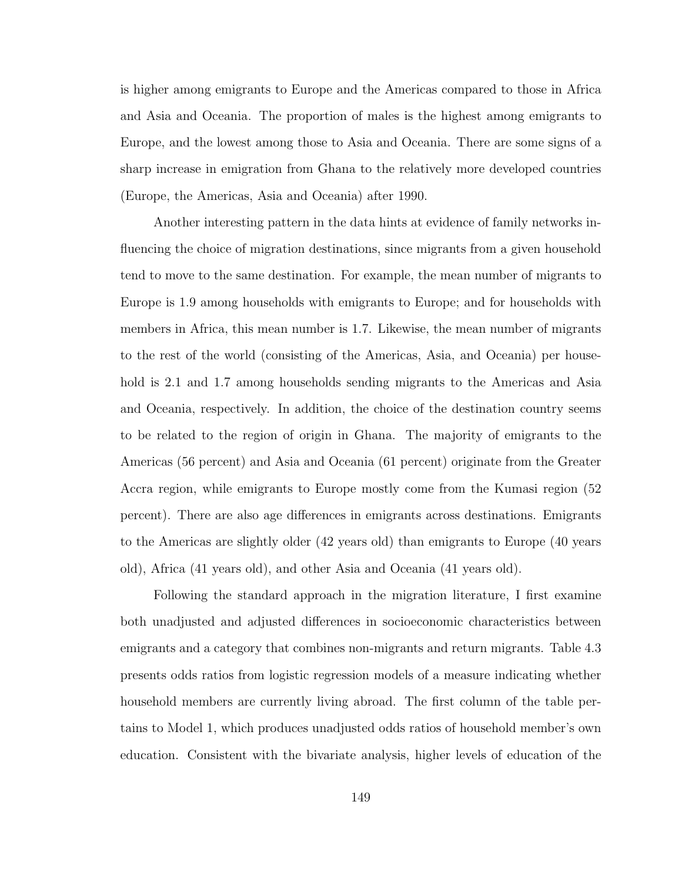is higher among emigrants to Europe and the Americas compared to those in Africa and Asia and Oceania. The proportion of males is the highest among emigrants to Europe, and the lowest among those to Asia and Oceania. There are some signs of a sharp increase in emigration from Ghana to the relatively more developed countries (Europe, the Americas, Asia and Oceania) after 1990.

Another interesting pattern in the data hints at evidence of family networks influencing the choice of migration destinations, since migrants from a given household tend to move to the same destination. For example, the mean number of migrants to Europe is 1.9 among households with emigrants to Europe; and for households with members in Africa, this mean number is 1.7. Likewise, the mean number of migrants to the rest of the world (consisting of the Americas, Asia, and Oceania) per household is 2.1 and 1.7 among households sending migrants to the Americas and Asia and Oceania, respectively. In addition, the choice of the destination country seems to be related to the region of origin in Ghana. The majority of emigrants to the Americas (56 percent) and Asia and Oceania (61 percent) originate from the Greater Accra region, while emigrants to Europe mostly come from the Kumasi region (52 percent). There are also age differences in emigrants across destinations. Emigrants to the Americas are slightly older (42 years old) than emigrants to Europe (40 years old), Africa (41 years old), and other Asia and Oceania (41 years old).

Following the standard approach in the migration literature, I first examine both unadjusted and adjusted differences in socioeconomic characteristics between emigrants and a category that combines non-migrants and return migrants. Table 4.3 presents odds ratios from logistic regression models of a measure indicating whether household members are currently living abroad. The first column of the table pertains to Model 1, which produces unadjusted odds ratios of household member's own education. Consistent with the bivariate analysis, higher levels of education of the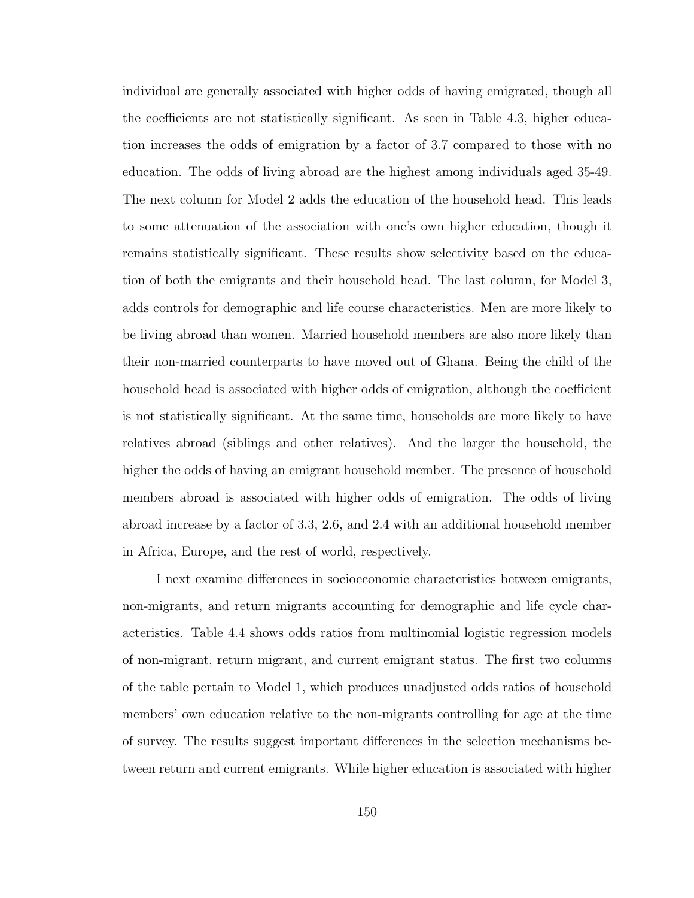individual are generally associated with higher odds of having emigrated, though all the coefficients are not statistically significant. As seen in Table 4.3, higher education increases the odds of emigration by a factor of 3.7 compared to those with no education. The odds of living abroad are the highest among individuals aged 35-49. The next column for Model 2 adds the education of the household head. This leads to some attenuation of the association with one's own higher education, though it remains statistically significant. These results show selectivity based on the education of both the emigrants and their household head. The last column, for Model 3, adds controls for demographic and life course characteristics. Men are more likely to be living abroad than women. Married household members are also more likely than their non-married counterparts to have moved out of Ghana. Being the child of the household head is associated with higher odds of emigration, although the coefficient is not statistically significant. At the same time, households are more likely to have relatives abroad (siblings and other relatives). And the larger the household, the higher the odds of having an emigrant household member. The presence of household members abroad is associated with higher odds of emigration. The odds of living abroad increase by a factor of 3.3, 2.6, and 2.4 with an additional household member in Africa, Europe, and the rest of world, respectively.

I next examine differences in socioeconomic characteristics between emigrants, non-migrants, and return migrants accounting for demographic and life cycle characteristics. Table 4.4 shows odds ratios from multinomial logistic regression models of non-migrant, return migrant, and current emigrant status. The first two columns of the table pertain to Model 1, which produces unadjusted odds ratios of household members' own education relative to the non-migrants controlling for age at the time of survey. The results suggest important differences in the selection mechanisms between return and current emigrants. While higher education is associated with higher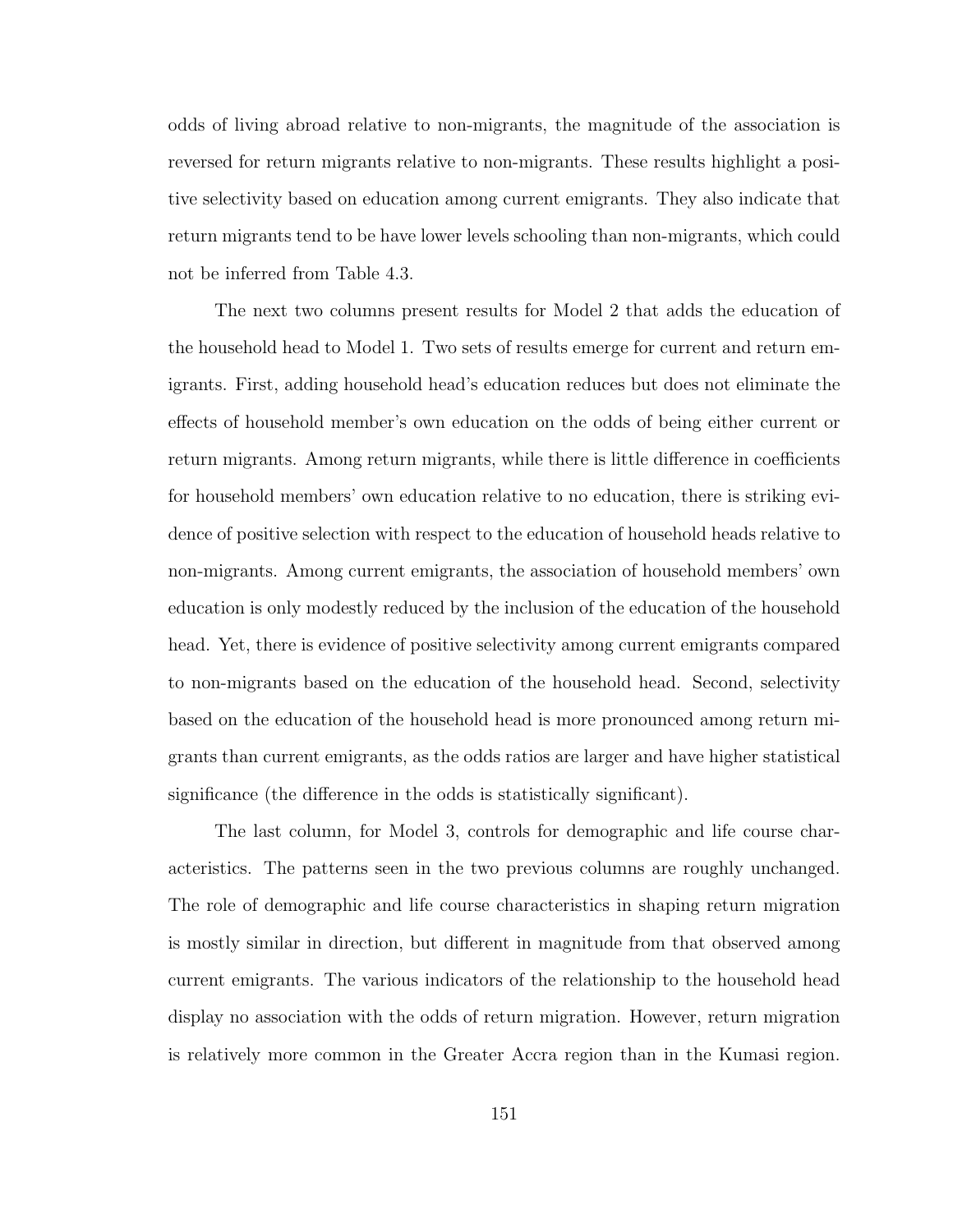odds of living abroad relative to non-migrants, the magnitude of the association is reversed for return migrants relative to non-migrants. These results highlight a positive selectivity based on education among current emigrants. They also indicate that return migrants tend to be have lower levels schooling than non-migrants, which could not be inferred from Table 4.3.

The next two columns present results for Model 2 that adds the education of the household head to Model 1. Two sets of results emerge for current and return emigrants. First, adding household head's education reduces but does not eliminate the effects of household member's own education on the odds of being either current or return migrants. Among return migrants, while there is little difference in coefficients for household members' own education relative to no education, there is striking evidence of positive selection with respect to the education of household heads relative to non-migrants. Among current emigrants, the association of household members' own education is only modestly reduced by the inclusion of the education of the household head. Yet, there is evidence of positive selectivity among current emigrants compared to non-migrants based on the education of the household head. Second, selectivity based on the education of the household head is more pronounced among return migrants than current emigrants, as the odds ratios are larger and have higher statistical significance (the difference in the odds is statistically significant).

The last column, for Model 3, controls for demographic and life course characteristics. The patterns seen in the two previous columns are roughly unchanged. The role of demographic and life course characteristics in shaping return migration is mostly similar in direction, but different in magnitude from that observed among current emigrants. The various indicators of the relationship to the household head display no association with the odds of return migration. However, return migration is relatively more common in the Greater Accra region than in the Kumasi region.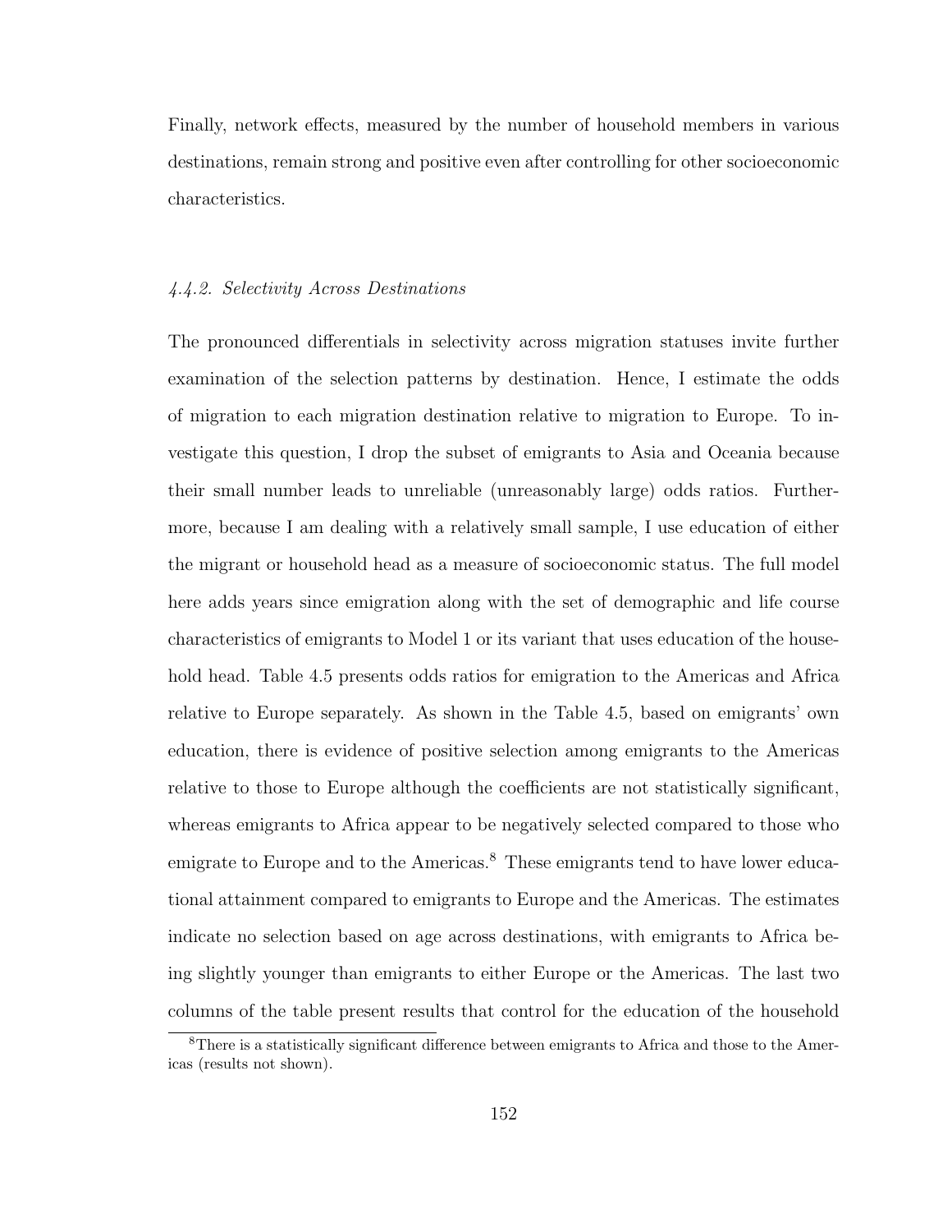Finally, network effects, measured by the number of household members in various destinations, remain strong and positive even after controlling for other socioeconomic characteristics.

### *4.4.2. Selectivity Across Destinations*

The pronounced differentials in selectivity across migration statuses invite further examination of the selection patterns by destination. Hence, I estimate the odds of migration to each migration destination relative to migration to Europe. To investigate this question, I drop the subset of emigrants to Asia and Oceania because their small number leads to unreliable (unreasonably large) odds ratios. Furthermore, because I am dealing with a relatively small sample, I use education of either the migrant or household head as a measure of socioeconomic status. The full model here adds years since emigration along with the set of demographic and life course characteristics of emigrants to Model 1 or its variant that uses education of the household head. Table 4.5 presents odds ratios for emigration to the Americas and Africa relative to Europe separately. As shown in the Table 4.5, based on emigrants' own education, there is evidence of positive selection among emigrants to the Americas relative to those to Europe although the coefficients are not statistically significant, whereas emigrants to Africa appear to be negatively selected compared to those who emigrate to Europe and to the Americas.[8] These emigrants tend to have lower educational attainment compared to emigrants to Europe and the Americas. The estimates indicate no selection based on age across destinations, with emigrants to Africa being slightly younger than emigrants to either Europe or the Americas. The last two columns of the table present results that control for the education of the household

[8] There is a statistically significant difference between emigrants to Africa and those to the Americas (results not shown).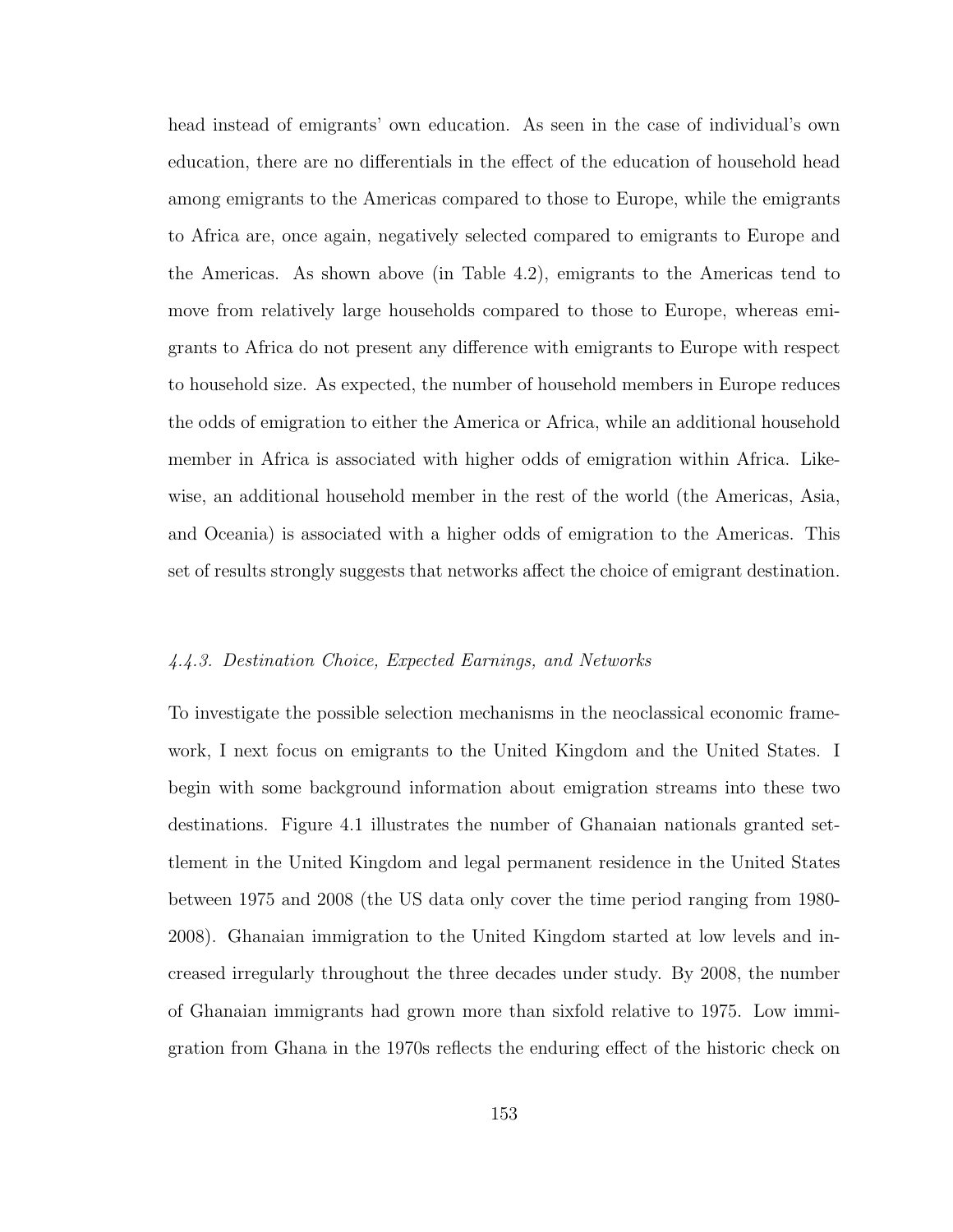head instead of emigrants' own education. As seen in the case of individual's own education, there are no differentials in the effect of the education of household head among emigrants to the Americas compared to those to Europe, while the emigrants to Africa are, once again, negatively selected compared to emigrants to Europe and the Americas. As shown above (in Table 4.2), emigrants to the Americas tend to move from relatively large households compared to those to Europe, whereas emigrants to Africa do not present any difference with emigrants to Europe with respect to household size. As expected, the number of household members in Europe reduces the odds of emigration to either the America or Africa, while an additional household member in Africa is associated with higher odds of emigration within Africa. Likewise, an additional household member in the rest of the world (the Americas, Asia, and Oceania) is associated with a higher odds of emigration to the Americas. This set of results strongly suggests that networks affect the choice of emigrant destination.

### *4.4.3. Destination Choice, Expected Earnings, and Networks*

To investigate the possible selection mechanisms in the neoclassical economic framework, I next focus on emigrants to the United Kingdom and the United States. I begin with some background information about emigration streams into these two destinations. Figure 4.1 illustrates the number of Ghanaian nationals granted settlement in the United Kingdom and legal permanent residence in the United States between 1975 and 2008 (the US data only cover the time period ranging from 1980-2008). Ghanaian immigration to the United Kingdom started at low levels and increased irregularly throughout the three decades under study. By 2008, the number of Ghanaian immigrants had grown more than sixfold relative to 1975. Low immigration from Ghana in the 1970s reflects the enduring effect of the historic check on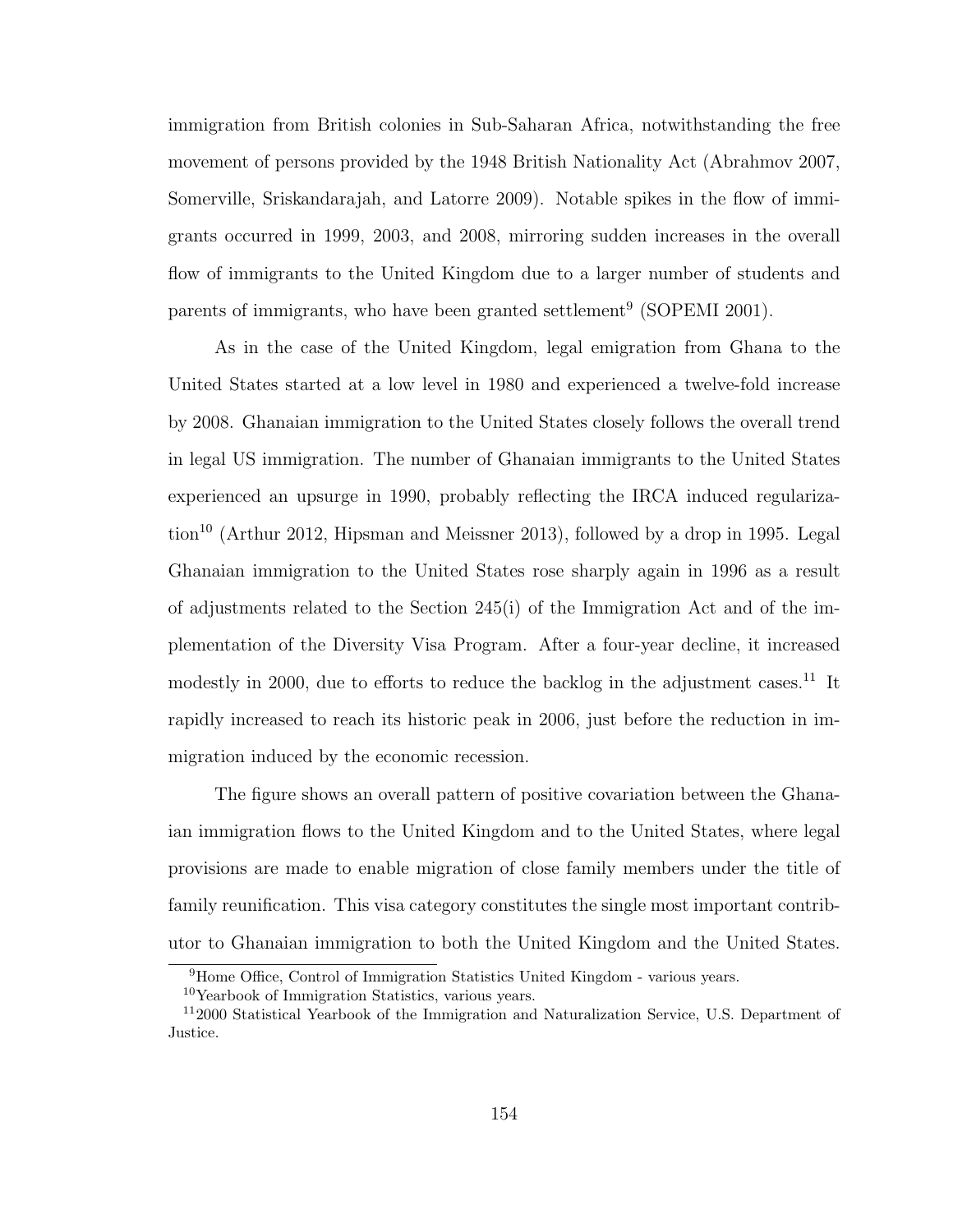immigration from British colonies in Sub-Saharan Africa, notwithstanding the free movement of persons provided by the 1948 British Nationality Act (Abrahmov 2007, Somerville, Sriskandarajah, and Latorre 2009). Notable spikes in the flow of immigrants occurred in 1999, 2003, and 2008, mirroring sudden increases in the overall flow of immigrants to the United Kingdom due to a larger number of students and parents of immigrants, who have been granted settlement[9] (SOPEMI 2001).

As in the case of the United Kingdom, legal emigration from Ghana to the United States started at a low level in 1980 and experienced a twelve-fold increase by 2008. Ghanaian immigration to the United States closely follows the overall trend in legal US immigration. The number of Ghanaian immigrants to the United States experienced an upsurge in 1990, probably reflecting the IRCA induced regularization[10] (Arthur 2012, Hipsman and Meissner 2013), followed by a drop in 1995. Legal Ghanaian immigration to the United States rose sharply again in 1996 as a result of adjustments related to the Section 245(i) of the Immigration Act and of the implementation of the Diversity Visa Program. After a four-year decline, it increased modestly in 2000, due to efforts to reduce the backlog in the adjustment cases.[11] It rapidly increased to reach its historic peak in 2006, just before the reduction in immigration induced by the economic recession.

The figure shows an overall pattern of positive covariation between the Ghanaian immigration flows to the United Kingdom and to the United States, where legal provisions are made to enable migration of close family members under the title of family reunification. This visa category constitutes the single most important contributor to Ghanaian immigration to both the United Kingdom and the United States.

[9] Home Office, Control of Immigration Statistics United Kingdom - various years.

[10] Yearbook of Immigration Statistics, various years.

[11] 2000 Statistical Yearbook of the Immigration and Naturalization Service, U.S. Department of Justice.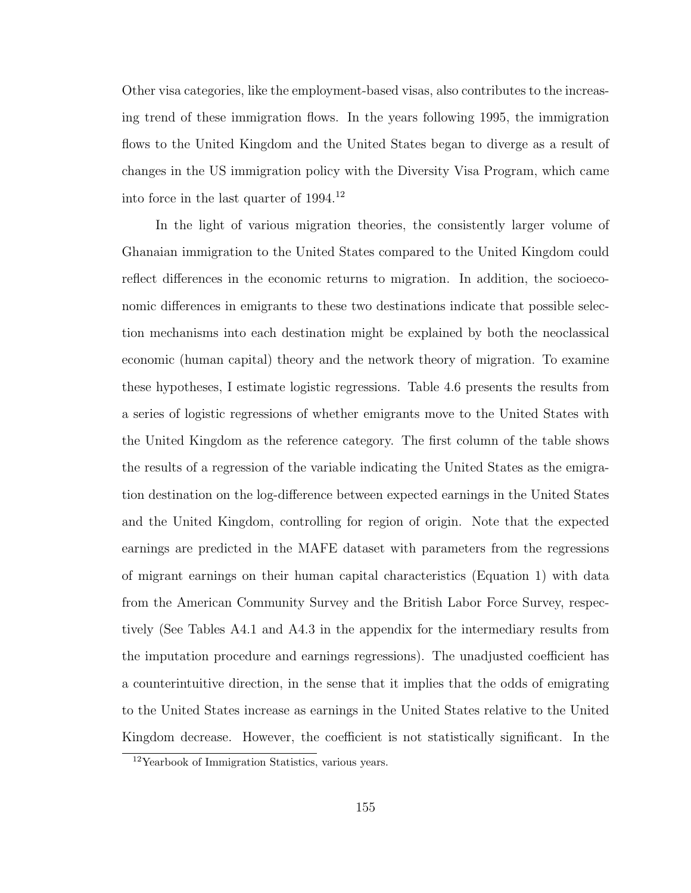Other visa categories, like the employment-based visas, also contributes to the increasing trend of these immigration flows. In the years following 1995, the immigration flows to the United Kingdom and the United States began to diverge as a result of changes in the US immigration policy with the Diversity Visa Program, which came into force in the last quarter of 1994.[12]

In the light of various migration theories, the consistently larger volume of Ghanaian immigration to the United States compared to the United Kingdom could reflect differences in the economic returns to migration. In addition, the socioeconomic differences in emigrants to these two destinations indicate that possible selection mechanisms into each destination might be explained by both the neoclassical economic (human capital) theory and the network theory of migration. To examine these hypotheses, I estimate logistic regressions. Table 4.6 presents the results from a series of logistic regressions of whether emigrants move to the United States with the United Kingdom as the reference category. The first column of the table shows the results of a regression of the variable indicating the United States as the emigration destination on the log-difference between expected earnings in the United States and the United Kingdom, controlling for region of origin. Note that the expected earnings are predicted in the MAFE dataset with parameters from the regressions of migrant earnings on their human capital characteristics (Equation 1) with data from the American Community Survey and the British Labor Force Survey, respectively (See Tables A4.1 and A4.3 in the appendix for the intermediary results from the imputation procedure and earnings regressions). The unadjusted coefficient has a counterintuitive direction, in the sense that it implies that the odds of emigrating to the United States increase as earnings in the United States relative to the United Kingdom decrease. However, the coefficient is not statistically significant. In the

[12] Yearbook of Immigration Statistics, various years.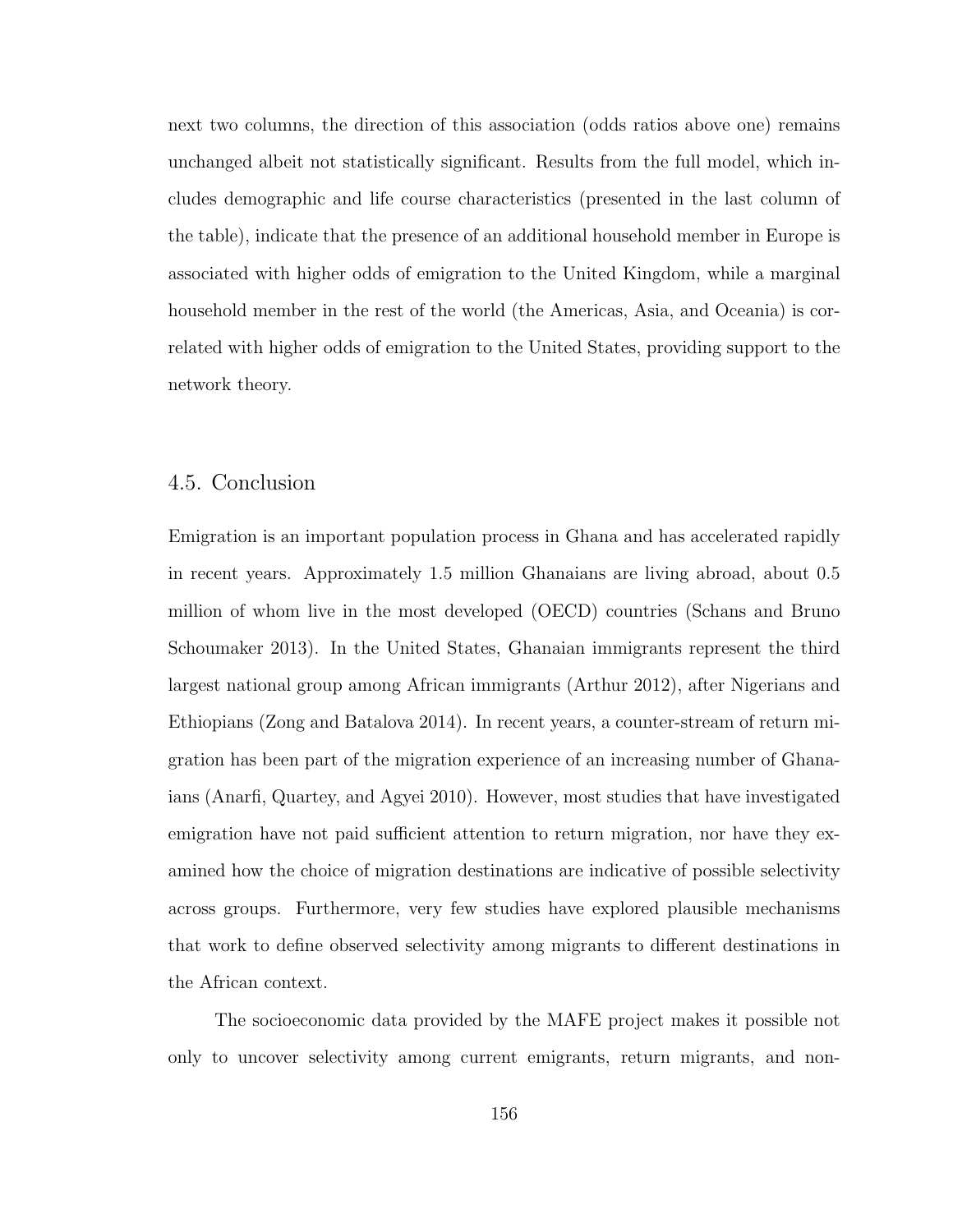next two columns, the direction of this association (odds ratios above one) remains unchanged albeit not statistically significant. Results from the full model, which includes demographic and life course characteristics (presented in the last column of the table), indicate that the presence of an additional household member in Europe is associated with higher odds of emigration to the United Kingdom, while a marginal household member in the rest of the world (the Americas, Asia, and Oceania) is correlated with higher odds of emigration to the United States, providing support to the network theory.

## 4.5. Conclusion

Emigration is an important population process in Ghana and has accelerated rapidly in recent years. Approximately 1.5 million Ghanaians are living abroad, about 0.5 million of whom live in the most developed (OECD) countries (Schans and Bruno Schoumaker 2013). In the United States, Ghanaian immigrants represent the third largest national group among African immigrants (Arthur 2012), after Nigerians and Ethiopians (Zong and Batalova 2014). In recent years, a counter-stream of return migration has been part of the migration experience of an increasing number of Ghanaians (Anarfi, Quartey, and Agyei 2010). However, most studies that have investigated emigration have not paid sufficient attention to return migration, nor have they examined how the choice of migration destinations are indicative of possible selectivity across groups. Furthermore, very few studies have explored plausible mechanisms that work to define observed selectivity among migrants to different destinations in the African context.

The socioeconomic data provided by the MAFE project makes it possible not only to uncover selectivity among current emigrants, return migrants, and non-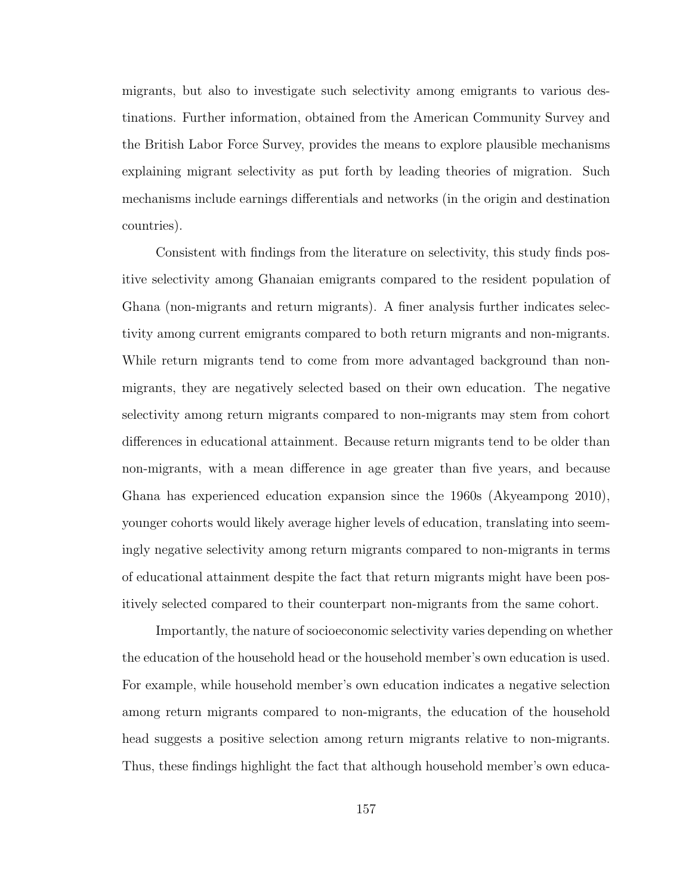migrants, but also to investigate such selectivity among emigrants to various destinations. Further information, obtained from the American Community Survey and the British Labor Force Survey, provides the means to explore plausible mechanisms explaining migrant selectivity as put forth by leading theories of migration. Such mechanisms include earnings differentials and networks (in the origin and destination countries).

Consistent with findings from the literature on selectivity, this study finds positive selectivity among Ghanaian emigrants compared to the resident population of Ghana (non-migrants and return migrants). A finer analysis further indicates selectivity among current emigrants compared to both return migrants and non-migrants. While return migrants tend to come from more advantaged background than non-migrants, they are negatively selected based on their own education. The negative selectivity among return migrants compared to non-migrants may stem from cohort differences in educational attainment. Because return migrants tend to be older than non-migrants, with a mean difference in age greater than five years, and because Ghana has experienced education expansion since the 1960s (Akyeampong 2010), younger cohorts would likely average higher levels of education, translating into seemingly negative selectivity among return migrants compared to non-migrants in terms of educational attainment despite the fact that return migrants might have been positively selected compared to their counterpart non-migrants from the same cohort.

Importantly, the nature of socioeconomic selectivity varies depending on whether the education of the household head or the household member's own education is used. For example, while household member's own education indicates a negative selection among return migrants compared to non-migrants, the education of the household head suggests a positive selection among return migrants relative to non-migrants. Thus, these findings highlight the fact that although household member's own educa-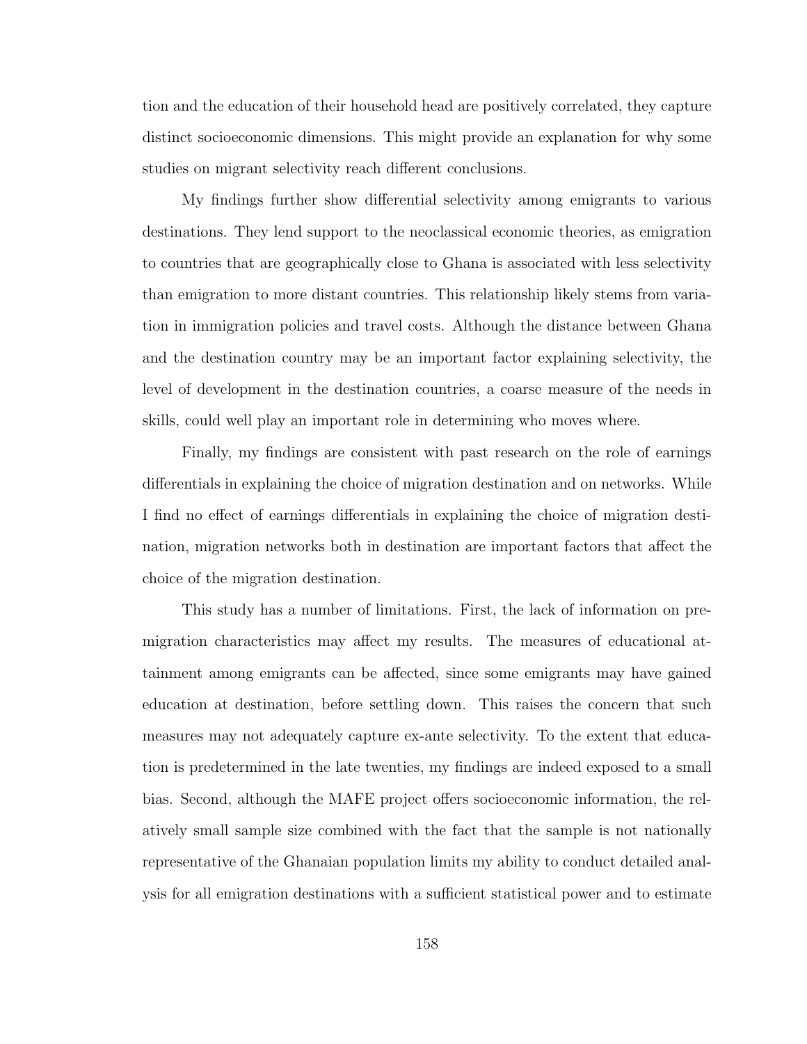tion and the education of their household head are positively correlated, they capture distinct socioeconomic dimensions. This might provide an explanation for why some studies on migrant selectivity reach different conclusions.

My findings further show differential selectivity among emigrants to various destinations. They lend support to the neoclassical economic theories, as emigration to countries that are geographically close to Ghana is associated with less selectivity than emigration to more distant countries. This relationship likely stems from variation in immigration policies and travel costs. Although the distance between Ghana and the destination country may be an important factor explaining selectivity, the level of development in the destination countries, a coarse measure of the needs in skills, could well play an important role in determining who moves where.

Finally, my findings are consistent with past research on the role of earnings differentials in explaining the choice of migration destination and on networks. While I find no effect of earnings differentials in explaining the choice of migration destination, migration networks both in destination are important factors that affect the choice of the migration destination.

This study has a number of limitations. First, the lack of information on premigration characteristics may affect my results. The measures of educational attainment among emigrants can be affected, since some emigrants may have gained education at destination, before settling down. This raises the concern that such measures may not adequately capture ex-ante selectivity. To the extent that education is predetermined in the late twenties, my findings are indeed exposed to a small bias. Second, although the MAFE project offers socioeconomic information, the relatively small sample size combined with the fact that the sample is not nationally representative of the Ghanaian population limits my ability to conduct detailed analysis for all emigration destinations with a sufficient statistical power and to estimate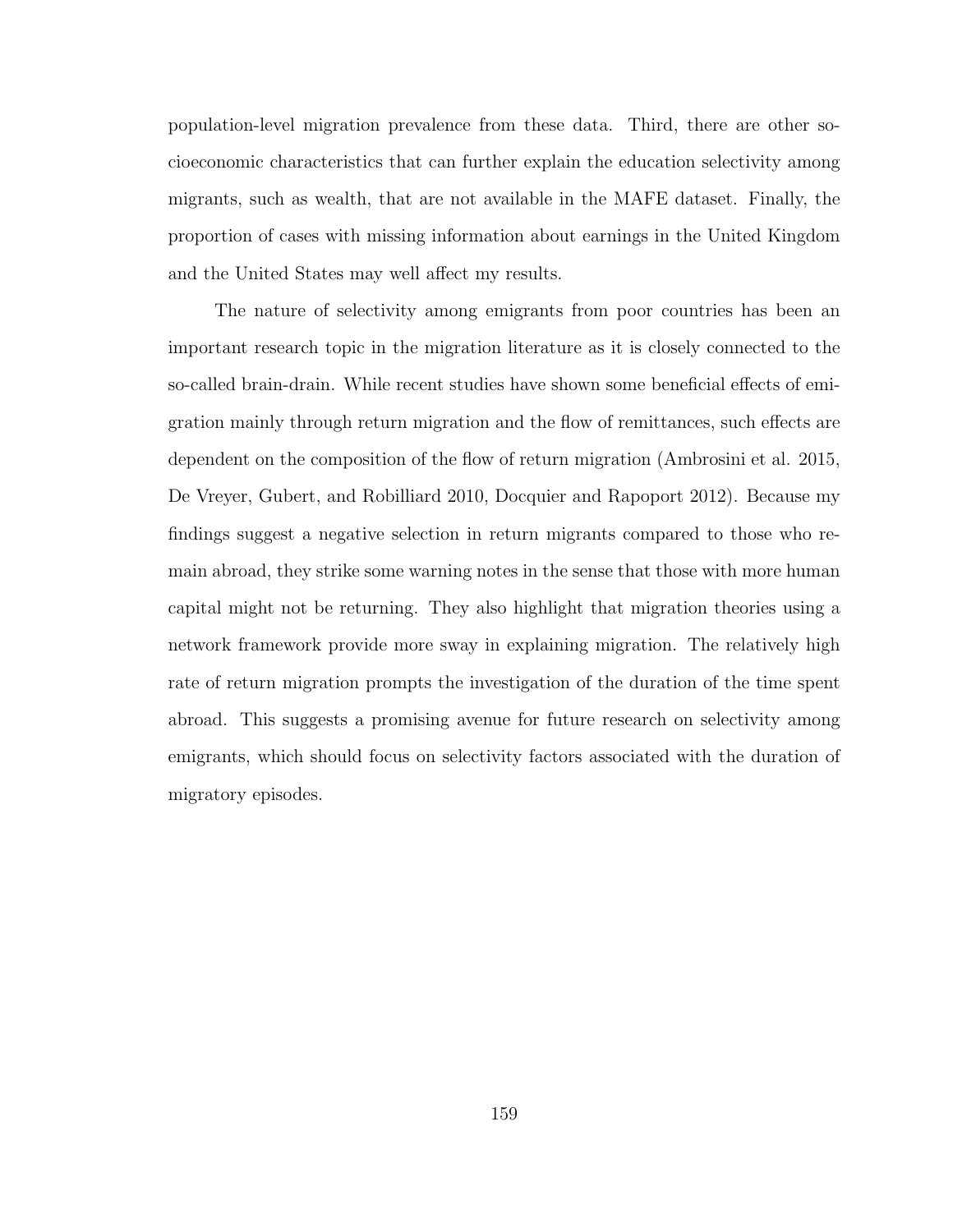population-level migration prevalence from these data. Third, there are other socioeconomic characteristics that can further explain the education selectivity among migrants, such as wealth, that are not available in the MAFE dataset. Finally, the proportion of cases with missing information about earnings in the United Kingdom and the United States may well affect my results.

The nature of selectivity among emigrants from poor countries has been an important research topic in the migration literature as it is closely connected to the so-called brain-drain. While recent studies have shown some beneficial effects of emigration mainly through return migration and the flow of remittances, such effects are dependent on the composition of the flow of return migration (Ambrosini et al. 2015, De Vreyer, Gubert, and Robilliard 2010, Docquier and Rapoport 2012). Because my findings suggest a negative selection in return migrants compared to those who remain abroad, they strike some warning notes in the sense that those with more human capital might not be returning. They also highlight that migration theories using a network framework provide more sway in explaining migration. The relatively high rate of return migration prompts the investigation of the duration of the time spent abroad. This suggests a promising avenue for future research on selectivity among emigrants, which should focus on selectivity factors associated with the duration of migratory episodes.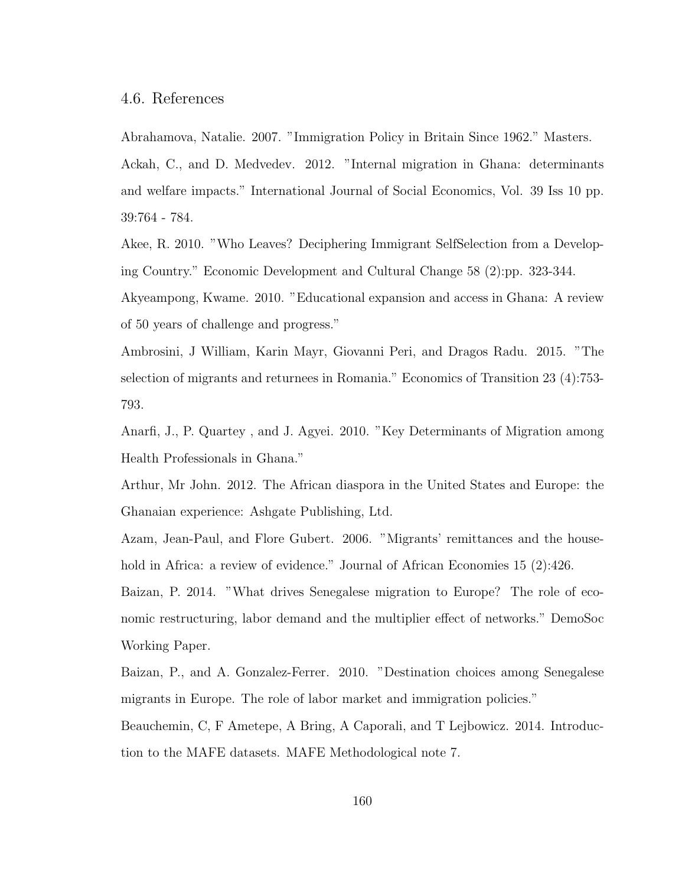## 4.6. References

Abrahamova, Natalie. 2007. "Immigration Policy in Britain Since 1962." Masters.

Ackah, C., and D. Medvedev. 2012. "Internal migration in Ghana: determinants and welfare impacts." International Journal of Social Economics, Vol. 39 Iss 10 pp. 39:764 - 784.

Akee, R. 2010. "Who Leaves? Deciphering Immigrant SelfSelection from a Developing Country." Economic Development and Cultural Change 58 (2):pp. 323-344.

Akyeampong, Kwame. 2010. "Educational expansion and access in Ghana: A review of 50 years of challenge and progress."

Ambrosini, J William, Karin Mayr, Giovanni Peri, and Dragos Radu. 2015. "The selection of migrants and returnees in Romania." Economics of Transition 23 (4):753-793.

Anarfi, J., P. Quartey , and J. Agyei. 2010. "Key Determinants of Migration among Health Professionals in Ghana."

Arthur, Mr John. 2012. The African diaspora in the United States and Europe: the Ghanaian experience: Ashgate Publishing, Ltd.

Azam, Jean-Paul, and Flore Gubert. 2006. "Migrants' remittances and the household in Africa: a review of evidence." Journal of African Economies 15 (2):426.

Baizan, P. 2014. "What drives Senegalese migration to Europe? The role of economic restructuring, labor demand and the multiplier effect of networks." DemoSoc Working Paper.

Baizan, P., and A. Gonzalez-Ferrer. 2010. "Destination choices among Senegalese migrants in Europe. The role of labor market and immigration policies."

Beauchemin, C, F Ametepe, A Bring, A Caporali, and T Lejbowicz. 2014. Introduction to the MAFE datasets. MAFE Methodological note 7.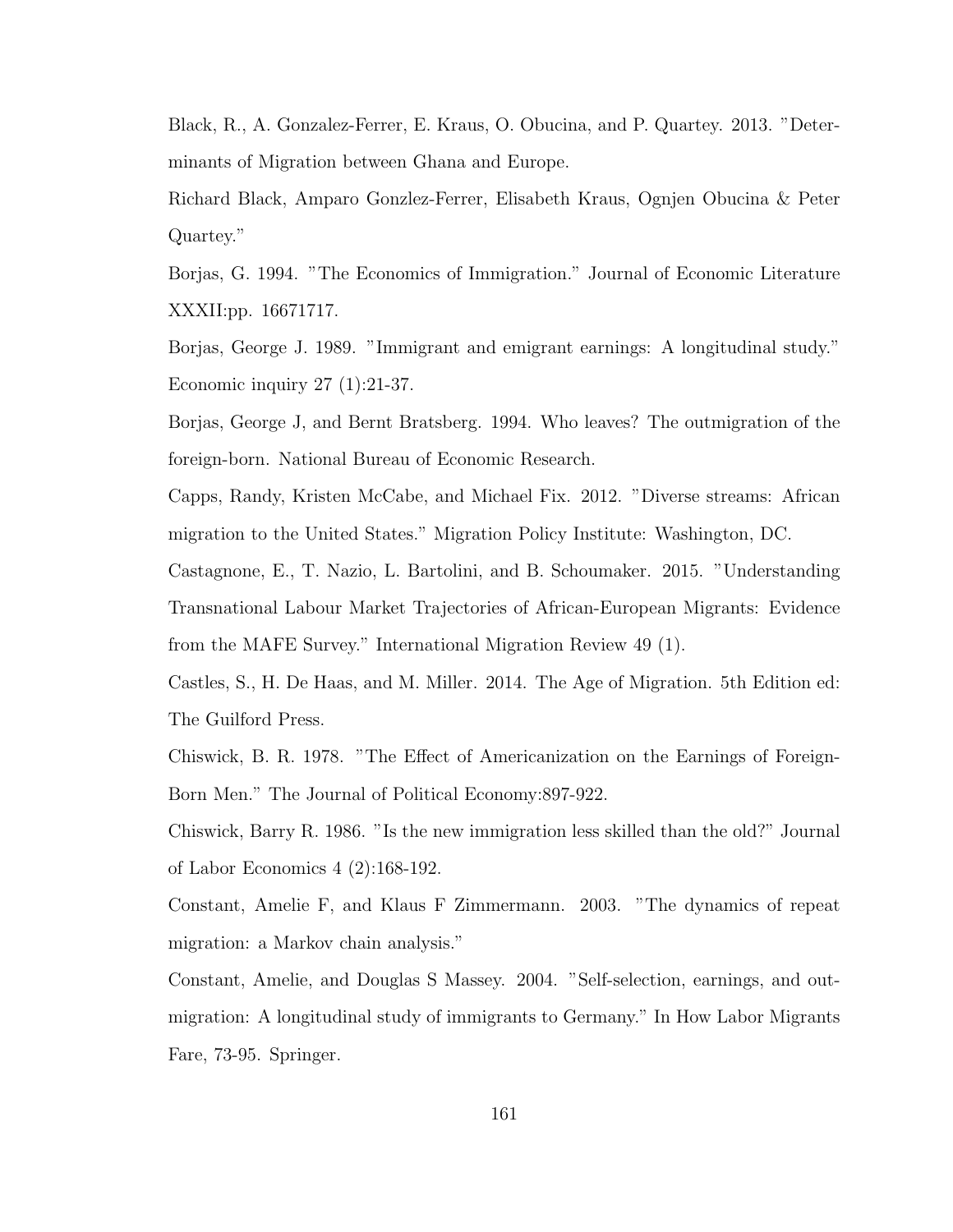Black, R., A. Gonzalez-Ferrer, E. Kraus, O. Obucina, and P. Quartey. 2013. "Determinants of Migration between Ghana and Europe.

Richard Black, Amparo Gonzlez-Ferrer, Elisabeth Kraus, Ognjen Obucina & Peter Quartey."

Borjas, G. 1994. "The Economics of Immigration." Journal of Economic Literature XXXII:pp. 16671717.

Borjas, George J. 1989. "Immigrant and emigrant earnings: A longitudinal study." Economic inquiry 27 (1):21-37.

Borjas, George J, and Bernt Bratsberg. 1994. Who leaves? The outmigration of the foreign-born. National Bureau of Economic Research.

Capps, Randy, Kristen McCabe, and Michael Fix. 2012. "Diverse streams: African migration to the United States." Migration Policy Institute: Washington, DC.

Castagnone, E., T. Nazio, L. Bartolini, and B. Schoumaker. 2015. "Understanding Transnational Labour Market Trajectories of African-European Migrants: Evidence from the MAFE Survey." International Migration Review 49 (1).

Castles, S., H. De Haas, and M. Miller. 2014. The Age of Migration. 5th Edition ed: The Guilford Press.

Chiswick, B. R. 1978. "The Effect of Americanization on the Earnings of Foreign-Born Men." The Journal of Political Economy:897-922.

Chiswick, Barry R. 1986. "Is the new immigration less skilled than the old?" Journal of Labor Economics 4 (2):168-192.

Constant, Amelie F, and Klaus F Zimmermann. 2003. "The dynamics of repeat migration: a Markov chain analysis."

Constant, Amelie, and Douglas S Massey. 2004. "Self-selection, earnings, and out-migration: A longitudinal study of immigrants to Germany." In How Labor Migrants Fare, 73-95. Springer.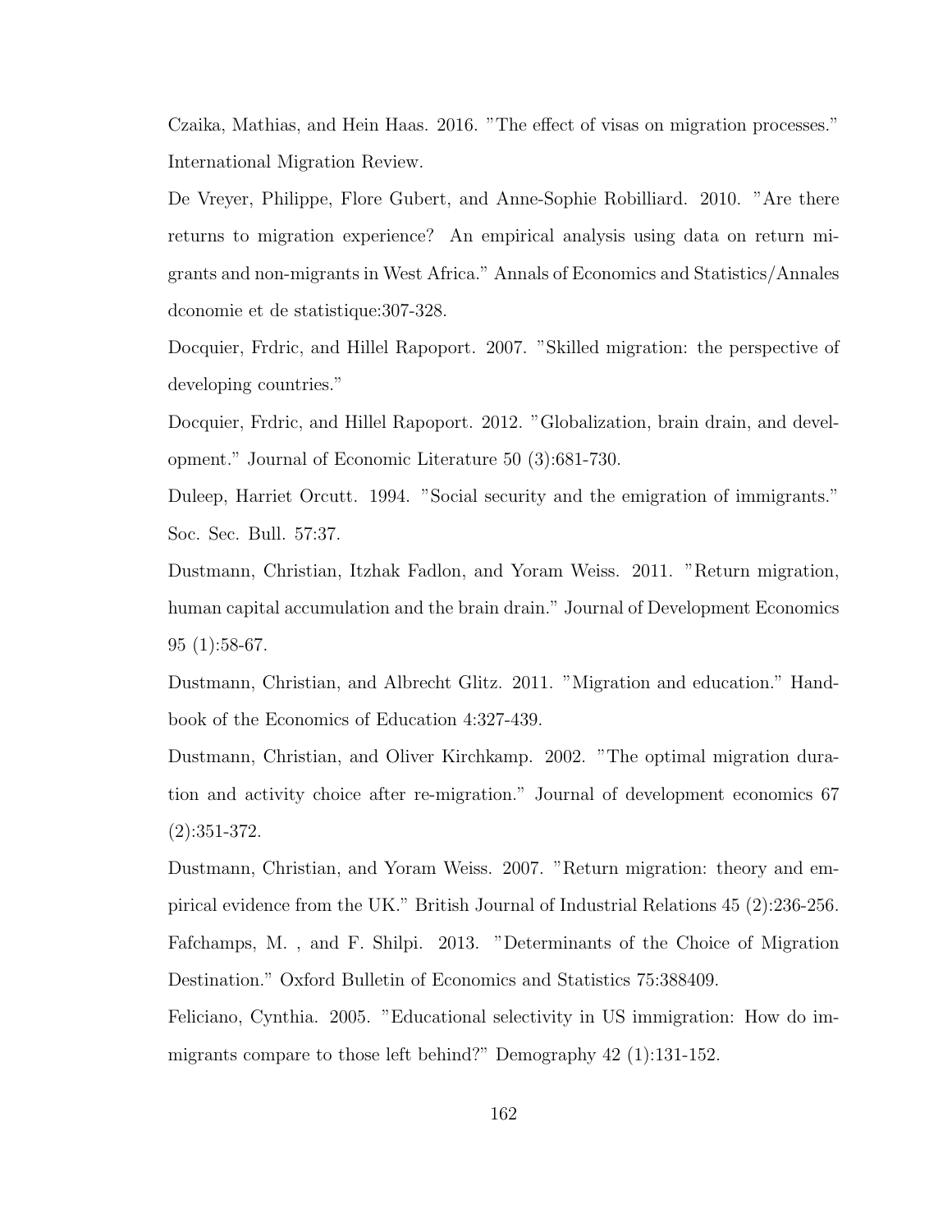Czaika, Mathias, and Hein Haas. 2016. "The effect of visas on migration processes." International Migration Review.

De Vreyer, Philippe, Flore Gubert, and Anne-Sophie Robilliard. 2010. "Are there returns to migration experience? An empirical analysis using data on return migrants and non-migrants in West Africa." Annals of Economics and Statistics/Annales dconomie et de statistique:307-328.

Docquier, Frdric, and Hillel Rapoport. 2007. "Skilled migration: the perspective of developing countries."

Docquier, Frdric, and Hillel Rapoport. 2012. "Globalization, brain drain, and development." Journal of Economic Literature 50 (3):681-730.

Duleep, Harriet Orcutt. 1994. "Social security and the emigration of immigrants." Soc. Sec. Bull. 57:37.

Dustmann, Christian, Itzhak Fadlon, and Yoram Weiss. 2011. "Return migration, human capital accumulation and the brain drain." Journal of Development Economics 95 (1):58-67.

Dustmann, Christian, and Albrecht Glitz. 2011. "Migration and education." Handbook of the Economics of Education 4:327-439.

Dustmann, Christian, and Oliver Kirchkamp. 2002. "The optimal migration duration and activity choice after re-migration." Journal of development economics 67 (2):351-372.

Dustmann, Christian, and Yoram Weiss. 2007. "Return migration: theory and empirical evidence from the UK." British Journal of Industrial Relations 45 (2):236-256.

Fafchamps, M. , and F. Shilpi. 2013. "Determinants of the Choice of Migration Destination." Oxford Bulletin of Economics and Statistics 75:388409.

Feliciano, Cynthia. 2005. "Educational selectivity in US immigration: How do immigrants compare to those left behind?" Demography 42 (1):131-152.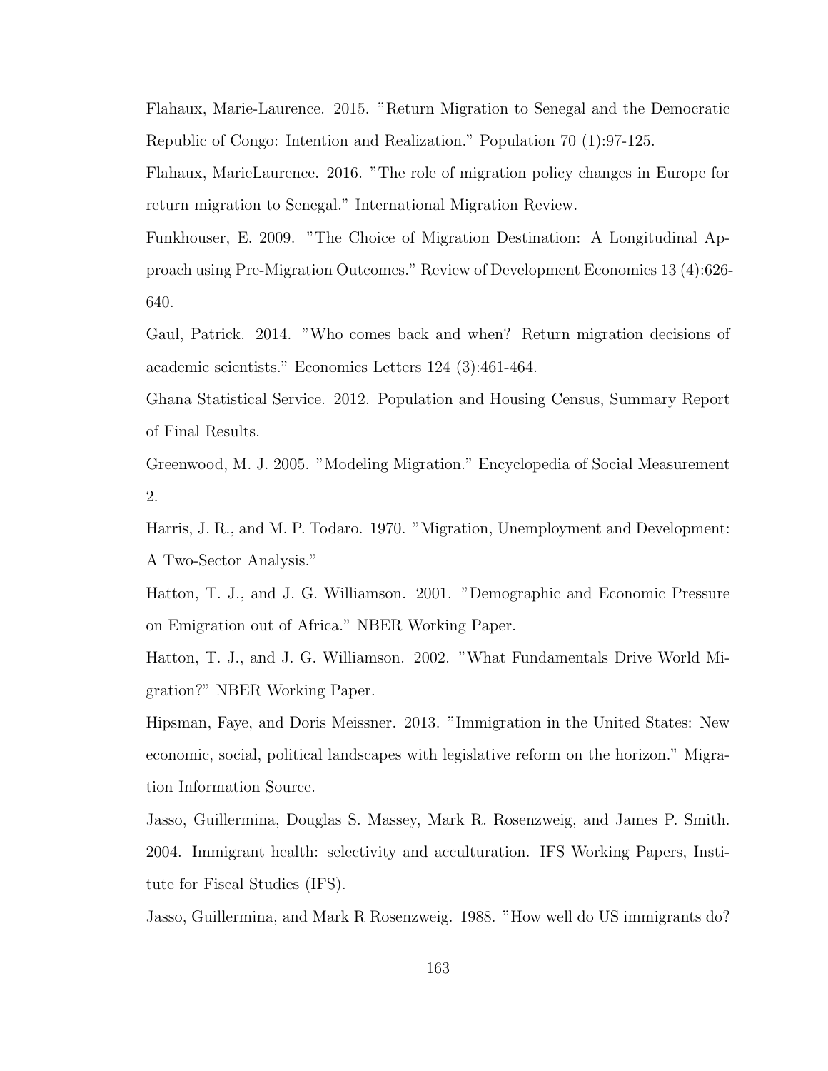Flahaux, Marie-Laurence. 2015. "Return Migration to Senegal and the Democratic Republic of Congo: Intention and Realization." Population 70 (1):97-125.

Flahaux, MarieLaurence. 2016. "The role of migration policy changes in Europe for return migration to Senegal." International Migration Review.

Funkhouser, E. 2009. "The Choice of Migration Destination: A Longitudinal Approach using Pre-Migration Outcomes." Review of Development Economics 13 (4):626-640.

Gaul, Patrick. 2014. "Who comes back and when? Return migration decisions of academic scientists." Economics Letters 124 (3):461-464.

Ghana Statistical Service. 2012. Population and Housing Census, Summary Report of Final Results.

Greenwood, M. J. 2005. "Modeling Migration." Encyclopedia of Social Measurement 2.

Harris, J. R., and M. P. Todaro. 1970. "Migration, Unemployment and Development: A Two-Sector Analysis."

Hatton, T. J., and J. G. Williamson. 2001. "Demographic and Economic Pressure on Emigration out of Africa." NBER Working Paper.

Hatton, T. J., and J. G. Williamson. 2002. "What Fundamentals Drive World Migration?" NBER Working Paper.

Hipsman, Faye, and Doris Meissner. 2013. "Immigration in the United States: New economic, social, political landscapes with legislative reform on the horizon." Migration Information Source.

Jasso, Guillermina, Douglas S. Massey, Mark R. Rosenzweig, and James P. Smith. 2004. Immigrant health: selectivity and acculturation. IFS Working Papers, Institute for Fiscal Studies (IFS).

Jasso, Guillermina, and Mark R Rosenzweig. 1988. "How well do US immigrants do?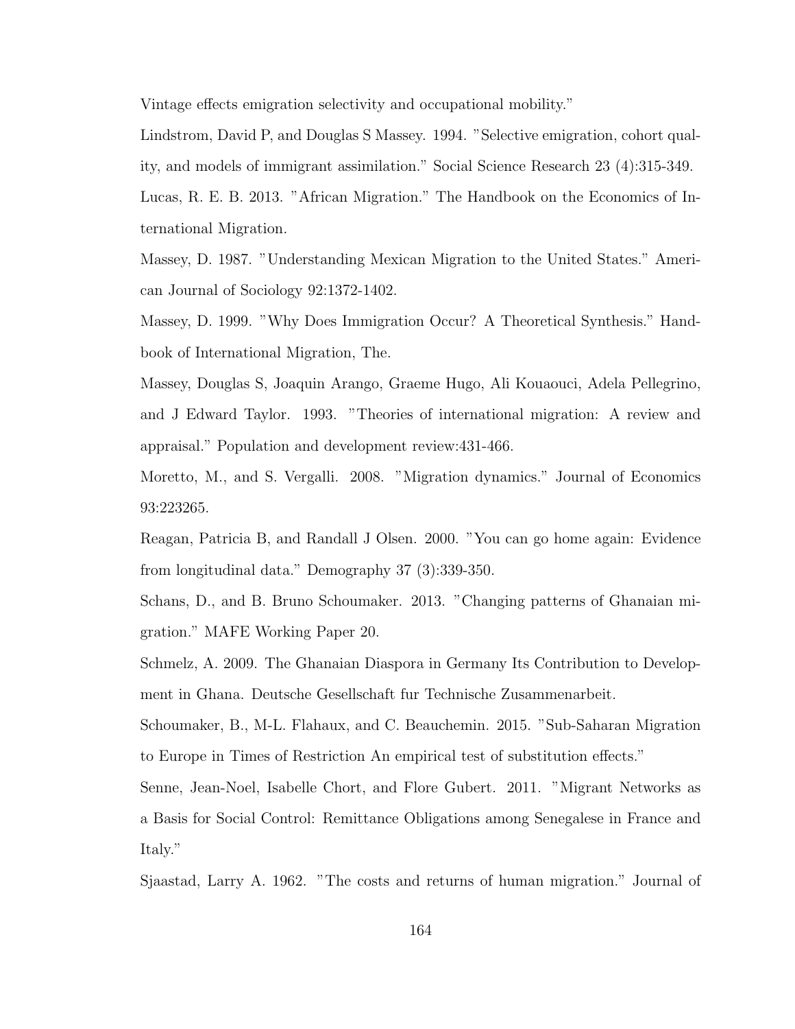Vintage effects emigration selectivity and occupational mobility."

Lindstrom, David P, and Douglas S Massey. 1994. "Selective emigration, cohort quality, and models of immigrant assimilation." Social Science Research 23 (4):315-349.

Lucas, R. E. B. 2013. "African Migration." The Handbook on the Economics of International Migration.

Massey, D. 1987. "Understanding Mexican Migration to the United States." American Journal of Sociology 92:1372-1402.

Massey, D. 1999. "Why Does Immigration Occur? A Theoretical Synthesis." Handbook of International Migration, The.

Massey, Douglas S, Joaquin Arango, Graeme Hugo, Ali Kouaouci, Adela Pellegrino, and J Edward Taylor. 1993. "Theories of international migration: A review and appraisal." Population and development review:431-466.

Moretto, M., and S. Vergalli. 2008. "Migration dynamics." Journal of Economics 93:223265.

Reagan, Patricia B, and Randall J Olsen. 2000. "You can go home again: Evidence from longitudinal data." Demography 37 (3):339-350.

Schans, D., and B. Bruno Schoumaker. 2013. "Changing patterns of Ghanaian migration." MAFE Working Paper 20.

Schmelz, A. 2009. The Ghanaian Diaspora in Germany Its Contribution to Development in Ghana. Deutsche Gesellschaft fur Technische Zusammenarbeit.

Schoumaker, B., M-L. Flahaux, and C. Beauchemin. 2015. "Sub-Saharan Migration to Europe in Times of Restriction An empirical test of substitution effects."

Senne, Jean-Noel, Isabelle Chort, and Flore Gubert. 2011. "Migrant Networks as a Basis for Social Control: Remittance Obligations among Senegalese in France and Italy."

Sjaastad, Larry A. 1962. "The costs and returns of human migration." Journal of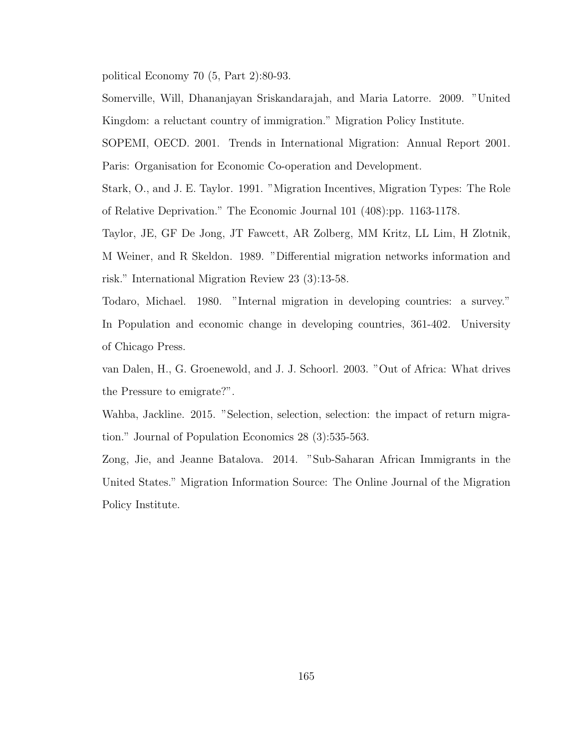political Economy 70 (5, Part 2):80-93.

Somerville, Will, Dhananjayan Sriskandarajah, and Maria Latorre. 2009. "United Kingdom: a reluctant country of immigration." Migration Policy Institute.

SOPEMI, OECD. 2001. Trends in International Migration: Annual Report 2001. Paris: Organisation for Economic Co-operation and Development.

Stark, O., and J. E. Taylor. 1991. "Migration Incentives, Migration Types: The Role of Relative Deprivation." The Economic Journal 101 (408):pp. 1163-1178.

Taylor, JE, GF De Jong, JT Fawcett, AR Zolberg, MM Kritz, LL Lim, H Zlotnik, M Weiner, and R Skeldon. 1989. "Differential migration networks information and risk." International Migration Review 23 (3):13-58.

Todaro, Michael. 1980. "Internal migration in developing countries: a survey." In Population and economic change in developing countries, 361-402. University of Chicago Press.

van Dalen, H., G. Groenewold, and J. J. Schoorl. 2003. "Out of Africa: What drives the Pressure to emigrate?".

Wahba, Jackline. 2015. "Selection, selection, selection: the impact of return migration." Journal of Population Economics 28 (3):535-563.

Zong, Jie, and Jeanne Batalova. 2014. "Sub-Saharan African Immigrants in the United States." Migration Information Source: The Online Journal of the Migration Policy Institute.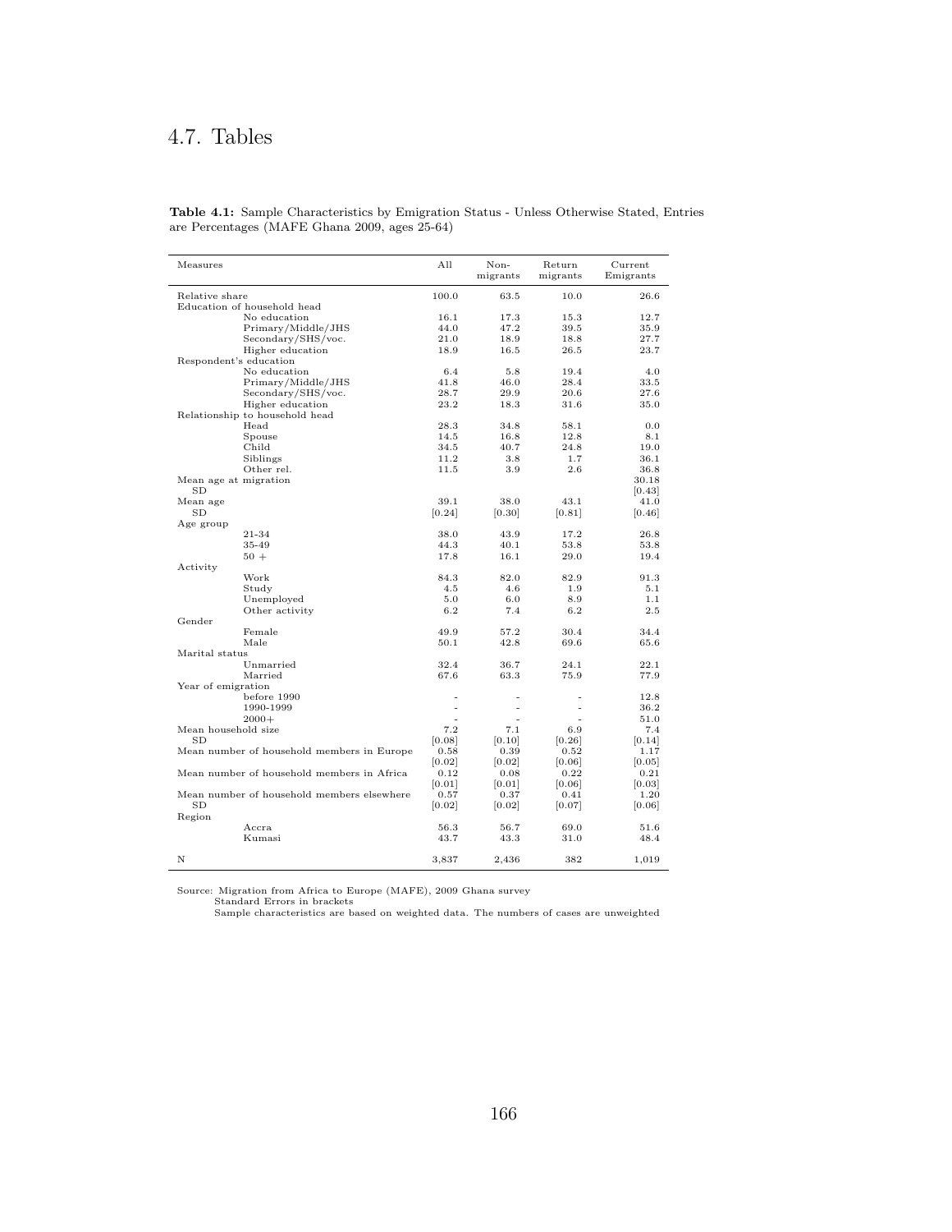## 4.7. Tables

**Table 4.1:** Sample Characteristics by Emigration Status - Unless Otherwise Stated, Entries are Percentages (MAFE Ghana 2009, ages 25-64)

| Measures | All | Non-migrants | Return migrants | Current Emigrants |
|---|---|---|---|---|
| Relative share | 100.0 | 63.5 | 10.0 | 26.6 |
| Education of household head | | | | |
| No education | 16.1 | 17.3 | 15.3 | 12.7 |
| Primary/Middle/JHS | 44.0 | 47.2 | 39.5 | 35.9 |
| Secondary/SHS/voc. | 21.0 | 18.9 | 18.8 | 27.7 |
| Higher education | 18.9 | 16.5 | 26.5 | 23.7 |
| Respondent's education | | | | |
| No education | 6.4 | 5.8 | 19.4 | 4.0 |
| Primary/Middle/JHS | 41.8 | 46.0 | 28.4 | 33.5 |
| Secondary/SHS/voc. | 28.7 | 29.9 | 20.6 | 27.6 |
| Higher education | 23.2 | 18.3 | 31.6 | 35.0 |
| Relationship to household head | | | | |
| Head | 28.3 | 34.8 | 58.1 | 0.0 |
| Spouse | 14.5 | 16.8 | 12.8 | 8.1 |
| Child | 34.5 | 40.7 | 24.8 | 19.0 |
| Siblings | 11.2 | 3.8 | 1.7 | 36.1 |
| Other rel. | 11.5 | 3.9 | 2.6 | 36.8 |
| Mean age at migration | | | | 30.18 |
| SD | | | | [0.43] |
| Mean age | 39.1 | 38.0 | 43.1 | 41.0 |
| SD | [0.24] | [0.30] | [0.81] | [0.46] |
| Age group | | | | |
| 21-34 | 38.0 | 43.9 | 17.2 | 26.8 |
| 35-49 | 44.3 | 40.1 | 53.8 | 53.8 |
| 50 + | 17.8 | 16.1 | 29.0 | 19.4 |
| Activity | | | | |
| Work | 84.3 | 82.0 | 82.9 | 91.3 |
| Study | 4.5 | 4.6 | 1.9 | 5.1 |
| Unemployed | 5.0 | 6.0 | 8.9 | 1.1 |
| Other activity | 6.2 | 7.4 | 6.2 | 2.5 |
| Gender | | | | |
| Female | 49.9 | 57.2 | 30.4 | 34.4 |
| Male | 50.1 | 42.8 | 69.6 | 65.6 |
| Marital status | | | | |
| Unmarried | 32.4 | 36.7 | 24.1 | 22.1 |
| Married | 67.6 | 63.3 | 75.9 | 77.9 |
| Year of emigration | | | | |
| before 1990 | - | - | - | 12.8 |
| 1990-1999 | - | - | - | 36.2 |
| 2000+ | - | - | - | 51.0 |
| Mean household size | 7.2 | 7.1 | 6.9 | 7.4 |
| SD | [0.08] | [0.10] | [0.26] | [0.14] |
| Mean number of household members in Europe | 0.58 | 0.39 | 0.52 | 1.17 |
| | [0.02] | [0.02] | [0.06] | [0.05] |
| Mean number of household members in Africa | 0.12 | 0.08 | 0.22 | 0.21 |
| | [0.01] | [0.01] | [0.06] | [0.03] |
| Mean number of household members elsewhere | 0.57 | 0.37 | 0.41 | 1.20 |
| SD | [0.02] | [0.02] | [0.07] | [0.06] |
| Region | | | | |
| Accra | 56.3 | 56.7 | 69.0 | 51.6 |
| Kumasi | 43.7 | 43.3 | 31.0 | 48.4 |
| N | 3,837 | 2,436 | 382 | 1,019 |

Source: Migration from Africa to Europe (MAFE), 2009 Ghana survey
Standard Errors in brackets
Sample characteristics are based on weighted data. The numbers of cases are unweighted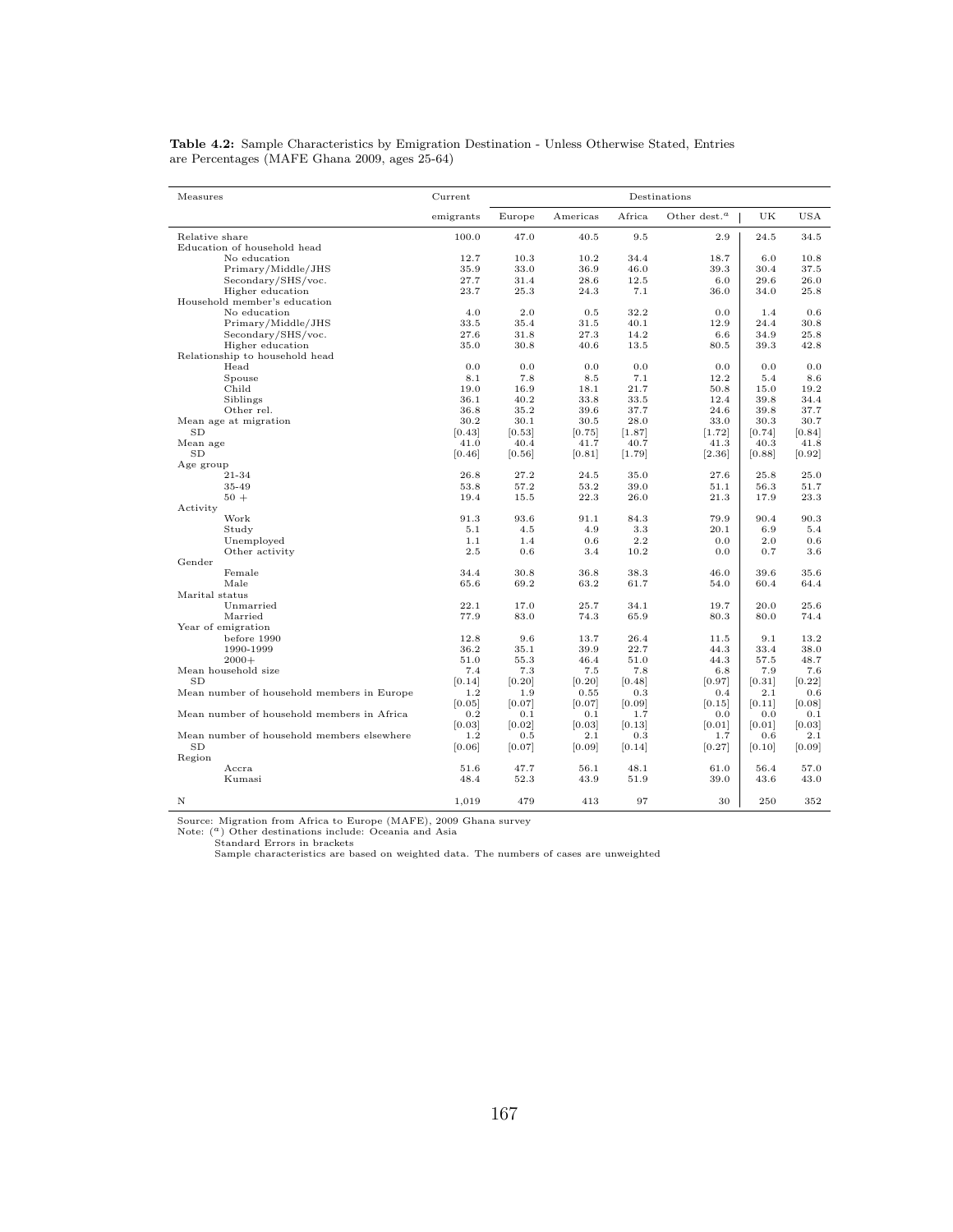**Table 4.2:** Sample Characteristics by Emigration Destination - Unless Otherwise Stated, Entries are Percentages (MAFE Ghana 2009, ages 25-64)

| Measures | Current | Destinations | | | | | |
|---|---|---|---|---|---|---|---|
| | emigrants | Europe | Americas | Africa | Other dest.[a] | UK | USA |
| Relative share | 100.0 | 47.0 | 40.5 | 9.5 | 2.9 | 24.5 | 34.5 |
| Education of household head | | | | | | | |
| No education | 12.7 | 10.3 | 10.2 | 34.4 | 18.7 | 6.0 | 10.8 |
| Primary/Middle/JHS | 35.9 | 33.0 | 36.9 | 46.0 | 39.3 | 30.4 | 37.5 |
| Secondary/SHS/voc. | 27.7 | 31.4 | 28.6 | 12.5 | 6.0 | 29.6 | 26.0 |
| Higher education | 23.7 | 25.3 | 24.3 | 7.1 | 36.0 | 34.0 | 25.8 |
| Household member's education | | | | | | | |
| No education | 4.0 | 2.0 | 0.5 | 32.2 | 0.0 | 1.4 | 0.6 |
| Primary/Middle/JHS | 33.5 | 35.4 | 31.5 | 40.1 | 12.9 | 24.4 | 30.8 |
| Secondary/SHS/voc. | 27.6 | 31.8 | 27.3 | 14.2 | 6.6 | 34.9 | 25.8 |
| Higher education | 35.0 | 30.8 | 40.6 | 13.5 | 80.5 | 39.3 | 42.8 |
| Relationship to household head | | | | | | | |
| Head | 0.0 | 0.0 | 0.0 | 0.0 | 0.0 | 0.0 | 0.0 |
| Spouse | 8.1 | 7.8 | 8.5 | 7.1 | 12.2 | 5.4 | 8.6 |
| Child | 19.0 | 16.9 | 18.1 | 21.7 | 50.8 | 15.0 | 19.2 |
| Siblings | 36.1 | 40.2 | 33.8 | 33.5 | 12.4 | 39.8 | 34.4 |
| Other rel. | 36.8 | 35.2 | 39.6 | 37.7 | 24.6 | 39.8 | 37.7 |
| Mean age at migration | 30.2 | 30.1 | 30.5 | 28.0 | 33.0 | 30.3 | 30.7 |
| SD | [0.43] | [0.53] | [0.75] | [1.87] | [1.72] | [0.74] | [0.84] |
| Mean age | 41.0 | 40.4 | 41.7 | 40.7 | 41.3 | 40.3 | 41.8 |
| SD | [0.46] | [0.56] | [0.81] | [1.79] | [2.36] | [0.88] | [0.92] |
| Age group | | | | | | | |
| 21-34 | 26.8 | 27.2 | 24.5 | 35.0 | 27.6 | 25.8 | 25.0 |
| 35-49 | 53.8 | 57.2 | 53.2 | 39.0 | 51.1 | 56.3 | 51.7 |
| 50 + | 19.4 | 15.5 | 22.3 | 26.0 | 21.3 | 17.9 | 23.3 |
| Activity | | | | | | | |
| Work | 91.3 | 93.6 | 91.1 | 84.3 | 79.9 | 90.4 | 90.3 |
| Study | 5.1 | 4.5 | 4.9 | 3.3 | 20.1 | 6.9 | 5.4 |
| Unemployed | 1.1 | 1.4 | 0.6 | 2.2 | 0.0 | 2.0 | 0.6 |
| Other activity | 2.5 | 0.6 | 3.4 | 10.2 | 0.0 | 0.7 | 3.6 |
| Gender | | | | | | | |
| Female | 34.4 | 30.8 | 36.8 | 38.3 | 46.0 | 39.6 | 35.6 |
| Male | 65.6 | 69.2 | 63.2 | 61.7 | 54.0 | 60.4 | 64.4 |
| Marital status | | | | | | | |
| Unmarried | 22.1 | 17.0 | 25.7 | 34.1 | 19.7 | 20.0 | 25.6 |
| Married | 77.9 | 83.0 | 74.3 | 65.9 | 80.3 | 80.0 | 74.4 |
| Year of emigration | | | | | | | |
| before 1990 | 12.8 | 9.6 | 13.7 | 26.4 | 11.5 | 9.1 | 13.2 |
| 1990-1999 | 36.2 | 35.1 | 39.9 | 22.7 | 44.3 | 33.4 | 38.0 |
| 2000+ | 51.0 | 55.3 | 46.4 | 51.0 | 44.3 | 57.5 | 48.7 |
| Mean household size | 7.4 | 7.3 | 7.5 | 7.8 | 6.8 | 7.9 | 7.6 |
| SD | [0.14] | [0.20] | [0.20] | [0.48] | [0.97] | [0.31] | [0.22] |
| Mean number of household members in Europe | 1.2 | 1.9 | 0.55 | 0.3 | 0.4 | 2.1 | 0.6 |
| | [0.05] | [0.07] | [0.07] | [0.09] | [0.15] | [0.11] | [0.08] |
| Mean number of household members in Africa | 0.2 | 0.1 | 0.1 | 1.7 | 0.0 | 0.0 | 0.1 |
| | [0.03] | [0.02] | [0.03] | [0.13] | [0.01] | [0.01] | [0.03] |
| Mean number of household members elsewhere | 1.2 | 0.5 | 2.1 | 0.3 | 1.7 | 0.6 | 2.1 |
| SD | [0.06] | [0.07] | [0.09] | [0.14] | [0.27] | [0.10] | [0.09] |
| Region | | | | | | | |
| Accra | 51.6 | 47.7 | 56.1 | 48.1 | 61.0 | 56.4 | 57.0 |
| Kumasi | 48.4 | 52.3 | 43.9 | 51.9 | 39.0 | 43.6 | 43.0 |
| N | 1,019 | 479 | 413 | 97 | 30 | 250 | 352 |

Source: Migration from Africa to Europe (MAFE), 2009 Ghana survey
Note: ([a]) Other destinations include: Oceania and Asia
Standard Errors in brackets
Sample characteristics are based on weighted data. The numbers of cases are unweighted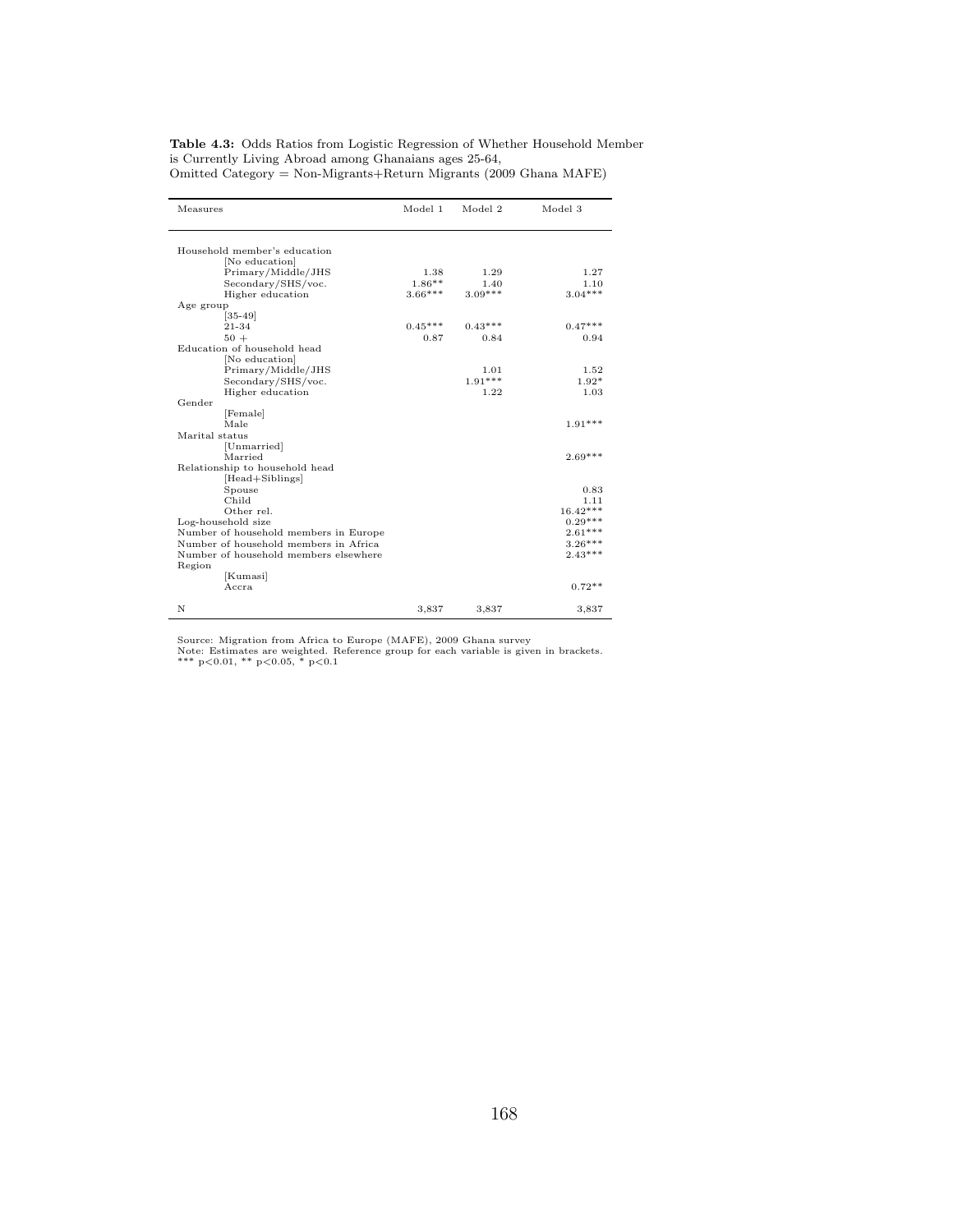**Table 4.3:** Odds Ratios from Logistic Regression of Whether Household Member is Currently Living Abroad among Ghanaians ages 25-64, Omitted Category = Non-Migrants+Return Migrants (2009 Ghana MAFE)

| Measures | Model 1 | Model 2 | Model 3 |
|---|---|---|---|
| Household member's education | | | |
| [No education] | | | |
| Primary/Middle/JHS | 1.38 | 1.29 | 1.27 |
| Secondary/SHS/voc. | 1.86** | 1.40 | 1.10 |
| Higher education | 3.66*** | 3.09*** | 3.04*** |
| Age group | | | |
| [35-49] | | | |
| 21-34 | 0.45*** | 0.43*** | 0.47*** |
| 50 + | 0.87 | 0.84 | 0.94 |
| Education of household head | | | |
| [No education] | | | |
| Primary/Middle/JHS | | 1.01 | 1.52 |
| Secondary/SHS/voc. | | 1.91*** | 1.92* |
| Higher education | | 1.22 | 1.03 |
| Gender | | | |
| [Female] | | | |
| Male | | | 1.91*** |
| Marital status | | | |
| [Unmarried] | | | |
| Married | | | 2.69*** |
| Relationship to household head | | | |
| [Head+Siblings] | | | |
| Spouse | | | 0.83 |
| Child | | | 1.11 |
| Other rel. | | | 16.42*** |
| Log-household size | | | 0.29*** |
| Number of household members in Europe | | | 2.61*** |
| Number of household members in Africa | | | 3.26*** |
| Number of household members elsewhere | | | 2.43*** |
| Region | | | |
| [Kumasi] | | | |
| Accra | | | 0.72** |
| N | 3,837 | 3,837 | 3,837 |

Source: Migration from Africa to Europe (MAFE), 2009 Ghana survey
Note: Estimates are weighted. Reference group for each variable is given in brackets.
*** $p<0.01$, ** $p<0.05$, * $p<0.1$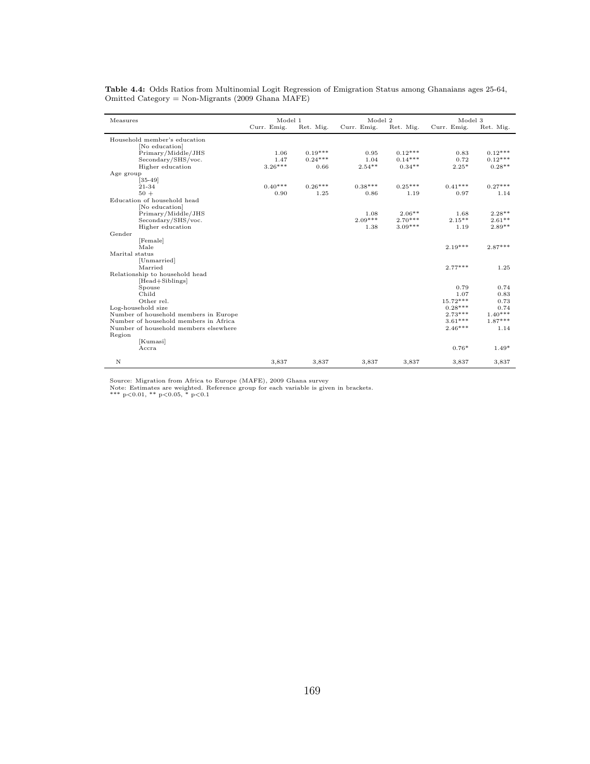**Table 4.4:** Odds Ratios from Multinomial Logit Regression of Emigration Status among Ghanaians ages 25-64, Omitted Category = Non-Migrants (2009 Ghana MAFE)

| Measures | Model 1 | | Model 2 | | Model 3 | |
|---|---|---|---|---|---|---|
| | Curr. Emig. | Ret. Mig. | Curr. Emig. | Ret. Mig. | Curr. Emig. | Ret. Mig. |
| Household member's education | | | | | | |
| [No education] | | | | | | |
| Primary/Middle/JHS | 1.06 | 0.19*** | 0.95 | 0.12*** | 0.83 | 0.12*** |
| Secondary/SHS/voc. | 1.47 | 0.24*** | 1.04 | 0.14*** | 0.72 | 0.12*** |
| Higher education | 3.26*** | 0.66 | 2.54** | 0.34** | 2.25* | 0.28** |
| Age group | | | | | | |
| [35-49] | | | | | | |
| 21-34 | 0.40*** | 0.26*** | 0.38*** | 0.25*** | 0.41*** | 0.27*** |
| 50 + | 0.90 | 1.25 | 0.86 | 1.19 | 0.97 | 1.14 |
| Education of household head | | | | | | |
| [No education] | | | | | | |
| Primary/Middle/JHS | | | 1.08 | 2.06** | 1.68 | 2.28** |
| Secondary/SHS/voc. | | | 2.09*** | 2.70*** | 2.15** | 2.61** |
| Higher education | | | 1.38 | 3.09*** | 1.19 | 2.89** |
| Gender | | | | | | |
| [Female] | | | | | | |
| Male | | | | | 2.19*** | 2.87*** |
| Marital status | | | | | | |
| [Unmarried] | | | | | | |
| Married | | | | | 2.77*** | 1.25 |
| Relationship to household head | | | | | | |
| [Head+Siblings] | | | | | | |
| Spouse | | | | | 0.79 | 0.74 |
| Child | | | | | 1.07 | 0.83 |
| Other rel. | | | | | 15.72*** | 0.73 |
| Log-household size | | | | | 0.28*** | 0.74 |
| Number of household members in Europe | | | | | 2.73*** | 1.40*** |
| Number of household members in Africa | | | | | 3.61*** | 1.87*** |
| Number of household members elsewhere | | | | | 2.46*** | 1.14 |
| Region | | | | | | |
| [Kumasi] | | | | | | |
| Accra | | | | | 0.76* | 1.49* |
| N | 3,837 | 3,837 | 3,837 | 3,837 | 3,837 | 3,837 |

Source: Migration from Africa to Europe (MAFE), 2009 Ghana survey
Note: Estimates are weighted. Reference group for each variable is given in brackets.
*** $p<0.01$, ** $p<0.05$, * $p<0.1$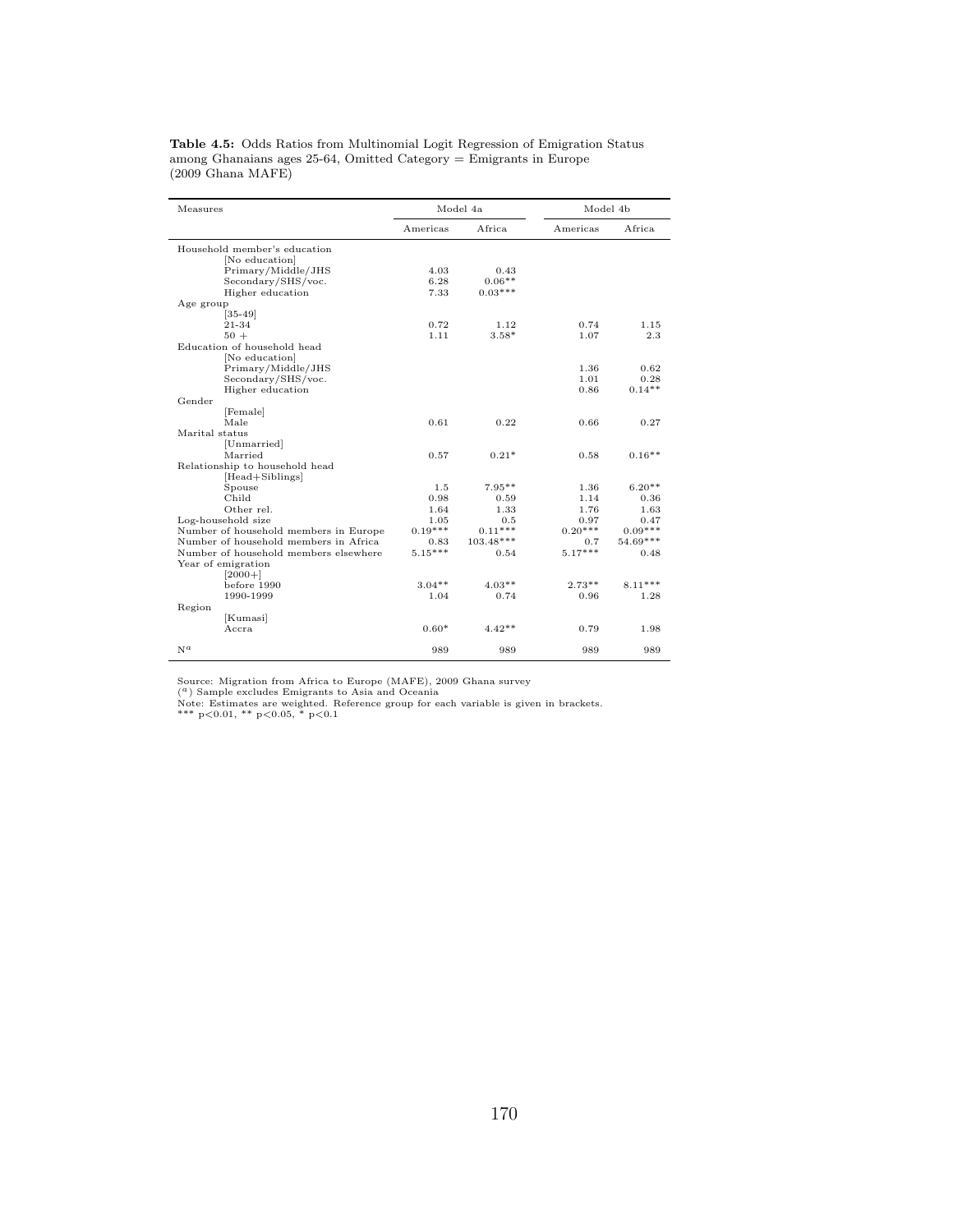**Table 4.5:** Odds Ratios from Multinomial Logit Regression of Emigration Status among Ghanaians ages 25-64, Omitted Category = Emigrants in Europe (2009 Ghana MAFE)

| Measures | Model 4a | | Model 4b | |
|---|---|---|---|---|
| | Americas | Africa | Americas | Africa |
| Household member's education | | | | |
| [No education] | | | | |
| Primary/Middle/JHS | 4.03 | 0.43 | | |
| Secondary/SHS/voc. | 6.28 | 0.06** | | |
| Higher education | 7.33 | 0.03*** | | |
| Age group | | | | |
| [35-49] | | | | |
| 21-34 | 0.72 | 1.12 | 0.74 | 1.15 |
| 50 + | 1.11 | 3.58* | 1.07 | 2.3 |
| Education of household head | | | | |
| [No education] | | | | |
| Primary/Middle/JHS | | | 1.36 | 0.62 |
| Secondary/SHS/voc. | | | 1.01 | 0.28 |
| Higher education | | | 0.86 | 0.14** |
| Gender | | | | |
| [Female] | | | | |
| Male | 0.61 | 0.22 | 0.66 | 0.27 |
| Marital status | | | | |
| [Unmarried] | | | | |
| Married | 0.57 | 0.21* | 0.58 | 0.16** |
| Relationship to household head | | | | |
| [Head+Siblings] | | | | |
| Spouse | 1.5 | 7.95** | 1.36 | 6.20** |
| Child | 0.98 | 0.59 | 1.14 | 0.36 |
| Other rel. | 1.64 | 1.33 | 1.76 | 1.63 |
| Log-household size | 1.05 | 0.5 | 0.97 | 0.47 |
| Number of household members in Europe | 0.19*** | 0.11*** | 0.20*** | 0.09*** |
| Number of household members in Africa | 0.83 | 103.48*** | 0.7 | 54.69*** |
| Number of household members elsewhere | 5.15*** | 0.54 | 5.17*** | 0.48 |
| Year of emigration | | | | |
| [2000+] | | | | |
| before 1990 | 3.04** | 4.03** | 2.73** | 8.11*** |
| 1990-1999 | 1.04 | 0.74 | 0.96 | 1.28 |
| Region | | | | |
| [Kumasi] | | | | |
| Accra | 0.60* | 4.42** | 0.79 | 1.98 |
| N[a] | 989 | 989 | 989 | 989 |

Source: Migration from Africa to Europe (MAFE), 2009 Ghana survey
([a]) Sample excludes Emigrants to Asia and Oceania
Note: Estimates are weighted. Reference group for each variable is given in brackets.
*** $p<0.01$, ** $p<0.05$, * $p<0.1$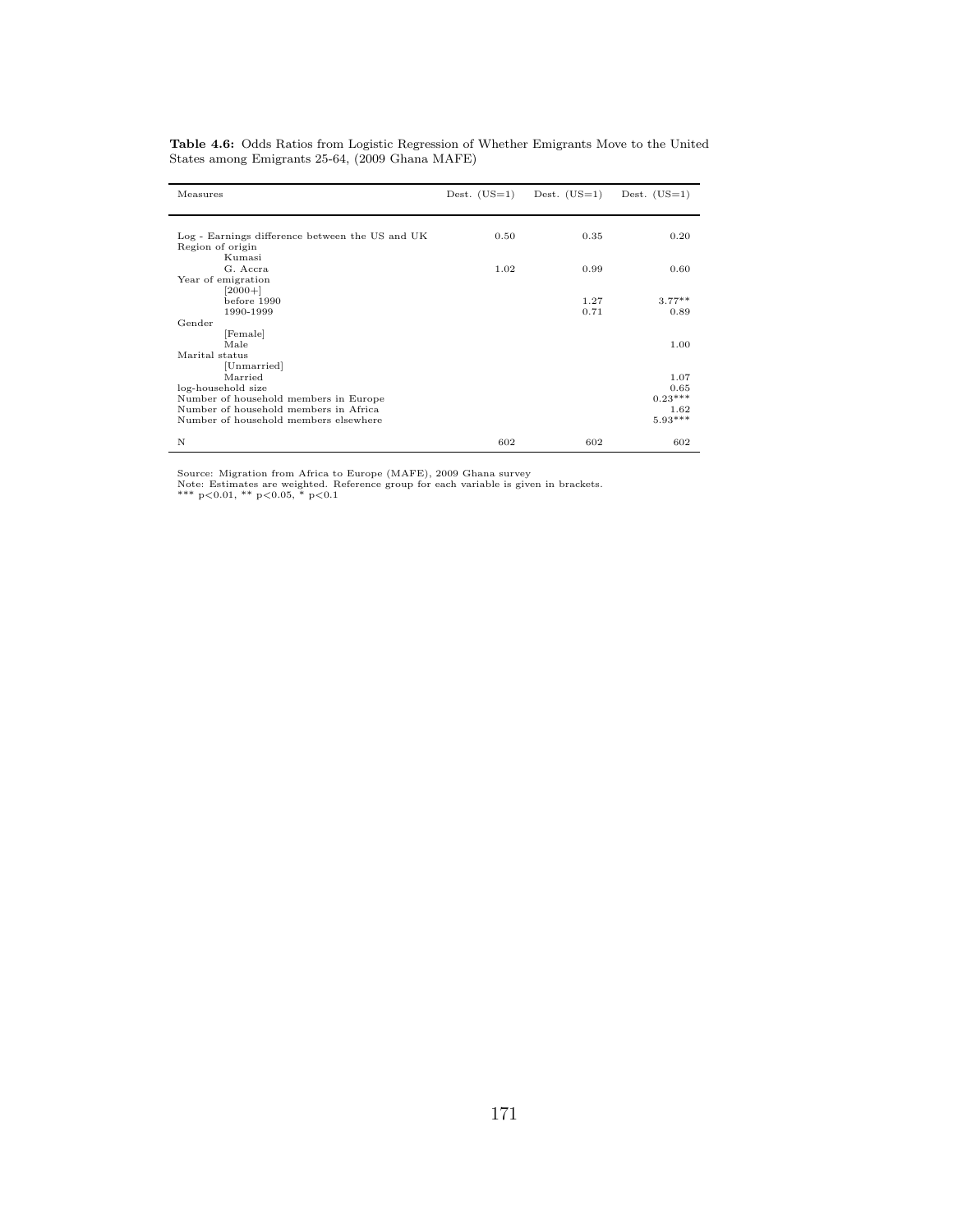**Table 4.6:** Odds Ratios from Logistic Regression of Whether Emigrants Move to the United States among Emigrants 25-64, (2009 Ghana MAFE)

| Measures | Dest. (US=1) | Dest. (US=1) | Dest. (US=1) |
|---|---|---|---|
| Log - Earnings difference between the US and UK | 0.50 | 0.35 | 0.20 |
| Region of origin | | | |
| Kumasi | | | |
| G. Accra | 1.02 | 0.99 | 0.60 |
| Year of emigration | | | |
| [2000+] | | | |
| before 1990 | | 1.27 | 3.77** |
| 1990-1999 | | 0.71 | 0.89 |
| Gender | | | |
| [Female] | | | |
| Male | | | 1.00 |
| Marital status | | | |
| [Unmarried] | | | |
| Married | | | 1.07 |
| log-household size | | | 0.65 |
| Number of household members in Europe | | | 0.23*** |
| Number of household members in Africa | | | 1.62 |
| Number of household members elsewhere | | | 5.93*** |
| N | 602 | 602 | 602 |

Source: Migration from Africa to Europe (MAFE), 2009 Ghana survey
Note: Estimates are weighted. Reference group for each variable is given in brackets.
*** $p<0.01$, ** $p<0.05$, * $p<0.1$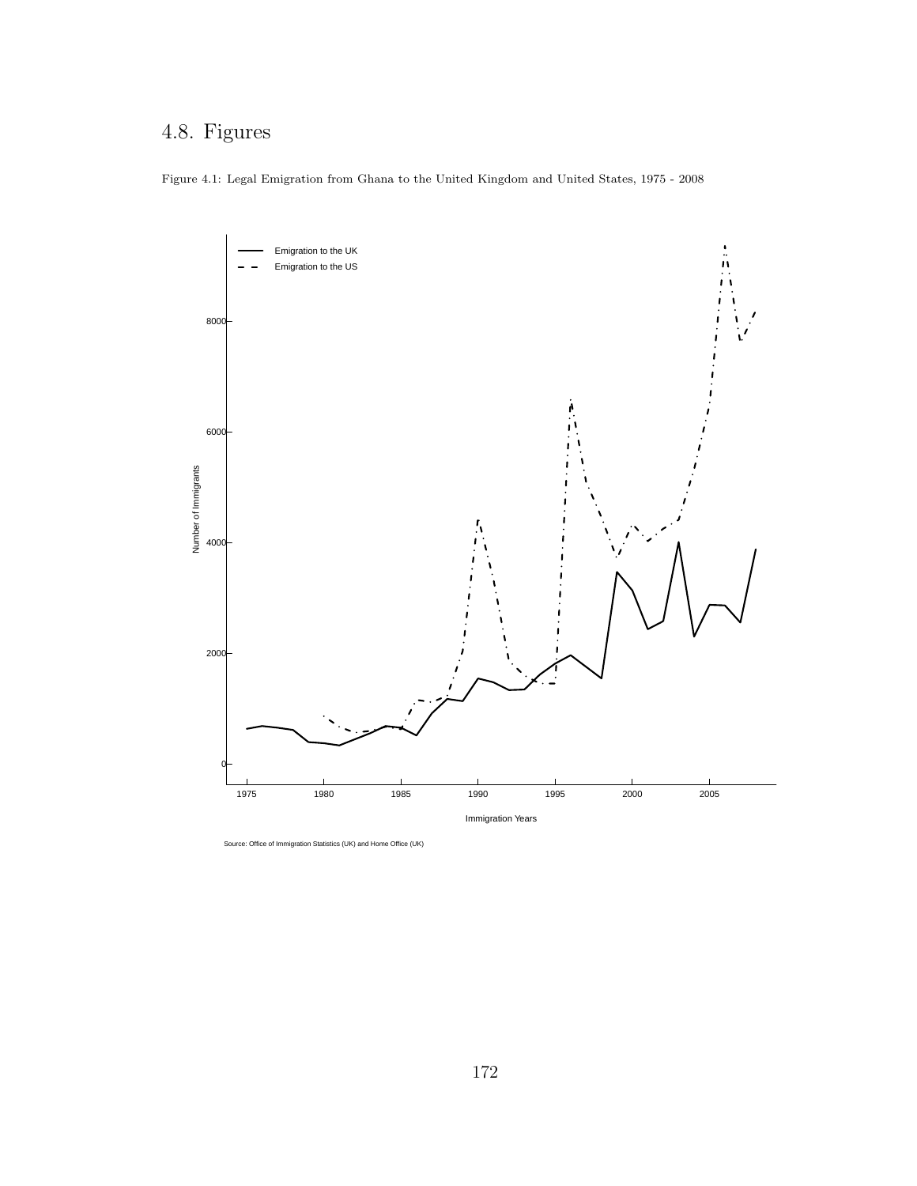## 4.8. Figures

Figure 4.1: Legal Emigration from Ghana to the United Kingdom and United States, 1975 - 2008

Source: Office of Immigration Statistics (UK) and Home Office (UK)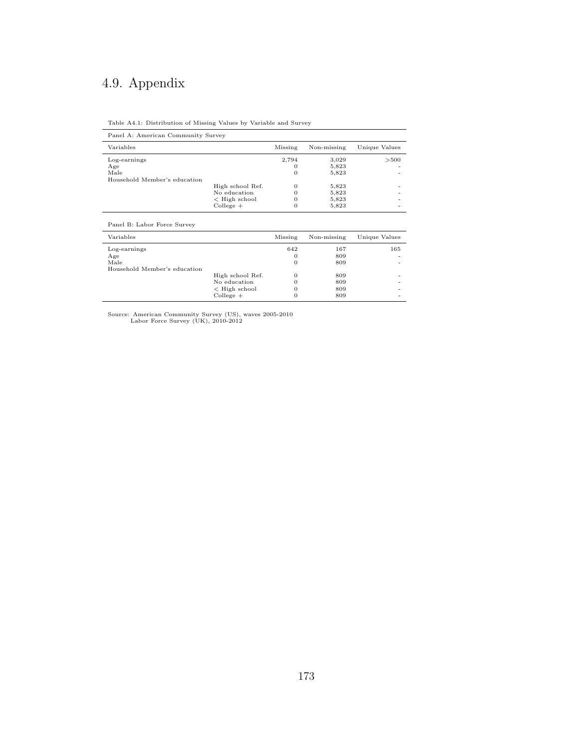## 4.9. Appendix

Table A4.1: Distribution of Missing Values by Variable and Survey

| Panel A: American Community Survey | | | | |
|---|---|---|---|---|
| Variables | | Missing | Non-missing | Unique Values |
| Log-earnings | | 2,794 | 3,029 | >500 |
| Age | | 0 | 5,823 | - |
| Male | | 0 | 5,823 | - |
| Household Member's education | | | | |
| | High school Ref. | 0 | 5,823 | - |
| | No education | 0 | 5,823 | - |
| | < High school | 0 | 5,823 | - |
| | College + | 0 | 5,823 | - |
| **Panel B: Labor Force Survey** | | | | |
| Variables | | Missing | Non-missing | Unique Values |
| Log-earnings | | 642 | 167 | 165 |
| Age | | 0 | 809 | - |
| Male | | 0 | 809 | - |
| Household Member's education | | | | |
| | High school Ref. | 0 | 809 | - |
| | No education | 0 | 809 | - |
| | < High school | 0 | 809 | - |
| | College + | 0 | 809 | - |

Source: American Community Survey (US), waves 2005-2010
Labor Force Survey (UK), 2010-2012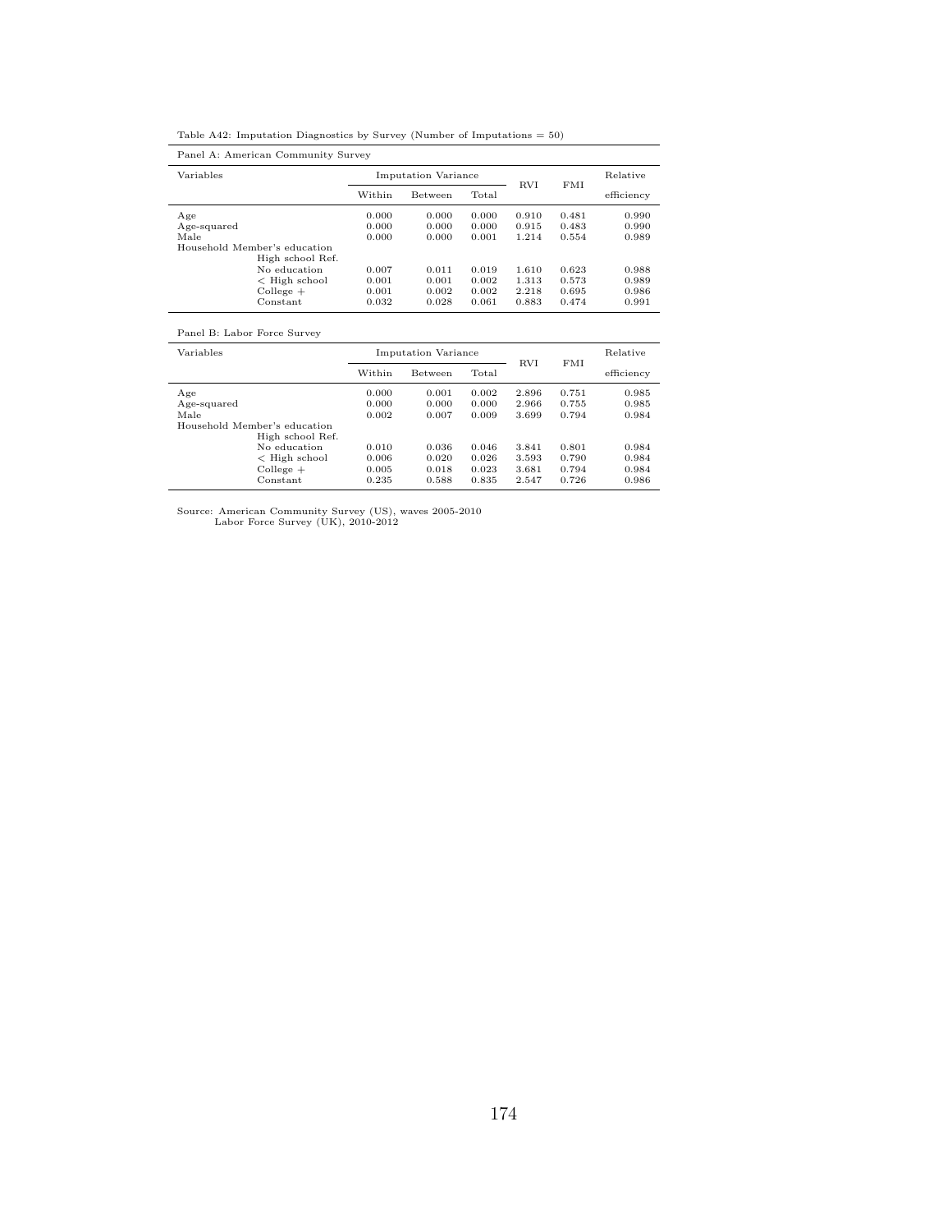Table A42: Imputation Diagnostics by Survey (Number of Imputations = 50)

Panel A: American Community Survey

| Variables | Imputation Variance | | | RVI | FMI | Relative |
|---|---|---|---|---|---|---|
| | Within | Between | Total | | | efficiency |
| Age | 0.000 | 0.000 | 0.000 | 0.910 | 0.481 | 0.990 |
| Age-squared | 0.000 | 0.000 | 0.000 | 0.915 | 0.483 | 0.990 |
| Male | 0.000 | 0.000 | 0.001 | 1.214 | 0.554 | 0.989 |
| Household Member's education | | | | | | |
| High school Ref. | | | | | | |
| No education | 0.007 | 0.011 | 0.019 | 1.610 | 0.623 | 0.988 |
| < High school | 0.001 | 0.001 | 0.002 | 1.313 | 0.573 | 0.989 |
| College + | 0.001 | 0.002 | 0.002 | 2.218 | 0.695 | 0.986 |
| Constant | 0.032 | 0.028 | 0.061 | 0.883 | 0.474 | 0.991 |

Panel B: Labor Force Survey

| Variables | Imputation Variance | | | RVI | FMI | Relative |
|---|---|---|---|---|---|---|
| | Within | Between | Total | | | efficiency |
| Age | 0.000 | 0.001 | 0.002 | 2.896 | 0.751 | 0.985 |
| Age-squared | 0.000 | 0.000 | 0.000 | 2.966 | 0.755 | 0.985 |
| Male | 0.002 | 0.007 | 0.009 | 3.699 | 0.794 | 0.984 |
| Household Member's education | | | | | | |
| High school Ref. | | | | | | |
| No education | 0.010 | 0.036 | 0.046 | 3.841 | 0.801 | 0.984 |
| < High school | 0.006 | 0.020 | 0.026 | 3.593 | 0.790 | 0.984 |
| College + | 0.005 | 0.018 | 0.023 | 3.681 | 0.794 | 0.984 |
| Constant | 0.235 | 0.588 | 0.835 | 2.547 | 0.726 | 0.986 |

Source: American Community Survey (US), waves 2005-2010
Labor Force Survey (UK), 2010-2012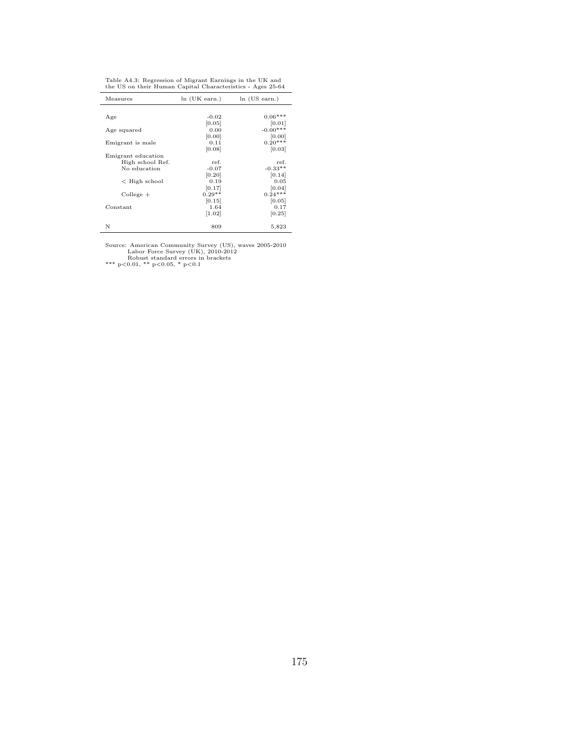Table A4.3: Regression of Migrant Earnings in the UK and the US on their Human Capital Characteristics - Ages 25-64

| Measures | ln (UK earn.) | ln (US earn.) |
|---|---|---|
| Age | -0.02 | 0.06*** |
| | [0.05] | [0.01] |
| Age squared | 0.00 | -0.00*** |
| | [0.00] | [0.00] |
| Emigrant is male | 0.11 | 0.20*** |
| | [0.08] | [0.03] |
| Emigrant education | | |
| High school Ref. | ref. | ref. |
| No education | -0.07 | -0.33** |
| | [0.20] | [0.14] |
| < High school | 0.19 | 0.05 |
| | [0.17] | [0.04] |
| College + | 0.29** | 0.24*** |
| | [0.15] | [0.05] |
| Constant | 1.64 | 0.17 |
| | [1.02] | [0.25] |
| N | 809 | 5,823 |

Source: American Community Survey (US), waves 2005-2010
Labor Force Survey (UK), 2010-2012
Robust standard errors in brackets
*** $p<0.01$, ** $p<0.05$, * $p<0.1$